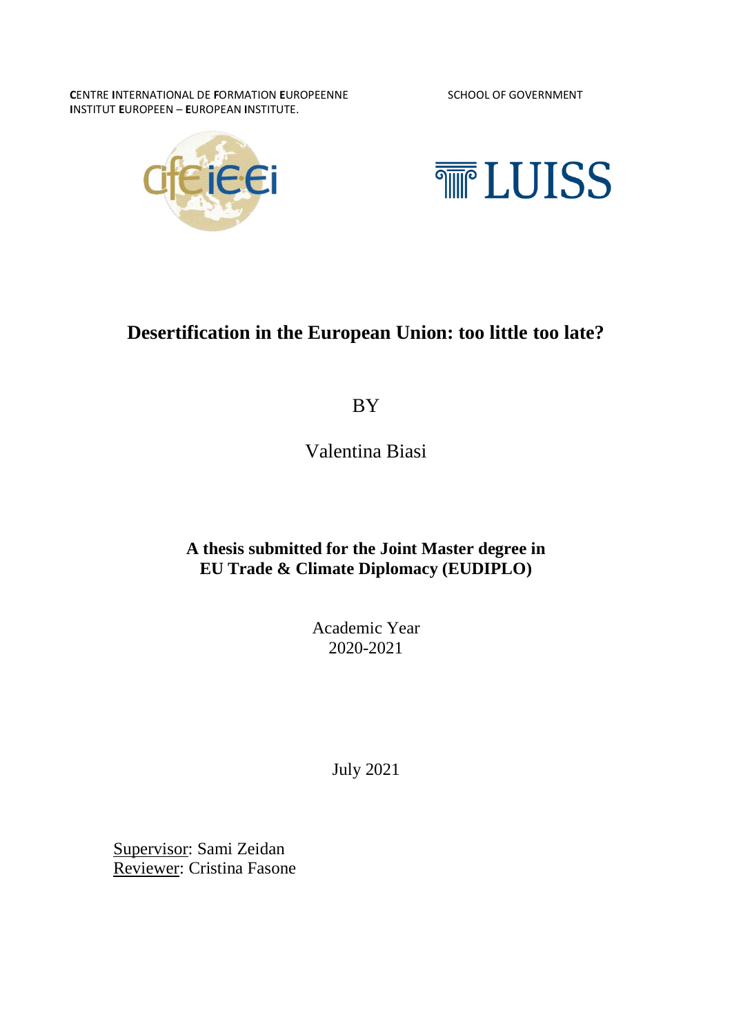**C**ENTRE **I**NTERNATIONAL DE **F**ORMATION **E**UROPEENNE
**I**NSTITUT **E**UROPEEN – **E**UROPEAN **I**NSTITUTE.

SCHOOL OF GOVERNMENT

cife ie·ei

LUISS

# Desertification in the European Union: too little too late?

BY

Valentina Biasi

**A thesis submitted for the Joint Master degree in EU Trade & Climate Diplomacy (EUDIPLO)**

Academic Year
2020-2021

July 2021

Supervisor: Sami Zeidan
Reviewer: Cristina Fasone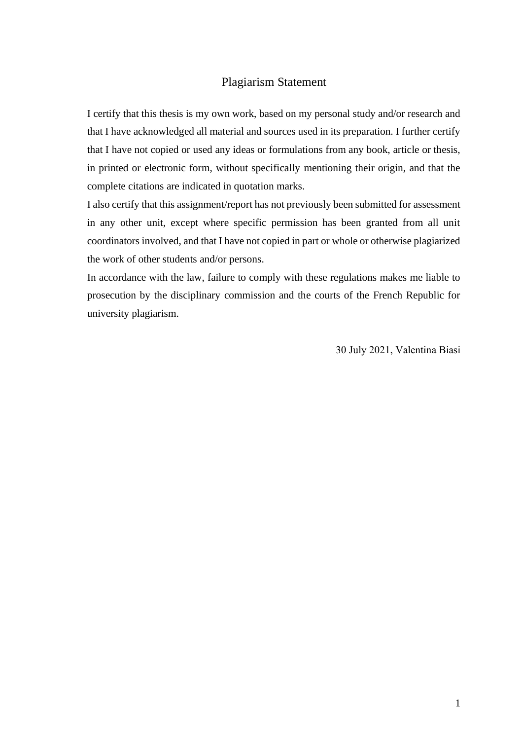# Plagiarism Statement

I certify that this thesis is my own work, based on my personal study and/or research and that I have acknowledged all material and sources used in its preparation. I further certify that I have not copied or used any ideas or formulations from any book, article or thesis, in printed or electronic form, without specifically mentioning their origin, and that the complete citations are indicated in quotation marks.

I also certify that this assignment/report has not previously been submitted for assessment in any other unit, except where specific permission has been granted from all unit coordinators involved, and that I have not copied in part or whole or otherwise plagiarized the work of other students and/or persons.

In accordance with the law, failure to comply with these regulations makes me liable to prosecution by the disciplinary commission and the courts of the French Republic for university plagiarism.

30 July 2021, Valentina Biasi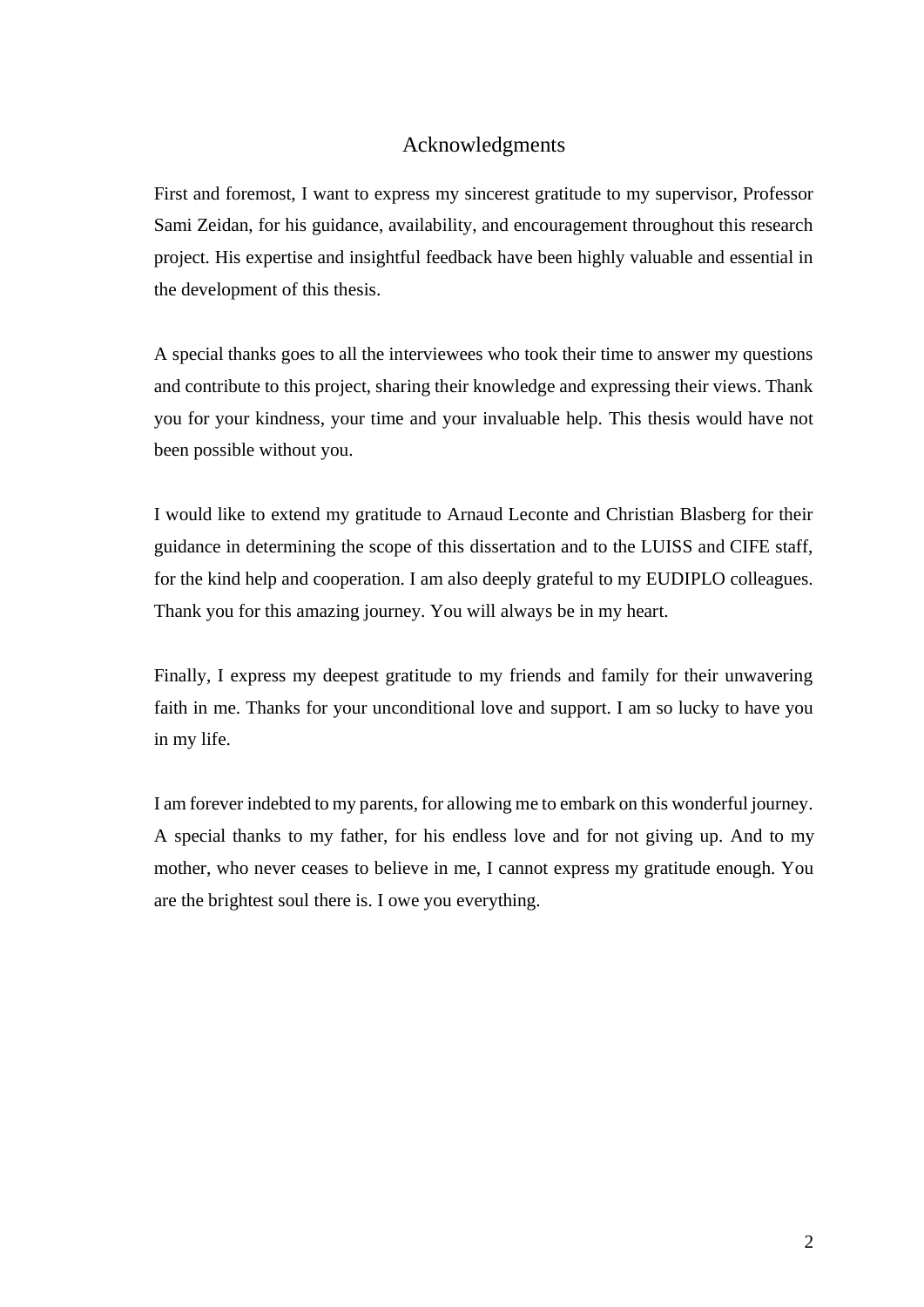# Acknowledgments

First and foremost, I want to express my sincerest gratitude to my supervisor, Professor Sami Zeidan, for his guidance, availability, and encouragement throughout this research project. His expertise and insightful feedback have been highly valuable and essential in the development of this thesis.

A special thanks goes to all the interviewees who took their time to answer my questions and contribute to this project, sharing their knowledge and expressing their views. Thank you for your kindness, your time and your invaluable help. This thesis would have not been possible without you.

I would like to extend my gratitude to Arnaud Leconte and Christian Blasberg for their guidance in determining the scope of this dissertation and to the LUISS and CIFE staff, for the kind help and cooperation. I am also deeply grateful to my EUDIPLO colleagues. Thank you for this amazing journey. You will always be in my heart.

Finally, I express my deepest gratitude to my friends and family for their unwavering faith in me. Thanks for your unconditional love and support. I am so lucky to have you in my life.

I am forever indebted to my parents, for allowing me to embark on this wonderful journey. A special thanks to my father, for his endless love and for not giving up. And to my mother, who never ceases to believe in me, I cannot express my gratitude enough. You are the brightest soul there is. I owe you everything.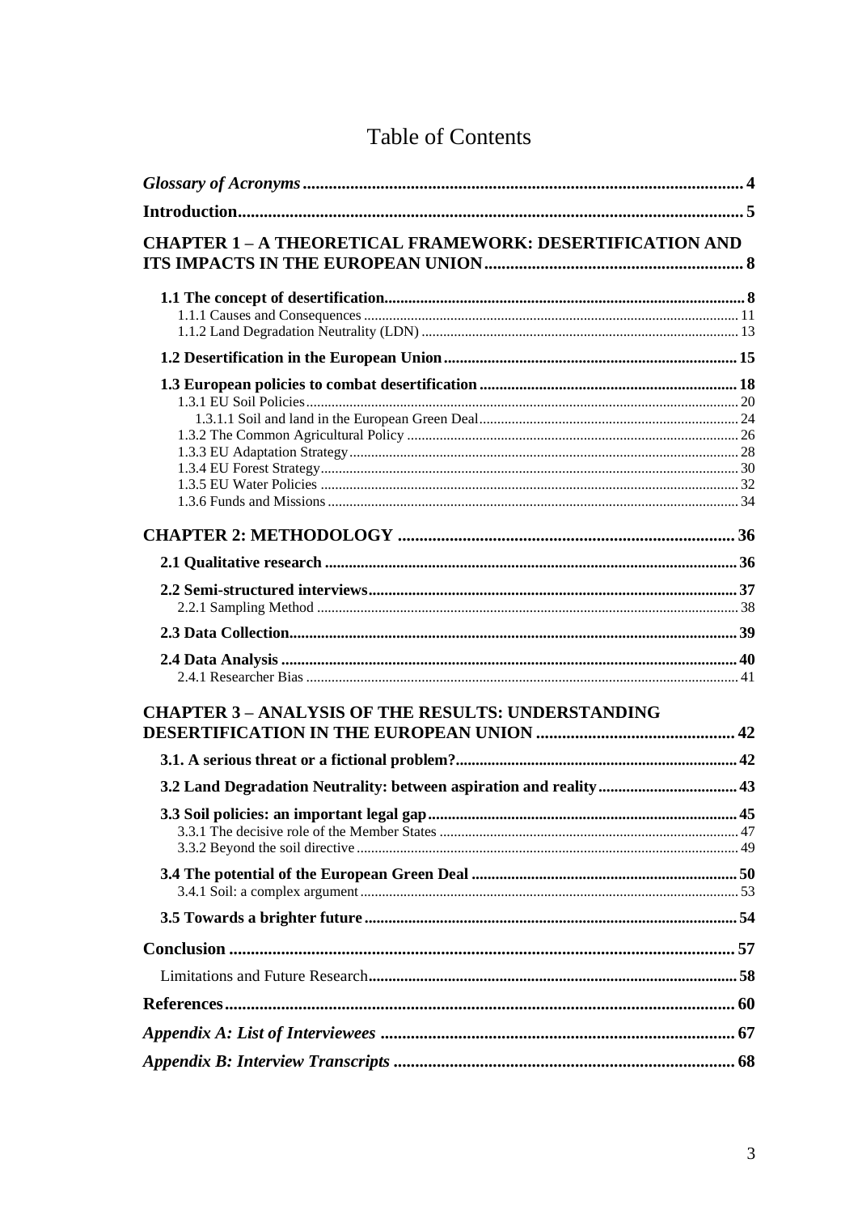# Table of Contents

*Glossary of Acronyms* ..... 4

**Introduction** ..... 5

**CHAPTER 1 – A THEORETICAL FRAMEWORK: DESERTIFICATION AND ITS IMPACTS IN THE EUROPEAN UNION** ..... 8

- **1.1 The concept of desertification** ..... 8
  - 1.1.1 Causes and Consequences ..... 11
  - 1.1.2 Land Degradation Neutrality (LDN) ..... 13
- **1.2 Desertification in the European Union** ..... 15
- **1.3 European policies to combat desertification** ..... 18
  - 1.3.1 EU Soil Policies ..... 20
    - 1.3.1.1 Soil and land in the European Green Deal ..... 24
  - 1.3.2 The Common Agricultural Policy ..... 26
  - 1.3.3 EU Adaptation Strategy ..... 28
  - 1.3.4 EU Forest Strategy ..... 30
  - 1.3.5 EU Water Policies ..... 32
  - 1.3.6 Funds and Missions ..... 34

**CHAPTER 2: METHODOLOGY** ..... 36

- **2.1 Qualitative research** ..... 36
- **2.2 Semi-structured interviews** ..... 37
  - 2.2.1 Sampling Method ..... 38
- **2.3 Data Collection** ..... 39
- **2.4 Data Analysis** ..... 40
  - 2.4.1 Researcher Bias ..... 41

**CHAPTER 3 – ANALYSIS OF THE RESULTS: UNDERSTANDING DESERTIFICATION IN THE EUROPEAN UNION** ..... 42

- **3.1. A serious threat or a fictional problem?** ..... 42
- **3.2 Land Degradation Neutrality: between aspiration and reality** ..... 43
- **3.3 Soil policies: an important legal gap** ..... 45
  - 3.3.1 The decisive role of the Member States ..... 47
  - 3.3.2 Beyond the soil directive ..... 49
- **3.4 The potential of the European Green Deal** ..... 50
  - 3.4.1 Soil: a complex argument ..... 53
- **3.5 Towards a brighter future** ..... 54

**Conclusion** ..... 57

Limitations and Future Research ..... 58

**References** ..... 60

***Appendix A: List of Interviewees*** ..... 67

***Appendix B: Interview Transcripts*** ..... 68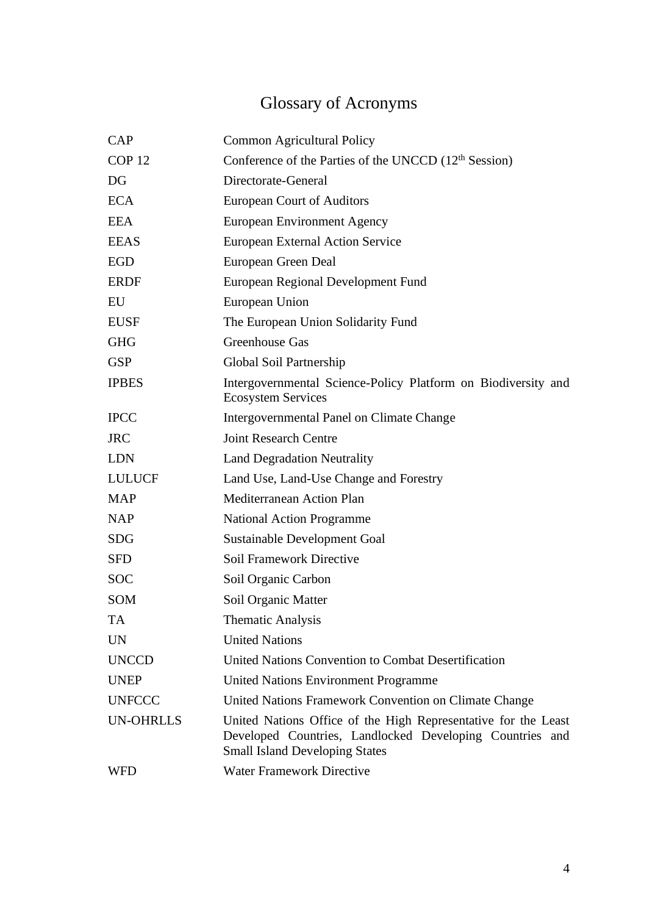# Glossary of Acronyms

| | |
|---|---|
| CAP | Common Agricultural Policy |
| COP 12 | Conference of the Parties of the UNCCD (12th Session) |
| DG | Directorate-General |
| ECA | European Court of Auditors |
| EEA | European Environment Agency |
| EEAS | European External Action Service |
| EGD | European Green Deal |
| ERDF | European Regional Development Fund |
| EU | European Union |
| EUSF | The European Union Solidarity Fund |
| GHG | Greenhouse Gas |
| GSP | Global Soil Partnership |
| IPBES | Intergovernmental Science-Policy Platform on Biodiversity and Ecosystem Services |
| IPCC | Intergovernmental Panel on Climate Change |
| JRC | Joint Research Centre |
| LDN | Land Degradation Neutrality |
| LULUCF | Land Use, Land-Use Change and Forestry |
| MAP | Mediterranean Action Plan |
| NAP | National Action Programme |
| SDG | Sustainable Development Goal |
| SFD | Soil Framework Directive |
| SOC | Soil Organic Carbon |
| SOM | Soil Organic Matter |
| TA | Thematic Analysis |
| UN | United Nations |
| UNCCD | United Nations Convention to Combat Desertification |
| UNEP | United Nations Environment Programme |
| UNFCCC | United Nations Framework Convention on Climate Change |
| UN-OHRLLS | United Nations Office of the High Representative for the Least Developed Countries, Landlocked Developing Countries and Small Island Developing States |
| WFD | Water Framework Directive |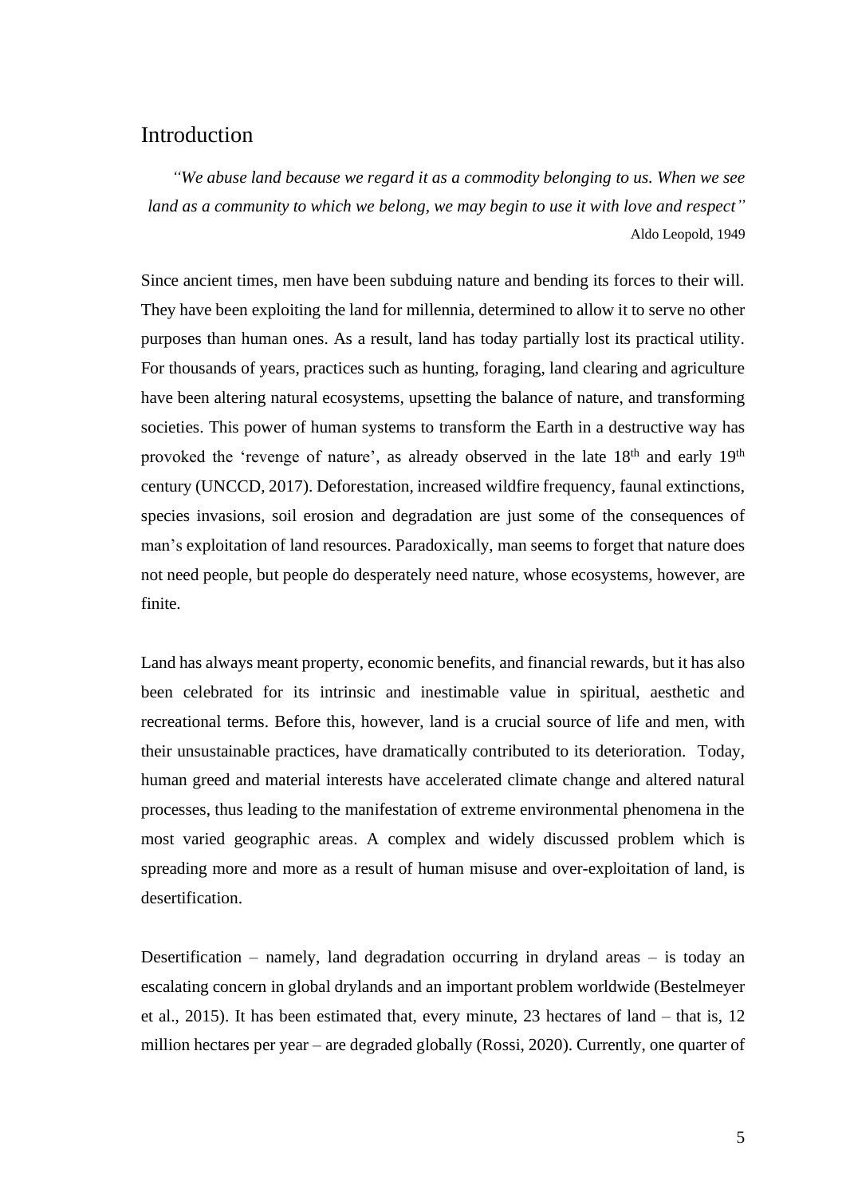# Introduction

> *"We abuse land because we regard it as a commodity belonging to us. When we see land as a community to which we belong, we may begin to use it with love and respect"*
>
> Aldo Leopold, 1949

Since ancient times, men have been subduing nature and bending its forces to their will. They have been exploiting the land for millennia, determined to allow it to serve no other purposes than human ones. As a result, land has today partially lost its practical utility. For thousands of years, practices such as hunting, foraging, land clearing and agriculture have been altering natural ecosystems, upsetting the balance of nature, and transforming societies. This power of human systems to transform the Earth in a destructive way has provoked the 'revenge of nature', as already observed in the late 18th and early 19th century (UNCCD, 2017). Deforestation, increased wildfire frequency, faunal extinctions, species invasions, soil erosion and degradation are just some of the consequences of man's exploitation of land resources. Paradoxically, man seems to forget that nature does not need people, but people do desperately need nature, whose ecosystems, however, are finite.

Land has always meant property, economic benefits, and financial rewards, but it has also been celebrated for its intrinsic and inestimable value in spiritual, aesthetic and recreational terms. Before this, however, land is a crucial source of life and men, with their unsustainable practices, have dramatically contributed to its deterioration. Today, human greed and material interests have accelerated climate change and altered natural processes, thus leading to the manifestation of extreme environmental phenomena in the most varied geographic areas. A complex and widely discussed problem which is spreading more and more as a result of human misuse and over-exploitation of land, is desertification.

Desertification – namely, land degradation occurring in dryland areas – is today an escalating concern in global drylands and an important problem worldwide (Bestelmeyer et al., 2015). It has been estimated that, every minute, 23 hectares of land – that is, 12 million hectares per year – are degraded globally (Rossi, 2020). Currently, one quarter of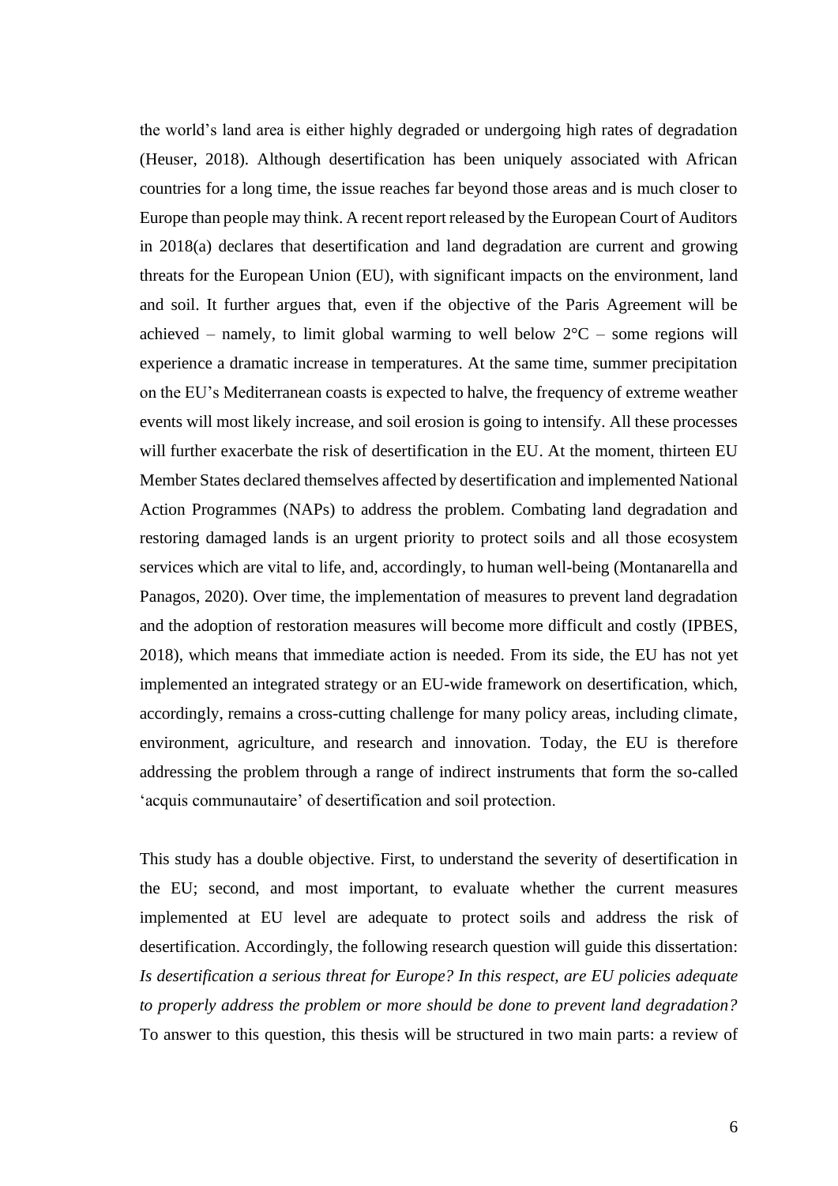the world's land area is either highly degraded or undergoing high rates of degradation (Heuser, 2018). Although desertification has been uniquely associated with African countries for a long time, the issue reaches far beyond those areas and is much closer to Europe than people may think. A recent report released by the European Court of Auditors in 2018(a) declares that desertification and land degradation are current and growing threats for the European Union (EU), with significant impacts on the environment, land and soil. It further argues that, even if the objective of the Paris Agreement will be achieved – namely, to limit global warming to well below 2°C – some regions will experience a dramatic increase in temperatures. At the same time, summer precipitation on the EU's Mediterranean coasts is expected to halve, the frequency of extreme weather events will most likely increase, and soil erosion is going to intensify. All these processes will further exacerbate the risk of desertification in the EU. At the moment, thirteen EU Member States declared themselves affected by desertification and implemented National Action Programmes (NAPs) to address the problem. Combating land degradation and restoring damaged lands is an urgent priority to protect soils and all those ecosystem services which are vital to life, and, accordingly, to human well-being (Montanarella and Panagos, 2020). Over time, the implementation of measures to prevent land degradation and the adoption of restoration measures will become more difficult and costly (IPBES, 2018), which means that immediate action is needed. From its side, the EU has not yet implemented an integrated strategy or an EU-wide framework on desertification, which, accordingly, remains a cross-cutting challenge for many policy areas, including climate, environment, agriculture, and research and innovation. Today, the EU is therefore addressing the problem through a range of indirect instruments that form the so-called 'acquis communautaire' of desertification and soil protection.

This study has a double objective. First, to understand the severity of desertification in the EU; second, and most important, to evaluate whether the current measures implemented at EU level are adequate to protect soils and address the risk of desertification. Accordingly, the following research question will guide this dissertation: *Is desertification a serious threat for Europe? In this respect, are EU policies adequate to properly address the problem or more should be done to prevent land degradation?* To answer to this question, this thesis will be structured in two main parts: a review of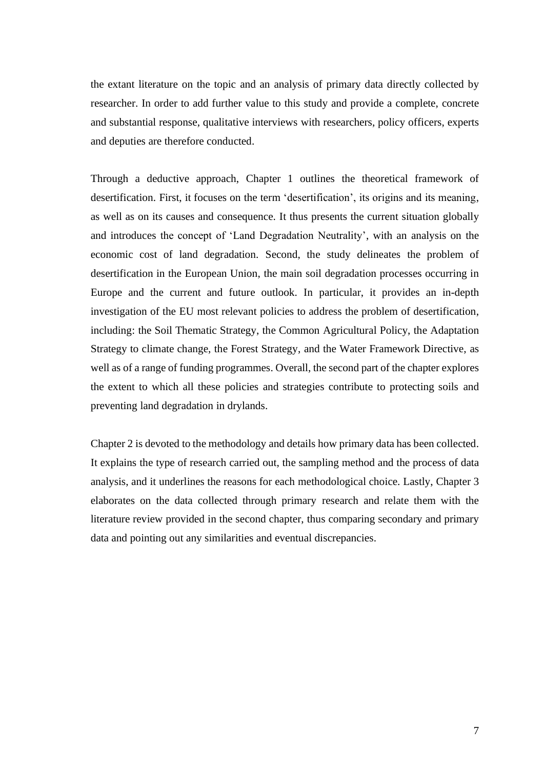the extant literature on the topic and an analysis of primary data directly collected by researcher. In order to add further value to this study and provide a complete, concrete and substantial response, qualitative interviews with researchers, policy officers, experts and deputies are therefore conducted.

Through a deductive approach, Chapter 1 outlines the theoretical framework of desertification. First, it focuses on the term 'desertification', its origins and its meaning, as well as on its causes and consequence. It thus presents the current situation globally and introduces the concept of 'Land Degradation Neutrality', with an analysis on the economic cost of land degradation. Second, the study delineates the problem of desertification in the European Union, the main soil degradation processes occurring in Europe and the current and future outlook. In particular, it provides an in-depth investigation of the EU most relevant policies to address the problem of desertification, including: the Soil Thematic Strategy, the Common Agricultural Policy, the Adaptation Strategy to climate change, the Forest Strategy, and the Water Framework Directive, as well as of a range of funding programmes. Overall, the second part of the chapter explores the extent to which all these policies and strategies contribute to protecting soils and preventing land degradation in drylands.

Chapter 2 is devoted to the methodology and details how primary data has been collected. It explains the type of research carried out, the sampling method and the process of data analysis, and it underlines the reasons for each methodological choice. Lastly, Chapter 3 elaborates on the data collected through primary research and relate them with the literature review provided in the second chapter, thus comparing secondary and primary data and pointing out any similarities and eventual discrepancies.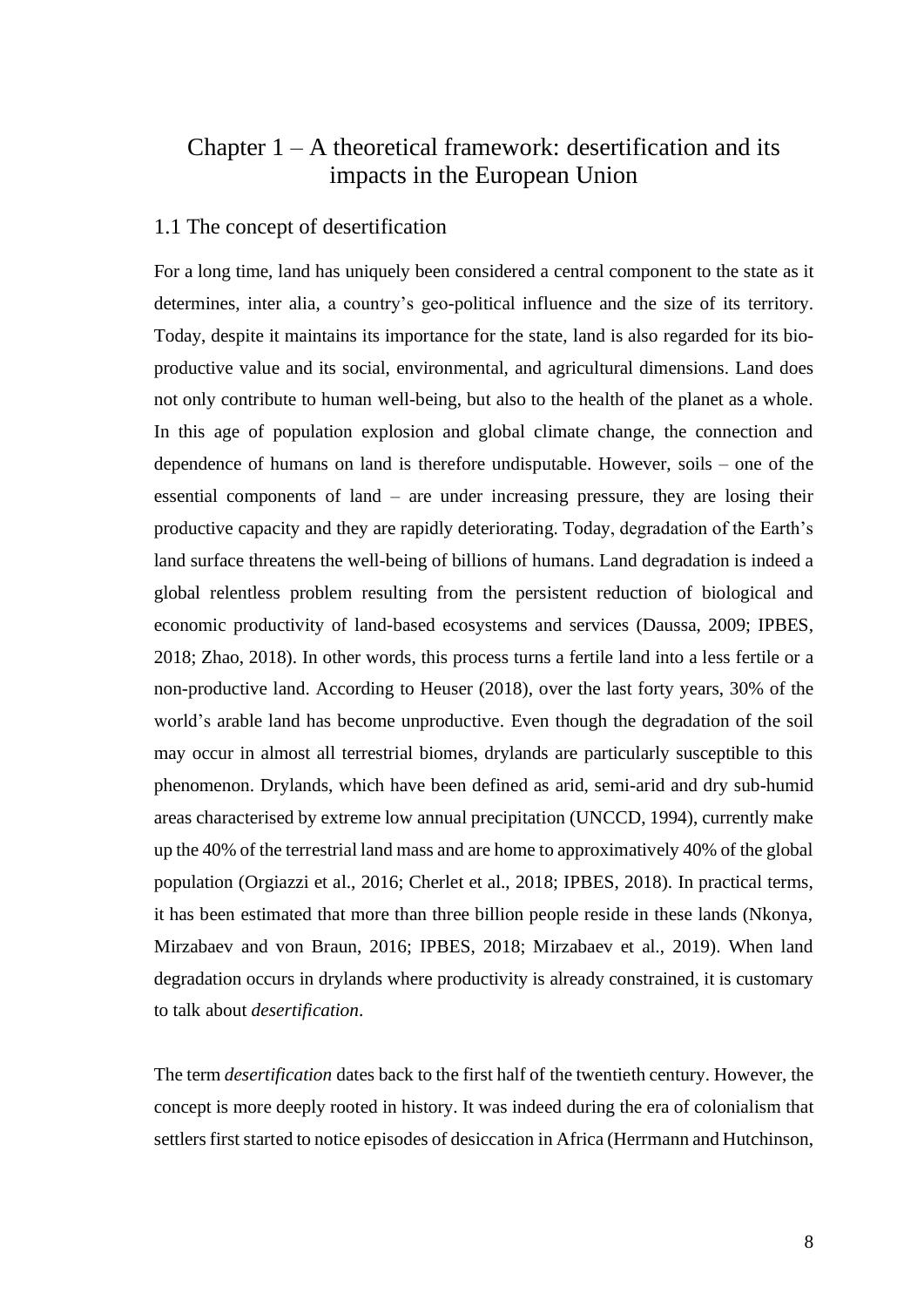# Chapter 1 – A theoretical framework: desertification and its impacts in the European Union

## 1.1 The concept of desertification

For a long time, land has uniquely been considered a central component to the state as it determines, inter alia, a country's geo-political influence and the size of its territory. Today, despite it maintains its importance for the state, land is also regarded for its bio-productive value and its social, environmental, and agricultural dimensions. Land does not only contribute to human well-being, but also to the health of the planet as a whole. In this age of population explosion and global climate change, the connection and dependence of humans on land is therefore undisputable. However, soils – one of the essential components of land – are under increasing pressure, they are losing their productive capacity and they are rapidly deteriorating. Today, degradation of the Earth's land surface threatens the well-being of billions of humans. Land degradation is indeed a global relentless problem resulting from the persistent reduction of biological and economic productivity of land-based ecosystems and services (Daussa, 2009; IPBES, 2018; Zhao, 2018). In other words, this process turns a fertile land into a less fertile or a non-productive land. According to Heuser (2018), over the last forty years, 30% of the world's arable land has become unproductive. Even though the degradation of the soil may occur in almost all terrestrial biomes, drylands are particularly susceptible to this phenomenon. Drylands, which have been defined as arid, semi-arid and dry sub-humid areas characterised by extreme low annual precipitation (UNCCD, 1994), currently make up the 40% of the terrestrial land mass and are home to approximatively 40% of the global population (Orgiazzi et al., 2016; Cherlet et al., 2018; IPBES, 2018). In practical terms, it has been estimated that more than three billion people reside in these lands (Nkonya, Mirzabaev and von Braun, 2016; IPBES, 2018; Mirzabaev et al., 2019). When land degradation occurs in drylands where productivity is already constrained, it is customary to talk about *desertification*.

The term *desertification* dates back to the first half of the twentieth century. However, the concept is more deeply rooted in history. It was indeed during the era of colonialism that settlers first started to notice episodes of desiccation in Africa (Herrmann and Hutchinson,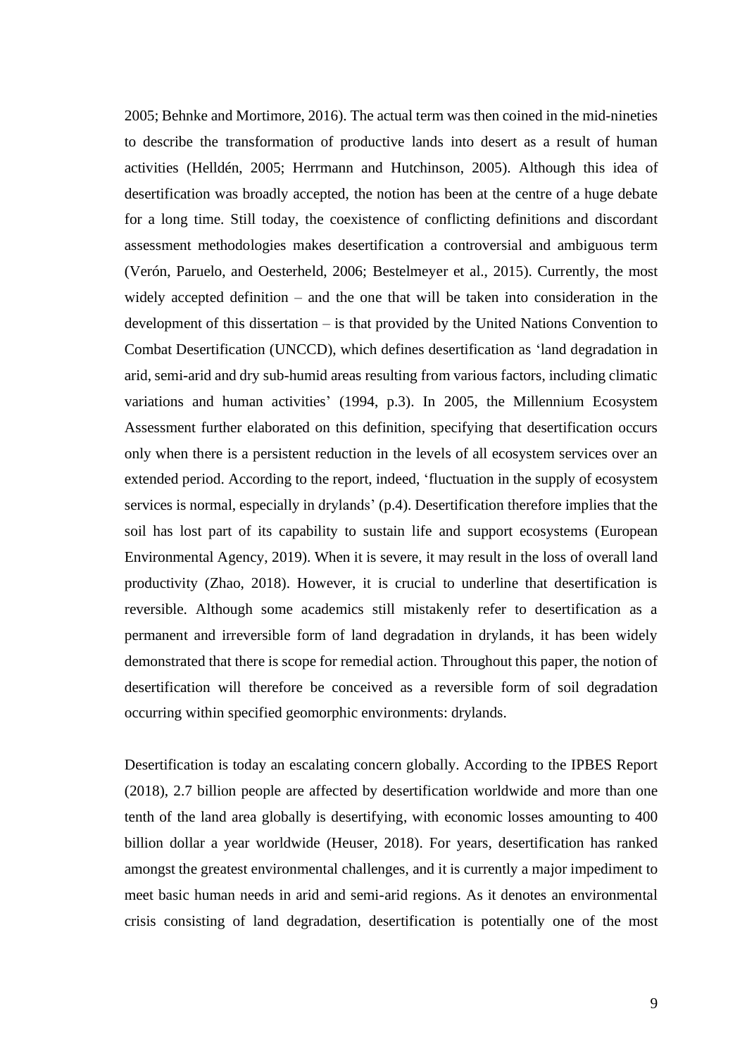2005; Behnke and Mortimore, 2016). The actual term was then coined in the mid-nineties to describe the transformation of productive lands into desert as a result of human activities (Helldén, 2005; Herrmann and Hutchinson, 2005). Although this idea of desertification was broadly accepted, the notion has been at the centre of a huge debate for a long time. Still today, the coexistence of conflicting definitions and discordant assessment methodologies makes desertification a controversial and ambiguous term (Verón, Paruelo, and Oesterheld, 2006; Bestelmeyer et al., 2015). Currently, the most widely accepted definition – and the one that will be taken into consideration in the development of this dissertation – is that provided by the United Nations Convention to Combat Desertification (UNCCD), which defines desertification as 'land degradation in arid, semi-arid and dry sub-humid areas resulting from various factors, including climatic variations and human activities' (1994, p.3). In 2005, the Millennium Ecosystem Assessment further elaborated on this definition, specifying that desertification occurs only when there is a persistent reduction in the levels of all ecosystem services over an extended period. According to the report, indeed, 'fluctuation in the supply of ecosystem services is normal, especially in drylands' (p.4). Desertification therefore implies that the soil has lost part of its capability to sustain life and support ecosystems (European Environmental Agency, 2019). When it is severe, it may result in the loss of overall land productivity (Zhao, 2018). However, it is crucial to underline that desertification is reversible. Although some academics still mistakenly refer to desertification as a permanent and irreversible form of land degradation in drylands, it has been widely demonstrated that there is scope for remedial action. Throughout this paper, the notion of desertification will therefore be conceived as a reversible form of soil degradation occurring within specified geomorphic environments: drylands.

Desertification is today an escalating concern globally. According to the IPBES Report (2018), 2.7 billion people are affected by desertification worldwide and more than one tenth of the land area globally is desertifying, with economic losses amounting to 400 billion dollar a year worldwide (Heuser, 2018). For years, desertification has ranked amongst the greatest environmental challenges, and it is currently a major impediment to meet basic human needs in arid and semi-arid regions. As it denotes an environmental crisis consisting of land degradation, desertification is potentially one of the most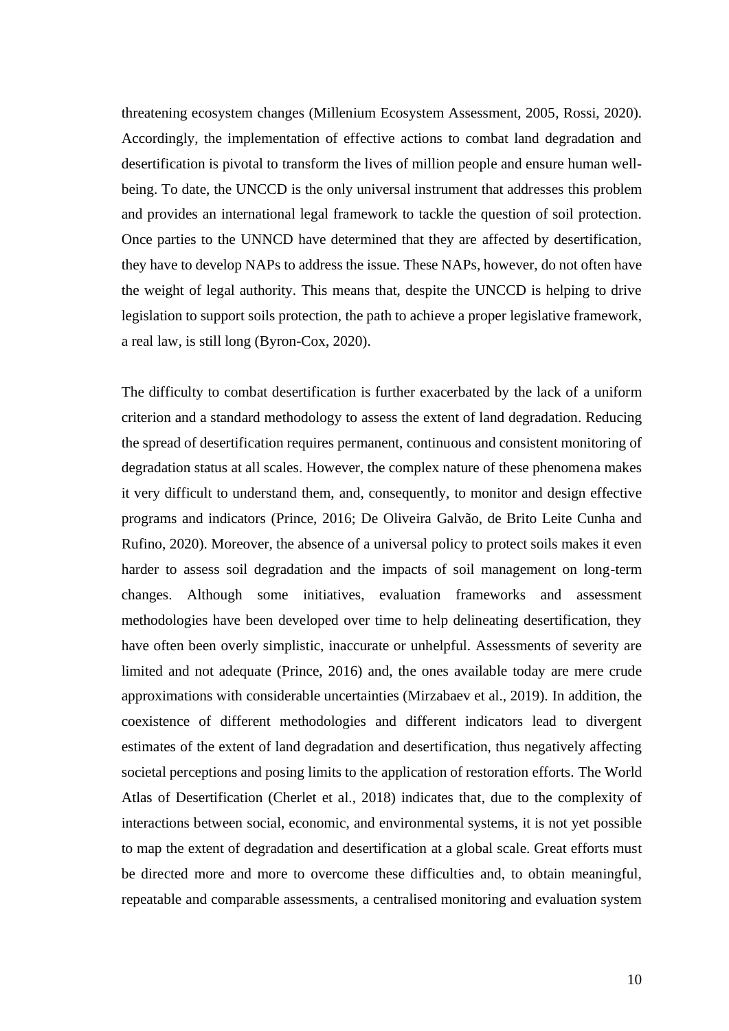threatening ecosystem changes (Millenium Ecosystem Assessment, 2005, Rossi, 2020). Accordingly, the implementation of effective actions to combat land degradation and desertification is pivotal to transform the lives of million people and ensure human well-being. To date, the UNCCD is the only universal instrument that addresses this problem and provides an international legal framework to tackle the question of soil protection. Once parties to the UNNCD have determined that they are affected by desertification, they have to develop NAPs to address the issue. These NAPs, however, do not often have the weight of legal authority. This means that, despite the UNCCD is helping to drive legislation to support soils protection, the path to achieve a proper legislative framework, a real law, is still long (Byron-Cox, 2020).

The difficulty to combat desertification is further exacerbated by the lack of a uniform criterion and a standard methodology to assess the extent of land degradation. Reducing the spread of desertification requires permanent, continuous and consistent monitoring of degradation status at all scales. However, the complex nature of these phenomena makes it very difficult to understand them, and, consequently, to monitor and design effective programs and indicators (Prince, 2016; De Oliveira Galvão, de Brito Leite Cunha and Rufino, 2020). Moreover, the absence of a universal policy to protect soils makes it even harder to assess soil degradation and the impacts of soil management on long-term changes. Although some initiatives, evaluation frameworks and assessment methodologies have been developed over time to help delineating desertification, they have often been overly simplistic, inaccurate or unhelpful. Assessments of severity are limited and not adequate (Prince, 2016) and, the ones available today are mere crude approximations with considerable uncertainties (Mirzabaev et al., 2019). In addition, the coexistence of different methodologies and different indicators lead to divergent estimates of the extent of land degradation and desertification, thus negatively affecting societal perceptions and posing limits to the application of restoration efforts. The World Atlas of Desertification (Cherlet et al., 2018) indicates that, due to the complexity of interactions between social, economic, and environmental systems, it is not yet possible to map the extent of degradation and desertification at a global scale. Great efforts must be directed more and more to overcome these difficulties and, to obtain meaningful, repeatable and comparable assessments, a centralised monitoring and evaluation system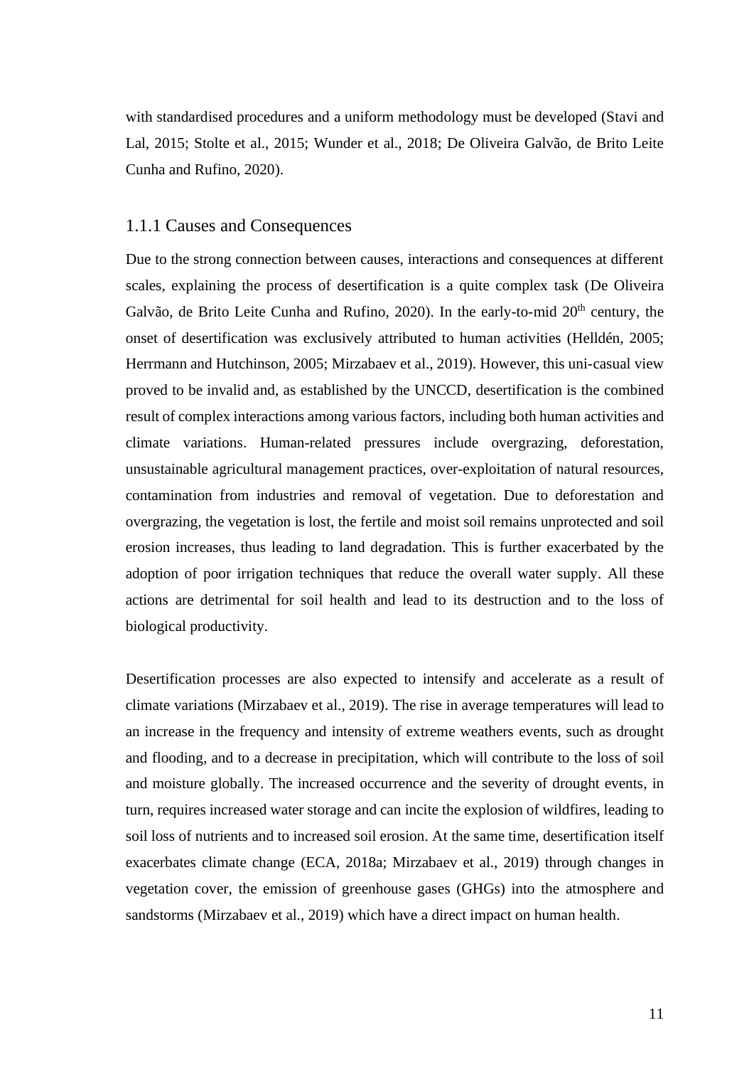with standardised procedures and a uniform methodology must be developed (Stavi and Lal, 2015; Stolte et al., 2015; Wunder et al., 2018; De Oliveira Galvão, de Brito Leite Cunha and Rufino, 2020).

### 1.1.1 Causes and Consequences

Due to the strong connection between causes, interactions and consequences at different scales, explaining the process of desertification is a quite complex task (De Oliveira Galvão, de Brito Leite Cunha and Rufino, 2020). In the early-to-mid 20th century, the onset of desertification was exclusively attributed to human activities (Helldén, 2005; Herrmann and Hutchinson, 2005; Mirzabaev et al., 2019). However, this uni-casual view proved to be invalid and, as established by the UNCCD, desertification is the combined result of complex interactions among various factors, including both human activities and climate variations. Human-related pressures include overgrazing, deforestation, unsustainable agricultural management practices, over-exploitation of natural resources, contamination from industries and removal of vegetation. Due to deforestation and overgrazing, the vegetation is lost, the fertile and moist soil remains unprotected and soil erosion increases, thus leading to land degradation. This is further exacerbated by the adoption of poor irrigation techniques that reduce the overall water supply. All these actions are detrimental for soil health and lead to its destruction and to the loss of biological productivity.

Desertification processes are also expected to intensify and accelerate as a result of climate variations (Mirzabaev et al., 2019). The rise in average temperatures will lead to an increase in the frequency and intensity of extreme weathers events, such as drought and flooding, and to a decrease in precipitation, which will contribute to the loss of soil and moisture globally. The increased occurrence and the severity of drought events, in turn, requires increased water storage and can incite the explosion of wildfires, leading to soil loss of nutrients and to increased soil erosion. At the same time, desertification itself exacerbates climate change (ECA, 2018a; Mirzabaev et al., 2019) through changes in vegetation cover, the emission of greenhouse gases (GHGs) into the atmosphere and sandstorms (Mirzabaev et al., 2019) which have a direct impact on human health.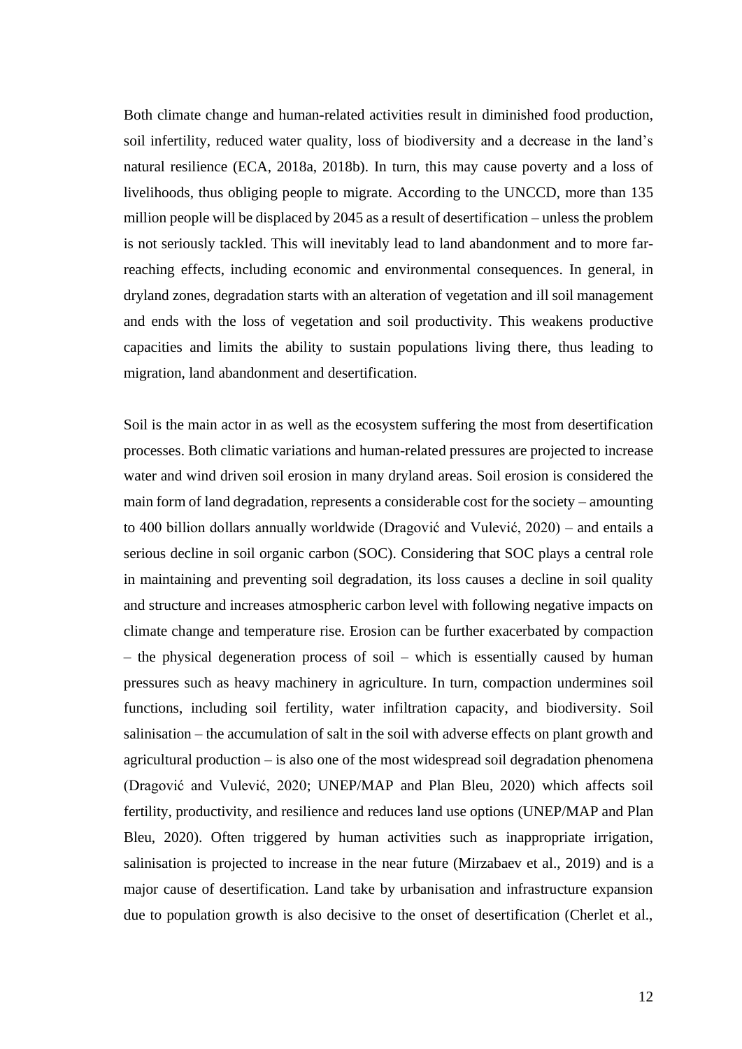Both climate change and human-related activities result in diminished food production, soil infertility, reduced water quality, loss of biodiversity and a decrease in the land's natural resilience (ECA, 2018a, 2018b). In turn, this may cause poverty and a loss of livelihoods, thus obliging people to migrate. According to the UNCCD, more than 135 million people will be displaced by 2045 as a result of desertification – unless the problem is not seriously tackled. This will inevitably lead to land abandonment and to more far-reaching effects, including economic and environmental consequences. In general, in dryland zones, degradation starts with an alteration of vegetation and ill soil management and ends with the loss of vegetation and soil productivity. This weakens productive capacities and limits the ability to sustain populations living there, thus leading to migration, land abandonment and desertification.

Soil is the main actor in as well as the ecosystem suffering the most from desertification processes. Both climatic variations and human-related pressures are projected to increase water and wind driven soil erosion in many dryland areas. Soil erosion is considered the main form of land degradation, represents a considerable cost for the society – amounting to 400 billion dollars annually worldwide (Dragović and Vulević, 2020) – and entails a serious decline in soil organic carbon (SOC). Considering that SOC plays a central role in maintaining and preventing soil degradation, its loss causes a decline in soil quality and structure and increases atmospheric carbon level with following negative impacts on climate change and temperature rise. Erosion can be further exacerbated by compaction – the physical degeneration process of soil – which is essentially caused by human pressures such as heavy machinery in agriculture. In turn, compaction undermines soil functions, including soil fertility, water infiltration capacity, and biodiversity. Soil salinisation – the accumulation of salt in the soil with adverse effects on plant growth and agricultural production – is also one of the most widespread soil degradation phenomena (Dragović and Vulević, 2020; UNEP/MAP and Plan Bleu, 2020) which affects soil fertility, productivity, and resilience and reduces land use options (UNEP/MAP and Plan Bleu, 2020). Often triggered by human activities such as inappropriate irrigation, salinisation is projected to increase in the near future (Mirzabaev et al., 2019) and is a major cause of desertification. Land take by urbanisation and infrastructure expansion due to population growth is also decisive to the onset of desertification (Cherlet et al.,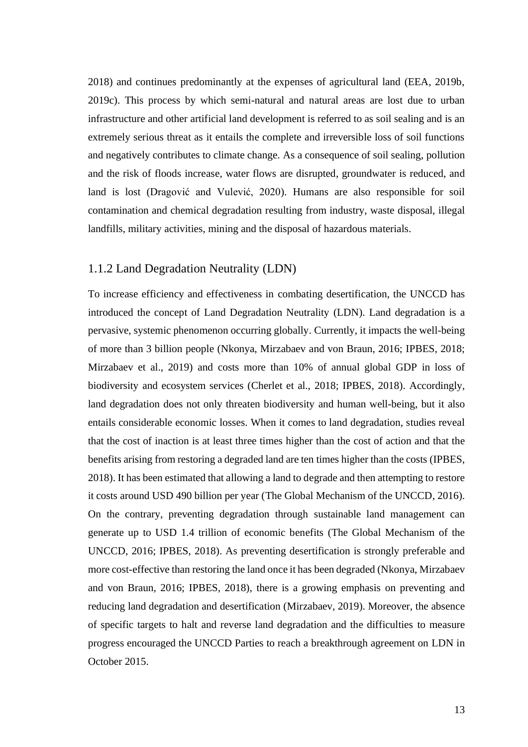2018) and continues predominantly at the expenses of agricultural land (EEA, 2019b, 2019c). This process by which semi-natural and natural areas are lost due to urban infrastructure and other artificial land development is referred to as soil sealing and is an extremely serious threat as it entails the complete and irreversible loss of soil functions and negatively contributes to climate change. As a consequence of soil sealing, pollution and the risk of floods increase, water flows are disrupted, groundwater is reduced, and land is lost (Dragović and Vulević, 2020). Humans are also responsible for soil contamination and chemical degradation resulting from industry, waste disposal, illegal landfills, military activities, mining and the disposal of hazardous materials.

### 1.1.2 Land Degradation Neutrality (LDN)

To increase efficiency and effectiveness in combating desertification, the UNCCD has introduced the concept of Land Degradation Neutrality (LDN). Land degradation is a pervasive, systemic phenomenon occurring globally. Currently, it impacts the well-being of more than 3 billion people (Nkonya, Mirzabaev and von Braun, 2016; IPBES, 2018; Mirzabaev et al., 2019) and costs more than 10% of annual global GDP in loss of biodiversity and ecosystem services (Cherlet et al., 2018; IPBES, 2018). Accordingly, land degradation does not only threaten biodiversity and human well-being, but it also entails considerable economic losses. When it comes to land degradation, studies reveal that the cost of inaction is at least three times higher than the cost of action and that the benefits arising from restoring a degraded land are ten times higher than the costs (IPBES, 2018). It has been estimated that allowing a land to degrade and then attempting to restore it costs around USD 490 billion per year (The Global Mechanism of the UNCCD, 2016). On the contrary, preventing degradation through sustainable land management can generate up to USD 1.4 trillion of economic benefits (The Global Mechanism of the UNCCD, 2016; IPBES, 2018). As preventing desertification is strongly preferable and more cost-effective than restoring the land once it has been degraded (Nkonya, Mirzabaev and von Braun, 2016; IPBES, 2018), there is a growing emphasis on preventing and reducing land degradation and desertification (Mirzabaev, 2019). Moreover, the absence of specific targets to halt and reverse land degradation and the difficulties to measure progress encouraged the UNCCD Parties to reach a breakthrough agreement on LDN in October 2015.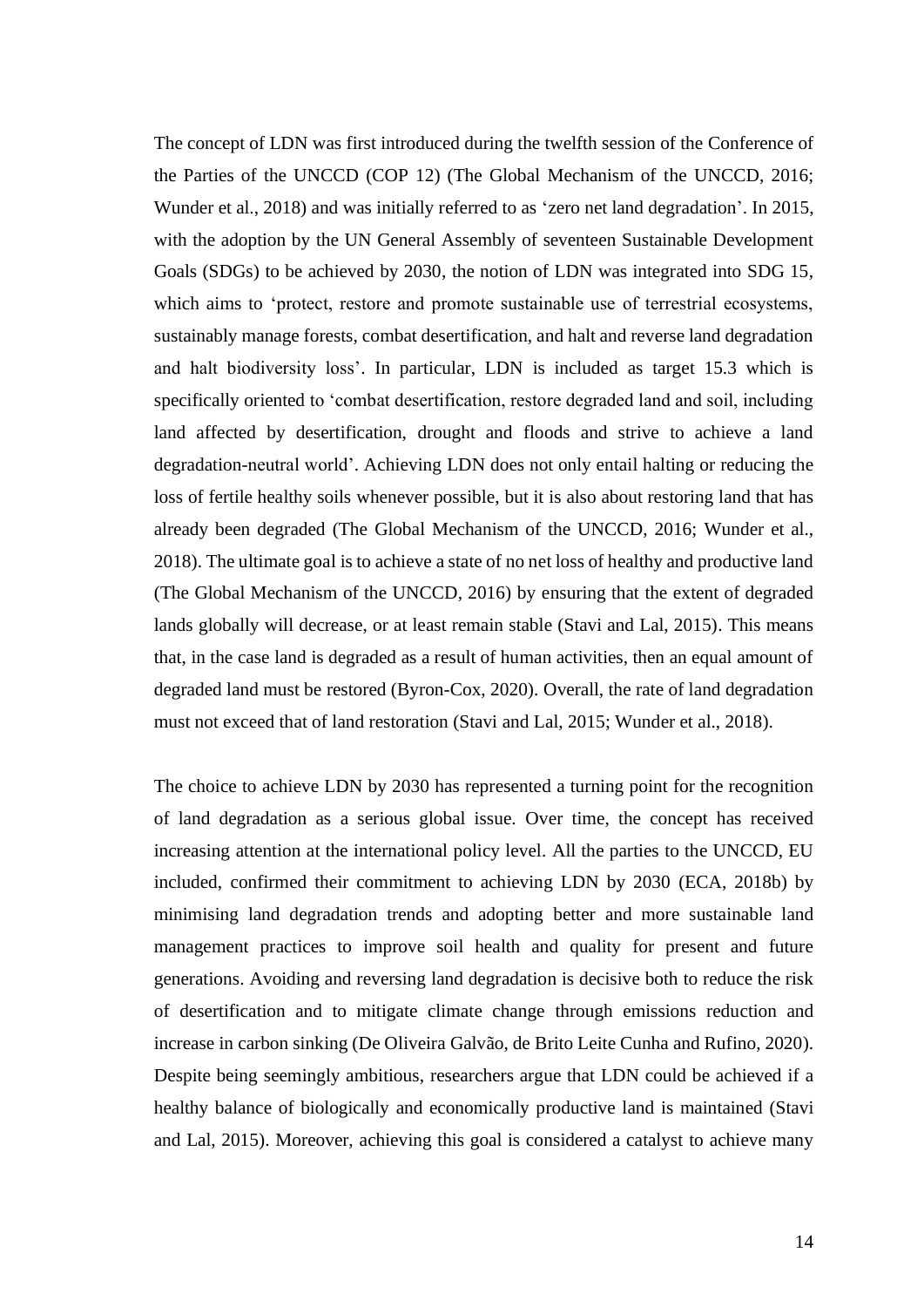The concept of LDN was first introduced during the twelfth session of the Conference of the Parties of the UNCCD (COP 12) (The Global Mechanism of the UNCCD, 2016; Wunder et al., 2018) and was initially referred to as 'zero net land degradation'. In 2015, with the adoption by the UN General Assembly of seventeen Sustainable Development Goals (SDGs) to be achieved by 2030, the notion of LDN was integrated into SDG 15, which aims to 'protect, restore and promote sustainable use of terrestrial ecosystems, sustainably manage forests, combat desertification, and halt and reverse land degradation and halt biodiversity loss'. In particular, LDN is included as target 15.3 which is specifically oriented to 'combat desertification, restore degraded land and soil, including land affected by desertification, drought and floods and strive to achieve a land degradation-neutral world'. Achieving LDN does not only entail halting or reducing the loss of fertile healthy soils whenever possible, but it is also about restoring land that has already been degraded (The Global Mechanism of the UNCCD, 2016; Wunder et al., 2018). The ultimate goal is to achieve a state of no net loss of healthy and productive land (The Global Mechanism of the UNCCD, 2016) by ensuring that the extent of degraded lands globally will decrease, or at least remain stable (Stavi and Lal, 2015). This means that, in the case land is degraded as a result of human activities, then an equal amount of degraded land must be restored (Byron-Cox, 2020). Overall, the rate of land degradation must not exceed that of land restoration (Stavi and Lal, 2015; Wunder et al., 2018).

The choice to achieve LDN by 2030 has represented a turning point for the recognition of land degradation as a serious global issue. Over time, the concept has received increasing attention at the international policy level. All the parties to the UNCCD, EU included, confirmed their commitment to achieving LDN by 2030 (ECA, 2018b) by minimising land degradation trends and adopting better and more sustainable land management practices to improve soil health and quality for present and future generations. Avoiding and reversing land degradation is decisive both to reduce the risk of desertification and to mitigate climate change through emissions reduction and increase in carbon sinking (De Oliveira Galvão, de Brito Leite Cunha and Rufino, 2020). Despite being seemingly ambitious, researchers argue that LDN could be achieved if a healthy balance of biologically and economically productive land is maintained (Stavi and Lal, 2015). Moreover, achieving this goal is considered a catalyst to achieve many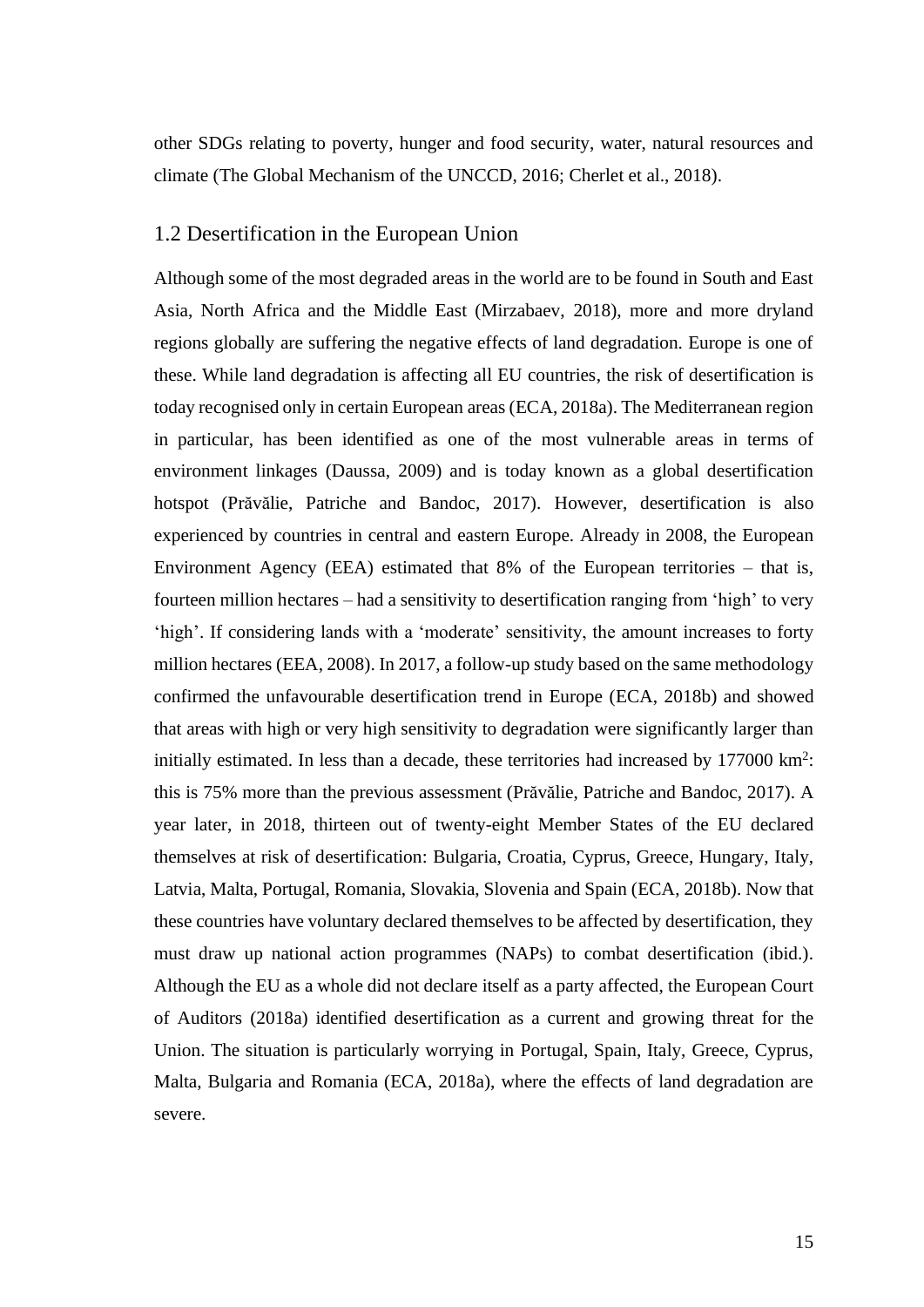other SDGs relating to poverty, hunger and food security, water, natural resources and climate (The Global Mechanism of the UNCCD, 2016; Cherlet et al., 2018).

## 1.2 Desertification in the European Union

Although some of the most degraded areas in the world are to be found in South and East Asia, North Africa and the Middle East (Mirzabaev, 2018), more and more dryland regions globally are suffering the negative effects of land degradation. Europe is one of these. While land degradation is affecting all EU countries, the risk of desertification is today recognised only in certain European areas (ECA, 2018a). The Mediterranean region in particular, has been identified as one of the most vulnerable areas in terms of environment linkages (Daussa, 2009) and is today known as a global desertification hotspot (Prăvălie, Patriche and Bandoc, 2017). However, desertification is also experienced by countries in central and eastern Europe. Already in 2008, the European Environment Agency (EEA) estimated that 8% of the European territories – that is, fourteen million hectares – had a sensitivity to desertification ranging from 'high' to very 'high'. If considering lands with a 'moderate' sensitivity, the amount increases to forty million hectares (EEA, 2008). In 2017, a follow-up study based on the same methodology confirmed the unfavourable desertification trend in Europe (ECA, 2018b) and showed that areas with high or very high sensitivity to degradation were significantly larger than initially estimated. In less than a decade, these territories had increased by 177000 km$^2$: this is 75% more than the previous assessment (Prăvălie, Patriche and Bandoc, 2017). A year later, in 2018, thirteen out of twenty-eight Member States of the EU declared themselves at risk of desertification: Bulgaria, Croatia, Cyprus, Greece, Hungary, Italy, Latvia, Malta, Portugal, Romania, Slovakia, Slovenia and Spain (ECA, 2018b). Now that these countries have voluntary declared themselves to be affected by desertification, they must draw up national action programmes (NAPs) to combat desertification (ibid.). Although the EU as a whole did not declare itself as a party affected, the European Court of Auditors (2018a) identified desertification as a current and growing threat for the Union. The situation is particularly worrying in Portugal, Spain, Italy, Greece, Cyprus, Malta, Bulgaria and Romania (ECA, 2018a), where the effects of land degradation are severe.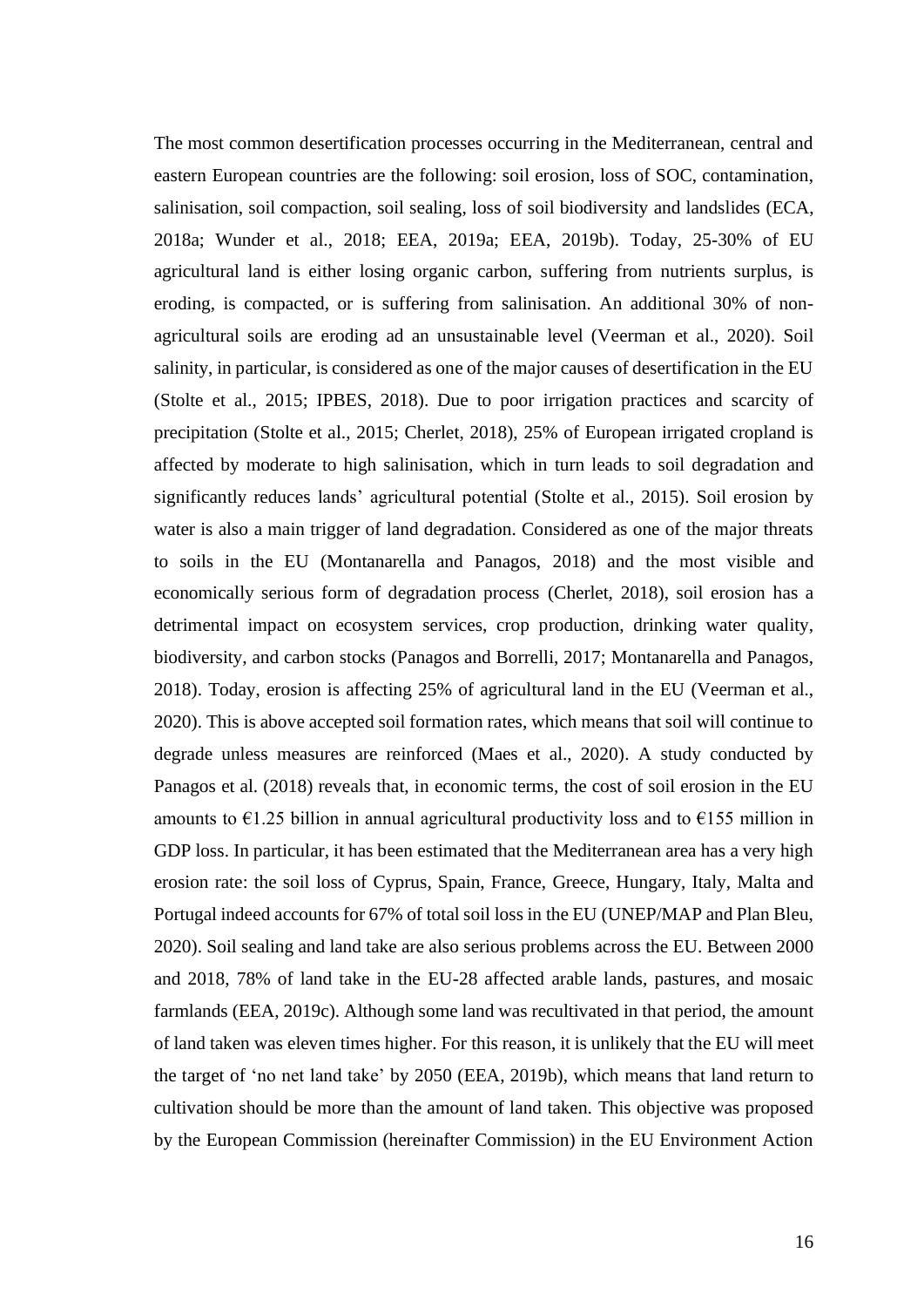The most common desertification processes occurring in the Mediterranean, central and eastern European countries are the following: soil erosion, loss of SOC, contamination, salinisation, soil compaction, soil sealing, loss of soil biodiversity and landslides (ECA, 2018a; Wunder et al., 2018; EEA, 2019a; EEA, 2019b). Today, 25-30% of EU agricultural land is either losing organic carbon, suffering from nutrients surplus, is eroding, is compacted, or is suffering from salinisation. An additional 30% of non-agricultural soils are eroding ad an unsustainable level (Veerman et al., 2020). Soil salinity, in particular, is considered as one of the major causes of desertification in the EU (Stolte et al., 2015; IPBES, 2018). Due to poor irrigation practices and scarcity of precipitation (Stolte et al., 2015; Cherlet, 2018), 25% of European irrigated cropland is affected by moderate to high salinisation, which in turn leads to soil degradation and significantly reduces lands' agricultural potential (Stolte et al., 2015). Soil erosion by water is also a main trigger of land degradation. Considered as one of the major threats to soils in the EU (Montanarella and Panagos, 2018) and the most visible and economically serious form of degradation process (Cherlet, 2018), soil erosion has a detrimental impact on ecosystem services, crop production, drinking water quality, biodiversity, and carbon stocks (Panagos and Borrelli, 2017; Montanarella and Panagos, 2018). Today, erosion is affecting 25% of agricultural land in the EU (Veerman et al., 2020). This is above accepted soil formation rates, which means that soil will continue to degrade unless measures are reinforced (Maes et al., 2020). A study conducted by Panagos et al. (2018) reveals that, in economic terms, the cost of soil erosion in the EU amounts to €1.25 billion in annual agricultural productivity loss and to €155 million in GDP loss. In particular, it has been estimated that the Mediterranean area has a very high erosion rate: the soil loss of Cyprus, Spain, France, Greece, Hungary, Italy, Malta and Portugal indeed accounts for 67% of total soil loss in the EU (UNEP/MAP and Plan Bleu, 2020). Soil sealing and land take are also serious problems across the EU. Between 2000 and 2018, 78% of land take in the EU-28 affected arable lands, pastures, and mosaic farmlands (EEA, 2019c). Although some land was recultivated in that period, the amount of land taken was eleven times higher. For this reason, it is unlikely that the EU will meet the target of 'no net land take' by 2050 (EEA, 2019b), which means that land return to cultivation should be more than the amount of land taken. This objective was proposed by the European Commission (hereinafter Commission) in the EU Environment Action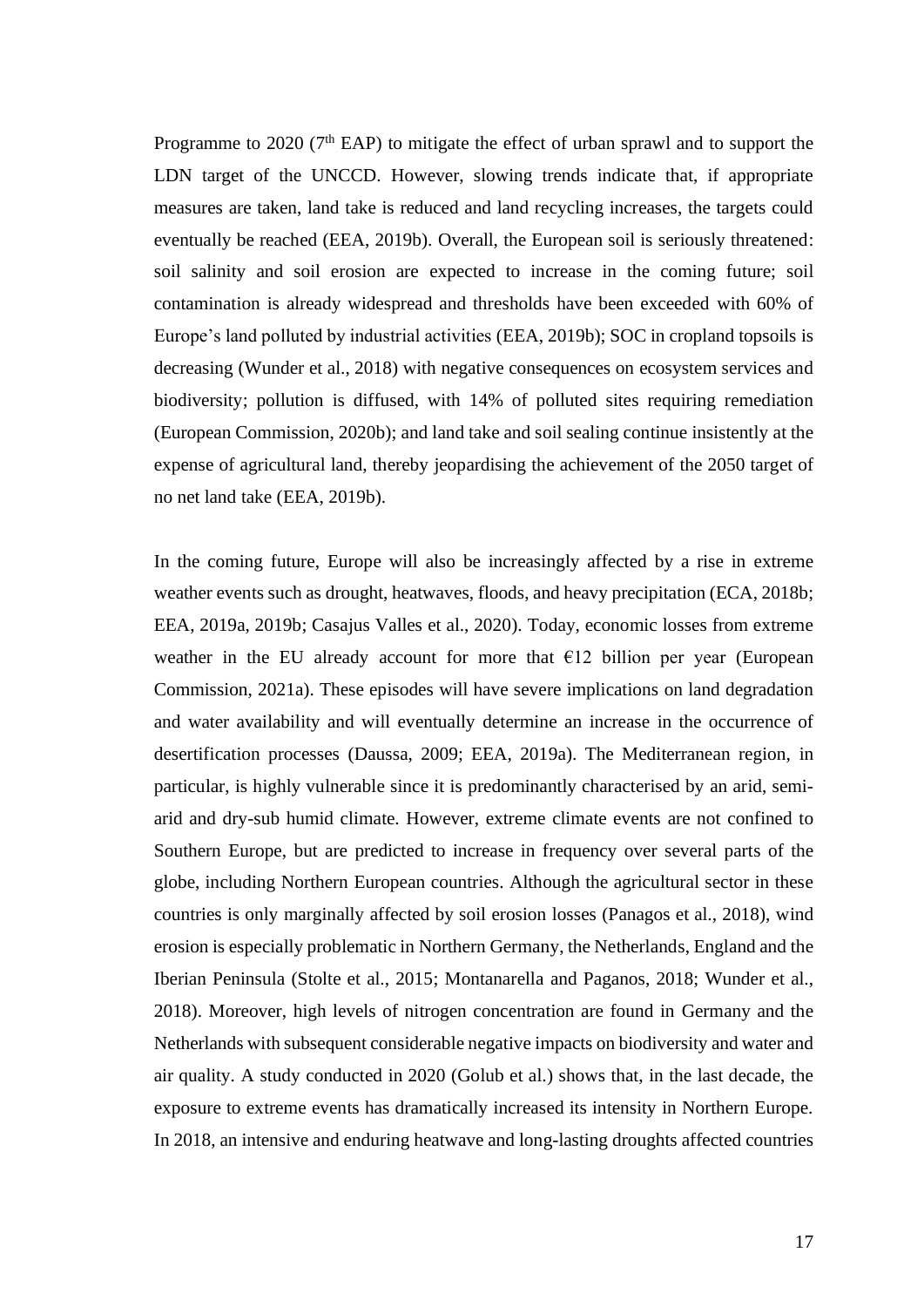Programme to 2020 (7th EAP) to mitigate the effect of urban sprawl and to support the LDN target of the UNCCD. However, slowing trends indicate that, if appropriate measures are taken, land take is reduced and land recycling increases, the targets could eventually be reached (EEA, 2019b). Overall, the European soil is seriously threatened: soil salinity and soil erosion are expected to increase in the coming future; soil contamination is already widespread and thresholds have been exceeded with 60% of Europe's land polluted by industrial activities (EEA, 2019b); SOC in cropland topsoils is decreasing (Wunder et al., 2018) with negative consequences on ecosystem services and biodiversity; pollution is diffused, with 14% of polluted sites requiring remediation (European Commission, 2020b); and land take and soil sealing continue insistently at the expense of agricultural land, thereby jeopardising the achievement of the 2050 target of no net land take (EEA, 2019b).

In the coming future, Europe will also be increasingly affected by a rise in extreme weather events such as drought, heatwaves, floods, and heavy precipitation (ECA, 2018b; EEA, 2019a, 2019b; Casajus Valles et al., 2020). Today, economic losses from extreme weather in the EU already account for more that €12 billion per year (European Commission, 2021a). These episodes will have severe implications on land degradation and water availability and will eventually determine an increase in the occurrence of desertification processes (Daussa, 2009; EEA, 2019a). The Mediterranean region, in particular, is highly vulnerable since it is predominantly characterised by an arid, semi-arid and dry-sub humid climate. However, extreme climate events are not confined to Southern Europe, but are predicted to increase in frequency over several parts of the globe, including Northern European countries. Although the agricultural sector in these countries is only marginally affected by soil erosion losses (Panagos et al., 2018), wind erosion is especially problematic in Northern Germany, the Netherlands, England and the Iberian Peninsula (Stolte et al., 2015; Montanarella and Paganos, 2018; Wunder et al., 2018). Moreover, high levels of nitrogen concentration are found in Germany and the Netherlands with subsequent considerable negative impacts on biodiversity and water and air quality. A study conducted in 2020 (Golub et al.) shows that, in the last decade, the exposure to extreme events has dramatically increased its intensity in Northern Europe. In 2018, an intensive and enduring heatwave and long-lasting droughts affected countries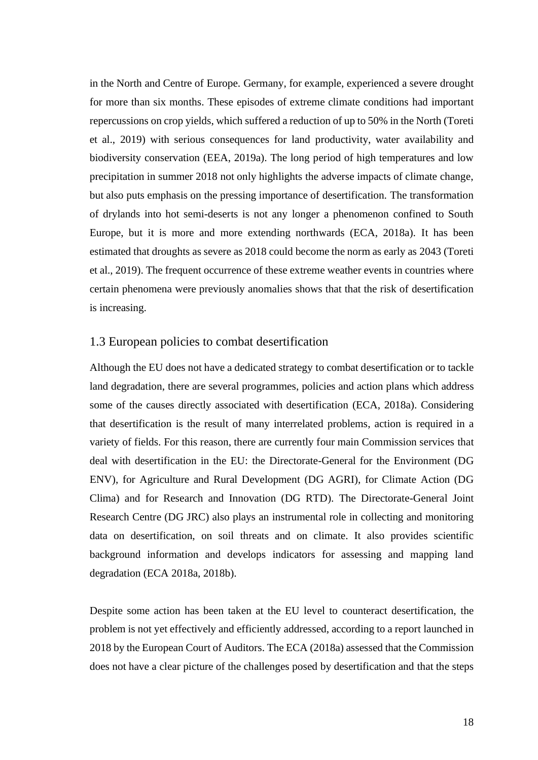in the North and Centre of Europe. Germany, for example, experienced a severe drought for more than six months. These episodes of extreme climate conditions had important repercussions on crop yields, which suffered a reduction of up to 50% in the North (Toreti et al., 2019) with serious consequences for land productivity, water availability and biodiversity conservation (EEA, 2019a). The long period of high temperatures and low precipitation in summer 2018 not only highlights the adverse impacts of climate change, but also puts emphasis on the pressing importance of desertification. The transformation of drylands into hot semi-deserts is not any longer a phenomenon confined to South Europe, but it is more and more extending northwards (ECA, 2018a). It has been estimated that droughts as severe as 2018 could become the norm as early as 2043 (Toreti et al., 2019). The frequent occurrence of these extreme weather events in countries where certain phenomena were previously anomalies shows that that the risk of desertification is increasing.

## 1.3 European policies to combat desertification

Although the EU does not have a dedicated strategy to combat desertification or to tackle land degradation, there are several programmes, policies and action plans which address some of the causes directly associated with desertification (ECA, 2018a). Considering that desertification is the result of many interrelated problems, action is required in a variety of fields. For this reason, there are currently four main Commission services that deal with desertification in the EU: the Directorate-General for the Environment (DG ENV), for Agriculture and Rural Development (DG AGRI), for Climate Action (DG Clima) and for Research and Innovation (DG RTD). The Directorate-General Joint Research Centre (DG JRC) also plays an instrumental role in collecting and monitoring data on desertification, on soil threats and on climate. It also provides scientific background information and develops indicators for assessing and mapping land degradation (ECA 2018a, 2018b).

Despite some action has been taken at the EU level to counteract desertification, the problem is not yet effectively and efficiently addressed, according to a report launched in 2018 by the European Court of Auditors. The ECA (2018a) assessed that the Commission does not have a clear picture of the challenges posed by desertification and that the steps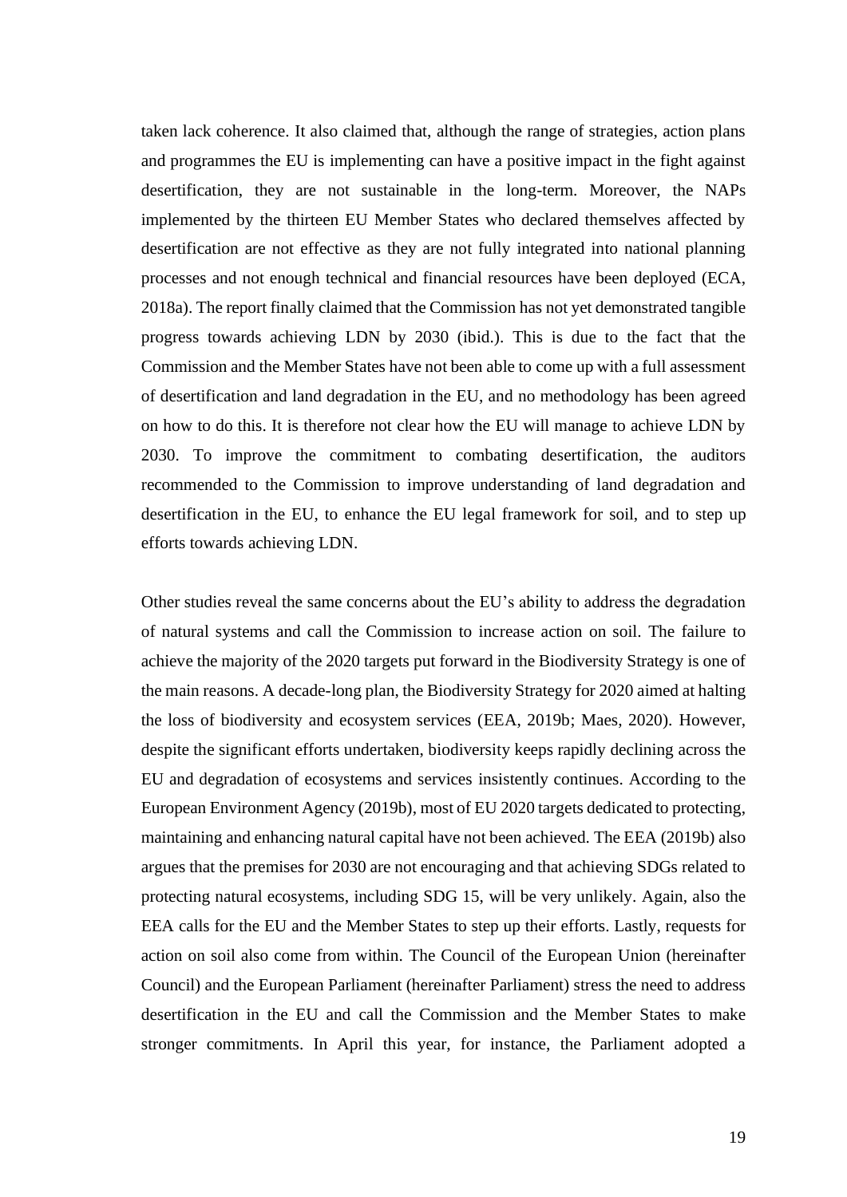taken lack coherence. It also claimed that, although the range of strategies, action plans and programmes the EU is implementing can have a positive impact in the fight against desertification, they are not sustainable in the long-term. Moreover, the NAPs implemented by the thirteen EU Member States who declared themselves affected by desertification are not effective as they are not fully integrated into national planning processes and not enough technical and financial resources have been deployed (ECA, 2018a). The report finally claimed that the Commission has not yet demonstrated tangible progress towards achieving LDN by 2030 (ibid.). This is due to the fact that the Commission and the Member States have not been able to come up with a full assessment of desertification and land degradation in the EU, and no methodology has been agreed on how to do this. It is therefore not clear how the EU will manage to achieve LDN by 2030. To improve the commitment to combating desertification, the auditors recommended to the Commission to improve understanding of land degradation and desertification in the EU, to enhance the EU legal framework for soil, and to step up efforts towards achieving LDN.

Other studies reveal the same concerns about the EU's ability to address the degradation of natural systems and call the Commission to increase action on soil. The failure to achieve the majority of the 2020 targets put forward in the Biodiversity Strategy is one of the main reasons. A decade-long plan, the Biodiversity Strategy for 2020 aimed at halting the loss of biodiversity and ecosystem services (EEA, 2019b; Maes, 2020). However, despite the significant efforts undertaken, biodiversity keeps rapidly declining across the EU and degradation of ecosystems and services insistently continues. According to the European Environment Agency (2019b), most of EU 2020 targets dedicated to protecting, maintaining and enhancing natural capital have not been achieved. The EEA (2019b) also argues that the premises for 2030 are not encouraging and that achieving SDGs related to protecting natural ecosystems, including SDG 15, will be very unlikely. Again, also the EEA calls for the EU and the Member States to step up their efforts. Lastly, requests for action on soil also come from within. The Council of the European Union (hereinafter Council) and the European Parliament (hereinafter Parliament) stress the need to address desertification in the EU and call the Commission and the Member States to make stronger commitments. In April this year, for instance, the Parliament adopted a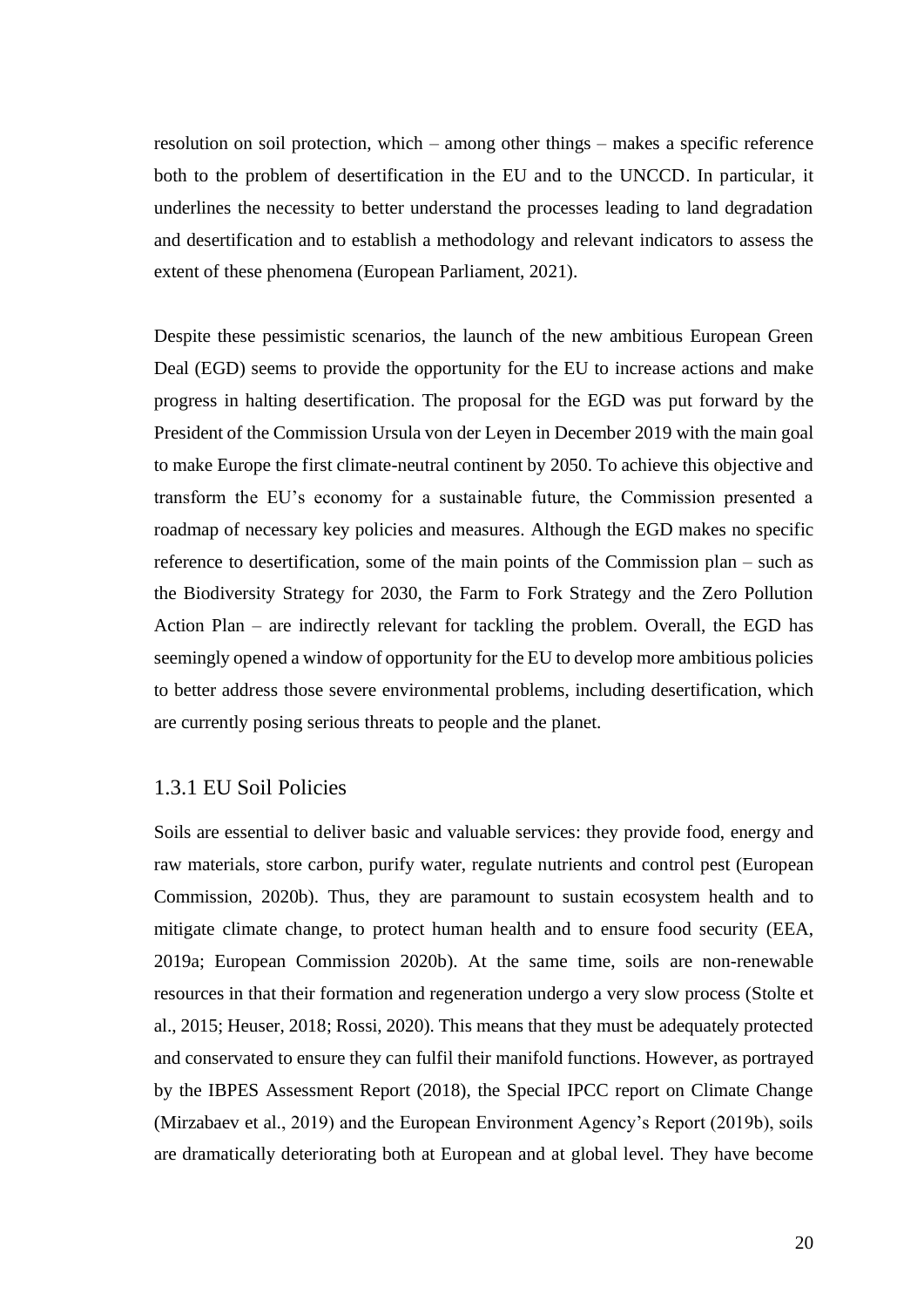resolution on soil protection, which – among other things – makes a specific reference both to the problem of desertification in the EU and to the UNCCD. In particular, it underlines the necessity to better understand the processes leading to land degradation and desertification and to establish a methodology and relevant indicators to assess the extent of these phenomena (European Parliament, 2021).

Despite these pessimistic scenarios, the launch of the new ambitious European Green Deal (EGD) seems to provide the opportunity for the EU to increase actions and make progress in halting desertification. The proposal for the EGD was put forward by the President of the Commission Ursula von der Leyen in December 2019 with the main goal to make Europe the first climate-neutral continent by 2050. To achieve this objective and transform the EU's economy for a sustainable future, the Commission presented a roadmap of necessary key policies and measures. Although the EGD makes no specific reference to desertification, some of the main points of the Commission plan – such as the Biodiversity Strategy for 2030, the Farm to Fork Strategy and the Zero Pollution Action Plan – are indirectly relevant for tackling the problem. Overall, the EGD has seemingly opened a window of opportunity for the EU to develop more ambitious policies to better address those severe environmental problems, including desertification, which are currently posing serious threats to people and the planet.

### 1.3.1 EU Soil Policies

Soils are essential to deliver basic and valuable services: they provide food, energy and raw materials, store carbon, purify water, regulate nutrients and control pest (European Commission, 2020b). Thus, they are paramount to sustain ecosystem health and to mitigate climate change, to protect human health and to ensure food security (EEA, 2019a; European Commission 2020b). At the same time, soils are non-renewable resources in that their formation and regeneration undergo a very slow process (Stolte et al., 2015; Heuser, 2018; Rossi, 2020). This means that they must be adequately protected and conservated to ensure they can fulfil their manifold functions. However, as portrayed by the IBPES Assessment Report (2018), the Special IPCC report on Climate Change (Mirzabaev et al., 2019) and the European Environment Agency's Report (2019b), soils are dramatically deteriorating both at European and at global level. They have become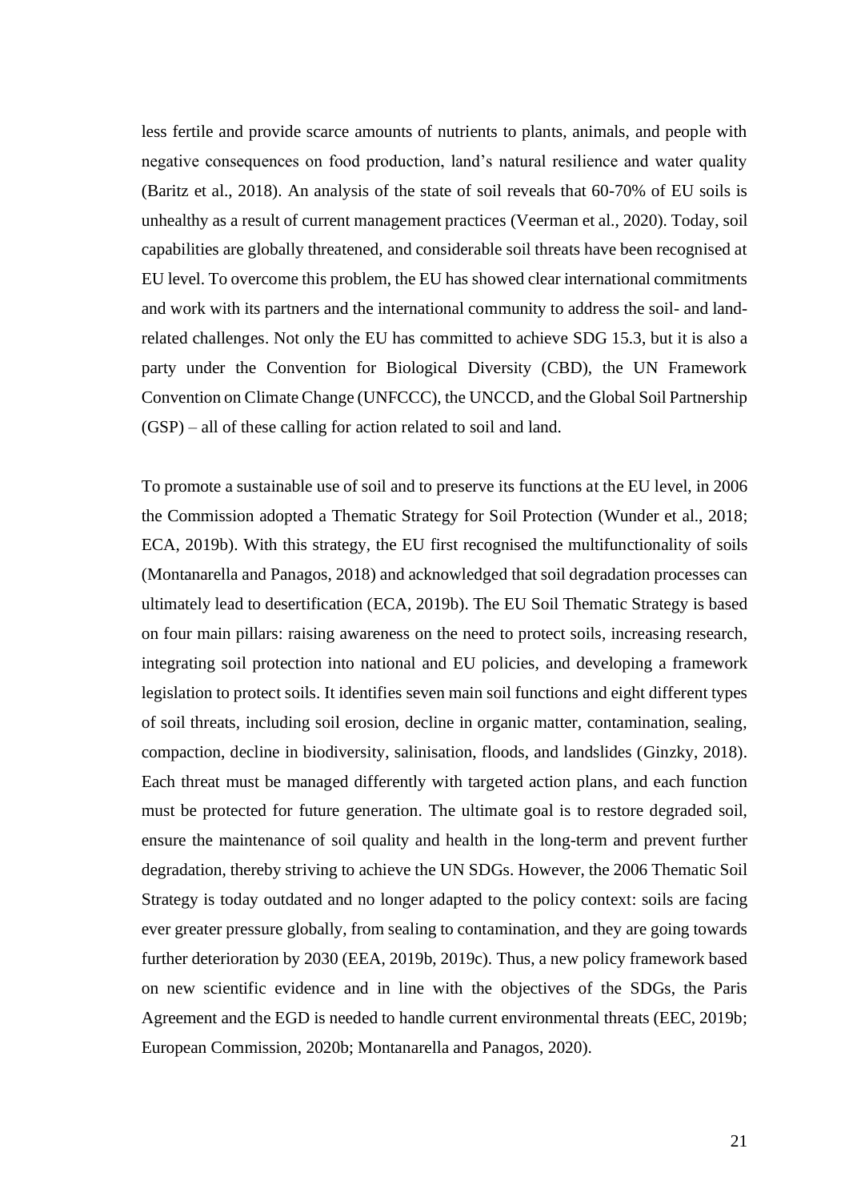less fertile and provide scarce amounts of nutrients to plants, animals, and people with negative consequences on food production, land's natural resilience and water quality (Baritz et al., 2018). An analysis of the state of soil reveals that 60-70% of EU soils is unhealthy as a result of current management practices (Veerman et al., 2020). Today, soil capabilities are globally threatened, and considerable soil threats have been recognised at EU level. To overcome this problem, the EU has showed clear international commitments and work with its partners and the international community to address the soil- and land-related challenges. Not only the EU has committed to achieve SDG 15.3, but it is also a party under the Convention for Biological Diversity (CBD), the UN Framework Convention on Climate Change (UNFCCC), the UNCCD, and the Global Soil Partnership (GSP) – all of these calling for action related to soil and land.

To promote a sustainable use of soil and to preserve its functions at the EU level, in 2006 the Commission adopted a Thematic Strategy for Soil Protection (Wunder et al., 2018; ECA, 2019b). With this strategy, the EU first recognised the multifunctionality of soils (Montanarella and Panagos, 2018) and acknowledged that soil degradation processes can ultimately lead to desertification (ECA, 2019b). The EU Soil Thematic Strategy is based on four main pillars: raising awareness on the need to protect soils, increasing research, integrating soil protection into national and EU policies, and developing a framework legislation to protect soils. It identifies seven main soil functions and eight different types of soil threats, including soil erosion, decline in organic matter, contamination, sealing, compaction, decline in biodiversity, salinisation, floods, and landslides (Ginzky, 2018). Each threat must be managed differently with targeted action plans, and each function must be protected for future generation. The ultimate goal is to restore degraded soil, ensure the maintenance of soil quality and health in the long-term and prevent further degradation, thereby striving to achieve the UN SDGs. However, the 2006 Thematic Soil Strategy is today outdated and no longer adapted to the policy context: soils are facing ever greater pressure globally, from sealing to contamination, and they are going towards further deterioration by 2030 (EEA, 2019b, 2019c). Thus, a new policy framework based on new scientific evidence and in line with the objectives of the SDGs, the Paris Agreement and the EGD is needed to handle current environmental threats (EEC, 2019b; European Commission, 2020b; Montanarella and Panagos, 2020).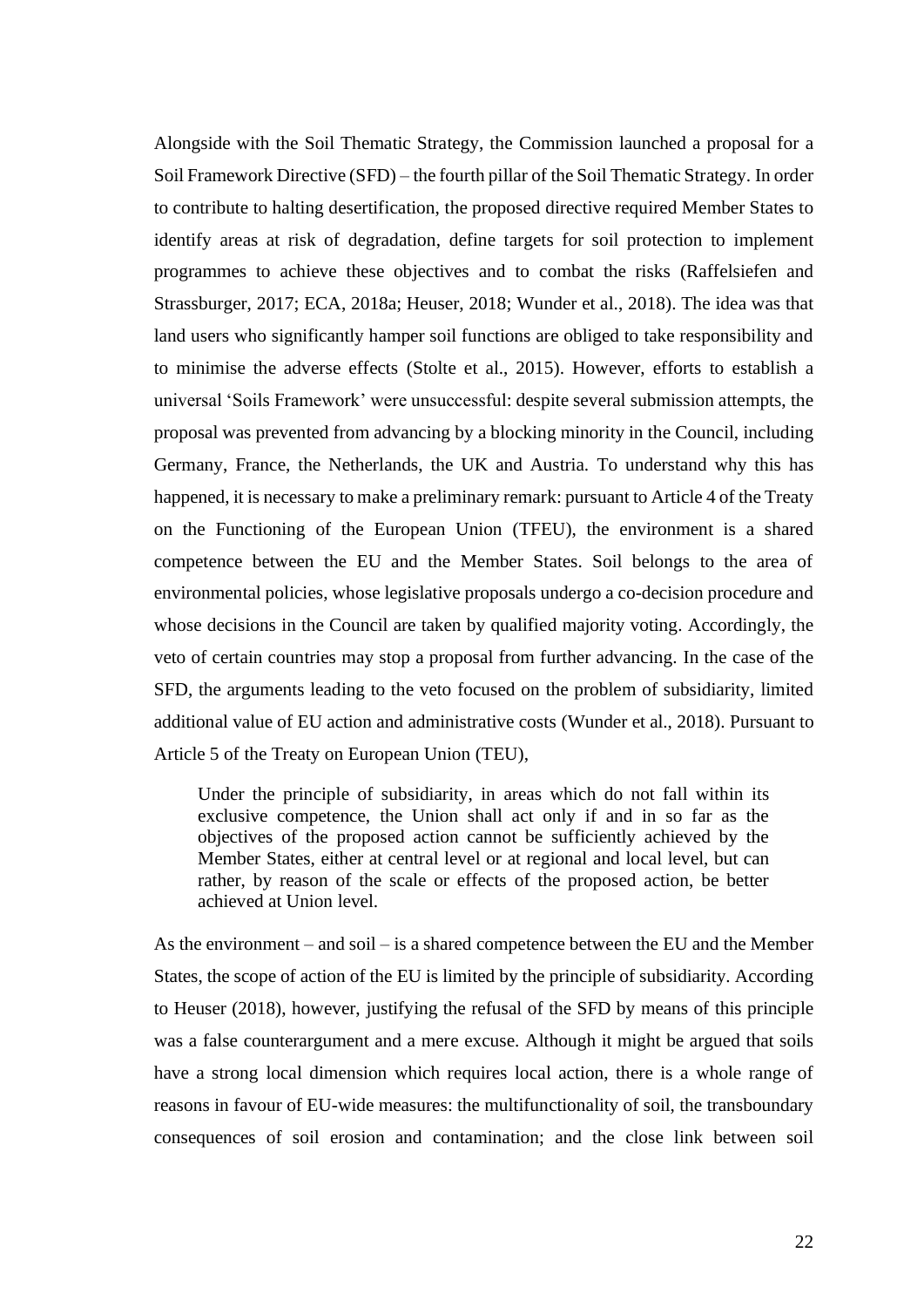Alongside with the Soil Thematic Strategy, the Commission launched a proposal for a Soil Framework Directive (SFD) – the fourth pillar of the Soil Thematic Strategy. In order to contribute to halting desertification, the proposed directive required Member States to identify areas at risk of degradation, define targets for soil protection to implement programmes to achieve these objectives and to combat the risks (Raffelsiefen and Strassburger, 2017; ECA, 2018a; Heuser, 2018; Wunder et al., 2018). The idea was that land users who significantly hamper soil functions are obliged to take responsibility and to minimise the adverse effects (Stolte et al., 2015). However, efforts to establish a universal 'Soils Framework' were unsuccessful: despite several submission attempts, the proposal was prevented from advancing by a blocking minority in the Council, including Germany, France, the Netherlands, the UK and Austria. To understand why this has happened, it is necessary to make a preliminary remark: pursuant to Article 4 of the Treaty on the Functioning of the European Union (TFEU), the environment is a shared competence between the EU and the Member States. Soil belongs to the area of environmental policies, whose legislative proposals undergo a co-decision procedure and whose decisions in the Council are taken by qualified majority voting. Accordingly, the veto of certain countries may stop a proposal from further advancing. In the case of the SFD, the arguments leading to the veto focused on the problem of subsidiarity, limited additional value of EU action and administrative costs (Wunder et al., 2018). Pursuant to Article 5 of the Treaty on European Union (TEU),

> Under the principle of subsidiarity, in areas which do not fall within its exclusive competence, the Union shall act only if and in so far as the objectives of the proposed action cannot be sufficiently achieved by the Member States, either at central level or at regional and local level, but can rather, by reason of the scale or effects of the proposed action, be better achieved at Union level.

As the environment – and soil – is a shared competence between the EU and the Member States, the scope of action of the EU is limited by the principle of subsidiarity. According to Heuser (2018), however, justifying the refusal of the SFD by means of this principle was a false counterargument and a mere excuse. Although it might be argued that soils have a strong local dimension which requires local action, there is a whole range of reasons in favour of EU-wide measures: the multifunctionality of soil, the transboundary consequences of soil erosion and contamination; and the close link between soil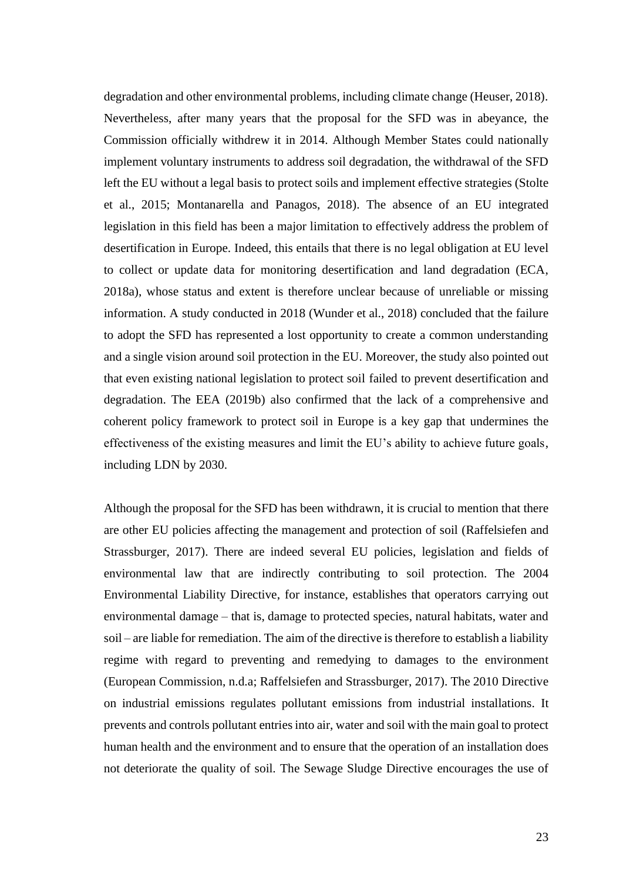degradation and other environmental problems, including climate change (Heuser, 2018). Nevertheless, after many years that the proposal for the SFD was in abeyance, the Commission officially withdrew it in 2014. Although Member States could nationally implement voluntary instruments to address soil degradation, the withdrawal of the SFD left the EU without a legal basis to protect soils and implement effective strategies (Stolte et al., 2015; Montanarella and Panagos, 2018). The absence of an EU integrated legislation in this field has been a major limitation to effectively address the problem of desertification in Europe. Indeed, this entails that there is no legal obligation at EU level to collect or update data for monitoring desertification and land degradation (ECA, 2018a), whose status and extent is therefore unclear because of unreliable or missing information. A study conducted in 2018 (Wunder et al., 2018) concluded that the failure to adopt the SFD has represented a lost opportunity to create a common understanding and a single vision around soil protection in the EU. Moreover, the study also pointed out that even existing national legislation to protect soil failed to prevent desertification and degradation. The EEA (2019b) also confirmed that the lack of a comprehensive and coherent policy framework to protect soil in Europe is a key gap that undermines the effectiveness of the existing measures and limit the EU's ability to achieve future goals, including LDN by 2030.

Although the proposal for the SFD has been withdrawn, it is crucial to mention that there are other EU policies affecting the management and protection of soil (Raffelsiefen and Strassburger, 2017). There are indeed several EU policies, legislation and fields of environmental law that are indirectly contributing to soil protection. The 2004 Environmental Liability Directive, for instance, establishes that operators carrying out environmental damage – that is, damage to protected species, natural habitats, water and soil – are liable for remediation. The aim of the directive is therefore to establish a liability regime with regard to preventing and remedying to damages to the environment (European Commission, n.d.a; Raffelsiefen and Strassburger, 2017). The 2010 Directive on industrial emissions regulates pollutant emissions from industrial installations. It prevents and controls pollutant entries into air, water and soil with the main goal to protect human health and the environment and to ensure that the operation of an installation does not deteriorate the quality of soil. The Sewage Sludge Directive encourages the use of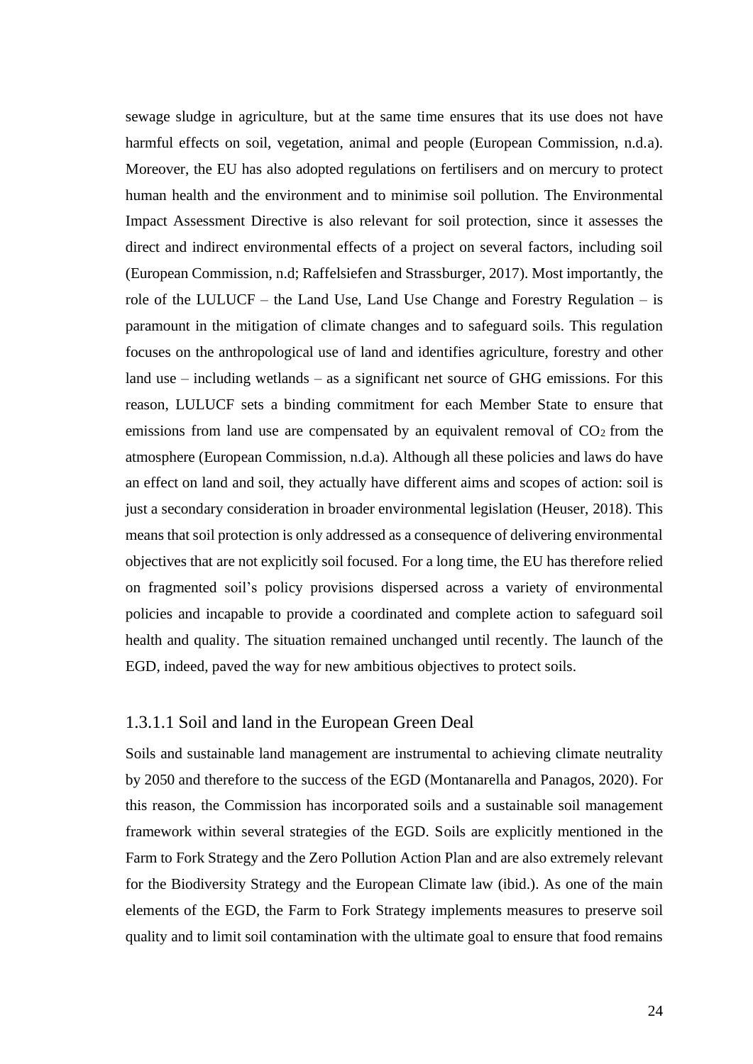sewage sludge in agriculture, but at the same time ensures that its use does not have harmful effects on soil, vegetation, animal and people (European Commission, n.d.a). Moreover, the EU has also adopted regulations on fertilisers and on mercury to protect human health and the environment and to minimise soil pollution. The Environmental Impact Assessment Directive is also relevant for soil protection, since it assesses the direct and indirect environmental effects of a project on several factors, including soil (European Commission, n.d; Raffelsiefen and Strassburger, 2017). Most importantly, the role of the LULUCF – the Land Use, Land Use Change and Forestry Regulation – is paramount in the mitigation of climate changes and to safeguard soils. This regulation focuses on the anthropological use of land and identifies agriculture, forestry and other land use – including wetlands – as a significant net source of GHG emissions. For this reason, LULUCF sets a binding commitment for each Member State to ensure that emissions from land use are compensated by an equivalent removal of $CO_2$ from the atmosphere (European Commission, n.d.a). Although all these policies and laws do have an effect on land and soil, they actually have different aims and scopes of action: soil is just a secondary consideration in broader environmental legislation (Heuser, 2018). This means that soil protection is only addressed as a consequence of delivering environmental objectives that are not explicitly soil focused. For a long time, the EU has therefore relied on fragmented soil's policy provisions dispersed across a variety of environmental policies and incapable to provide a coordinated and complete action to safeguard soil health and quality. The situation remained unchanged until recently. The launch of the EGD, indeed, paved the way for new ambitious objectives to protect soils.

#### 1.3.1.1 Soil and land in the European Green Deal

Soils and sustainable land management are instrumental to achieving climate neutrality by 2050 and therefore to the success of the EGD (Montanarella and Panagos, 2020). For this reason, the Commission has incorporated soils and a sustainable soil management framework within several strategies of the EGD. Soils are explicitly mentioned in the Farm to Fork Strategy and the Zero Pollution Action Plan and are also extremely relevant for the Biodiversity Strategy and the European Climate law (ibid.). As one of the main elements of the EGD, the Farm to Fork Strategy implements measures to preserve soil quality and to limit soil contamination with the ultimate goal to ensure that food remains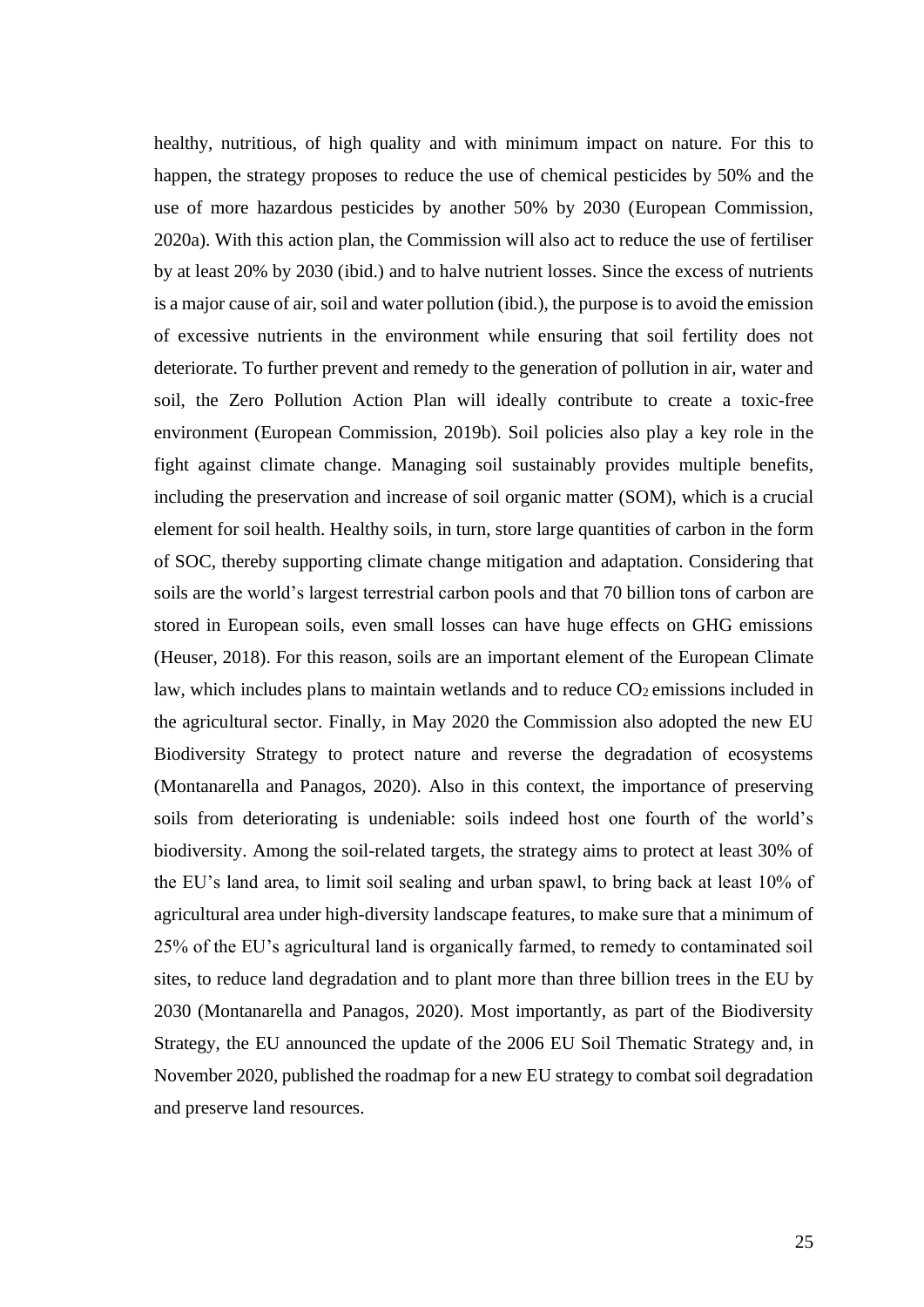healthy, nutritious, of high quality and with minimum impact on nature. For this to happen, the strategy proposes to reduce the use of chemical pesticides by 50% and the use of more hazardous pesticides by another 50% by 2030 (European Commission, 2020a). With this action plan, the Commission will also act to reduce the use of fertiliser by at least 20% by 2030 (ibid.) and to halve nutrient losses. Since the excess of nutrients is a major cause of air, soil and water pollution (ibid.), the purpose is to avoid the emission of excessive nutrients in the environment while ensuring that soil fertility does not deteriorate. To further prevent and remedy to the generation of pollution in air, water and soil, the Zero Pollution Action Plan will ideally contribute to create a toxic-free environment (European Commission, 2019b). Soil policies also play a key role in the fight against climate change. Managing soil sustainably provides multiple benefits, including the preservation and increase of soil organic matter (SOM), which is a crucial element for soil health. Healthy soils, in turn, store large quantities of carbon in the form of SOC, thereby supporting climate change mitigation and adaptation. Considering that soils are the world's largest terrestrial carbon pools and that 70 billion tons of carbon are stored in European soils, even small losses can have huge effects on GHG emissions (Heuser, 2018). For this reason, soils are an important element of the European Climate law, which includes plans to maintain wetlands and to reduce $CO_2$ emissions included in the agricultural sector. Finally, in May 2020 the Commission also adopted the new EU Biodiversity Strategy to protect nature and reverse the degradation of ecosystems (Montanarella and Panagos, 2020). Also in this context, the importance of preserving soils from deteriorating is undeniable: soils indeed host one fourth of the world's biodiversity. Among the soil-related targets, the strategy aims to protect at least 30% of the EU's land area, to limit soil sealing and urban spawl, to bring back at least 10% of agricultural area under high-diversity landscape features, to make sure that a minimum of 25% of the EU's agricultural land is organically farmed, to remedy to contaminated soil sites, to reduce land degradation and to plant more than three billion trees in the EU by 2030 (Montanarella and Panagos, 2020). Most importantly, as part of the Biodiversity Strategy, the EU announced the update of the 2006 EU Soil Thematic Strategy and, in November 2020, published the roadmap for a new EU strategy to combat soil degradation and preserve land resources.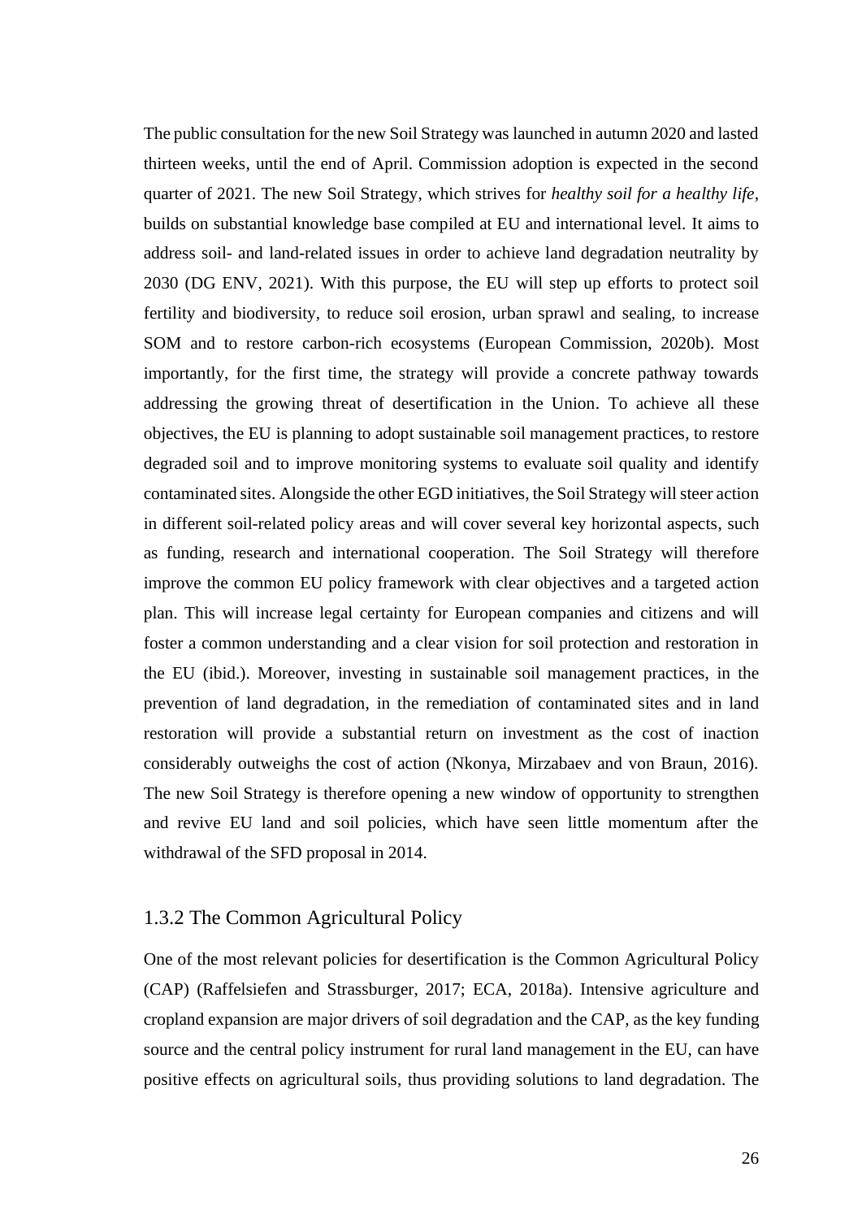The public consultation for the new Soil Strategy was launched in autumn 2020 and lasted thirteen weeks, until the end of April. Commission adoption is expected in the second quarter of 2021. The new Soil Strategy, which strives for *healthy soil for a healthy life*, builds on substantial knowledge base compiled at EU and international level. It aims to address soil- and land-related issues in order to achieve land degradation neutrality by 2030 (DG ENV, 2021). With this purpose, the EU will step up efforts to protect soil fertility and biodiversity, to reduce soil erosion, urban sprawl and sealing, to increase SOM and to restore carbon-rich ecosystems (European Commission, 2020b). Most importantly, for the first time, the strategy will provide a concrete pathway towards addressing the growing threat of desertification in the Union. To achieve all these objectives, the EU is planning to adopt sustainable soil management practices, to restore degraded soil and to improve monitoring systems to evaluate soil quality and identify contaminated sites. Alongside the other EGD initiatives, the Soil Strategy will steer action in different soil-related policy areas and will cover several key horizontal aspects, such as funding, research and international cooperation. The Soil Strategy will therefore improve the common EU policy framework with clear objectives and a targeted action plan. This will increase legal certainty for European companies and citizens and will foster a common understanding and a clear vision for soil protection and restoration in the EU (ibid.). Moreover, investing in sustainable soil management practices, in the prevention of land degradation, in the remediation of contaminated sites and in land restoration will provide a substantial return on investment as the cost of inaction considerably outweighs the cost of action (Nkonya, Mirzabaev and von Braun, 2016). The new Soil Strategy is therefore opening a new window of opportunity to strengthen and revive EU land and soil policies, which have seen little momentum after the withdrawal of the SFD proposal in 2014.

### 1.3.2 The Common Agricultural Policy

One of the most relevant policies for desertification is the Common Agricultural Policy (CAP) (Raffelsiefen and Strassburger, 2017; ECA, 2018a). Intensive agriculture and cropland expansion are major drivers of soil degradation and the CAP, as the key funding source and the central policy instrument for rural land management in the EU, can have positive effects on agricultural soils, thus providing solutions to land degradation. The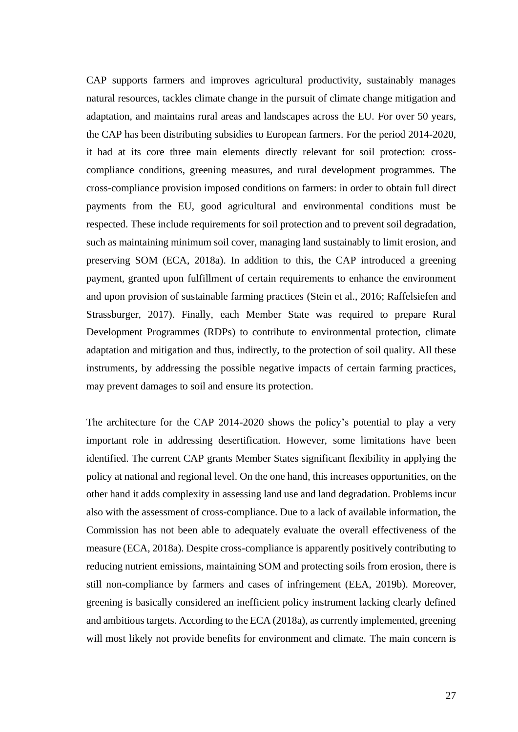CAP supports farmers and improves agricultural productivity, sustainably manages natural resources, tackles climate change in the pursuit of climate change mitigation and adaptation, and maintains rural areas and landscapes across the EU. For over 50 years, the CAP has been distributing subsidies to European farmers. For the period 2014-2020, it had at its core three main elements directly relevant for soil protection: cross-compliance conditions, greening measures, and rural development programmes. The cross-compliance provision imposed conditions on farmers: in order to obtain full direct payments from the EU, good agricultural and environmental conditions must be respected. These include requirements for soil protection and to prevent soil degradation, such as maintaining minimum soil cover, managing land sustainably to limit erosion, and preserving SOM (ECA, 2018a). In addition to this, the CAP introduced a greening payment, granted upon fulfillment of certain requirements to enhance the environment and upon provision of sustainable farming practices (Stein et al., 2016; Raffelsiefen and Strassburger, 2017). Finally, each Member State was required to prepare Rural Development Programmes (RDPs) to contribute to environmental protection, climate adaptation and mitigation and thus, indirectly, to the protection of soil quality. All these instruments, by addressing the possible negative impacts of certain farming practices, may prevent damages to soil and ensure its protection.

The architecture for the CAP 2014-2020 shows the policy's potential to play a very important role in addressing desertification. However, some limitations have been identified. The current CAP grants Member States significant flexibility in applying the policy at national and regional level. On the one hand, this increases opportunities, on the other hand it adds complexity in assessing land use and land degradation. Problems incur also with the assessment of cross-compliance. Due to a lack of available information, the Commission has not been able to adequately evaluate the overall effectiveness of the measure (ECA, 2018a). Despite cross-compliance is apparently positively contributing to reducing nutrient emissions, maintaining SOM and protecting soils from erosion, there is still non-compliance by farmers and cases of infringement (EEA, 2019b). Moreover, greening is basically considered an inefficient policy instrument lacking clearly defined and ambitious targets. According to the ECA (2018a), as currently implemented, greening will most likely not provide benefits for environment and climate. The main concern is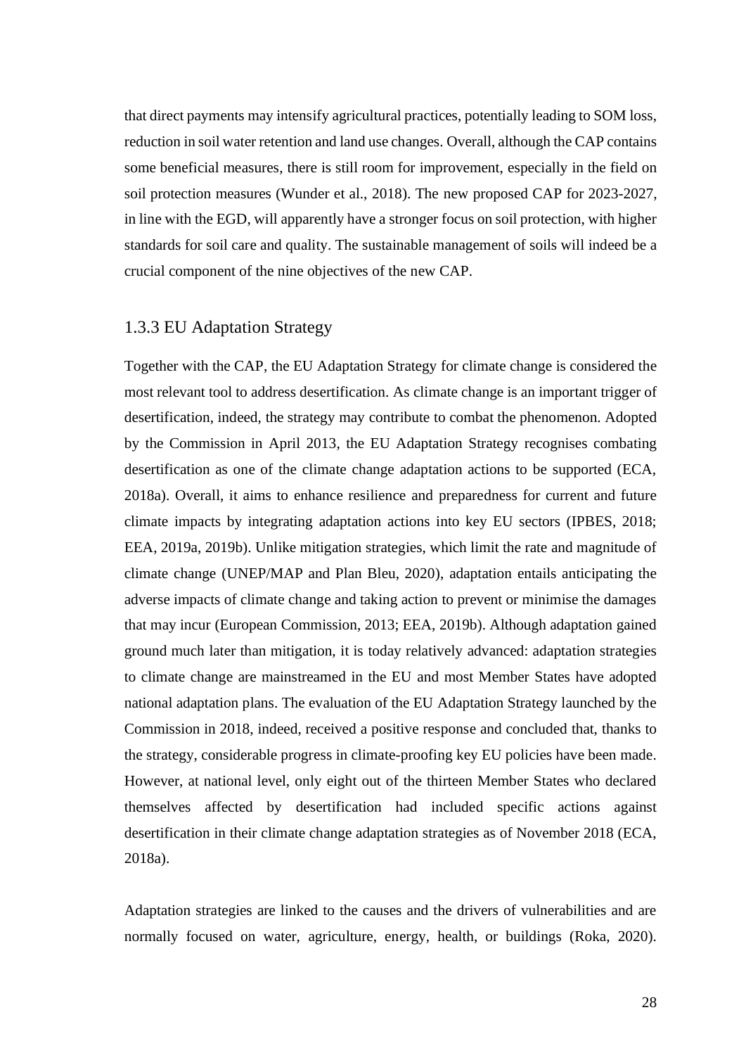that direct payments may intensify agricultural practices, potentially leading to SOM loss, reduction in soil water retention and land use changes. Overall, although the CAP contains some beneficial measures, there is still room for improvement, especially in the field on soil protection measures (Wunder et al., 2018). The new proposed CAP for 2023-2027, in line with the EGD, will apparently have a stronger focus on soil protection, with higher standards for soil care and quality. The sustainable management of soils will indeed be a crucial component of the nine objectives of the new CAP.

### 1.3.3 EU Adaptation Strategy

Together with the CAP, the EU Adaptation Strategy for climate change is considered the most relevant tool to address desertification. As climate change is an important trigger of desertification, indeed, the strategy may contribute to combat the phenomenon. Adopted by the Commission in April 2013, the EU Adaptation Strategy recognises combating desertification as one of the climate change adaptation actions to be supported (ECA, 2018a). Overall, it aims to enhance resilience and preparedness for current and future climate impacts by integrating adaptation actions into key EU sectors (IPBES, 2018; EEA, 2019a, 2019b). Unlike mitigation strategies, which limit the rate and magnitude of climate change (UNEP/MAP and Plan Bleu, 2020), adaptation entails anticipating the adverse impacts of climate change and taking action to prevent or minimise the damages that may incur (European Commission, 2013; EEA, 2019b). Although adaptation gained ground much later than mitigation, it is today relatively advanced: adaptation strategies to climate change are mainstreamed in the EU and most Member States have adopted national adaptation plans. The evaluation of the EU Adaptation Strategy launched by the Commission in 2018, indeed, received a positive response and concluded that, thanks to the strategy, considerable progress in climate-proofing key EU policies have been made. However, at national level, only eight out of the thirteen Member States who declared themselves affected by desertification had included specific actions against desertification in their climate change adaptation strategies as of November 2018 (ECA, 2018a).

Adaptation strategies are linked to the causes and the drivers of vulnerabilities and are normally focused on water, agriculture, energy, health, or buildings (Roka, 2020).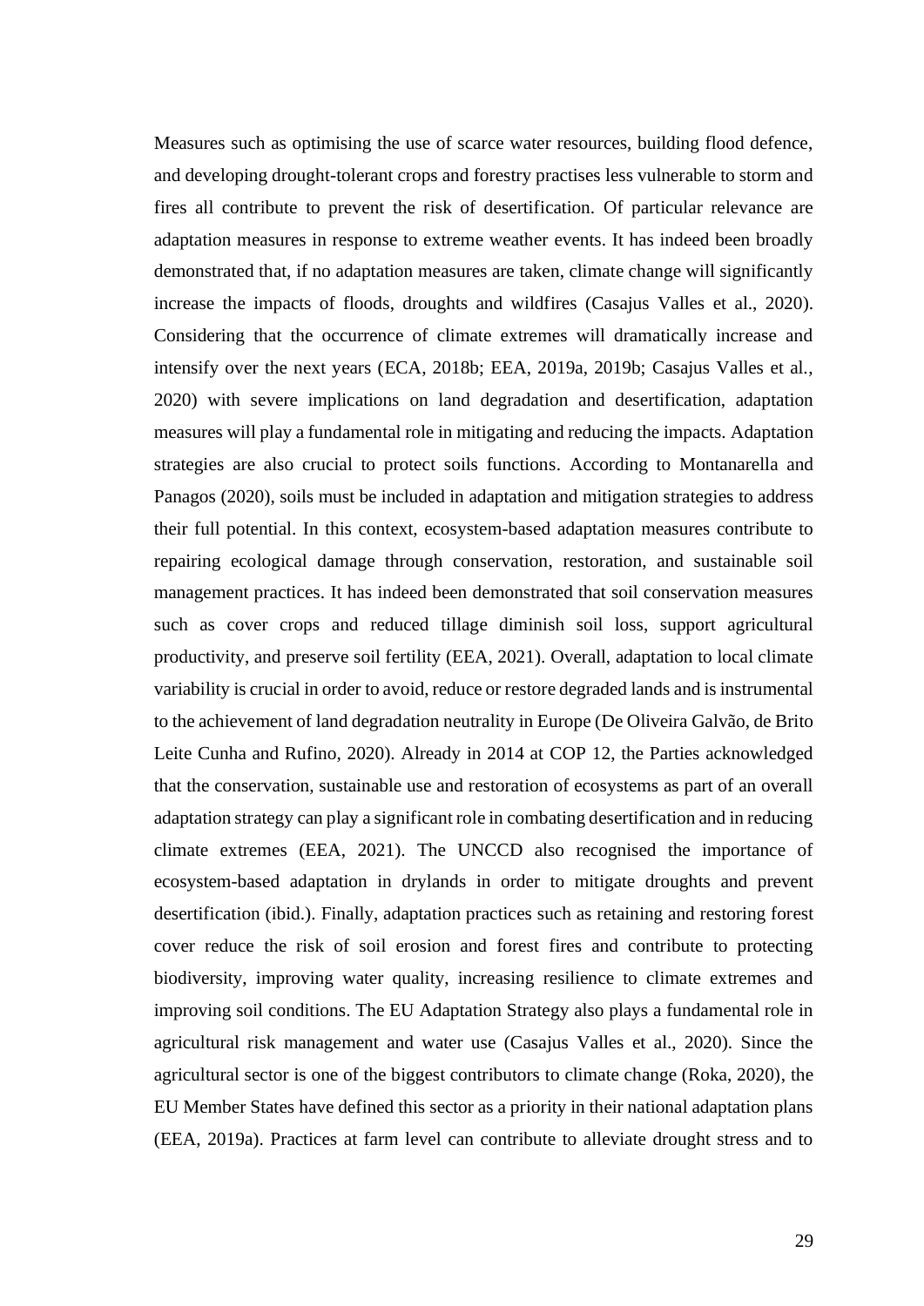Measures such as optimising the use of scarce water resources, building flood defence, and developing drought-tolerant crops and forestry practises less vulnerable to storm and fires all contribute to prevent the risk of desertification. Of particular relevance are adaptation measures in response to extreme weather events. It has indeed been broadly demonstrated that, if no adaptation measures are taken, climate change will significantly increase the impacts of floods, droughts and wildfires (Casajus Valles et al., 2020). Considering that the occurrence of climate extremes will dramatically increase and intensify over the next years (ECA, 2018b; EEA, 2019a, 2019b; Casajus Valles et al., 2020) with severe implications on land degradation and desertification, adaptation measures will play a fundamental role in mitigating and reducing the impacts. Adaptation strategies are also crucial to protect soils functions. According to Montanarella and Panagos (2020), soils must be included in adaptation and mitigation strategies to address their full potential. In this context, ecosystem-based adaptation measures contribute to repairing ecological damage through conservation, restoration, and sustainable soil management practices. It has indeed been demonstrated that soil conservation measures such as cover crops and reduced tillage diminish soil loss, support agricultural productivity, and preserve soil fertility (EEA, 2021). Overall, adaptation to local climate variability is crucial in order to avoid, reduce or restore degraded lands and is instrumental to the achievement of land degradation neutrality in Europe (De Oliveira Galvão, de Brito Leite Cunha and Rufino, 2020). Already in 2014 at COP 12, the Parties acknowledged that the conservation, sustainable use and restoration of ecosystems as part of an overall adaptation strategy can play a significant role in combating desertification and in reducing climate extremes (EEA, 2021). The UNCCD also recognised the importance of ecosystem-based adaptation in drylands in order to mitigate droughts and prevent desertification (ibid.). Finally, adaptation practices such as retaining and restoring forest cover reduce the risk of soil erosion and forest fires and contribute to protecting biodiversity, improving water quality, increasing resilience to climate extremes and improving soil conditions. The EU Adaptation Strategy also plays a fundamental role in agricultural risk management and water use (Casajus Valles et al., 2020). Since the agricultural sector is one of the biggest contributors to climate change (Roka, 2020), the EU Member States have defined this sector as a priority in their national adaptation plans (EEA, 2019a). Practices at farm level can contribute to alleviate drought stress and to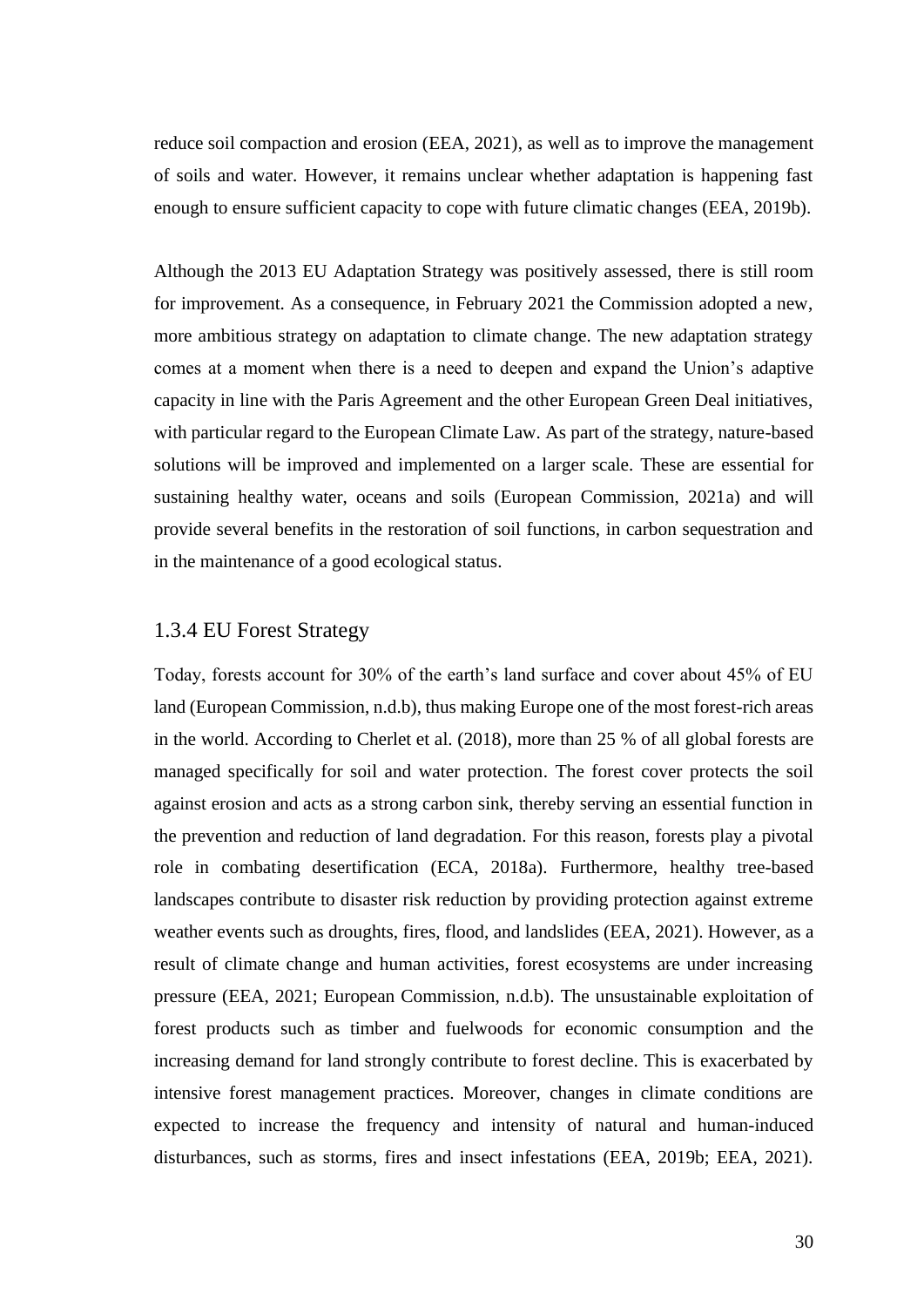reduce soil compaction and erosion (EEA, 2021), as well as to improve the management of soils and water. However, it remains unclear whether adaptation is happening fast enough to ensure sufficient capacity to cope with future climatic changes (EEA, 2019b).

Although the 2013 EU Adaptation Strategy was positively assessed, there is still room for improvement. As a consequence, in February 2021 the Commission adopted a new, more ambitious strategy on adaptation to climate change. The new adaptation strategy comes at a moment when there is a need to deepen and expand the Union's adaptive capacity in line with the Paris Agreement and the other European Green Deal initiatives, with particular regard to the European Climate Law. As part of the strategy, nature-based solutions will be improved and implemented on a larger scale. These are essential for sustaining healthy water, oceans and soils (European Commission, 2021a) and will provide several benefits in the restoration of soil functions, in carbon sequestration and in the maintenance of a good ecological status.

### 1.3.4 EU Forest Strategy

Today, forests account for 30% of the earth's land surface and cover about 45% of EU land (European Commission, n.d.b), thus making Europe one of the most forest-rich areas in the world. According to Cherlet et al. (2018), more than 25 % of all global forests are managed specifically for soil and water protection. The forest cover protects the soil against erosion and acts as a strong carbon sink, thereby serving an essential function in the prevention and reduction of land degradation. For this reason, forests play a pivotal role in combating desertification (ECA, 2018a). Furthermore, healthy tree-based landscapes contribute to disaster risk reduction by providing protection against extreme weather events such as droughts, fires, flood, and landslides (EEA, 2021). However, as a result of climate change and human activities, forest ecosystems are under increasing pressure (EEA, 2021; European Commission, n.d.b). The unsustainable exploitation of forest products such as timber and fuelwoods for economic consumption and the increasing demand for land strongly contribute to forest decline. This is exacerbated by intensive forest management practices. Moreover, changes in climate conditions are expected to increase the frequency and intensity of natural and human-induced disturbances, such as storms, fires and insect infestations (EEA, 2019b; EEA, 2021).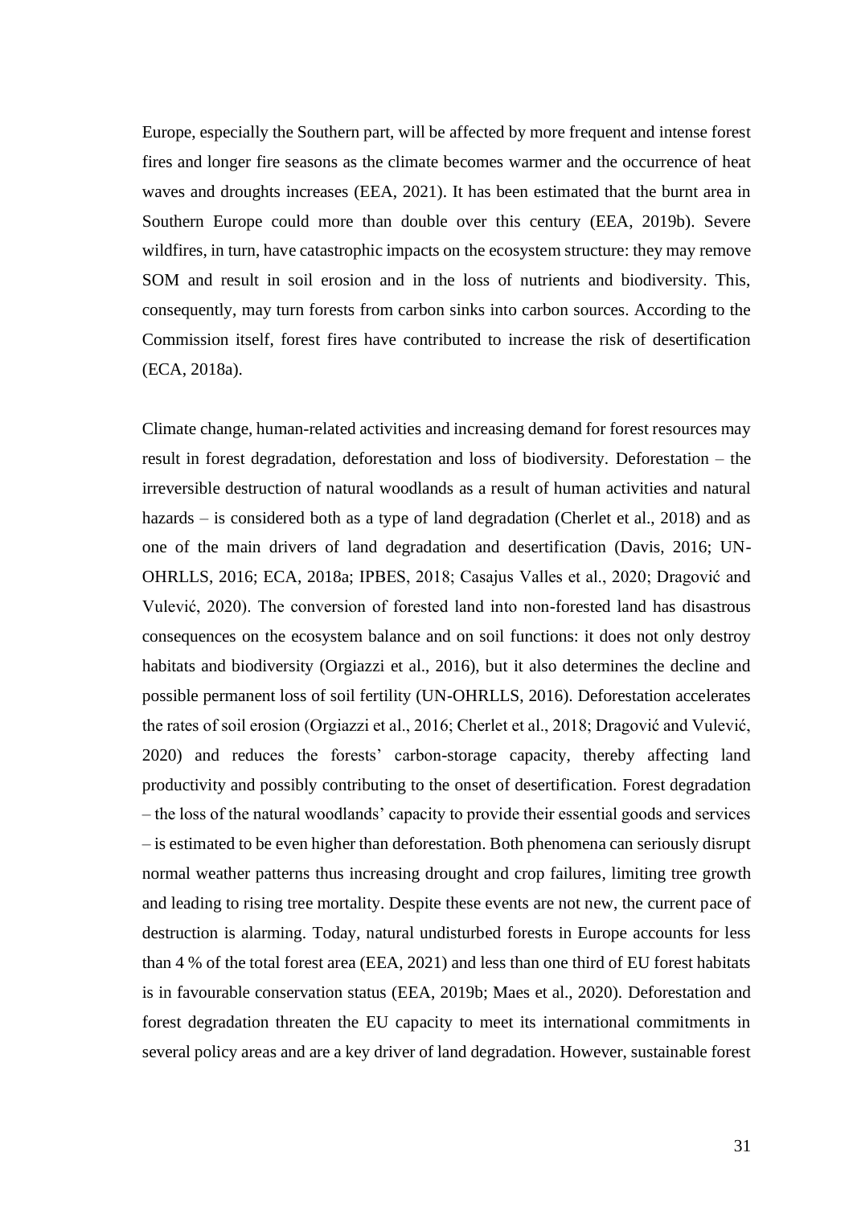Europe, especially the Southern part, will be affected by more frequent and intense forest fires and longer fire seasons as the climate becomes warmer and the occurrence of heat waves and droughts increases (EEA, 2021). It has been estimated that the burnt area in Southern Europe could more than double over this century (EEA, 2019b). Severe wildfires, in turn, have catastrophic impacts on the ecosystem structure: they may remove SOM and result in soil erosion and in the loss of nutrients and biodiversity. This, consequently, may turn forests from carbon sinks into carbon sources. According to the Commission itself, forest fires have contributed to increase the risk of desertification (ECA, 2018a).

Climate change, human-related activities and increasing demand for forest resources may result in forest degradation, deforestation and loss of biodiversity. Deforestation – the irreversible destruction of natural woodlands as a result of human activities and natural hazards – is considered both as a type of land degradation (Cherlet et al., 2018) and as one of the main drivers of land degradation and desertification (Davis, 2016; UN-OHRLLS, 2016; ECA, 2018a; IPBES, 2018; Casajus Valles et al., 2020; Dragović and Vulević, 2020). The conversion of forested land into non-forested land has disastrous consequences on the ecosystem balance and on soil functions: it does not only destroy habitats and biodiversity (Orgiazzi et al., 2016), but it also determines the decline and possible permanent loss of soil fertility (UN-OHRLLS, 2016). Deforestation accelerates the rates of soil erosion (Orgiazzi et al., 2016; Cherlet et al., 2018; Dragović and Vulević, 2020) and reduces the forests' carbon-storage capacity, thereby affecting land productivity and possibly contributing to the onset of desertification. Forest degradation – the loss of the natural woodlands' capacity to provide their essential goods and services – is estimated to be even higher than deforestation. Both phenomena can seriously disrupt normal weather patterns thus increasing drought and crop failures, limiting tree growth and leading to rising tree mortality. Despite these events are not new, the current pace of destruction is alarming. Today, natural undisturbed forests in Europe accounts for less than 4 % of the total forest area (EEA, 2021) and less than one third of EU forest habitats is in favourable conservation status (EEA, 2019b; Maes et al., 2020). Deforestation and forest degradation threaten the EU capacity to meet its international commitments in several policy areas and are a key driver of land degradation. However, sustainable forest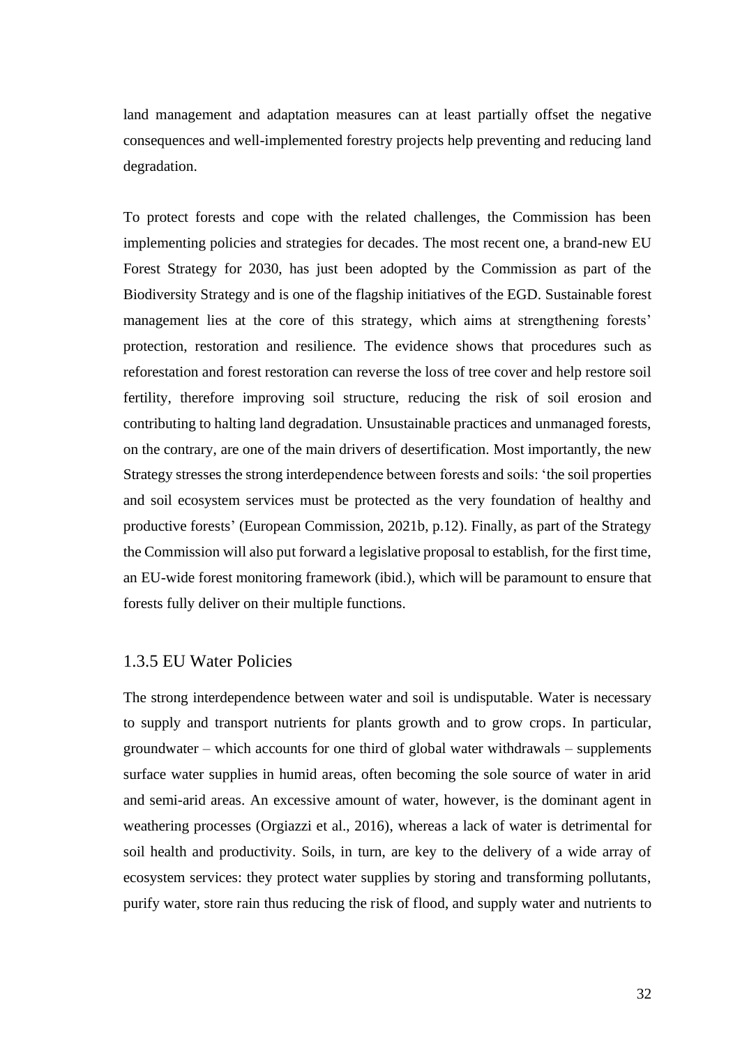land management and adaptation measures can at least partially offset the negative consequences and well-implemented forestry projects help preventing and reducing land degradation.

To protect forests and cope with the related challenges, the Commission has been implementing policies and strategies for decades. The most recent one, a brand-new EU Forest Strategy for 2030, has just been adopted by the Commission as part of the Biodiversity Strategy and is one of the flagship initiatives of the EGD. Sustainable forest management lies at the core of this strategy, which aims at strengthening forests' protection, restoration and resilience. The evidence shows that procedures such as reforestation and forest restoration can reverse the loss of tree cover and help restore soil fertility, therefore improving soil structure, reducing the risk of soil erosion and contributing to halting land degradation. Unsustainable practices and unmanaged forests, on the contrary, are one of the main drivers of desertification. Most importantly, the new Strategy stresses the strong interdependence between forests and soils: 'the soil properties and soil ecosystem services must be protected as the very foundation of healthy and productive forests' (European Commission, 2021b, p.12). Finally, as part of the Strategy the Commission will also put forward a legislative proposal to establish, for the first time, an EU-wide forest monitoring framework (ibid.), which will be paramount to ensure that forests fully deliver on their multiple functions.

### 1.3.5 EU Water Policies

The strong interdependence between water and soil is undisputable. Water is necessary to supply and transport nutrients for plants growth and to grow crops. In particular, groundwater – which accounts for one third of global water withdrawals – supplements surface water supplies in humid areas, often becoming the sole source of water in arid and semi-arid areas. An excessive amount of water, however, is the dominant agent in weathering processes (Orgiazzi et al., 2016), whereas a lack of water is detrimental for soil health and productivity. Soils, in turn, are key to the delivery of a wide array of ecosystem services: they protect water supplies by storing and transforming pollutants, purify water, store rain thus reducing the risk of flood, and supply water and nutrients to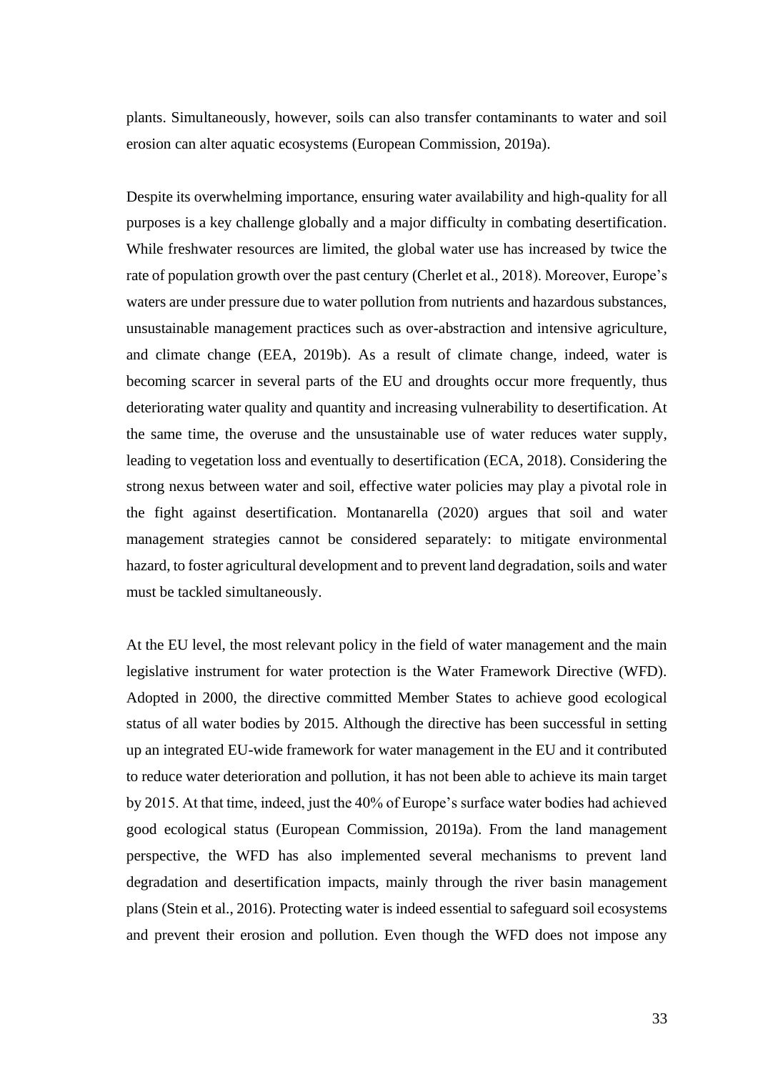plants. Simultaneously, however, soils can also transfer contaminants to water and soil erosion can alter aquatic ecosystems (European Commission, 2019a).

Despite its overwhelming importance, ensuring water availability and high-quality for all purposes is a key challenge globally and a major difficulty in combating desertification. While freshwater resources are limited, the global water use has increased by twice the rate of population growth over the past century (Cherlet et al., 2018). Moreover, Europe's waters are under pressure due to water pollution from nutrients and hazardous substances, unsustainable management practices such as over-abstraction and intensive agriculture, and climate change (EEA, 2019b). As a result of climate change, indeed, water is becoming scarcer in several parts of the EU and droughts occur more frequently, thus deteriorating water quality and quantity and increasing vulnerability to desertification. At the same time, the overuse and the unsustainable use of water reduces water supply, leading to vegetation loss and eventually to desertification (ECA, 2018). Considering the strong nexus between water and soil, effective water policies may play a pivotal role in the fight against desertification. Montanarella (2020) argues that soil and water management strategies cannot be considered separately: to mitigate environmental hazard, to foster agricultural development and to prevent land degradation, soils and water must be tackled simultaneously.

At the EU level, the most relevant policy in the field of water management and the main legislative instrument for water protection is the Water Framework Directive (WFD). Adopted in 2000, the directive committed Member States to achieve good ecological status of all water bodies by 2015. Although the directive has been successful in setting up an integrated EU-wide framework for water management in the EU and it contributed to reduce water deterioration and pollution, it has not been able to achieve its main target by 2015. At that time, indeed, just the 40% of Europe's surface water bodies had achieved good ecological status (European Commission, 2019a). From the land management perspective, the WFD has also implemented several mechanisms to prevent land degradation and desertification impacts, mainly through the river basin management plans (Stein et al., 2016). Protecting water is indeed essential to safeguard soil ecosystems and prevent their erosion and pollution. Even though the WFD does not impose any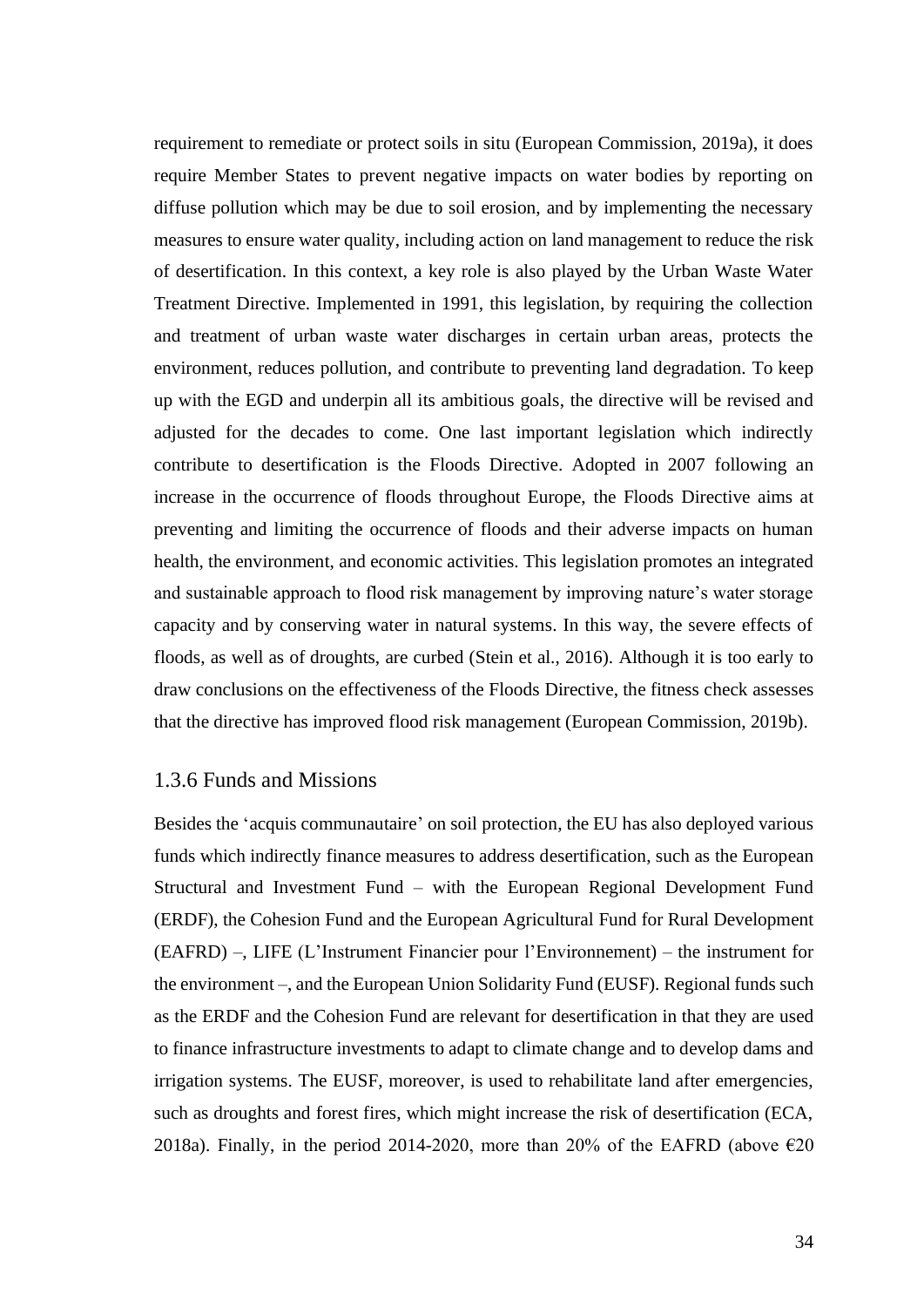requirement to remediate or protect soils in situ (European Commission, 2019a), it does require Member States to prevent negative impacts on water bodies by reporting on diffuse pollution which may be due to soil erosion, and by implementing the necessary measures to ensure water quality, including action on land management to reduce the risk of desertification. In this context, a key role is also played by the Urban Waste Water Treatment Directive. Implemented in 1991, this legislation, by requiring the collection and treatment of urban waste water discharges in certain urban areas, protects the environment, reduces pollution, and contribute to preventing land degradation. To keep up with the EGD and underpin all its ambitious goals, the directive will be revised and adjusted for the decades to come. One last important legislation which indirectly contribute to desertification is the Floods Directive. Adopted in 2007 following an increase in the occurrence of floods throughout Europe, the Floods Directive aims at preventing and limiting the occurrence of floods and their adverse impacts on human health, the environment, and economic activities. This legislation promotes an integrated and sustainable approach to flood risk management by improving nature's water storage capacity and by conserving water in natural systems. In this way, the severe effects of floods, as well as of droughts, are curbed (Stein et al., 2016). Although it is too early to draw conclusions on the effectiveness of the Floods Directive, the fitness check assesses that the directive has improved flood risk management (European Commission, 2019b).

### 1.3.6 Funds and Missions

Besides the 'acquis communautaire' on soil protection, the EU has also deployed various funds which indirectly finance measures to address desertification, such as the European Structural and Investment Fund – with the European Regional Development Fund (ERDF), the Cohesion Fund and the European Agricultural Fund for Rural Development (EAFRD) –, LIFE (L'Instrument Financier pour l'Environnement) – the instrument for the environment –, and the European Union Solidarity Fund (EUSF). Regional funds such as the ERDF and the Cohesion Fund are relevant for desertification in that they are used to finance infrastructure investments to adapt to climate change and to develop dams and irrigation systems. The EUSF, moreover, is used to rehabilitate land after emergencies, such as droughts and forest fires, which might increase the risk of desertification (ECA, 2018a). Finally, in the period 2014-2020, more than 20% of the EAFRD (above €20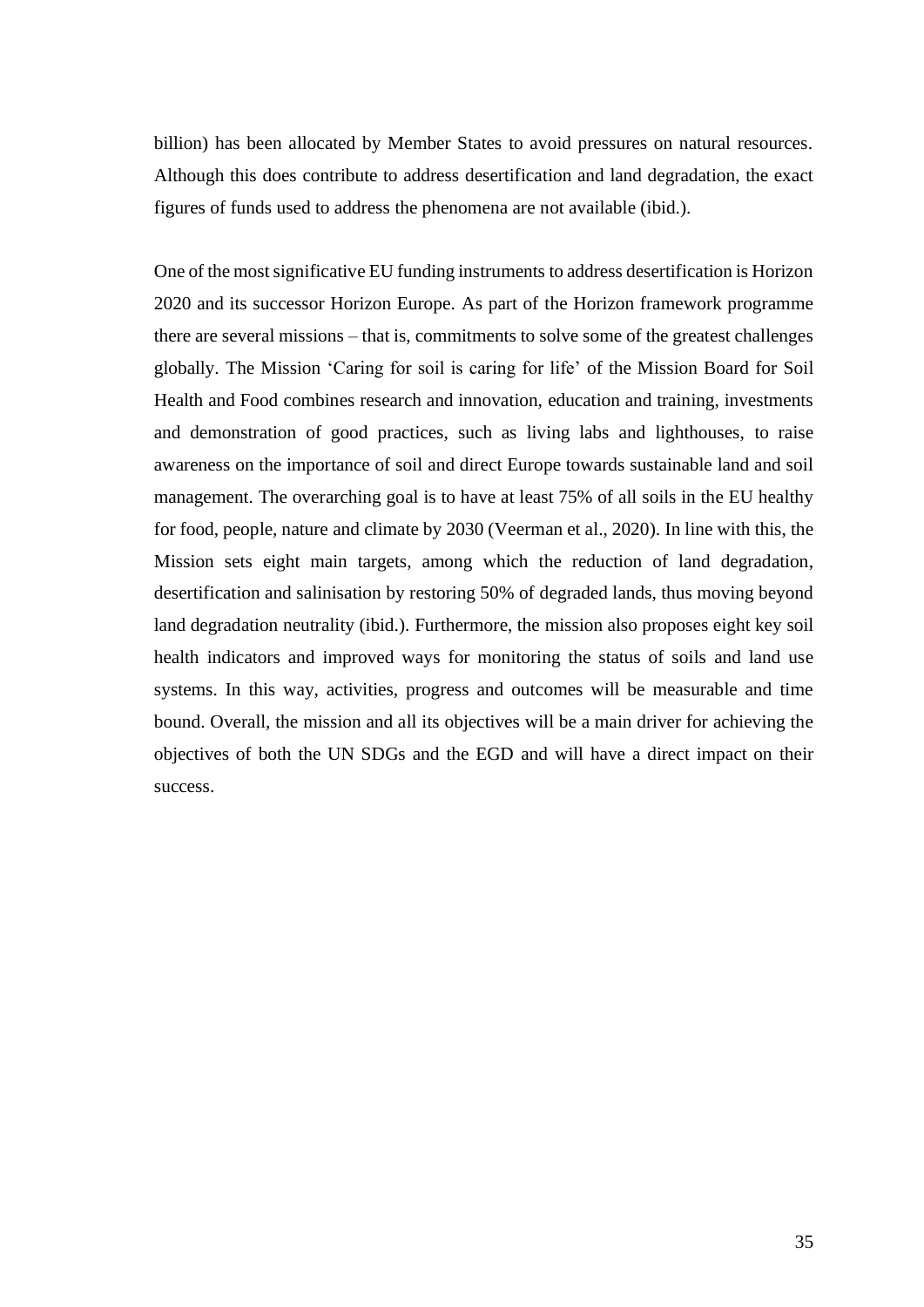billion) has been allocated by Member States to avoid pressures on natural resources. Although this does contribute to address desertification and land degradation, the exact figures of funds used to address the phenomena are not available (ibid.).

One of the most significative EU funding instruments to address desertification is Horizon 2020 and its successor Horizon Europe. As part of the Horizon framework programme there are several missions – that is, commitments to solve some of the greatest challenges globally. The Mission 'Caring for soil is caring for life' of the Mission Board for Soil Health and Food combines research and innovation, education and training, investments and demonstration of good practices, such as living labs and lighthouses, to raise awareness on the importance of soil and direct Europe towards sustainable land and soil management. The overarching goal is to have at least 75% of all soils in the EU healthy for food, people, nature and climate by 2030 (Veerman et al., 2020). In line with this, the Mission sets eight main targets, among which the reduction of land degradation, desertification and salinisation by restoring 50% of degraded lands, thus moving beyond land degradation neutrality (ibid.). Furthermore, the mission also proposes eight key soil health indicators and improved ways for monitoring the status of soils and land use systems. In this way, activities, progress and outcomes will be measurable and time bound. Overall, the mission and all its objectives will be a main driver for achieving the objectives of both the UN SDGs and the EGD and will have a direct impact on their success.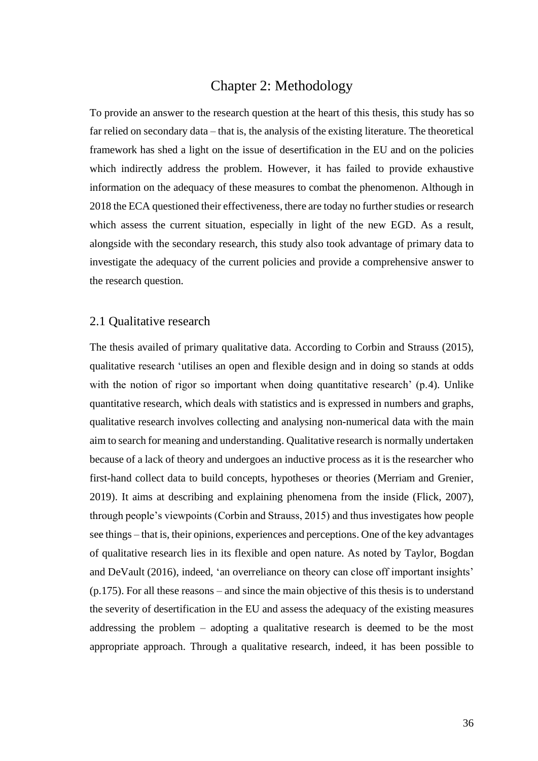# Chapter 2: Methodology

To provide an answer to the research question at the heart of this thesis, this study has so far relied on secondary data – that is, the analysis of the existing literature. The theoretical framework has shed a light on the issue of desertification in the EU and on the policies which indirectly address the problem. However, it has failed to provide exhaustive information on the adequacy of these measures to combat the phenomenon. Although in 2018 the ECA questioned their effectiveness, there are today no further studies or research which assess the current situation, especially in light of the new EGD. As a result, alongside with the secondary research, this study also took advantage of primary data to investigate the adequacy of the current policies and provide a comprehensive answer to the research question.

## 2.1 Qualitative research

The thesis availed of primary qualitative data. According to Corbin and Strauss (2015), qualitative research 'utilises an open and flexible design and in doing so stands at odds with the notion of rigor so important when doing quantitative research' (p.4). Unlike quantitative research, which deals with statistics and is expressed in numbers and graphs, qualitative research involves collecting and analysing non-numerical data with the main aim to search for meaning and understanding. Qualitative research is normally undertaken because of a lack of theory and undergoes an inductive process as it is the researcher who first-hand collect data to build concepts, hypotheses or theories (Merriam and Grenier, 2019). It aims at describing and explaining phenomena from the inside (Flick, 2007), through people's viewpoints (Corbin and Strauss, 2015) and thus investigates how people see things – that is, their opinions, experiences and perceptions. One of the key advantages of qualitative research lies in its flexible and open nature. As noted by Taylor, Bogdan and DeVault (2016), indeed, 'an overreliance on theory can close off important insights' (p.175). For all these reasons – and since the main objective of this thesis is to understand the severity of desertification in the EU and assess the adequacy of the existing measures addressing the problem – adopting a qualitative research is deemed to be the most appropriate approach. Through a qualitative research, indeed, it has been possible to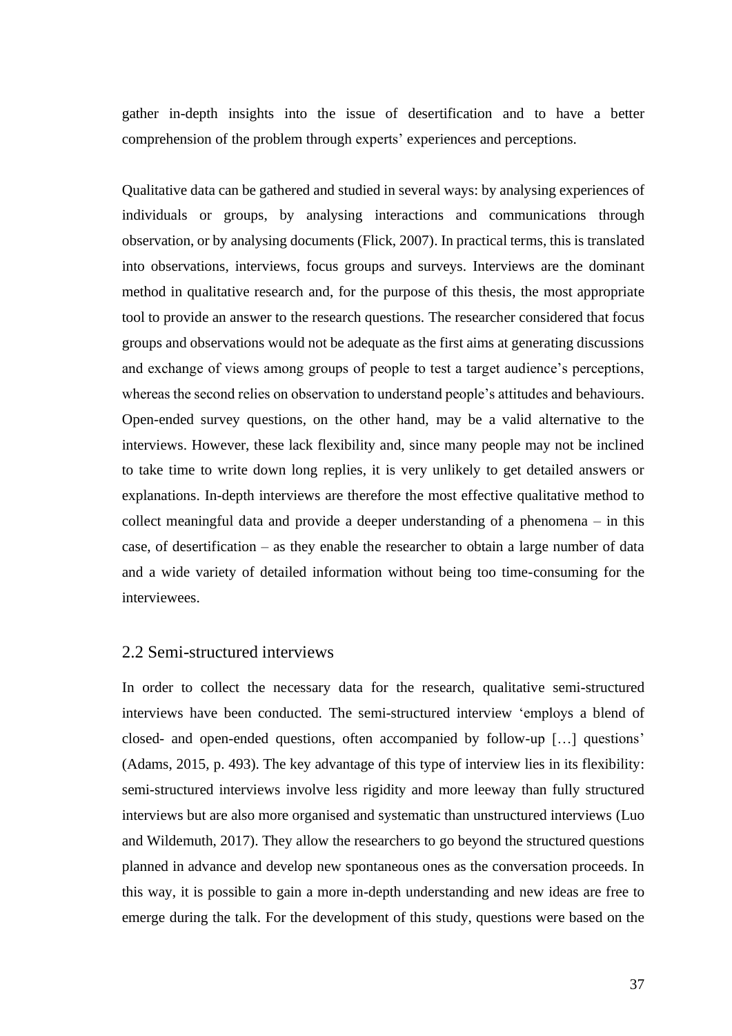gather in-depth insights into the issue of desertification and to have a better comprehension of the problem through experts' experiences and perceptions.

Qualitative data can be gathered and studied in several ways: by analysing experiences of individuals or groups, by analysing interactions and communications through observation, or by analysing documents (Flick, 2007). In practical terms, this is translated into observations, interviews, focus groups and surveys. Interviews are the dominant method in qualitative research and, for the purpose of this thesis, the most appropriate tool to provide an answer to the research questions. The researcher considered that focus groups and observations would not be adequate as the first aims at generating discussions and exchange of views among groups of people to test a target audience's perceptions, whereas the second relies on observation to understand people's attitudes and behaviours. Open-ended survey questions, on the other hand, may be a valid alternative to the interviews. However, these lack flexibility and, since many people may not be inclined to take time to write down long replies, it is very unlikely to get detailed answers or explanations. In-depth interviews are therefore the most effective qualitative method to collect meaningful data and provide a deeper understanding of a phenomena – in this case, of desertification – as they enable the researcher to obtain a large number of data and a wide variety of detailed information without being too time-consuming for the interviewees.

## 2.2 Semi-structured interviews

In order to collect the necessary data for the research, qualitative semi-structured interviews have been conducted. The semi-structured interview 'employs a blend of closed- and open-ended questions, often accompanied by follow-up […] questions' (Adams, 2015, p. 493). The key advantage of this type of interview lies in its flexibility: semi-structured interviews involve less rigidity and more leeway than fully structured interviews but are also more organised and systematic than unstructured interviews (Luo and Wildemuth, 2017). They allow the researchers to go beyond the structured questions planned in advance and develop new spontaneous ones as the conversation proceeds. In this way, it is possible to gain a more in-depth understanding and new ideas are free to emerge during the talk. For the development of this study, questions were based on the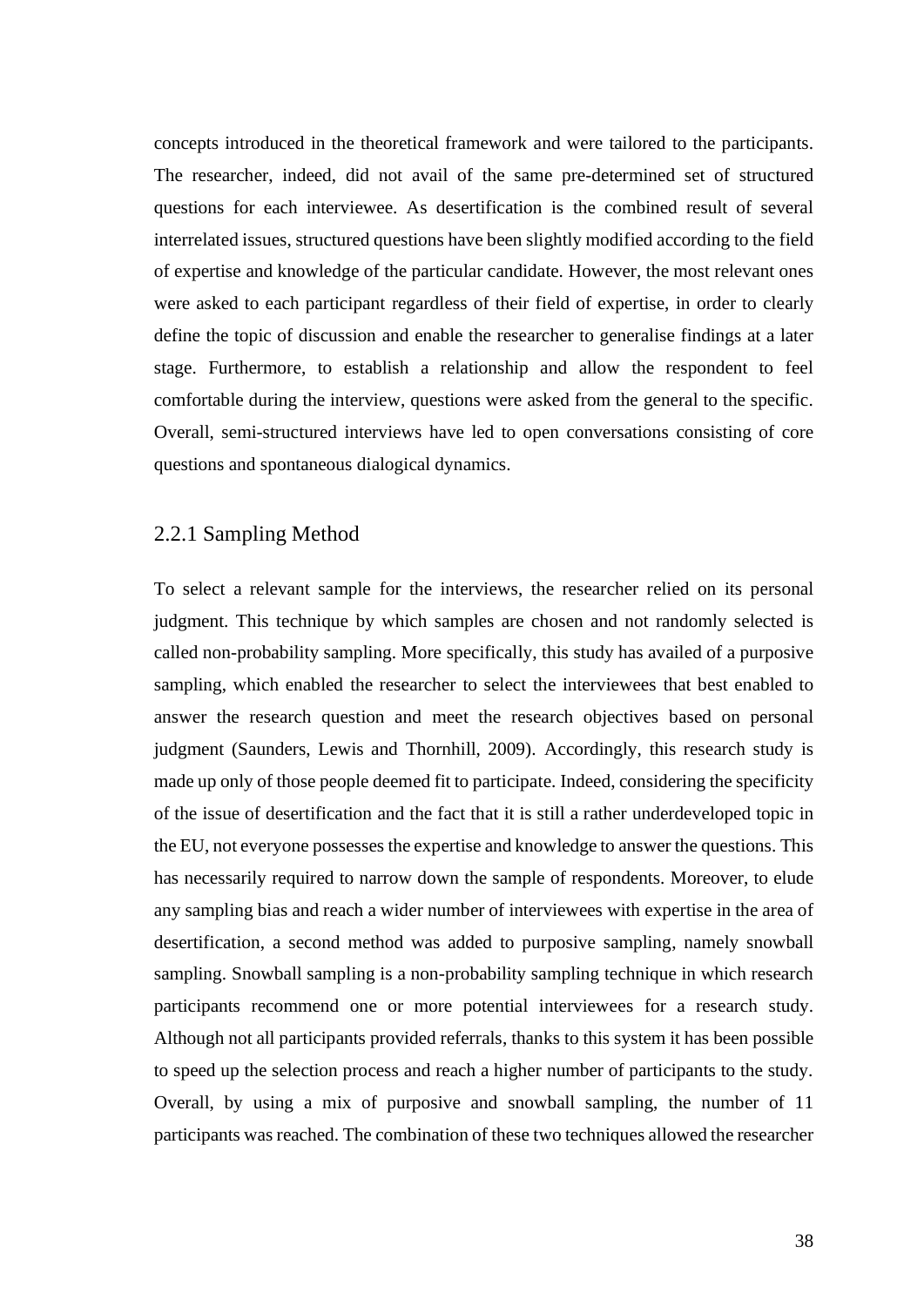concepts introduced in the theoretical framework and were tailored to the participants. The researcher, indeed, did not avail of the same pre-determined set of structured questions for each interviewee. As desertification is the combined result of several interrelated issues, structured questions have been slightly modified according to the field of expertise and knowledge of the particular candidate. However, the most relevant ones were asked to each participant regardless of their field of expertise, in order to clearly define the topic of discussion and enable the researcher to generalise findings at a later stage. Furthermore, to establish a relationship and allow the respondent to feel comfortable during the interview, questions were asked from the general to the specific. Overall, semi-structured interviews have led to open conversations consisting of core questions and spontaneous dialogical dynamics.

### 2.2.1 Sampling Method

To select a relevant sample for the interviews, the researcher relied on its personal judgment. This technique by which samples are chosen and not randomly selected is called non-probability sampling. More specifically, this study has availed of a purposive sampling, which enabled the researcher to select the interviewees that best enabled to answer the research question and meet the research objectives based on personal judgment (Saunders, Lewis and Thornhill, 2009). Accordingly, this research study is made up only of those people deemed fit to participate. Indeed, considering the specificity of the issue of desertification and the fact that it is still a rather underdeveloped topic in the EU, not everyone possesses the expertise and knowledge to answer the questions. This has necessarily required to narrow down the sample of respondents. Moreover, to elude any sampling bias and reach a wider number of interviewees with expertise in the area of desertification, a second method was added to purposive sampling, namely snowball sampling. Snowball sampling is a non-probability sampling technique in which research participants recommend one or more potential interviewees for a research study. Although not all participants provided referrals, thanks to this system it has been possible to speed up the selection process and reach a higher number of participants to the study. Overall, by using a mix of purposive and snowball sampling, the number of 11 participants was reached. The combination of these two techniques allowed the researcher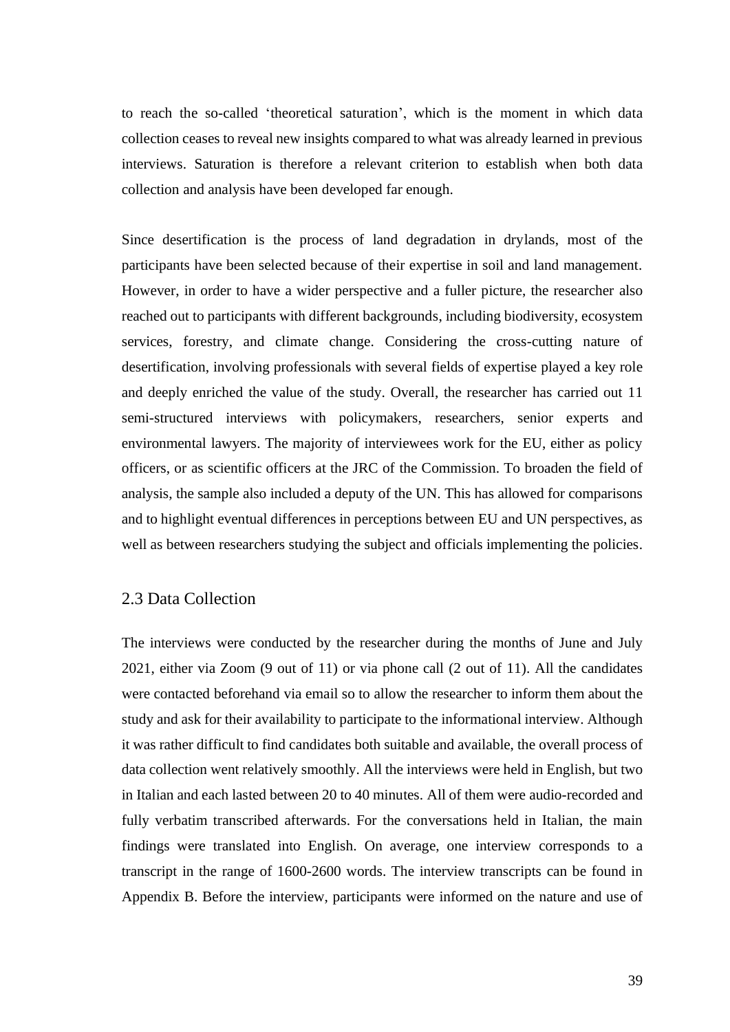to reach the so-called 'theoretical saturation', which is the moment in which data collection ceases to reveal new insights compared to what was already learned in previous interviews. Saturation is therefore a relevant criterion to establish when both data collection and analysis have been developed far enough.

Since desertification is the process of land degradation in drylands, most of the participants have been selected because of their expertise in soil and land management. However, in order to have a wider perspective and a fuller picture, the researcher also reached out to participants with different backgrounds, including biodiversity, ecosystem services, forestry, and climate change. Considering the cross-cutting nature of desertification, involving professionals with several fields of expertise played a key role and deeply enriched the value of the study. Overall, the researcher has carried out 11 semi-structured interviews with policymakers, researchers, senior experts and environmental lawyers. The majority of interviewees work for the EU, either as policy officers, or as scientific officers at the JRC of the Commission. To broaden the field of analysis, the sample also included a deputy of the UN. This has allowed for comparisons and to highlight eventual differences in perceptions between EU and UN perspectives, as well as between researchers studying the subject and officials implementing the policies.

## 2.3 Data Collection

The interviews were conducted by the researcher during the months of June and July 2021, either via Zoom (9 out of 11) or via phone call (2 out of 11). All the candidates were contacted beforehand via email so to allow the researcher to inform them about the study and ask for their availability to participate to the informational interview. Although it was rather difficult to find candidates both suitable and available, the overall process of data collection went relatively smoothly. All the interviews were held in English, but two in Italian and each lasted between 20 to 40 minutes. All of them were audio-recorded and fully verbatim transcribed afterwards. For the conversations held in Italian, the main findings were translated into English. On average, one interview corresponds to a transcript in the range of 1600-2600 words. The interview transcripts can be found in Appendix B. Before the interview, participants were informed on the nature and use of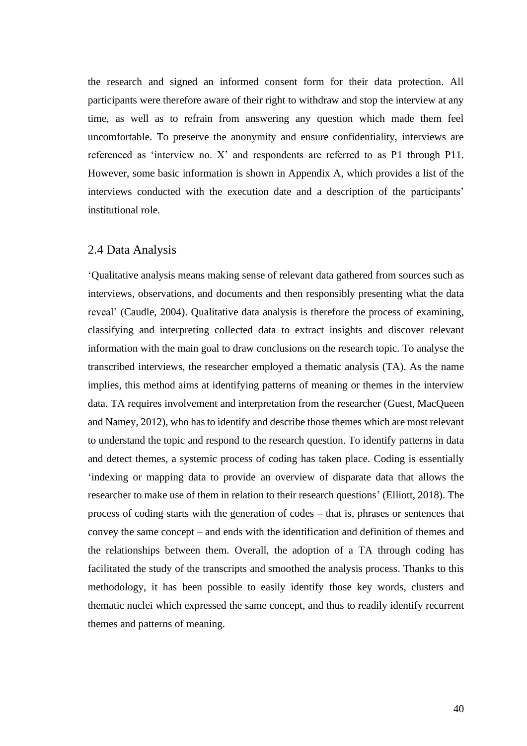the research and signed an informed consent form for their data protection. All participants were therefore aware of their right to withdraw and stop the interview at any time, as well as to refrain from answering any question which made them feel uncomfortable. To preserve the anonymity and ensure confidentiality, interviews are referenced as 'interview no. X' and respondents are referred to as P1 through P11. However, some basic information is shown in Appendix A, which provides a list of the interviews conducted with the execution date and a description of the participants' institutional role.

## 2.4 Data Analysis

'Qualitative analysis means making sense of relevant data gathered from sources such as interviews, observations, and documents and then responsibly presenting what the data reveal' (Caudle, 2004). Qualitative data analysis is therefore the process of examining, classifying and interpreting collected data to extract insights and discover relevant information with the main goal to draw conclusions on the research topic. To analyse the transcribed interviews, the researcher employed a thematic analysis (TA). As the name implies, this method aims at identifying patterns of meaning or themes in the interview data. TA requires involvement and interpretation from the researcher (Guest, MacQueen and Namey, 2012), who has to identify and describe those themes which are most relevant to understand the topic and respond to the research question. To identify patterns in data and detect themes, a systemic process of coding has taken place. Coding is essentially 'indexing or mapping data to provide an overview of disparate data that allows the researcher to make use of them in relation to their research questions' (Elliott, 2018). The process of coding starts with the generation of codes – that is, phrases or sentences that convey the same concept – and ends with the identification and definition of themes and the relationships between them. Overall, the adoption of a TA through coding has facilitated the study of the transcripts and smoothed the analysis process. Thanks to this methodology, it has been possible to easily identify those key words, clusters and thematic nuclei which expressed the same concept, and thus to readily identify recurrent themes and patterns of meaning.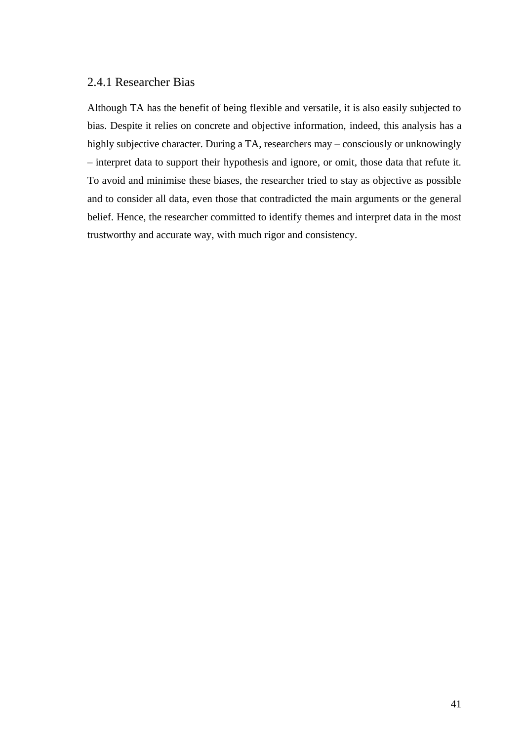### 2.4.1 Researcher Bias

Although TA has the benefit of being flexible and versatile, it is also easily subjected to bias. Despite it relies on concrete and objective information, indeed, this analysis has a highly subjective character. During a TA, researchers may – consciously or unknowingly – interpret data to support their hypothesis and ignore, or omit, those data that refute it. To avoid and minimise these biases, the researcher tried to stay as objective as possible and to consider all data, even those that contradicted the main arguments or the general belief. Hence, the researcher committed to identify themes and interpret data in the most trustworthy and accurate way, with much rigor and consistency.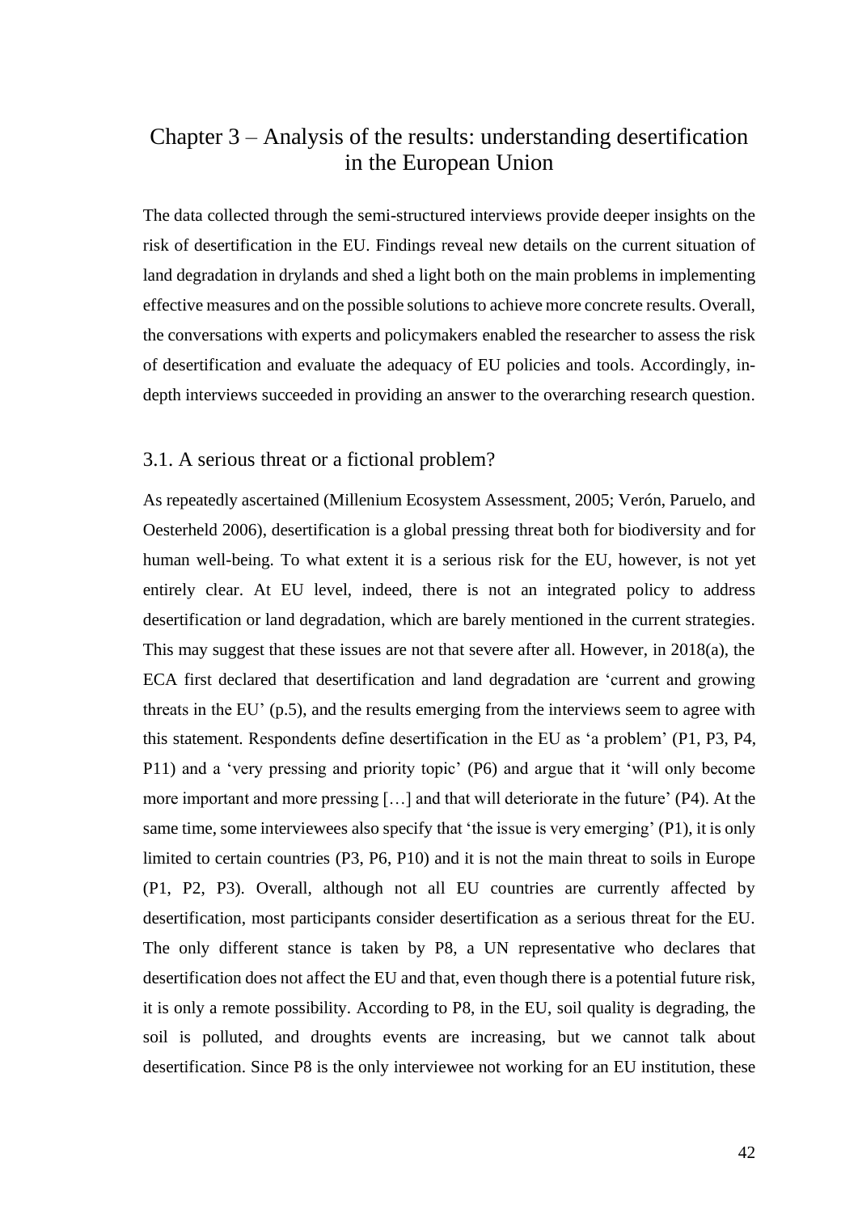# Chapter 3 – Analysis of the results: understanding desertification in the European Union

The data collected through the semi-structured interviews provide deeper insights on the risk of desertification in the EU. Findings reveal new details on the current situation of land degradation in drylands and shed a light both on the main problems in implementing effective measures and on the possible solutions to achieve more concrete results. Overall, the conversations with experts and policymakers enabled the researcher to assess the risk of desertification and evaluate the adequacy of EU policies and tools. Accordingly, in-depth interviews succeeded in providing an answer to the overarching research question.

## 3.1. A serious threat or a fictional problem?

As repeatedly ascertained (Millenium Ecosystem Assessment, 2005; Verón, Paruelo, and Oesterheld 2006), desertification is a global pressing threat both for biodiversity and for human well-being. To what extent it is a serious risk for the EU, however, is not yet entirely clear. At EU level, indeed, there is not an integrated policy to address desertification or land degradation, which are barely mentioned in the current strategies. This may suggest that these issues are not that severe after all. However, in 2018(a), the ECA first declared that desertification and land degradation are 'current and growing threats in the EU' (p.5), and the results emerging from the interviews seem to agree with this statement. Respondents define desertification in the EU as 'a problem' (P1, P3, P4, P11) and a 'very pressing and priority topic' (P6) and argue that it 'will only become more important and more pressing […] and that will deteriorate in the future' (P4). At the same time, some interviewees also specify that 'the issue is very emerging' (P1), it is only limited to certain countries (P3, P6, P10) and it is not the main threat to soils in Europe (P1, P2, P3). Overall, although not all EU countries are currently affected by desertification, most participants consider desertification as a serious threat for the EU. The only different stance is taken by P8, a UN representative who declares that desertification does not affect the EU and that, even though there is a potential future risk, it is only a remote possibility. According to P8, in the EU, soil quality is degrading, the soil is polluted, and droughts events are increasing, but we cannot talk about desertification. Since P8 is the only interviewee not working for an EU institution, these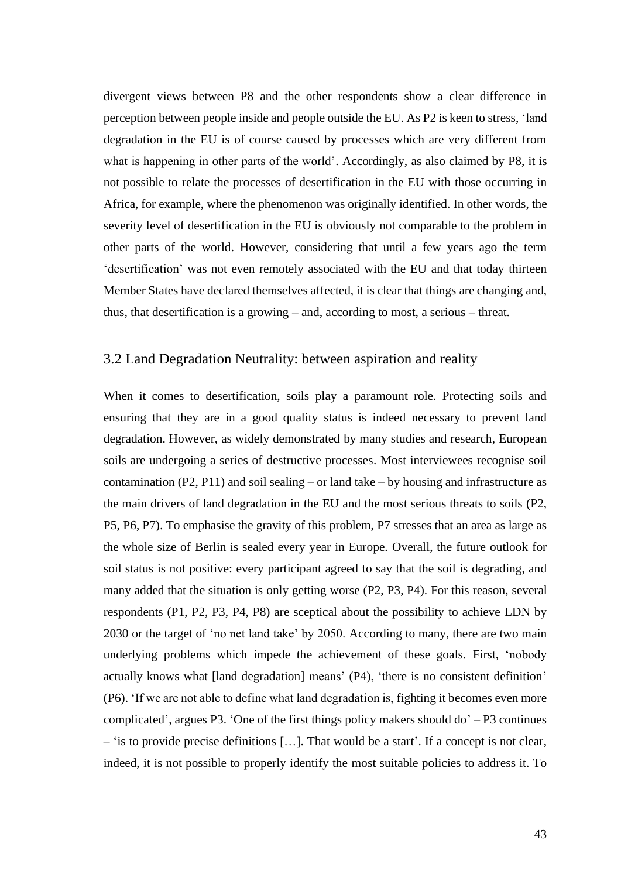divergent views between P8 and the other respondents show a clear difference in perception between people inside and people outside the EU. As P2 is keen to stress, 'land degradation in the EU is of course caused by processes which are very different from what is happening in other parts of the world'. Accordingly, as also claimed by P8, it is not possible to relate the processes of desertification in the EU with those occurring in Africa, for example, where the phenomenon was originally identified. In other words, the severity level of desertification in the EU is obviously not comparable to the problem in other parts of the world. However, considering that until a few years ago the term 'desertification' was not even remotely associated with the EU and that today thirteen Member States have declared themselves affected, it is clear that things are changing and, thus, that desertification is a growing – and, according to most, a serious – threat.

## 3.2 Land Degradation Neutrality: between aspiration and reality

When it comes to desertification, soils play a paramount role. Protecting soils and ensuring that they are in a good quality status is indeed necessary to prevent land degradation. However, as widely demonstrated by many studies and research, European soils are undergoing a series of destructive processes. Most interviewees recognise soil contamination (P2, P11) and soil sealing – or land take – by housing and infrastructure as the main drivers of land degradation in the EU and the most serious threats to soils (P2, P5, P6, P7). To emphasise the gravity of this problem, P7 stresses that an area as large as the whole size of Berlin is sealed every year in Europe. Overall, the future outlook for soil status is not positive: every participant agreed to say that the soil is degrading, and many added that the situation is only getting worse (P2, P3, P4). For this reason, several respondents (P1, P2, P3, P4, P8) are sceptical about the possibility to achieve LDN by 2030 or the target of 'no net land take' by 2050. According to many, there are two main underlying problems which impede the achievement of these goals. First, 'nobody actually knows what [land degradation] means' (P4), 'there is no consistent definition' (P6). 'If we are not able to define what land degradation is, fighting it becomes even more complicated', argues P3. 'One of the first things policy makers should do' – P3 continues – 'is to provide precise definitions […]. That would be a start'. If a concept is not clear, indeed, it is not possible to properly identify the most suitable policies to address it. To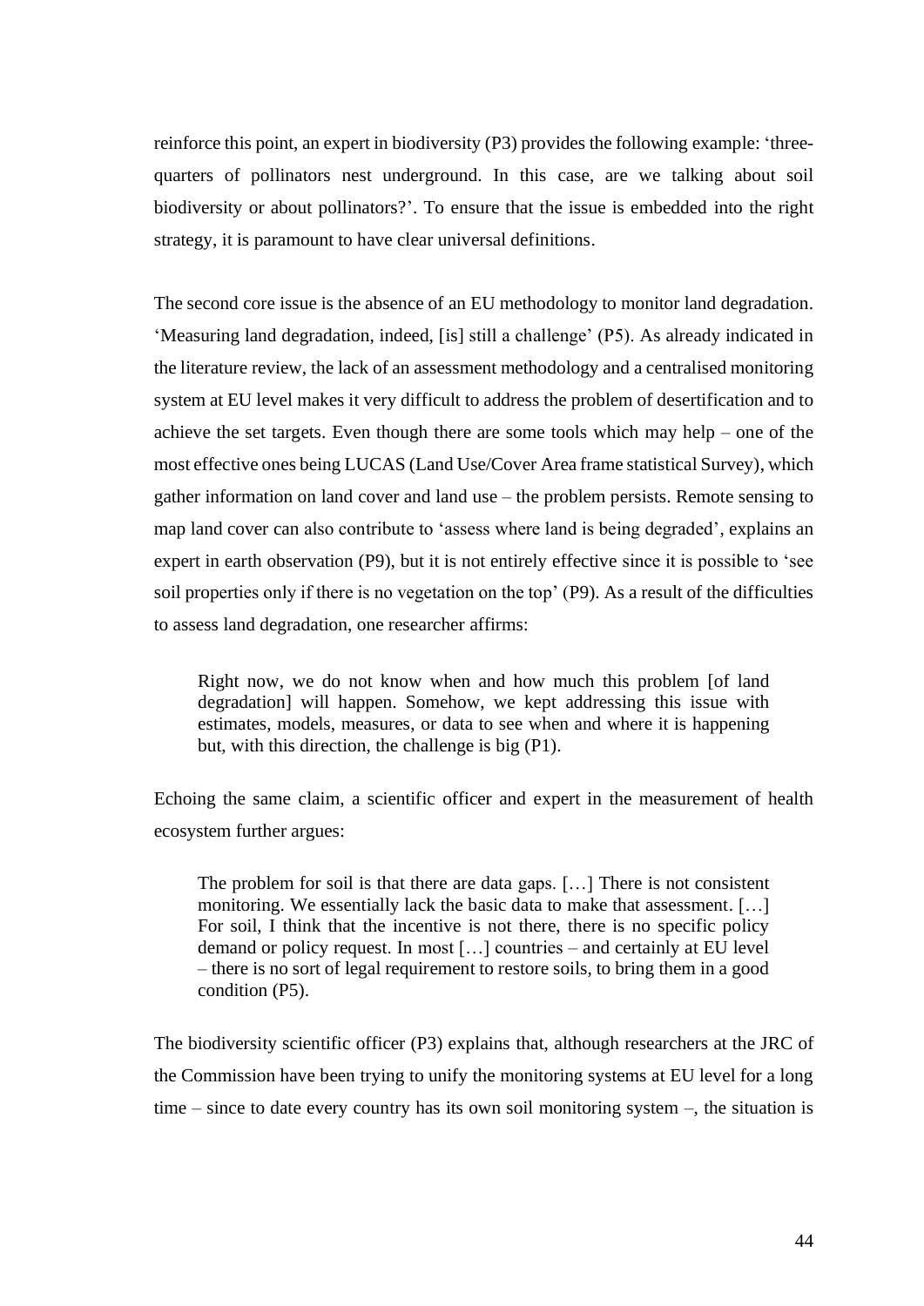reinforce this point, an expert in biodiversity (P3) provides the following example: 'three-quarters of pollinators nest underground. In this case, are we talking about soil biodiversity or about pollinators?'. To ensure that the issue is embedded into the right strategy, it is paramount to have clear universal definitions.

The second core issue is the absence of an EU methodology to monitor land degradation. 'Measuring land degradation, indeed, [is] still a challenge' (P5). As already indicated in the literature review, the lack of an assessment methodology and a centralised monitoring system at EU level makes it very difficult to address the problem of desertification and to achieve the set targets. Even though there are some tools which may help – one of the most effective ones being LUCAS (Land Use/Cover Area frame statistical Survey), which gather information on land cover and land use – the problem persists. Remote sensing to map land cover can also contribute to 'assess where land is being degraded', explains an expert in earth observation (P9), but it is not entirely effective since it is possible to 'see soil properties only if there is no vegetation on the top' (P9). As a result of the difficulties to assess land degradation, one researcher affirms:

> Right now, we do not know when and how much this problem [of land degradation] will happen. Somehow, we kept addressing this issue with estimates, models, measures, or data to see when and where it is happening but, with this direction, the challenge is big (P1).

Echoing the same claim, a scientific officer and expert in the measurement of health ecosystem further argues:

> The problem for soil is that there are data gaps. […] There is not consistent monitoring. We essentially lack the basic data to make that assessment. […] For soil, I think that the incentive is not there, there is no specific policy demand or policy request. In most […] countries – and certainly at EU level – there is no sort of legal requirement to restore soils, to bring them in a good condition (P5).

The biodiversity scientific officer (P3) explains that, although researchers at the JRC of the Commission have been trying to unify the monitoring systems at EU level for a long time – since to date every country has its own soil monitoring system –, the situation is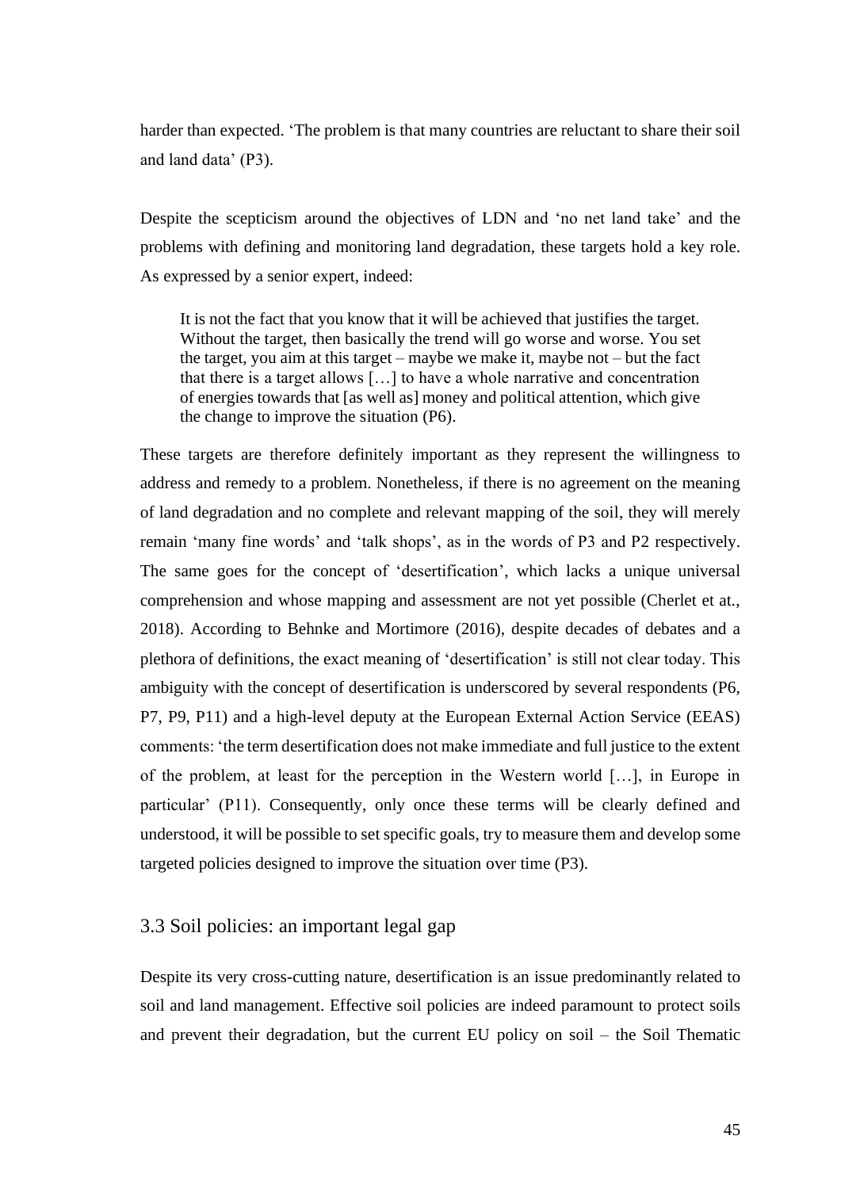harder than expected. 'The problem is that many countries are reluctant to share their soil and land data' (P3).

Despite the scepticism around the objectives of LDN and 'no net land take' and the problems with defining and monitoring land degradation, these targets hold a key role. As expressed by a senior expert, indeed:

> It is not the fact that you know that it will be achieved that justifies the target. Without the target, then basically the trend will go worse and worse. You set the target, you aim at this target – maybe we make it, maybe not – but the fact that there is a target allows […] to have a whole narrative and concentration of energies towards that [as well as] money and political attention, which give the change to improve the situation (P6).

These targets are therefore definitely important as they represent the willingness to address and remedy to a problem. Nonetheless, if there is no agreement on the meaning of land degradation and no complete and relevant mapping of the soil, they will merely remain 'many fine words' and 'talk shops', as in the words of P3 and P2 respectively. The same goes for the concept of 'desertification', which lacks a unique universal comprehension and whose mapping and assessment are not yet possible (Cherlet et at., 2018). According to Behnke and Mortimore (2016), despite decades of debates and a plethora of definitions, the exact meaning of 'desertification' is still not clear today. This ambiguity with the concept of desertification is underscored by several respondents (P6, P7, P9, P11) and a high-level deputy at the European External Action Service (EEAS) comments: 'the term desertification does not make immediate and full justice to the extent of the problem, at least for the perception in the Western world […], in Europe in particular' (P11). Consequently, only once these terms will be clearly defined and understood, it will be possible to set specific goals, try to measure them and develop some targeted policies designed to improve the situation over time (P3).

## 3.3 Soil policies: an important legal gap

Despite its very cross-cutting nature, desertification is an issue predominantly related to soil and land management. Effective soil policies are indeed paramount to protect soils and prevent their degradation, but the current EU policy on soil – the Soil Thematic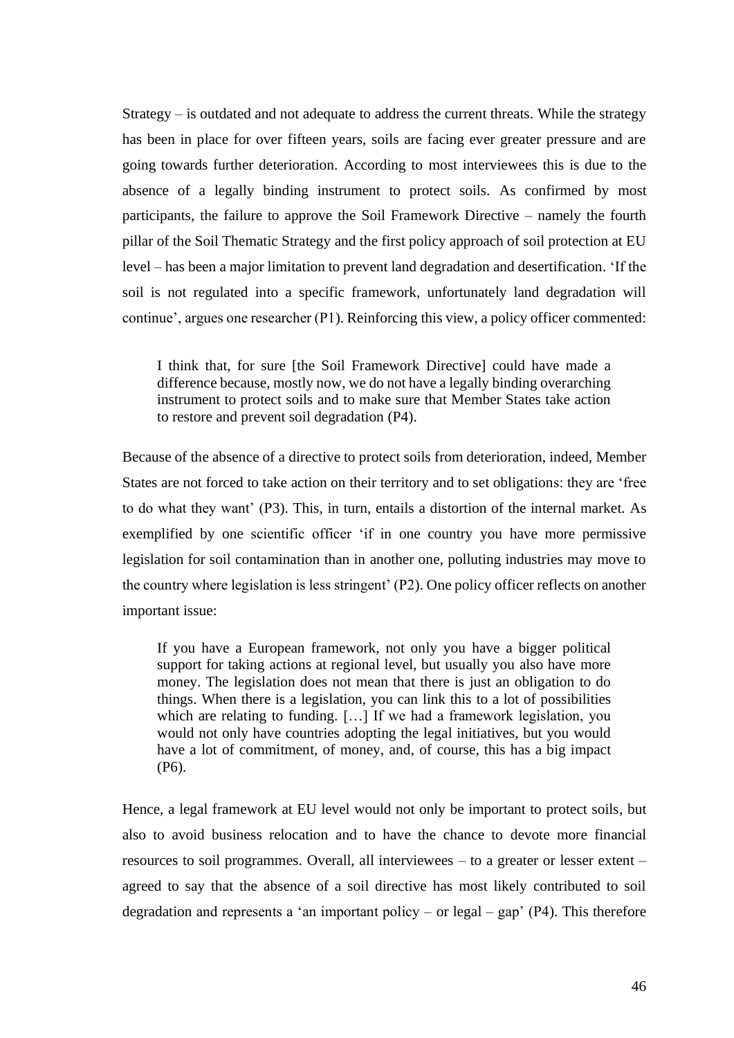Strategy – is outdated and not adequate to address the current threats. While the strategy has been in place for over fifteen years, soils are facing ever greater pressure and are going towards further deterioration. According to most interviewees this is due to the absence of a legally binding instrument to protect soils. As confirmed by most participants, the failure to approve the Soil Framework Directive – namely the fourth pillar of the Soil Thematic Strategy and the first policy approach of soil protection at EU level – has been a major limitation to prevent land degradation and desertification. 'If the soil is not regulated into a specific framework, unfortunately land degradation will continue', argues one researcher (P1). Reinforcing this view, a policy officer commented:

> I think that, for sure [the Soil Framework Directive] could have made a difference because, mostly now, we do not have a legally binding overarching instrument to protect soils and to make sure that Member States take action to restore and prevent soil degradation (P4).

Because of the absence of a directive to protect soils from deterioration, indeed, Member States are not forced to take action on their territory and to set obligations: they are 'free to do what they want' (P3). This, in turn, entails a distortion of the internal market. As exemplified by one scientific officer 'if in one country you have more permissive legislation for soil contamination than in another one, polluting industries may move to the country where legislation is less stringent' (P2). One policy officer reflects on another important issue:

> If you have a European framework, not only you have a bigger political support for taking actions at regional level, but usually you also have more money. The legislation does not mean that there is just an obligation to do things. When there is a legislation, you can link this to a lot of possibilities which are relating to funding. […] If we had a framework legislation, you would not only have countries adopting the legal initiatives, but you would have a lot of commitment, of money, and, of course, this has a big impact (P6).

Hence, a legal framework at EU level would not only be important to protect soils, but also to avoid business relocation and to have the chance to devote more financial resources to soil programmes. Overall, all interviewees – to a greater or lesser extent – agreed to say that the absence of a soil directive has most likely contributed to soil degradation and represents a 'an important policy – or legal – gap' (P4). This therefore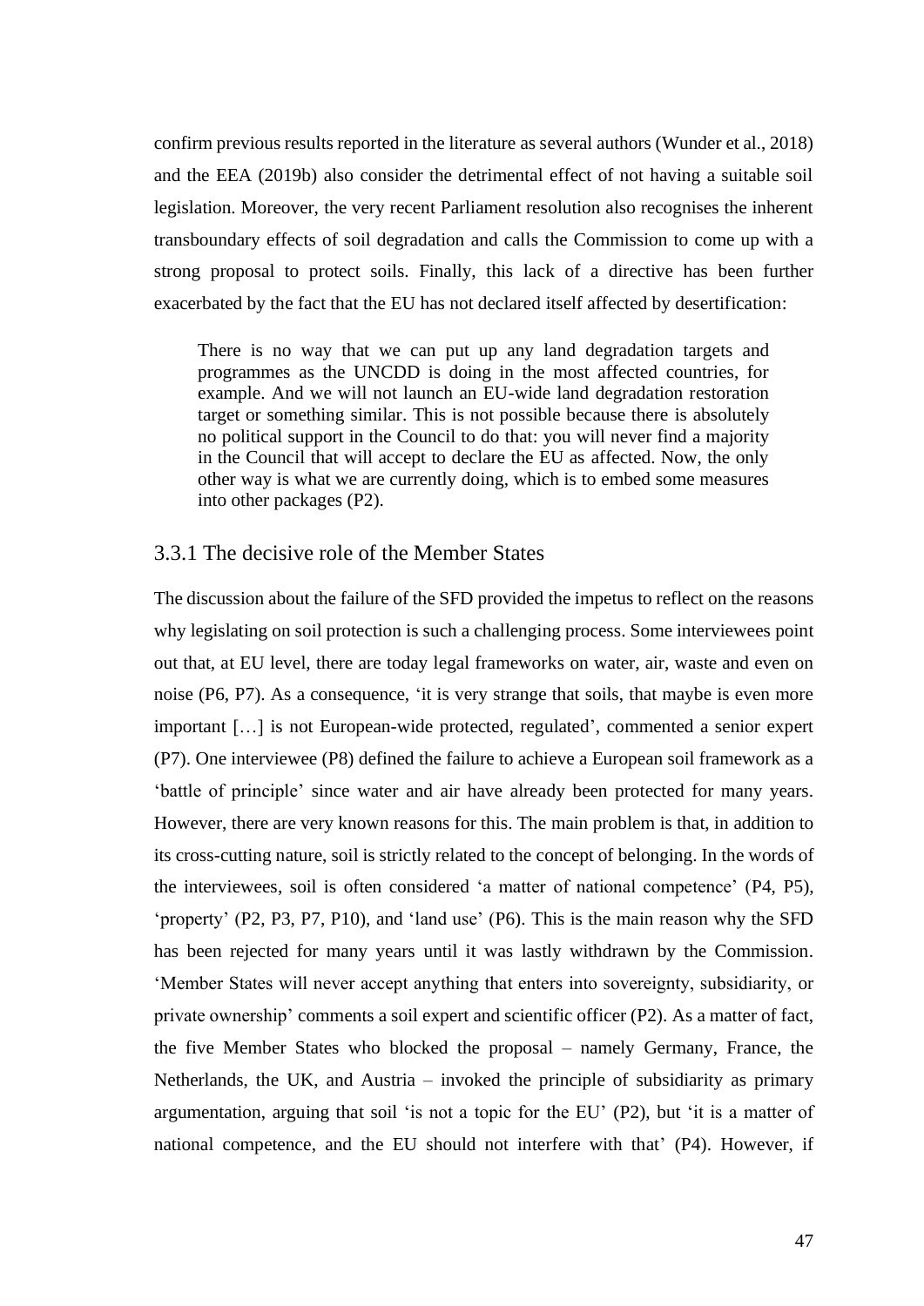confirm previous results reported in the literature as several authors (Wunder et al., 2018) and the EEA (2019b) also consider the detrimental effect of not having a suitable soil legislation. Moreover, the very recent Parliament resolution also recognises the inherent transboundary effects of soil degradation and calls the Commission to come up with a strong proposal to protect soils. Finally, this lack of a directive has been further exacerbated by the fact that the EU has not declared itself affected by desertification:

> There is no way that we can put up any land degradation targets and programmes as the UNCDD is doing in the most affected countries, for example. And we will not launch an EU-wide land degradation restoration target or something similar. This is not possible because there is absolutely no political support in the Council to do that: you will never find a majority in the Council that will accept to declare the EU as affected. Now, the only other way is what we are currently doing, which is to embed some measures into other packages (P2).

### 3.3.1 The decisive role of the Member States

The discussion about the failure of the SFD provided the impetus to reflect on the reasons why legislating on soil protection is such a challenging process. Some interviewees point out that, at EU level, there are today legal frameworks on water, air, waste and even on noise (P6, P7). As a consequence, 'it is very strange that soils, that maybe is even more important […] is not European-wide protected, regulated', commented a senior expert (P7). One interviewee (P8) defined the failure to achieve a European soil framework as a 'battle of principle' since water and air have already been protected for many years. However, there are very known reasons for this. The main problem is that, in addition to its cross-cutting nature, soil is strictly related to the concept of belonging. In the words of the interviewees, soil is often considered 'a matter of national competence' (P4, P5), 'property' (P2, P3, P7, P10), and 'land use' (P6). This is the main reason why the SFD has been rejected for many years until it was lastly withdrawn by the Commission. 'Member States will never accept anything that enters into sovereignty, subsidiarity, or private ownership' comments a soil expert and scientific officer (P2). As a matter of fact, the five Member States who blocked the proposal – namely Germany, France, the Netherlands, the UK, and Austria – invoked the principle of subsidiarity as primary argumentation, arguing that soil 'is not a topic for the EU' (P2), but 'it is a matter of national competence, and the EU should not interfere with that' (P4). However, if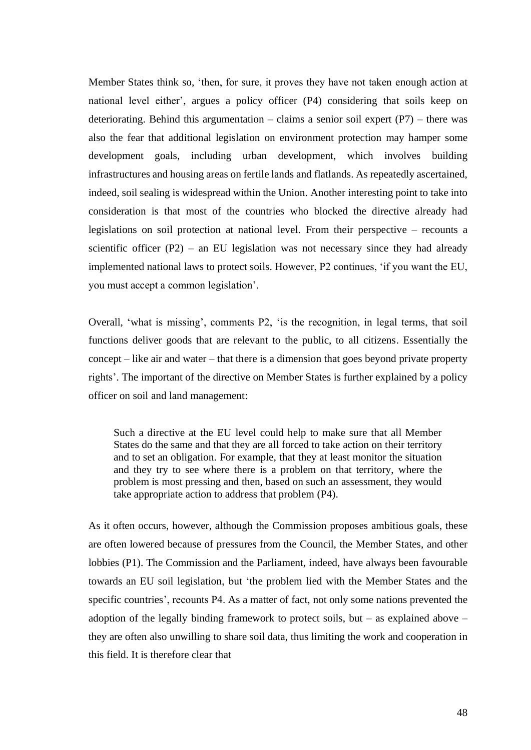Member States think so, 'then, for sure, it proves they have not taken enough action at national level either', argues a policy officer (P4) considering that soils keep on deteriorating. Behind this argumentation – claims a senior soil expert (P7) – there was also the fear that additional legislation on environment protection may hamper some development goals, including urban development, which involves building infrastructures and housing areas on fertile lands and flatlands. As repeatedly ascertained, indeed, soil sealing is widespread within the Union. Another interesting point to take into consideration is that most of the countries who blocked the directive already had legislations on soil protection at national level. From their perspective – recounts a scientific officer (P2) – an EU legislation was not necessary since they had already implemented national laws to protect soils. However, P2 continues, 'if you want the EU, you must accept a common legislation'.

Overall, 'what is missing', comments P2, 'is the recognition, in legal terms, that soil functions deliver goods that are relevant to the public, to all citizens. Essentially the concept – like air and water – that there is a dimension that goes beyond private property rights'. The important of the directive on Member States is further explained by a policy officer on soil and land management:

> Such a directive at the EU level could help to make sure that all Member States do the same and that they are all forced to take action on their territory and to set an obligation. For example, that they at least monitor the situation and they try to see where there is a problem on that territory, where the problem is most pressing and then, based on such an assessment, they would take appropriate action to address that problem (P4).

As it often occurs, however, although the Commission proposes ambitious goals, these are often lowered because of pressures from the Council, the Member States, and other lobbies (P1). The Commission and the Parliament, indeed, have always been favourable towards an EU soil legislation, but 'the problem lied with the Member States and the specific countries', recounts P4. As a matter of fact, not only some nations prevented the adoption of the legally binding framework to protect soils, but – as explained above – they are often also unwilling to share soil data, thus limiting the work and cooperation in this field. It is therefore clear that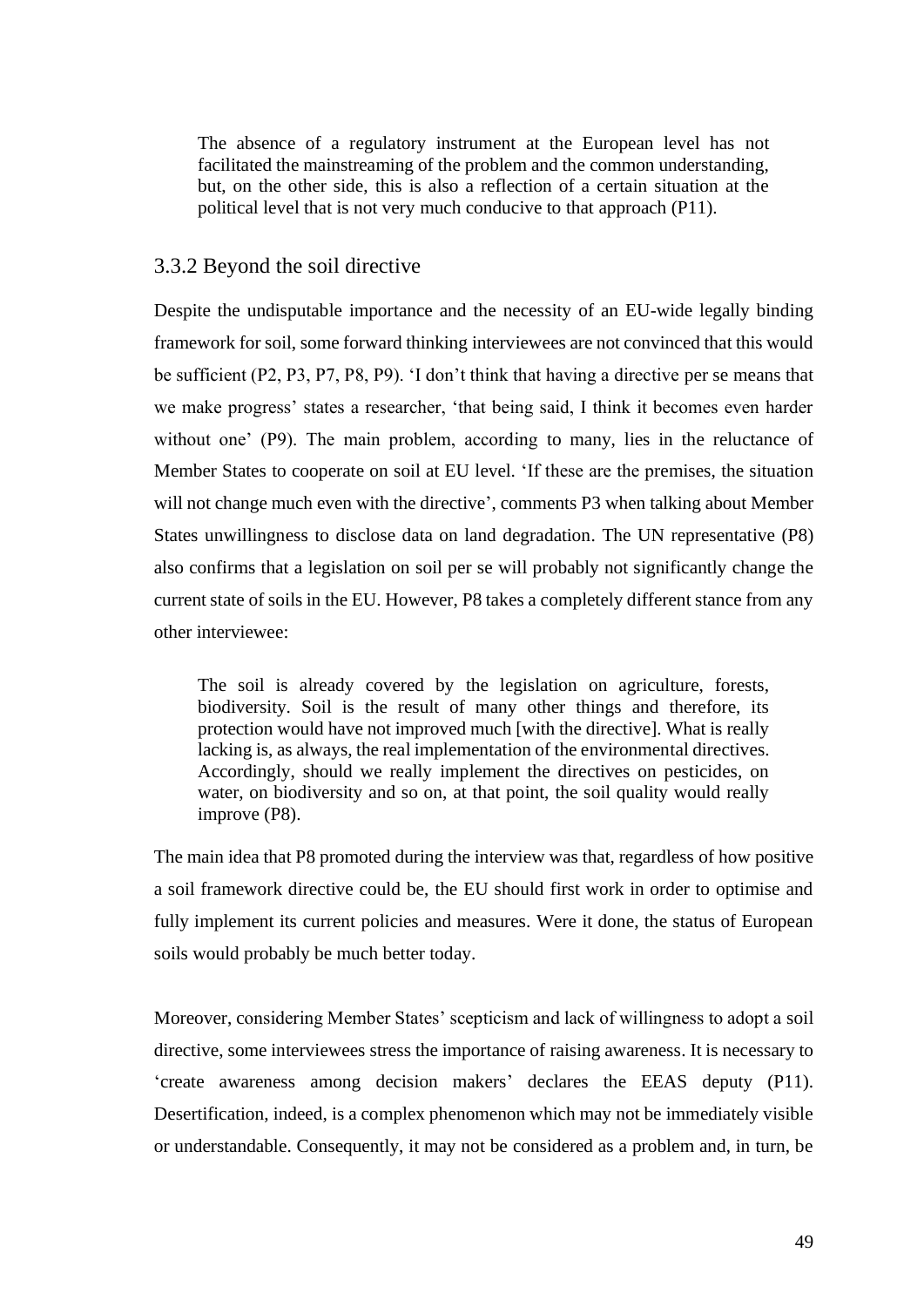> The absence of a regulatory instrument at the European level has not facilitated the mainstreaming of the problem and the common understanding, but, on the other side, this is also a reflection of a certain situation at the political level that is not very much conducive to that approach (P11).

### 3.3.2 Beyond the soil directive

Despite the undisputable importance and the necessity of an EU-wide legally binding framework for soil, some forward thinking interviewees are not convinced that this would be sufficient (P2, P3, P7, P8, P9). 'I don't think that having a directive per se means that we make progress' states a researcher, 'that being said, I think it becomes even harder without one' (P9). The main problem, according to many, lies in the reluctance of Member States to cooperate on soil at EU level. 'If these are the premises, the situation will not change much even with the directive', comments P3 when talking about Member States unwillingness to disclose data on land degradation. The UN representative (P8) also confirms that a legislation on soil per se will probably not significantly change the current state of soils in the EU. However, P8 takes a completely different stance from any other interviewee:

> The soil is already covered by the legislation on agriculture, forests, biodiversity. Soil is the result of many other things and therefore, its protection would have not improved much [with the directive]. What is really lacking is, as always, the real implementation of the environmental directives. Accordingly, should we really implement the directives on pesticides, on water, on biodiversity and so on, at that point, the soil quality would really improve (P8).

The main idea that P8 promoted during the interview was that, regardless of how positive a soil framework directive could be, the EU should first work in order to optimise and fully implement its current policies and measures. Were it done, the status of European soils would probably be much better today.

Moreover, considering Member States' scepticism and lack of willingness to adopt a soil directive, some interviewees stress the importance of raising awareness. It is necessary to 'create awareness among decision makers' declares the EEAS deputy (P11). Desertification, indeed, is a complex phenomenon which may not be immediately visible or understandable. Consequently, it may not be considered as a problem and, in turn, be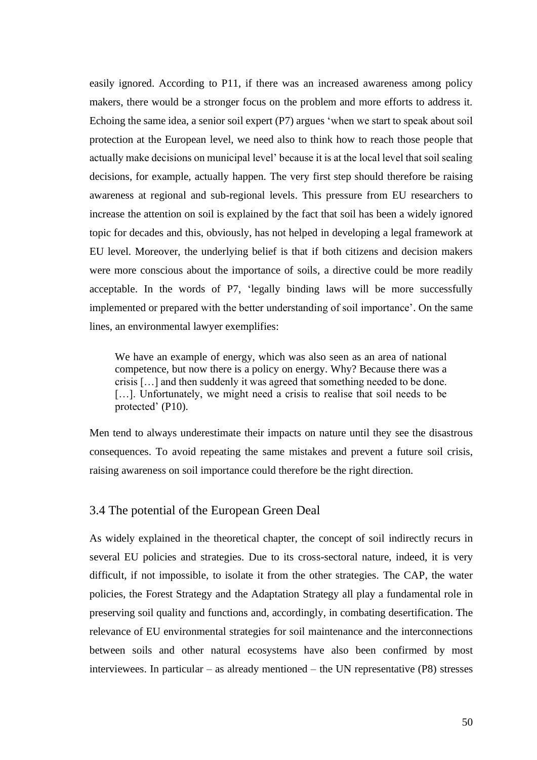easily ignored. According to P11, if there was an increased awareness among policy makers, there would be a stronger focus on the problem and more efforts to address it. Echoing the same idea, a senior soil expert (P7) argues 'when we start to speak about soil protection at the European level, we need also to think how to reach those people that actually make decisions on municipal level' because it is at the local level that soil sealing decisions, for example, actually happen. The very first step should therefore be raising awareness at regional and sub-regional levels. This pressure from EU researchers to increase the attention on soil is explained by the fact that soil has been a widely ignored topic for decades and this, obviously, has not helped in developing a legal framework at EU level. Moreover, the underlying belief is that if both citizens and decision makers were more conscious about the importance of soils, a directive could be more readily acceptable. In the words of P7, 'legally binding laws will be more successfully implemented or prepared with the better understanding of soil importance'. On the same lines, an environmental lawyer exemplifies:

> We have an example of energy, which was also seen as an area of national competence, but now there is a policy on energy. Why? Because there was a crisis […] and then suddenly it was agreed that something needed to be done. […]. Unfortunately, we might need a crisis to realise that soil needs to be protected' (P10).

Men tend to always underestimate their impacts on nature until they see the disastrous consequences. To avoid repeating the same mistakes and prevent a future soil crisis, raising awareness on soil importance could therefore be the right direction.

## 3.4 The potential of the European Green Deal

As widely explained in the theoretical chapter, the concept of soil indirectly recurs in several EU policies and strategies. Due to its cross-sectoral nature, indeed, it is very difficult, if not impossible, to isolate it from the other strategies. The CAP, the water policies, the Forest Strategy and the Adaptation Strategy all play a fundamental role in preserving soil quality and functions and, accordingly, in combating desertification. The relevance of EU environmental strategies for soil maintenance and the interconnections between soils and other natural ecosystems have also been confirmed by most interviewees. In particular – as already mentioned – the UN representative (P8) stresses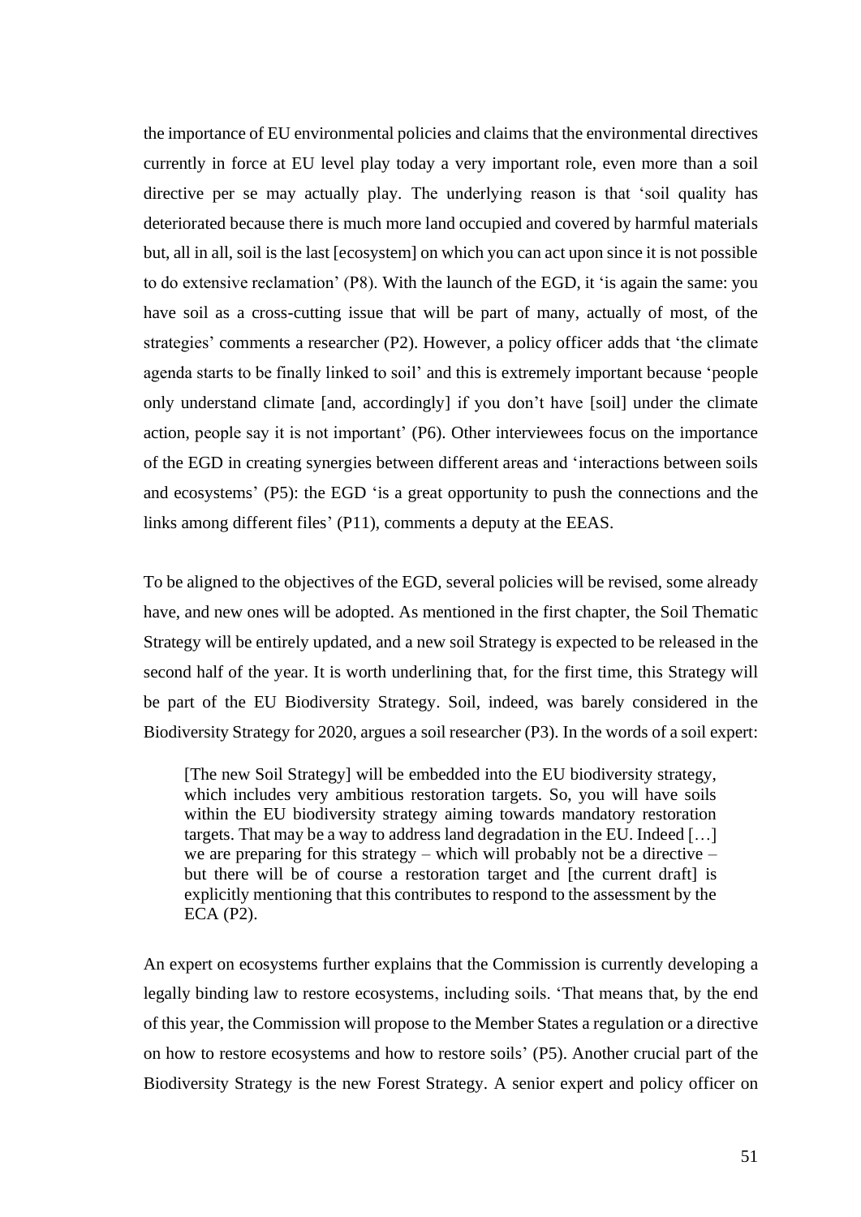the importance of EU environmental policies and claims that the environmental directives currently in force at EU level play today a very important role, even more than a soil directive per se may actually play. The underlying reason is that 'soil quality has deteriorated because there is much more land occupied and covered by harmful materials but, all in all, soil is the last [ecosystem] on which you can act upon since it is not possible to do extensive reclamation' (P8). With the launch of the EGD, it 'is again the same: you have soil as a cross-cutting issue that will be part of many, actually of most, of the strategies' comments a researcher (P2). However, a policy officer adds that 'the climate agenda starts to be finally linked to soil' and this is extremely important because 'people only understand climate [and, accordingly] if you don't have [soil] under the climate action, people say it is not important' (P6). Other interviewees focus on the importance of the EGD in creating synergies between different areas and 'interactions between soils and ecosystems' (P5): the EGD 'is a great opportunity to push the connections and the links among different files' (P11), comments a deputy at the EEAS.

To be aligned to the objectives of the EGD, several policies will be revised, some already have, and new ones will be adopted. As mentioned in the first chapter, the Soil Thematic Strategy will be entirely updated, and a new soil Strategy is expected to be released in the second half of the year. It is worth underlining that, for the first time, this Strategy will be part of the EU Biodiversity Strategy. Soil, indeed, was barely considered in the Biodiversity Strategy for 2020, argues a soil researcher (P3). In the words of a soil expert:

> [The new Soil Strategy] will be embedded into the EU biodiversity strategy, which includes very ambitious restoration targets. So, you will have soils within the EU biodiversity strategy aiming towards mandatory restoration targets. That may be a way to address land degradation in the EU. Indeed […] we are preparing for this strategy – which will probably not be a directive – but there will be of course a restoration target and [the current draft] is explicitly mentioning that this contributes to respond to the assessment by the ECA (P2).

An expert on ecosystems further explains that the Commission is currently developing a legally binding law to restore ecosystems, including soils. 'That means that, by the end of this year, the Commission will propose to the Member States a regulation or a directive on how to restore ecosystems and how to restore soils' (P5). Another crucial part of the Biodiversity Strategy is the new Forest Strategy. A senior expert and policy officer on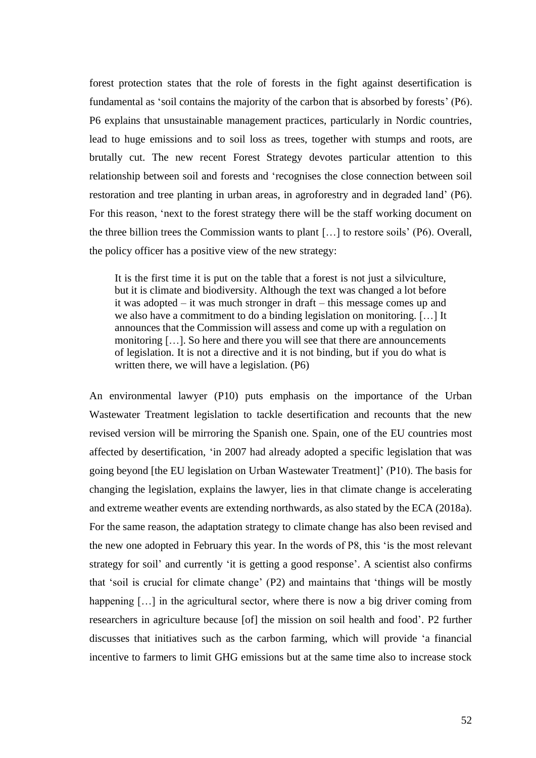forest protection states that the role of forests in the fight against desertification is fundamental as 'soil contains the majority of the carbon that is absorbed by forests' (P6). P6 explains that unsustainable management practices, particularly in Nordic countries, lead to huge emissions and to soil loss as trees, together with stumps and roots, are brutally cut. The new recent Forest Strategy devotes particular attention to this relationship between soil and forests and 'recognises the close connection between soil restoration and tree planting in urban areas, in agroforestry and in degraded land' (P6). For this reason, 'next to the forest strategy there will be the staff working document on the three billion trees the Commission wants to plant […] to restore soils' (P6). Overall, the policy officer has a positive view of the new strategy:

> It is the first time it is put on the table that a forest is not just a silviculture, but it is climate and biodiversity. Although the text was changed a lot before it was adopted – it was much stronger in draft – this message comes up and we also have a commitment to do a binding legislation on monitoring. […] It announces that the Commission will assess and come up with a regulation on monitoring […]. So here and there you will see that there are announcements of legislation. It is not a directive and it is not binding, but if you do what is written there, we will have a legislation. (P6)

An environmental lawyer (P10) puts emphasis on the importance of the Urban Wastewater Treatment legislation to tackle desertification and recounts that the new revised version will be mirroring the Spanish one. Spain, one of the EU countries most affected by desertification, 'in 2007 had already adopted a specific legislation that was going beyond [the EU legislation on Urban Wastewater Treatment]' (P10). The basis for changing the legislation, explains the lawyer, lies in that climate change is accelerating and extreme weather events are extending northwards, as also stated by the ECA (2018a). For the same reason, the adaptation strategy to climate change has also been revised and the new one adopted in February this year. In the words of P8, this 'is the most relevant strategy for soil' and currently 'it is getting a good response'. A scientist also confirms that 'soil is crucial for climate change' (P2) and maintains that 'things will be mostly happening […] in the agricultural sector, where there is now a big driver coming from researchers in agriculture because [of] the mission on soil health and food'. P2 further discusses that initiatives such as the carbon farming, which will provide 'a financial incentive to farmers to limit GHG emissions but at the same time also to increase stock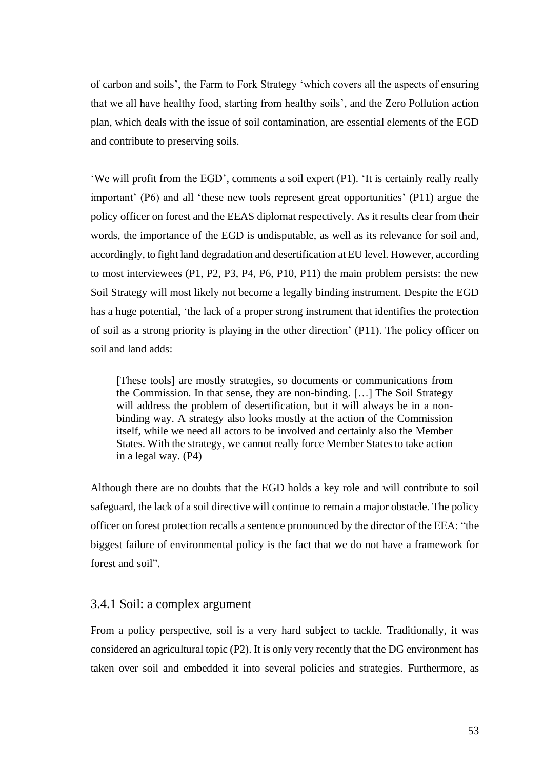of carbon and soils', the Farm to Fork Strategy 'which covers all the aspects of ensuring that we all have healthy food, starting from healthy soils', and the Zero Pollution action plan, which deals with the issue of soil contamination, are essential elements of the EGD and contribute to preserving soils.

'We will profit from the EGD', comments a soil expert (P1). 'It is certainly really really important' (P6) and all 'these new tools represent great opportunities' (P11) argue the policy officer on forest and the EEAS diplomat respectively. As it results clear from their words, the importance of the EGD is undisputable, as well as its relevance for soil and, accordingly, to fight land degradation and desertification at EU level. However, according to most interviewees (P1, P2, P3, P4, P6, P10, P11) the main problem persists: the new Soil Strategy will most likely not become a legally binding instrument. Despite the EGD has a huge potential, 'the lack of a proper strong instrument that identifies the protection of soil as a strong priority is playing in the other direction' (P11). The policy officer on soil and land adds:

> [These tools] are mostly strategies, so documents or communications from the Commission. In that sense, they are non-binding. […] The Soil Strategy will address the problem of desertification, but it will always be in a non-binding way. A strategy also looks mostly at the action of the Commission itself, while we need all actors to be involved and certainly also the Member States. With the strategy, we cannot really force Member States to take action in a legal way. (P4)

Although there are no doubts that the EGD holds a key role and will contribute to soil safeguard, the lack of a soil directive will continue to remain a major obstacle. The policy officer on forest protection recalls a sentence pronounced by the director of the EEA: "the biggest failure of environmental policy is the fact that we do not have a framework for forest and soil".

### 3.4.1 Soil: a complex argument

From a policy perspective, soil is a very hard subject to tackle. Traditionally, it was considered an agricultural topic (P2). It is only very recently that the DG environment has taken over soil and embedded it into several policies and strategies. Furthermore, as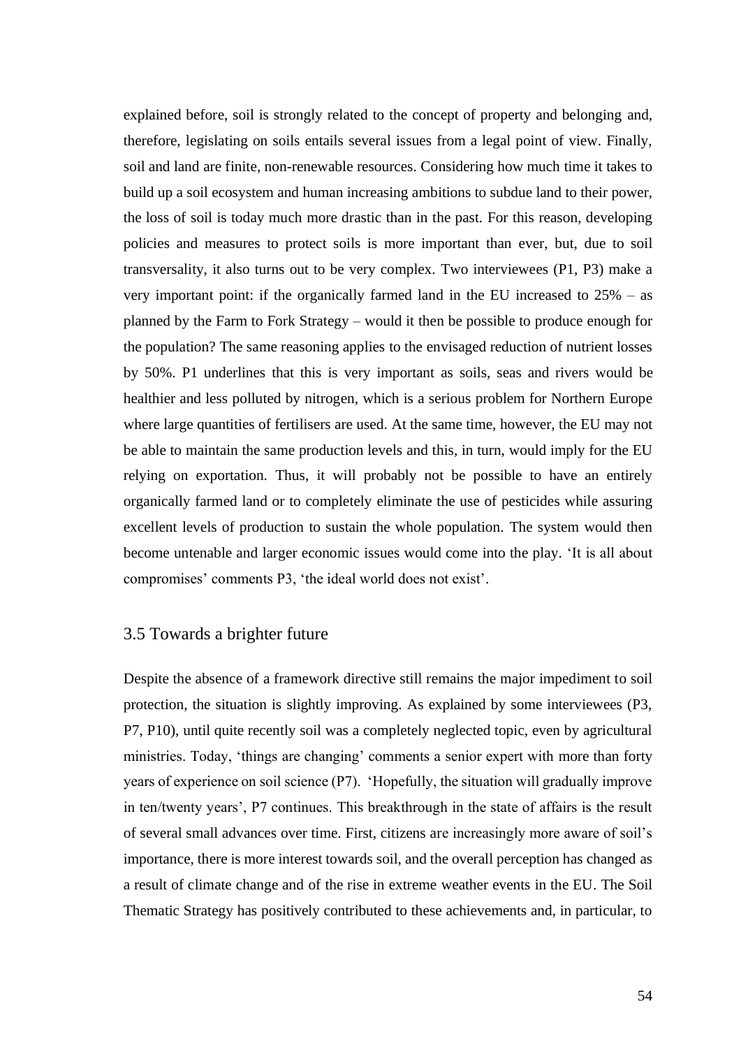explained before, soil is strongly related to the concept of property and belonging and, therefore, legislating on soils entails several issues from a legal point of view. Finally, soil and land are finite, non-renewable resources. Considering how much time it takes to build up a soil ecosystem and human increasing ambitions to subdue land to their power, the loss of soil is today much more drastic than in the past. For this reason, developing policies and measures to protect soils is more important than ever, but, due to soil transversality, it also turns out to be very complex. Two interviewees (P1, P3) make a very important point: if the organically farmed land in the EU increased to 25% – as planned by the Farm to Fork Strategy – would it then be possible to produce enough for the population? The same reasoning applies to the envisaged reduction of nutrient losses by 50%. P1 underlines that this is very important as soils, seas and rivers would be healthier and less polluted by nitrogen, which is a serious problem for Northern Europe where large quantities of fertilisers are used. At the same time, however, the EU may not be able to maintain the same production levels and this, in turn, would imply for the EU relying on exportation. Thus, it will probably not be possible to have an entirely organically farmed land or to completely eliminate the use of pesticides while assuring excellent levels of production to sustain the whole population. The system would then become untenable and larger economic issues would come into the play. 'It is all about compromises' comments P3, 'the ideal world does not exist'.

## 3.5 Towards a brighter future

Despite the absence of a framework directive still remains the major impediment to soil protection, the situation is slightly improving. As explained by some interviewees (P3, P7, P10), until quite recently soil was a completely neglected topic, even by agricultural ministries. Today, 'things are changing' comments a senior expert with more than forty years of experience on soil science (P7). 'Hopefully, the situation will gradually improve in ten/twenty years', P7 continues. This breakthrough in the state of affairs is the result of several small advances over time. First, citizens are increasingly more aware of soil's importance, there is more interest towards soil, and the overall perception has changed as a result of climate change and of the rise in extreme weather events in the EU. The Soil Thematic Strategy has positively contributed to these achievements and, in particular, to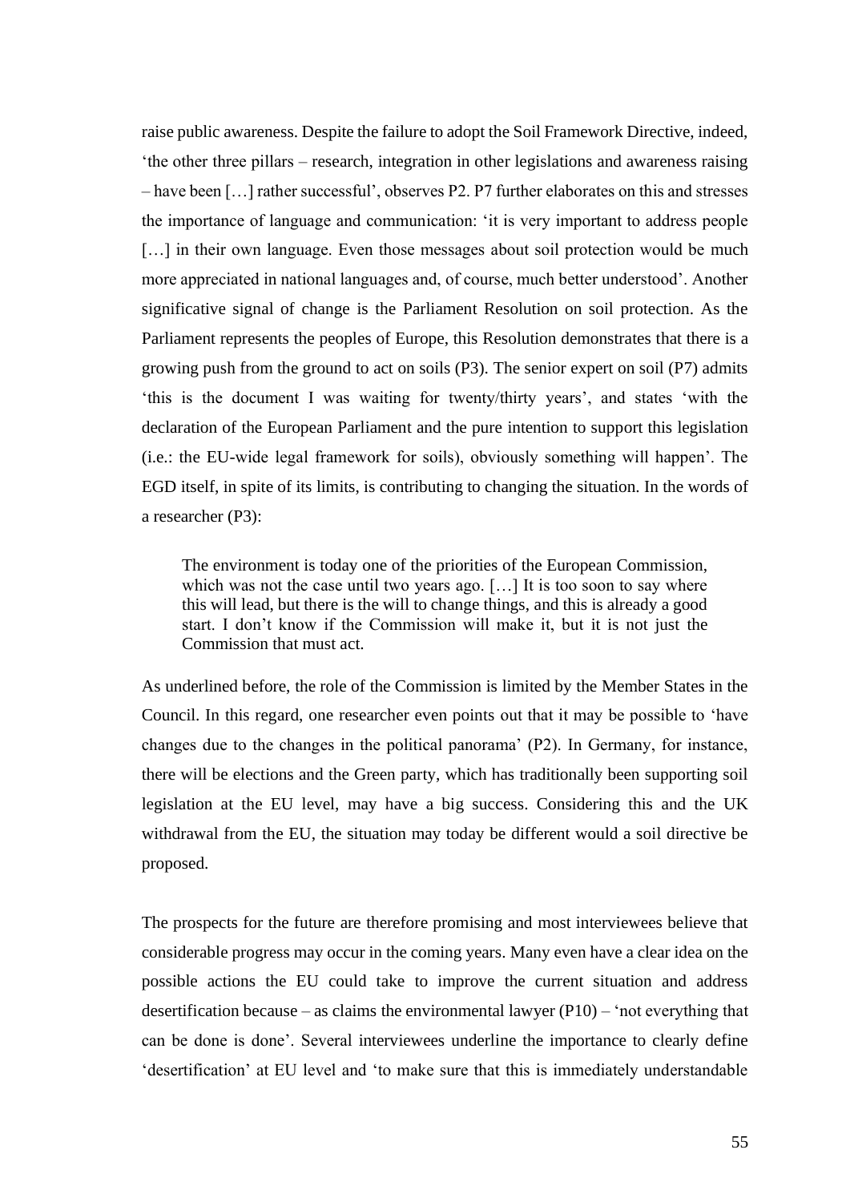raise public awareness. Despite the failure to adopt the Soil Framework Directive, indeed, 'the other three pillars – research, integration in other legislations and awareness raising – have been […] rather successful', observes P2. P7 further elaborates on this and stresses the importance of language and communication: 'it is very important to address people […] in their own language. Even those messages about soil protection would be much more appreciated in national languages and, of course, much better understood'. Another significative signal of change is the Parliament Resolution on soil protection. As the Parliament represents the peoples of Europe, this Resolution demonstrates that there is a growing push from the ground to act on soils (P3). The senior expert on soil (P7) admits 'this is the document I was waiting for twenty/thirty years', and states 'with the declaration of the European Parliament and the pure intention to support this legislation (i.e.: the EU-wide legal framework for soils), obviously something will happen'. The EGD itself, in spite of its limits, is contributing to changing the situation. In the words of a researcher (P3):

> The environment is today one of the priorities of the European Commission, which was not the case until two years ago. […] It is too soon to say where this will lead, but there is the will to change things, and this is already a good start. I don't know if the Commission will make it, but it is not just the Commission that must act.

As underlined before, the role of the Commission is limited by the Member States in the Council. In this regard, one researcher even points out that it may be possible to 'have changes due to the changes in the political panorama' (P2). In Germany, for instance, there will be elections and the Green party, which has traditionally been supporting soil legislation at the EU level, may have a big success. Considering this and the UK withdrawal from the EU, the situation may today be different would a soil directive be proposed.

The prospects for the future are therefore promising and most interviewees believe that considerable progress may occur in the coming years. Many even have a clear idea on the possible actions the EU could take to improve the current situation and address desertification because – as claims the environmental lawyer (P10) – 'not everything that can be done is done'. Several interviewees underline the importance to clearly define 'desertification' at EU level and 'to make sure that this is immediately understandable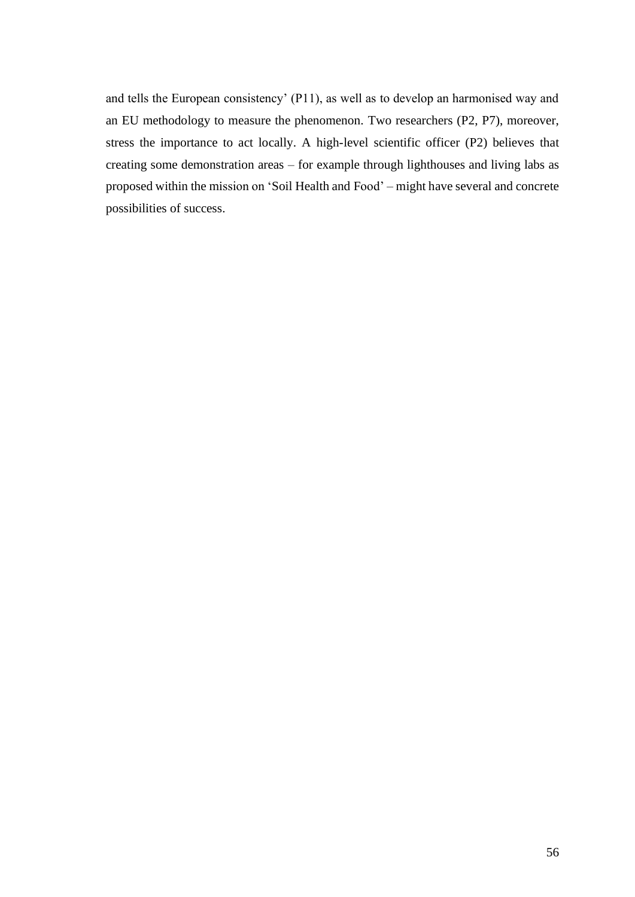and tells the European consistency' (P11), as well as to develop an harmonised way and an EU methodology to measure the phenomenon. Two researchers (P2, P7), moreover, stress the importance to act locally. A high-level scientific officer (P2) believes that creating some demonstration areas – for example through lighthouses and living labs as proposed within the mission on 'Soil Health and Food' – might have several and concrete possibilities of success.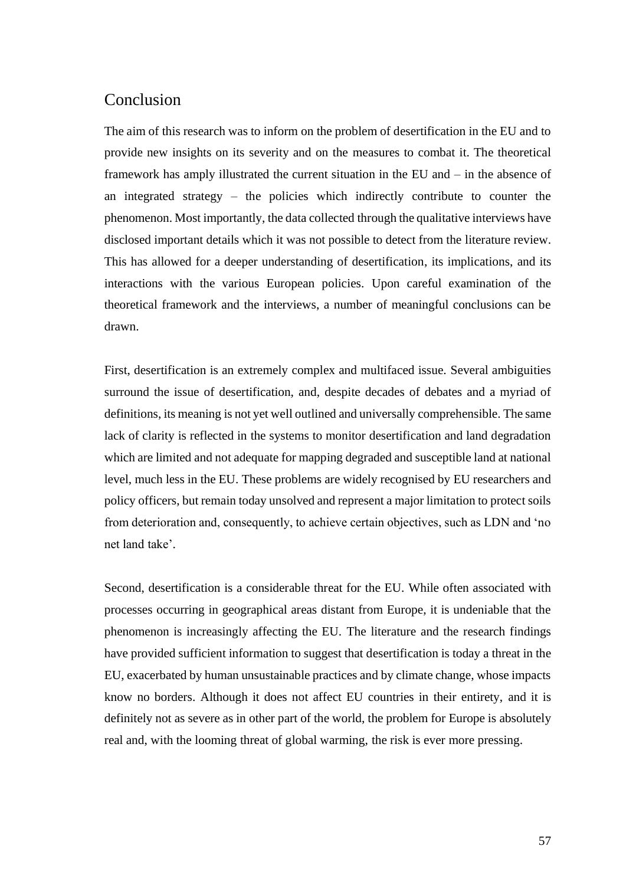## Conclusion

The aim of this research was to inform on the problem of desertification in the EU and to provide new insights on its severity and on the measures to combat it. The theoretical framework has amply illustrated the current situation in the EU and – in the absence of an integrated strategy – the policies which indirectly contribute to counter the phenomenon. Most importantly, the data collected through the qualitative interviews have disclosed important details which it was not possible to detect from the literature review. This has allowed for a deeper understanding of desertification, its implications, and its interactions with the various European policies. Upon careful examination of the theoretical framework and the interviews, a number of meaningful conclusions can be drawn.

First, desertification is an extremely complex and multifaced issue. Several ambiguities surround the issue of desertification, and, despite decades of debates and a myriad of definitions, its meaning is not yet well outlined and universally comprehensible. The same lack of clarity is reflected in the systems to monitor desertification and land degradation which are limited and not adequate for mapping degraded and susceptible land at national level, much less in the EU. These problems are widely recognised by EU researchers and policy officers, but remain today unsolved and represent a major limitation to protect soils from deterioration and, consequently, to achieve certain objectives, such as LDN and 'no net land take'.

Second, desertification is a considerable threat for the EU. While often associated with processes occurring in geographical areas distant from Europe, it is undeniable that the phenomenon is increasingly affecting the EU. The literature and the research findings have provided sufficient information to suggest that desertification is today a threat in the EU, exacerbated by human unsustainable practices and by climate change, whose impacts know no borders. Although it does not affect EU countries in their entirety, and it is definitely not as severe as in other part of the world, the problem for Europe is absolutely real and, with the looming threat of global warming, the risk is ever more pressing.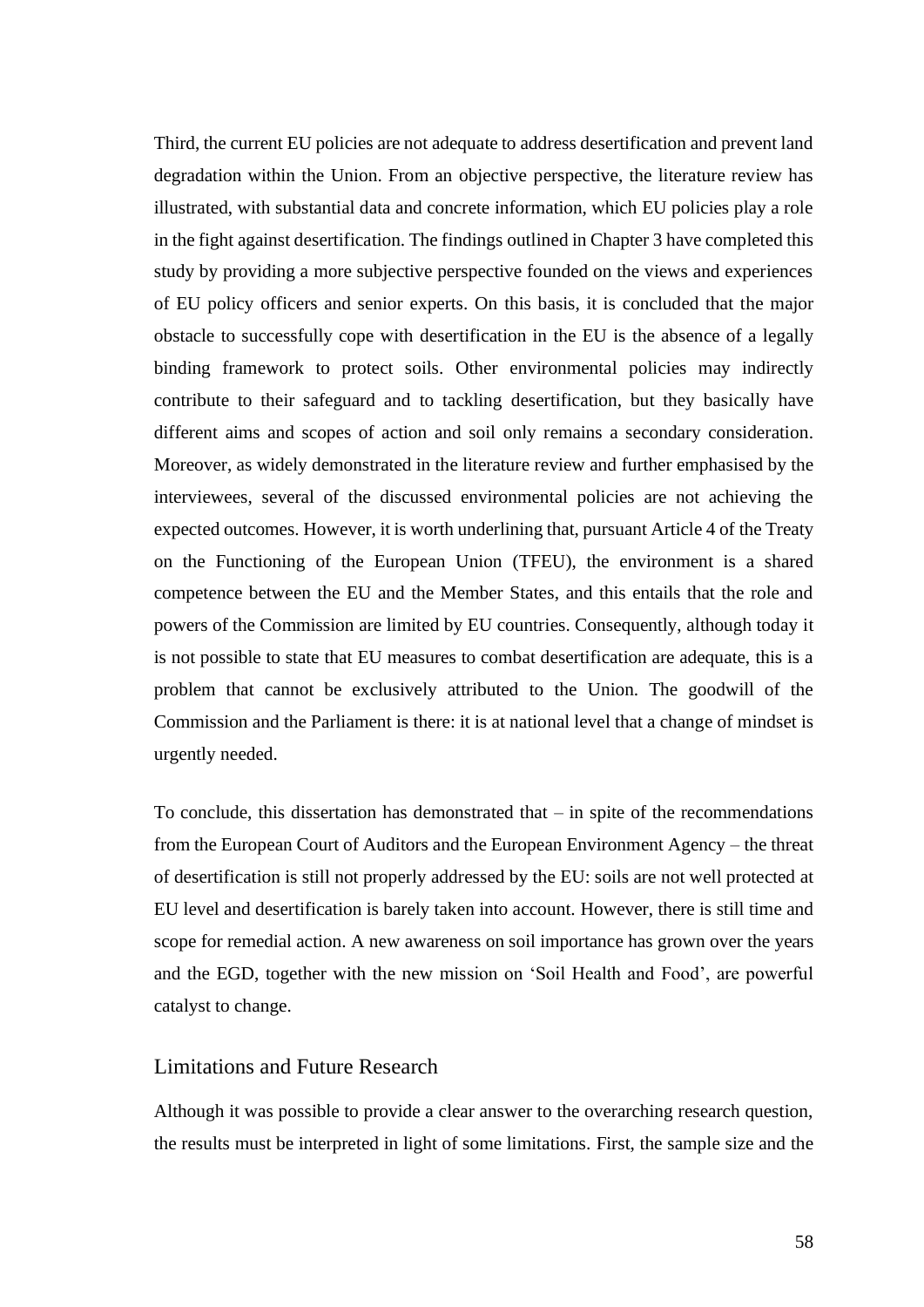Third, the current EU policies are not adequate to address desertification and prevent land degradation within the Union. From an objective perspective, the literature review has illustrated, with substantial data and concrete information, which EU policies play a role in the fight against desertification. The findings outlined in Chapter 3 have completed this study by providing a more subjective perspective founded on the views and experiences of EU policy officers and senior experts. On this basis, it is concluded that the major obstacle to successfully cope with desertification in the EU is the absence of a legally binding framework to protect soils. Other environmental policies may indirectly contribute to their safeguard and to tackling desertification, but they basically have different aims and scopes of action and soil only remains a secondary consideration. Moreover, as widely demonstrated in the literature review and further emphasised by the interviewees, several of the discussed environmental policies are not achieving the expected outcomes. However, it is worth underlining that, pursuant Article 4 of the Treaty on the Functioning of the European Union (TFEU), the environment is a shared competence between the EU and the Member States, and this entails that the role and powers of the Commission are limited by EU countries. Consequently, although today it is not possible to state that EU measures to combat desertification are adequate, this is a problem that cannot be exclusively attributed to the Union. The goodwill of the Commission and the Parliament is there: it is at national level that a change of mindset is urgently needed.

To conclude, this dissertation has demonstrated that – in spite of the recommendations from the European Court of Auditors and the European Environment Agency – the threat of desertification is still not properly addressed by the EU: soils are not well protected at EU level and desertification is barely taken into account. However, there is still time and scope for remedial action. A new awareness on soil importance has grown over the years and the EGD, together with the new mission on 'Soil Health and Food', are powerful catalyst to change.

## Limitations and Future Research

Although it was possible to provide a clear answer to the overarching research question, the results must be interpreted in light of some limitations. First, the sample size and the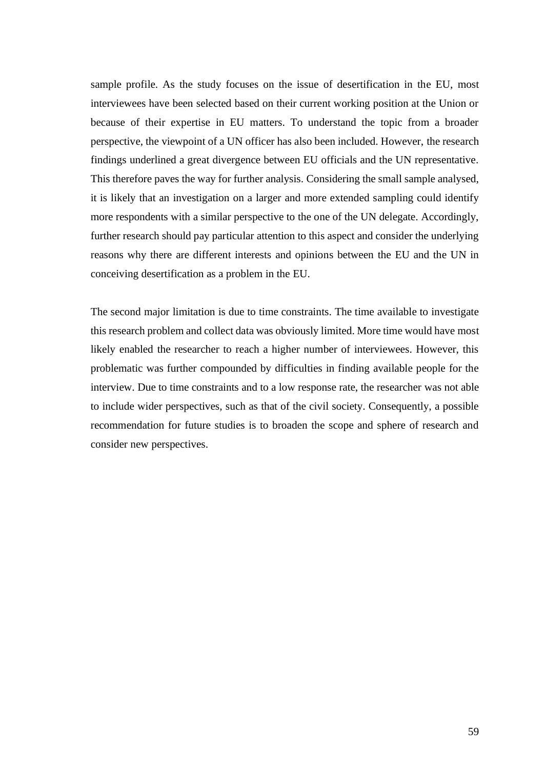sample profile. As the study focuses on the issue of desertification in the EU, most interviewees have been selected based on their current working position at the Union or because of their expertise in EU matters. To understand the topic from a broader perspective, the viewpoint of a UN officer has also been included. However, the research findings underlined a great divergence between EU officials and the UN representative. This therefore paves the way for further analysis. Considering the small sample analysed, it is likely that an investigation on a larger and more extended sampling could identify more respondents with a similar perspective to the one of the UN delegate. Accordingly, further research should pay particular attention to this aspect and consider the underlying reasons why there are different interests and opinions between the EU and the UN in conceiving desertification as a problem in the EU.

The second major limitation is due to time constraints. The time available to investigate this research problem and collect data was obviously limited. More time would have most likely enabled the researcher to reach a higher number of interviewees. However, this problematic was further compounded by difficulties in finding available people for the interview. Due to time constraints and to a low response rate, the researcher was not able to include wider perspectives, such as that of the civil society. Consequently, a possible recommendation for future studies is to broaden the scope and sphere of research and consider new perspectives.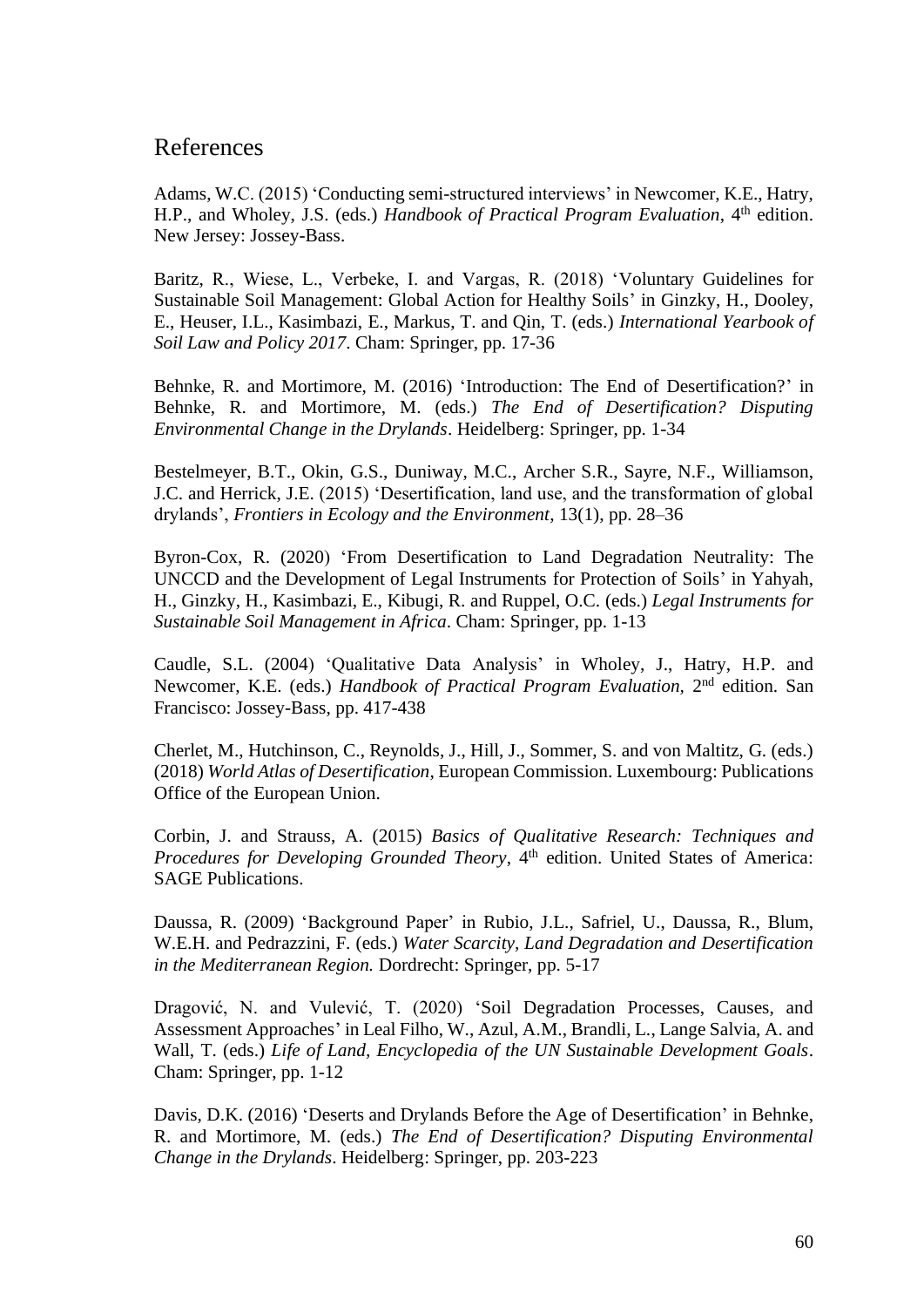# References

Adams, W.C. (2015) 'Conducting semi-structured interviews' in Newcomer, K.E., Hatry, H.P., and Wholey, J.S. (eds.) *Handbook of Practical Program Evaluation*, 4th edition. New Jersey: Jossey-Bass.

Baritz, R., Wiese, L., Verbeke, I. and Vargas, R. (2018) 'Voluntary Guidelines for Sustainable Soil Management: Global Action for Healthy Soils' in Ginzky, H., Dooley, E., Heuser, I.L., Kasimbazi, E., Markus, T. and Qin, T. (eds.) *International Yearbook of Soil Law and Policy 2017*. Cham: Springer, pp. 17-36

Behnke, R. and Mortimore, M. (2016) 'Introduction: The End of Desertification?' in Behnke, R. and Mortimore, M. (eds.) *The End of Desertification? Disputing Environmental Change in the Drylands*. Heidelberg: Springer, pp. 1-34

Bestelmeyer, B.T., Okin, G.S., Duniway, M.C., Archer S.R., Sayre, N.F., Williamson, J.C. and Herrick, J.E. (2015) 'Desertification, land use, and the transformation of global drylands', *Frontiers in Ecology and the Environment*, 13(1), pp. 28–36

Byron-Cox, R. (2020) 'From Desertification to Land Degradation Neutrality: The UNCCD and the Development of Legal Instruments for Protection of Soils' in Yahyah, H., Ginzky, H., Kasimbazi, E., Kibugi, R. and Ruppel, O.C. (eds.) *Legal Instruments for Sustainable Soil Management in Africa*. Cham: Springer, pp. 1-13

Caudle, S.L. (2004) 'Qualitative Data Analysis' in Wholey, J., Hatry, H.P. and Newcomer, K.E. (eds.) *Handbook of Practical Program Evaluation*, 2nd edition. San Francisco: Jossey-Bass, pp. 417-438

Cherlet, M., Hutchinson, C., Reynolds, J., Hill, J., Sommer, S. and von Maltitz, G. (eds.) (2018) *World Atlas of Desertification*, European Commission. Luxembourg: Publications Office of the European Union.

Corbin, J. and Strauss, A. (2015) *Basics of Qualitative Research: Techniques and Procedures for Developing Grounded Theory*, 4th edition. United States of America: SAGE Publications.

Daussa, R. (2009) 'Background Paper' in Rubio, J.L., Safriel, U., Daussa, R., Blum, W.E.H. and Pedrazzini, F. (eds.) *Water Scarcity, Land Degradation and Desertification in the Mediterranean Region.* Dordrecht: Springer, pp. 5-17

Dragović, N. and Vulević, T. (2020) 'Soil Degradation Processes, Causes, and Assessment Approaches' in Leal Filho, W., Azul, A.M., Brandli, L., Lange Salvia, A. and Wall, T. (eds.) *Life of Land, Encyclopedia of the UN Sustainable Development Goals*. Cham: Springer, pp. 1-12

Davis, D.K. (2016) 'Deserts and Drylands Before the Age of Desertification' in Behnke, R. and Mortimore, M. (eds.) *The End of Desertification? Disputing Environmental Change in the Drylands*. Heidelberg: Springer, pp. 203-223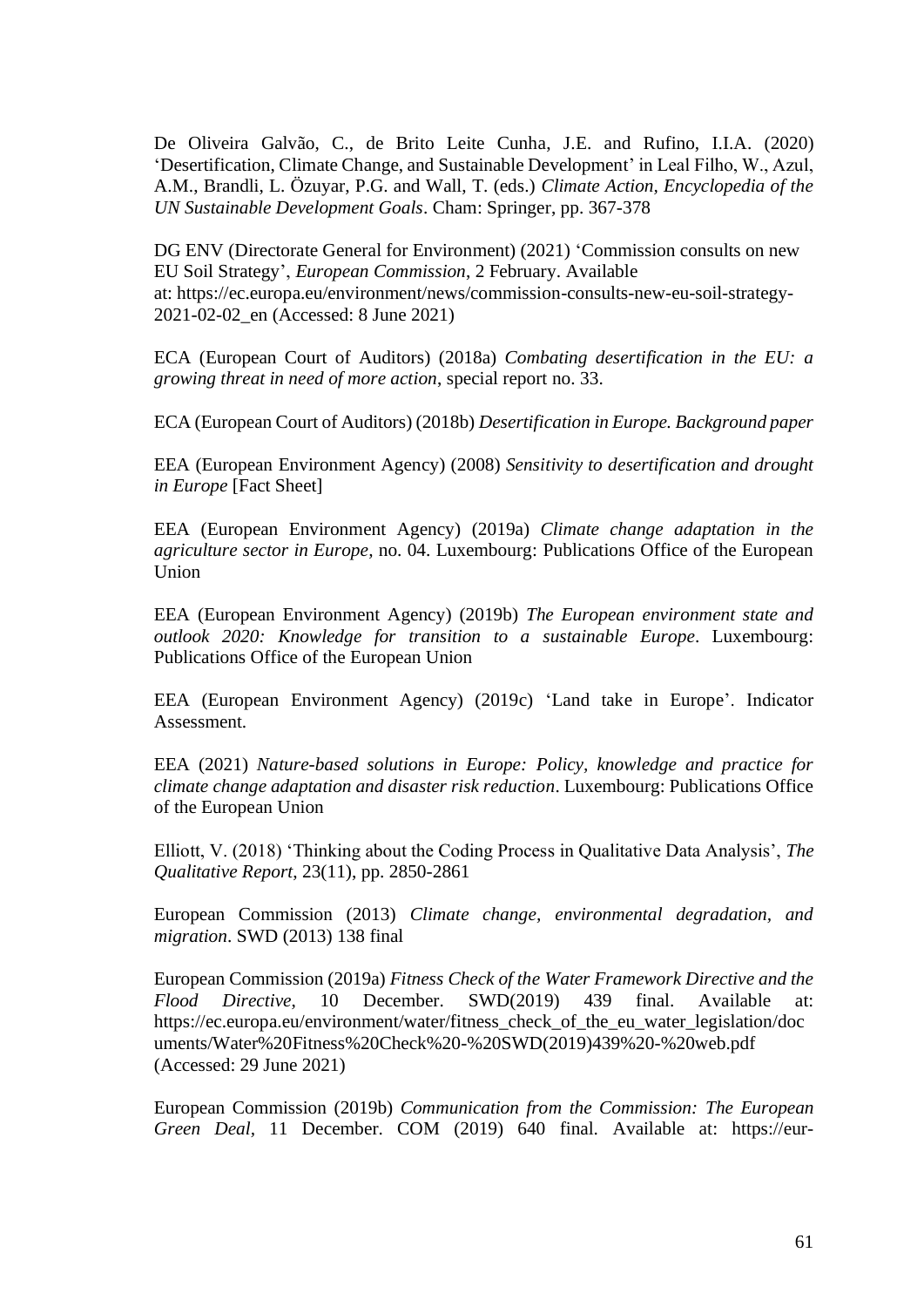De Oliveira Galvão, C., de Brito Leite Cunha, J.E. and Rufino, I.I.A. (2020) 'Desertification, Climate Change, and Sustainable Development' in Leal Filho, W., Azul, A.M., Brandli, L. Özuyar, P.G. and Wall, T. (eds.) *Climate Action, Encyclopedia of the UN Sustainable Development Goals*. Cham: Springer, pp. 367-378

DG ENV (Directorate General for Environment) (2021) 'Commission consults on new EU Soil Strategy', *European Commission*, 2 February. Available at: https://ec.europa.eu/environment/news/commission-consults-new-eu-soil-strategy-2021-02-02_en (Accessed: 8 June 2021)

ECA (European Court of Auditors) (2018a) *Combating desertification in the EU: a growing threat in need of more action*, special report no. 33.

ECA (European Court of Auditors) (2018b) *Desertification in Europe. Background paper*

EEA (European Environment Agency) (2008) *Sensitivity to desertification and drought in Europe* [Fact Sheet]

EEA (European Environment Agency) (2019a) *Climate change adaptation in the agriculture sector in Europe*, no. 04. Luxembourg: Publications Office of the European Union

EEA (European Environment Agency) (2019b) *The European environment state and outlook 2020: Knowledge for transition to a sustainable Europe*. Luxembourg: Publications Office of the European Union

EEA (European Environment Agency) (2019c) 'Land take in Europe'. Indicator Assessment.

EEA (2021) *Nature-based solutions in Europe: Policy, knowledge and practice for climate change adaptation and disaster risk reduction*. Luxembourg: Publications Office of the European Union

Elliott, V. (2018) 'Thinking about the Coding Process in Qualitative Data Analysis', *The Qualitative Report*, 23(11), pp. 2850-2861

European Commission (2013) *Climate change, environmental degradation, and migration*. SWD (2013) 138 final

European Commission (2019a) *Fitness Check of the Water Framework Directive and the Flood Directive*, 10 December. SWD(2019) 439 final. Available at: https://ec.europa.eu/environment/water/fitness_check_of_the_eu_water_legislation/documents/Water%20Fitness%20Check%20-%20SWD(2019)439%20-%20web.pdf (Accessed: 29 June 2021)

European Commission (2019b) *Communication from the Commission: The European Green Deal*, 11 December. COM (2019) 640 final. Available at: https://eur-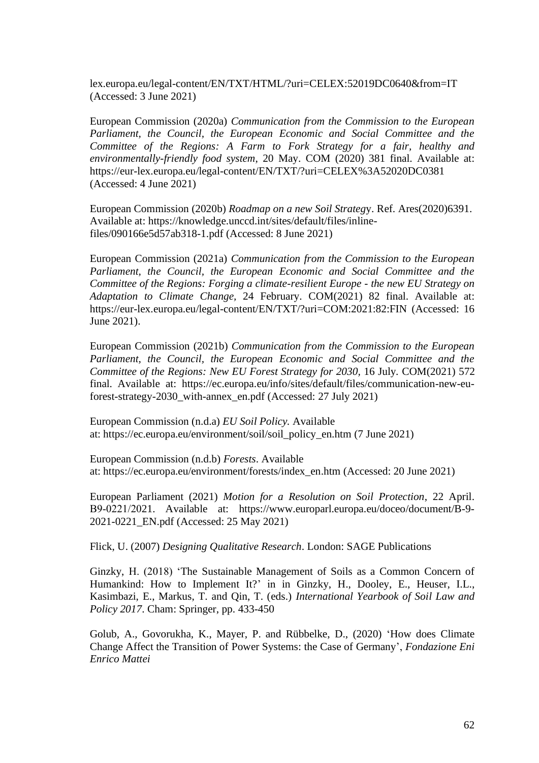lex.europa.eu/legal-content/EN/TXT/HTML/?uri=CELEX:52019DC0640&from=IT (Accessed: 3 June 2021)

European Commission (2020a) *Communication from the Commission to the European Parliament, the Council, the European Economic and Social Committee and the Committee of the Regions: A Farm to Fork Strategy for a fair, healthy and environmentally-friendly food system*, 20 May. COM (2020) 381 final. Available at: https://eur-lex.europa.eu/legal-content/EN/TXT/?uri=CELEX%3A52020DC0381 (Accessed: 4 June 2021)

European Commission (2020b) *Roadmap on a new Soil Strategy*. Ref. Ares(2020)6391. Available at: https://knowledge.unccd.int/sites/default/files/inline-files/090166e5d57ab318-1.pdf (Accessed: 8 June 2021)

European Commission (2021a) *Communication from the Commission to the European Parliament, the Council, the European Economic and Social Committee and the Committee of the Regions: Forging a climate-resilient Europe - the new EU Strategy on Adaptation to Climate Change*, 24 February. COM(2021) 82 final. Available at: https://eur-lex.europa.eu/legal-content/EN/TXT/?uri=COM:2021:82:FIN (Accessed: 16 June 2021).

European Commission (2021b) *Communication from the Commission to the European Parliament, the Council, the European Economic and Social Committee and the Committee of the Regions: New EU Forest Strategy for 2030*, 16 July. COM(2021) 572 final. Available at: https://ec.europa.eu/info/sites/default/files/communication-new-eu-forest-strategy-2030_with-annex_en.pdf (Accessed: 27 July 2021)

European Commission (n.d.a) *EU Soil Policy.* Available at: https://ec.europa.eu/environment/soil/soil_policy_en.htm (7 June 2021)

European Commission (n.d.b) *Forests*. Available at: https://ec.europa.eu/environment/forests/index_en.htm (Accessed: 20 June 2021)

European Parliament (2021) *Motion for a Resolution on Soil Protection*, 22 April. B9-0221/2021. Available at: https://www.europarl.europa.eu/doceo/document/B-9-2021-0221_EN.pdf (Accessed: 25 May 2021)

Flick, U. (2007) *Designing Qualitative Research*. London: SAGE Publications

Ginzky, H. (2018) 'The Sustainable Management of Soils as a Common Concern of Humankind: How to Implement It?' in in Ginzky, H., Dooley, E., Heuser, I.L., Kasimbazi, E., Markus, T. and Qin, T. (eds.) *International Yearbook of Soil Law and Policy 2017*. Cham: Springer, pp. 433-450

Golub, A., Govorukha, K., Mayer, P. and Rübbelke, D., (2020) 'How does Climate Change Affect the Transition of Power Systems: the Case of Germany', *Fondazione Eni Enrico Mattei*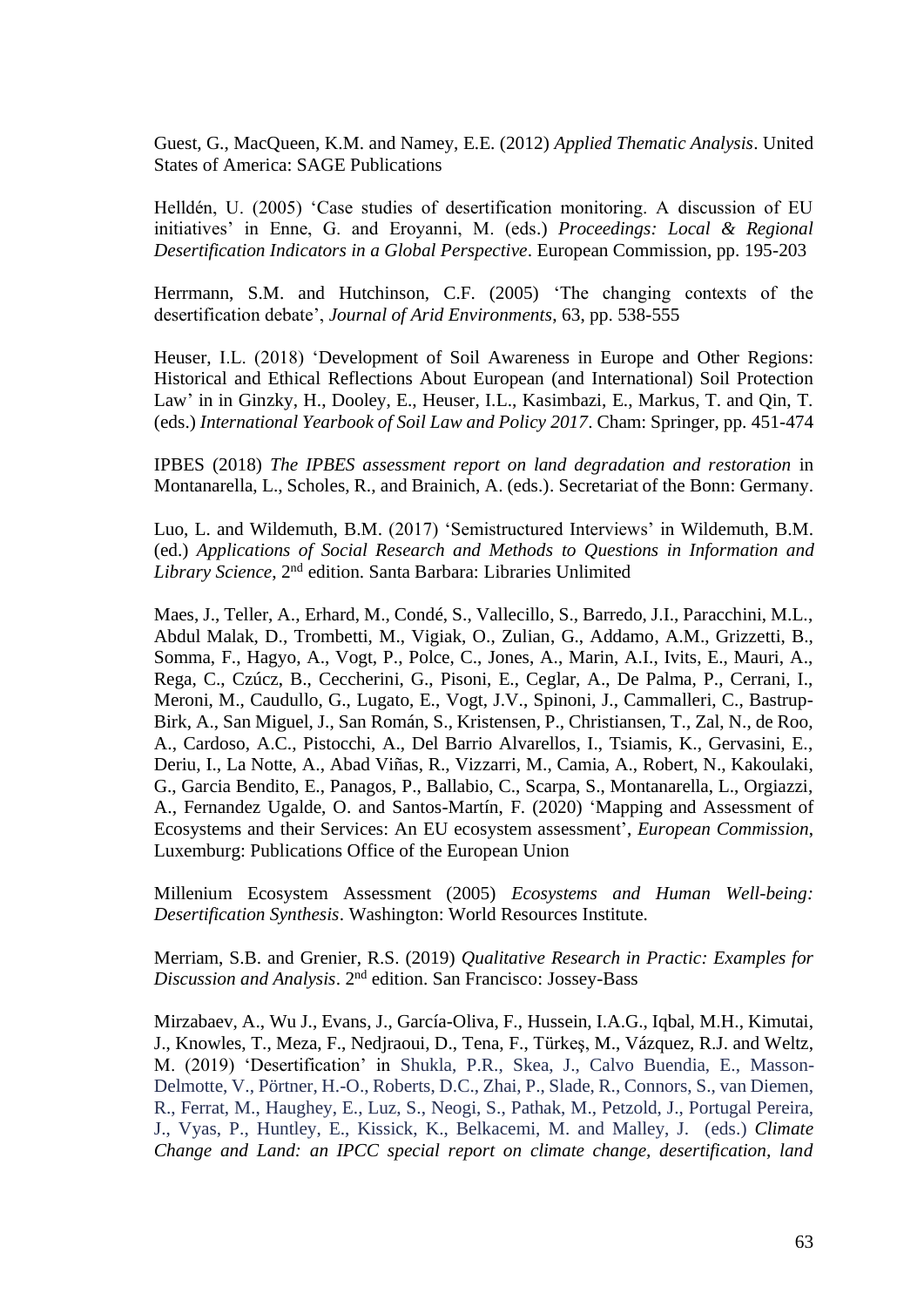Guest, G., MacQueen, K.M. and Namey, E.E. (2012) *Applied Thematic Analysis*. United States of America: SAGE Publications

Helldén, U. (2005) 'Case studies of desertification monitoring. A discussion of EU initiatives' in Enne, G. and Eroyanni, M. (eds.) *Proceedings: Local & Regional Desertification Indicators in a Global Perspective*. European Commission, pp. 195-203

Herrmann, S.M. and Hutchinson, C.F. (2005) 'The changing contexts of the desertification debate', *Journal of Arid Environments*, 63, pp. 538-555

Heuser, I.L. (2018) 'Development of Soil Awareness in Europe and Other Regions: Historical and Ethical Reflections About European (and International) Soil Protection Law' in in Ginzky, H., Dooley, E., Heuser, I.L., Kasimbazi, E., Markus, T. and Qin, T. (eds.) *International Yearbook of Soil Law and Policy 2017*. Cham: Springer, pp. 451-474

IPBES (2018) *The IPBES assessment report on land degradation and restoration* in Montanarella, L., Scholes, R., and Brainich, A. (eds.). Secretariat of the Bonn: Germany.

Luo, L. and Wildemuth, B.M. (2017) 'Semistructured Interviews' in Wildemuth, B.M. (ed.) *Applications of Social Research and Methods to Questions in Information and Library Science*, 2nd edition. Santa Barbara: Libraries Unlimited

Maes, J., Teller, A., Erhard, M., Condé, S., Vallecillo, S., Barredo, J.I., Paracchini, M.L., Abdul Malak, D., Trombetti, M., Vigiak, O., Zulian, G., Addamo, A.M., Grizzetti, B., Somma, F., Hagyo, A., Vogt, P., Polce, C., Jones, A., Marin, A.I., Ivits, E., Mauri, A., Rega, C., Czúcz, B., Ceccherini, G., Pisoni, E., Ceglar, A., De Palma, P., Cerrani, I., Meroni, M., Caudullo, G., Lugato, E., Vogt, J.V., Spinoni, J., Cammalleri, C., Bastrup-Birk, A., San Miguel, J., San Román, S., Kristensen, P., Christiansen, T., Zal, N., de Roo, A., Cardoso, A.C., Pistocchi, A., Del Barrio Alvarellos, I., Tsiamis, K., Gervasini, E., Deriu, I., La Notte, A., Abad Viñas, R., Vizzarri, M., Camia, A., Robert, N., Kakoulaki, G., Garcia Bendito, E., Panagos, P., Ballabio, C., Scarpa, S., Montanarella, L., Orgiazzi, A., Fernandez Ugalde, O. and Santos-Martín, F. (2020) 'Mapping and Assessment of Ecosystems and their Services: An EU ecosystem assessment', *European Commission*, Luxemburg: Publications Office of the European Union

Millenium Ecosystem Assessment (2005) *Ecosystems and Human Well-being: Desertification Synthesis*. Washington: World Resources Institute.

Merriam, S.B. and Grenier, R.S. (2019) *Qualitative Research in Practic: Examples for Discussion and Analysis*. 2nd edition. San Francisco: Jossey-Bass

Mirzabaev, A., Wu J., Evans, J., García-Oliva, F., Hussein, I.A.G., Iqbal, M.H., Kimutai, J., Knowles, T., Meza, F., Nedjraoui, D., Tena, F., Türkeş, M., Vázquez, R.J. and Weltz, M. (2019) 'Desertification' in Shukla, P.R., Skea, J., Calvo Buendia, E., Masson-Delmotte, V., Pörtner, H.-O., Roberts, D.C., Zhai, P., Slade, R., Connors, S., van Diemen, R., Ferrat, M., Haughey, E., Luz, S., Neogi, S., Pathak, M., Petzold, J., Portugal Pereira, J., Vyas, P., Huntley, E., Kissick, K., Belkacemi, M. and Malley, J. (eds.) *Climate Change and Land: an IPCC special report on climate change, desertification, land*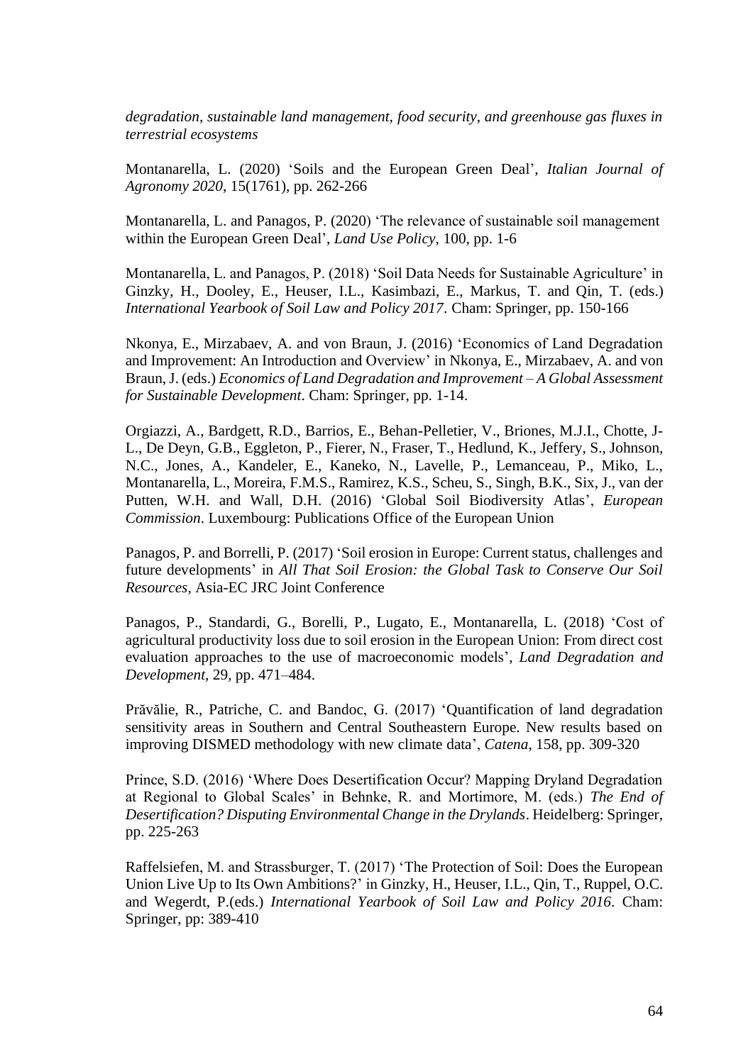*degradation, sustainable land management, food security, and greenhouse gas fluxes in terrestrial ecosystems*

Montanarella, L. (2020) 'Soils and the European Green Deal', *Italian Journal of Agronomy 2020*, 15(1761), pp. 262-266

Montanarella, L. and Panagos, P. (2020) 'The relevance of sustainable soil management within the European Green Deal', *Land Use Policy*, 100, pp. 1-6

Montanarella, L. and Panagos, P. (2018) 'Soil Data Needs for Sustainable Agriculture' in Ginzky, H., Dooley, E., Heuser, I.L., Kasimbazi, E., Markus, T. and Qin, T. (eds.) *International Yearbook of Soil Law and Policy 2017*. Cham: Springer, pp. 150-166

Nkonya, E., Mirzabaev, A. and von Braun, J. (2016) 'Economics of Land Degradation and Improvement: An Introduction and Overview' in Nkonya, E., Mirzabaev, A. and von Braun, J. (eds.) *Economics of Land Degradation and Improvement – A Global Assessment for Sustainable Development*. Cham: Springer, pp. 1-14.

Orgiazzi, A., Bardgett, R.D., Barrios, E., Behan-Pelletier, V., Briones, M.J.I., Chotte, J-L., De Deyn, G.B., Eggleton, P., Fierer, N., Fraser, T., Hedlund, K., Jeffery, S., Johnson, N.C., Jones, A., Kandeler, E., Kaneko, N., Lavelle, P., Lemanceau, P., Miko, L., Montanarella, L., Moreira, F.M.S., Ramirez, K.S., Scheu, S., Singh, B.K., Six, J., van der Putten, W.H. and Wall, D.H. (2016) 'Global Soil Biodiversity Atlas', *European Commission*. Luxembourg: Publications Office of the European Union

Panagos, P. and Borrelli, P. (2017) 'Soil erosion in Europe: Current status, challenges and future developments' in *All That Soil Erosion: the Global Task to Conserve Our Soil Resources*, Asia-EC JRC Joint Conference

Panagos, P., Standardi, G., Borelli, P., Lugato, E., Montanarella, L. (2018) 'Cost of agricultural productivity loss due to soil erosion in the European Union: From direct cost evaluation approaches to the use of macroeconomic models', *Land Degradation and Development*, 29, pp. 471–484.

Prăvălie, R., Patriche, C. and Bandoc, G. (2017) 'Quantification of land degradation sensitivity areas in Southern and Central Southeastern Europe. New results based on improving DISMED methodology with new climate data', *Catena*, 158, pp. 309-320

Prince, S.D. (2016) 'Where Does Desertification Occur? Mapping Dryland Degradation at Regional to Global Scales' in Behnke, R. and Mortimore, M. (eds.) *The End of Desertification? Disputing Environmental Change in the Drylands*. Heidelberg: Springer, pp. 225-263

Raffelsiefen, M. and Strassburger, T. (2017) 'The Protection of Soil: Does the European Union Live Up to Its Own Ambitions?' in Ginzky, H., Heuser, I.L., Qin, T., Ruppel, O.C. and Wegerdt, P.(eds.) *International Yearbook of Soil Law and Policy 2016*. Cham: Springer, pp: 389-410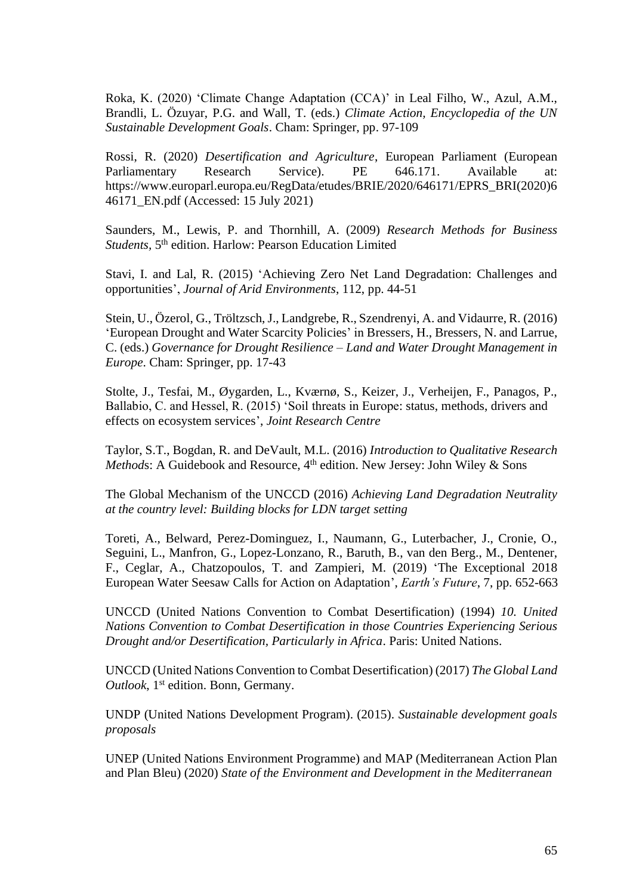Roka, K. (2020) 'Climate Change Adaptation (CCA)' in Leal Filho, W., Azul, A.M., Brandli, L. Özuyar, P.G. and Wall, T. (eds.) *Climate Action, Encyclopedia of the UN Sustainable Development Goals*. Cham: Springer, pp. 97-109

Rossi, R. (2020) *Desertification and Agriculture*, European Parliament (European Parliamentary Research Service). PE 646.171. Available at: https://www.europarl.europa.eu/RegData/etudes/BRIE/2020/646171/EPRS_BRI(2020)646171_EN.pdf (Accessed: 15 July 2021)

Saunders, M., Lewis, P. and Thornhill, A. (2009) *Research Methods for Business Students*, 5th edition. Harlow: Pearson Education Limited

Stavi, I. and Lal, R. (2015) 'Achieving Zero Net Land Degradation: Challenges and opportunities', *Journal of Arid Environments*, 112, pp. 44-51

Stein, U., Özerol, G., Tröltzsch, J., Landgrebe, R., Szendrenyi, A. and Vidaurre, R. (2016) 'European Drought and Water Scarcity Policies' in Bressers, H., Bressers, N. and Larrue, C. (eds.) *Governance for Drought Resilience – Land and Water Drought Management in Europe*. Cham: Springer, pp. 17-43

Stolte, J., Tesfai, M., Øygarden, L., Kværnø, S., Keizer, J., Verheijen, F., Panagos, P., Ballabio, C. and Hessel, R. (2015) 'Soil threats in Europe: status, methods, drivers and effects on ecosystem services', *Joint Research Centre*

Taylor, S.T., Bogdan, R. and DeVault, M.L. (2016) *Introduction to Qualitative Research Methods*: A Guidebook and Resource, 4th edition. New Jersey: John Wiley & Sons

The Global Mechanism of the UNCCD (2016) *Achieving Land Degradation Neutrality at the country level: Building blocks for LDN target setting*

Toreti, A., Belward, Perez-Dominguez, I., Naumann, G., Luterbacher, J., Cronie, O., Seguini, L., Manfron, G., Lopez-Lonzano, R., Baruth, B., van den Berg., M., Dentener, F., Ceglar, A., Chatzopoulos, T. and Zampieri, M. (2019) 'The Exceptional 2018 European Water Seesaw Calls for Action on Adaptation', *Earth's Future*, 7, pp. 652-663

UNCCD (United Nations Convention to Combat Desertification) (1994) *10. United Nations Convention to Combat Desertification in those Countries Experiencing Serious Drought and/or Desertification, Particularly in Africa*. Paris: United Nations.

UNCCD (United Nations Convention to Combat Desertification) (2017) *The Global Land Outlook*, 1st edition. Bonn, Germany.

UNDP (United Nations Development Program). (2015). *Sustainable development goals proposals*

UNEP (United Nations Environment Programme) and MAP (Mediterranean Action Plan and Plan Bleu) (2020) *State of the Environment and Development in the Mediterranean*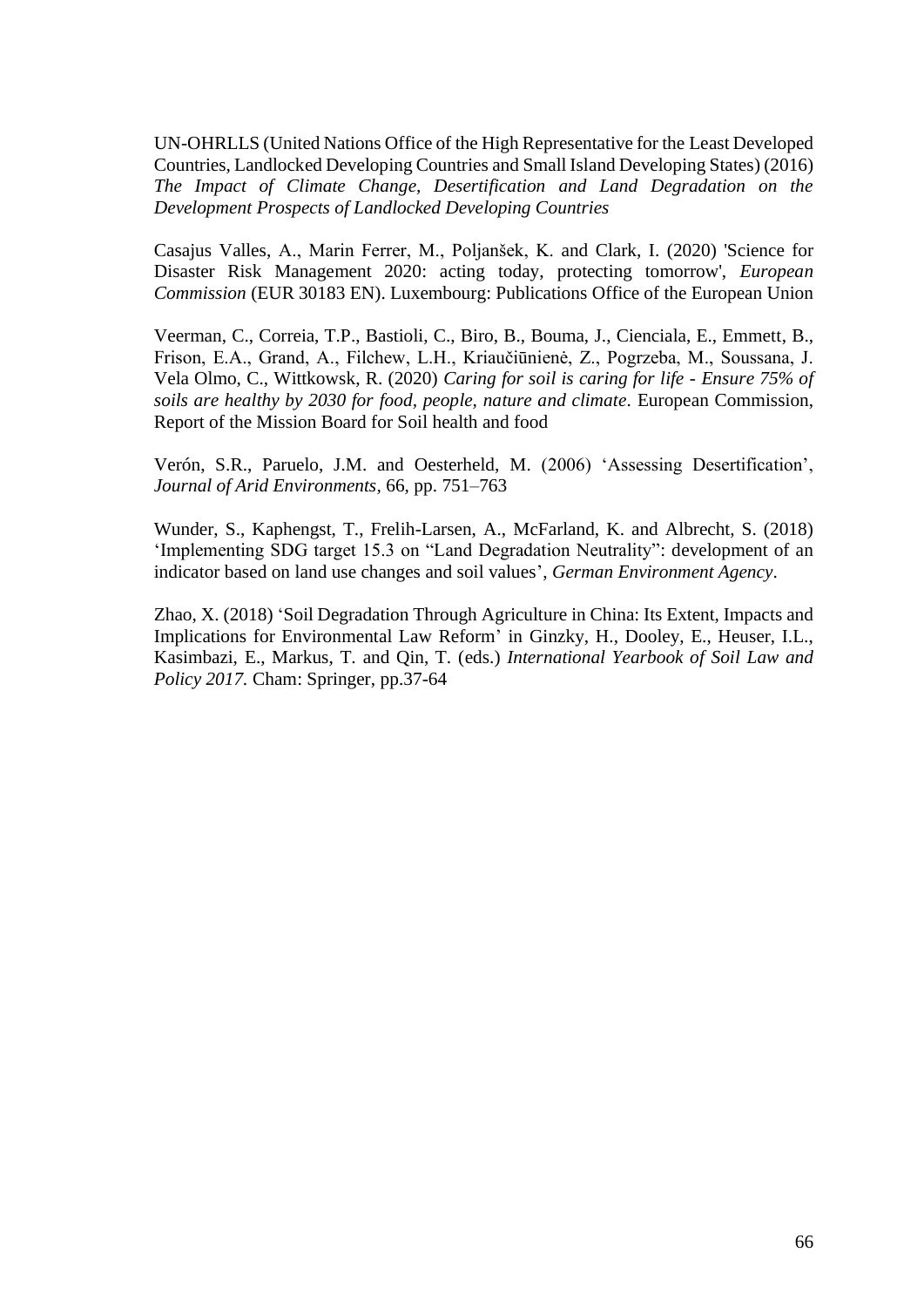UN-OHRLLS (United Nations Office of the High Representative for the Least Developed Countries, Landlocked Developing Countries and Small Island Developing States) (2016) *The Impact of Climate Change, Desertification and Land Degradation on the Development Prospects of Landlocked Developing Countries*

Casajus Valles, A., Marin Ferrer, M., Poljanšek, K. and Clark, I. (2020) 'Science for Disaster Risk Management 2020: acting today, protecting tomorrow', *European Commission* (EUR 30183 EN). Luxembourg: Publications Office of the European Union

Veerman, C., Correia, T.P., Bastioli, C., Biro, B., Bouma, J., Cienciala, E., Emmett, B., Frison, E.A., Grand, A., Filchew, L.H., Kriaučiūnienė, Z., Pogrzeba, M., Soussana, J. Vela Olmo, C., Wittkowsk, R. (2020) *Caring for soil is caring for life - Ensure 75% of soils are healthy by 2030 for food, people, nature and climate*. European Commission, Report of the Mission Board for Soil health and food

Verón, S.R., Paruelo, J.M. and Oesterheld, M. (2006) 'Assessing Desertification', *Journal of Arid Environments*, 66, pp. 751–763

Wunder, S., Kaphengst, T., Frelih-Larsen, A., McFarland, K. and Albrecht, S. (2018) 'Implementing SDG target 15.3 on "Land Degradation Neutrality": development of an indicator based on land use changes and soil values', *German Environment Agency*.

Zhao, X. (2018) 'Soil Degradation Through Agriculture in China: Its Extent, Impacts and Implications for Environmental Law Reform' in Ginzky, H., Dooley, E., Heuser, I.L., Kasimbazi, E., Markus, T. and Qin, T. (eds.) *International Yearbook of Soil Law and Policy 2017*. Cham: Springer, pp.37-64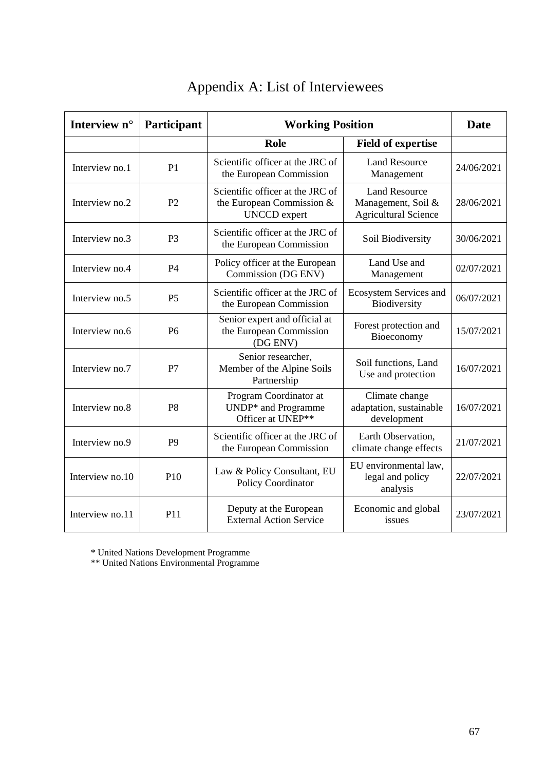# Appendix A: List of Interviewees

| Interview n° | Participant | Working Position | | Date |
|---|---|---|---|---|
| | | **Role** | **Field of expertise** | |
| Interview no.1 | P1 | Scientific officer at the JRC of the European Commission | Land Resource Management | 24/06/2021 |
| Interview no.2 | P2 | Scientific officer at the JRC of the European Commission & UNCCD expert | Land Resource Management, Soil & Agricultural Science | 28/06/2021 |
| Interview no.3 | P3 | Scientific officer at the JRC of the European Commission | Soil Biodiversity | 30/06/2021 |
| Interview no.4 | P4 | Policy officer at the European Commission (DG ENV) | Land Use and Management | 02/07/2021 |
| Interview no.5 | P5 | Scientific officer at the JRC of the European Commission | Ecosystem Services and Biodiversity | 06/07/2021 |
| Interview no.6 | P6 | Senior expert and official at the European Commission (DG ENV) | Forest protection and Bioeconomy | 15/07/2021 |
| Interview no.7 | P7 | Senior researcher, Member of the Alpine Soils Partnership | Soil functions, Land Use and protection | 16/07/2021 |
| Interview no.8 | P8 | Program Coordinator at UNDP* and Programme Officer at UNEP** | Climate change adaptation, sustainable development | 16/07/2021 |
| Interview no.9 | P9 | Scientific officer at the JRC of the European Commission | Earth Observation, climate change effects | 21/07/2021 |
| Interview no.10 | P10 | Law & Policy Consultant, EU Policy Coordinator | EU environmental law, legal and policy analysis | 22/07/2021 |
| Interview no.11 | P11 | Deputy at the European External Action Service | Economic and global issues | 23/07/2021 |

* United Nations Development Programme
** United Nations Environmental Programme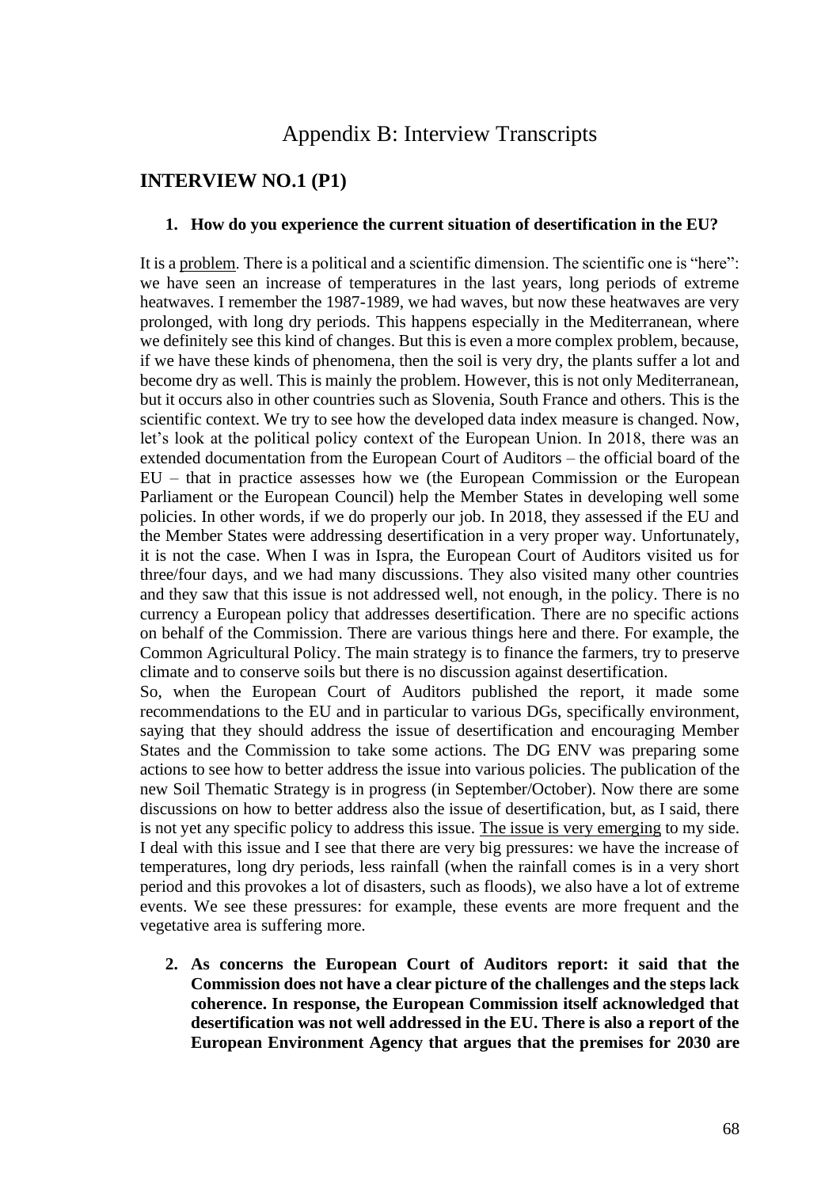# Appendix B: Interview Transcripts

## INTERVIEW NO.1 (P1)

**1. How do you experience the current situation of desertification in the EU?**

It is a problem. There is a political and a scientific dimension. The scientific one is "here": we have seen an increase of temperatures in the last years, long periods of extreme heatwaves. I remember the 1987-1989, we had waves, but now these heatwaves are very prolonged, with long dry periods. This happens especially in the Mediterranean, where we definitely see this kind of changes. But this is even a more complex problem, because, if we have these kinds of phenomena, then the soil is very dry, the plants suffer a lot and become dry as well. This is mainly the problem. However, this is not only Mediterranean, but it occurs also in other countries such as Slovenia, South France and others. This is the scientific context. We try to see how the developed data index measure is changed. Now, let's look at the political policy context of the European Union. In 2018, there was an extended documentation from the European Court of Auditors – the official board of the EU – that in practice assesses how we (the European Commission or the European Parliament or the European Council) help the Member States in developing well some policies. In other words, if we do properly our job. In 2018, they assessed if the EU and the Member States were addressing desertification in a very proper way. Unfortunately, it is not the case. When I was in Ispra, the European Court of Auditors visited us for three/four days, and we had many discussions. They also visited many other countries and they saw that this issue is not addressed well, not enough, in the policy. There is no currency a European policy that addresses desertification. There are no specific actions on behalf of the Commission. There are various things here and there. For example, the Common Agricultural Policy. The main strategy is to finance the farmers, try to preserve climate and to conserve soils but there is no discussion against desertification.

So, when the European Court of Auditors published the report, it made some recommendations to the EU and in particular to various DGs, specifically environment, saying that they should address the issue of desertification and encouraging Member States and the Commission to take some actions. The DG ENV was preparing some actions to see how to better address the issue into various policies. The publication of the new Soil Thematic Strategy is in progress (in September/October). Now there are some discussions on how to better address also the issue of desertification, but, as I said, there is not yet any specific policy to address this issue. The issue is very emerging to my side. I deal with this issue and I see that there are very big pressures: we have the increase of temperatures, long dry periods, less rainfall (when the rainfall comes is in a very short period and this provokes a lot of disasters, such as floods), we also have a lot of extreme events. We see these pressures: for example, these events are more frequent and the vegetative area is suffering more.

**2. As concerns the European Court of Auditors report: it said that the Commission does not have a clear picture of the challenges and the steps lack coherence. In response, the European Commission itself acknowledged that desertification was not well addressed in the EU. There is also a report of the European Environment Agency that argues that the premises for 2030 are**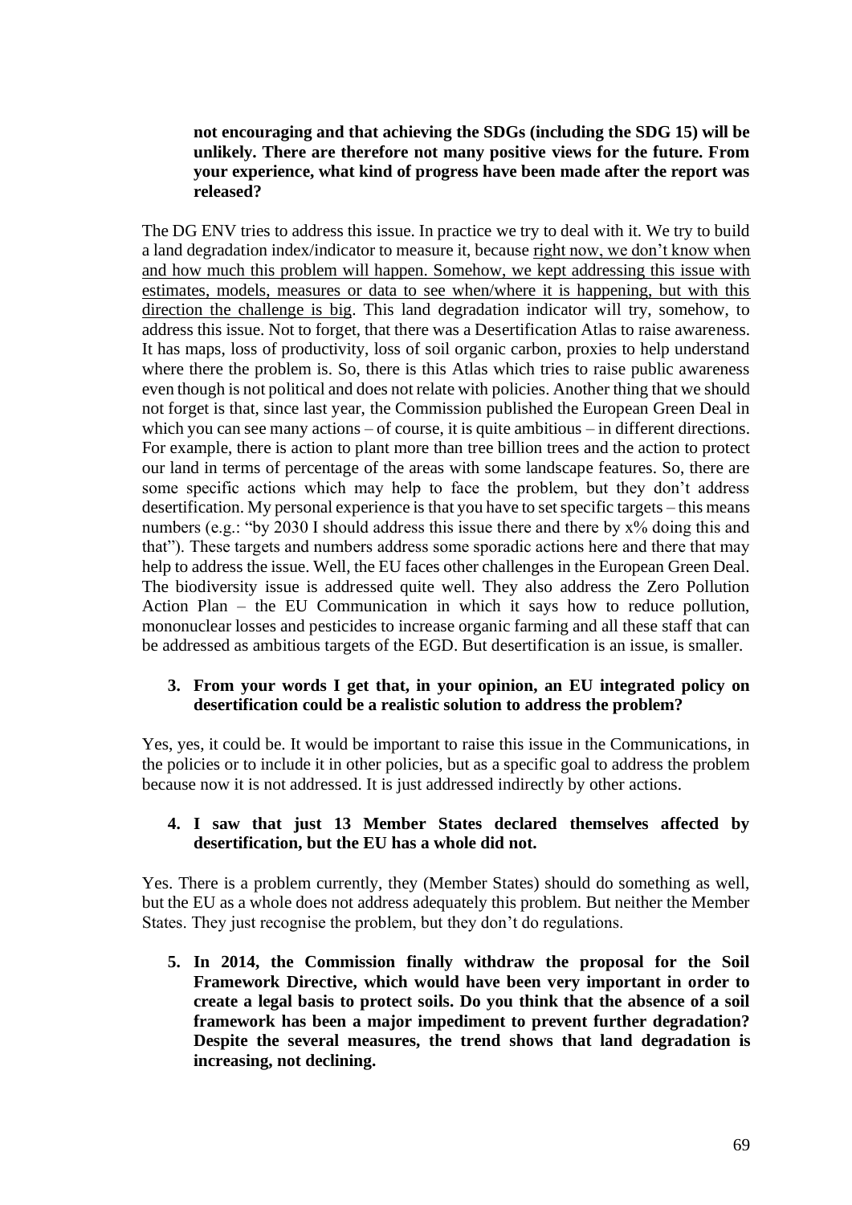**not encouraging and that achieving the SDGs (including the SDG 15) will be unlikely. There are therefore not many positive views for the future. From your experience, what kind of progress have been made after the report was released?**

The DG ENV tries to address this issue. In practice we try to deal with it. We try to build a land degradation index/indicator to measure it, because right now, we don't know when and how much this problem will happen. Somehow, we kept addressing this issue with estimates, models, measures or data to see when/where it is happening, but with this direction the challenge is big. This land degradation indicator will try, somehow, to address this issue. Not to forget, that there was a Desertification Atlas to raise awareness. It has maps, loss of productivity, loss of soil organic carbon, proxies to help understand where there the problem is. So, there is this Atlas which tries to raise public awareness even though is not political and does not relate with policies. Another thing that we should not forget is that, since last year, the Commission published the European Green Deal in which you can see many actions – of course, it is quite ambitious – in different directions. For example, there is action to plant more than tree billion trees and the action to protect our land in terms of percentage of the areas with some landscape features. So, there are some specific actions which may help to face the problem, but they don't address desertification. My personal experience is that you have to set specific targets – this means numbers (e.g.: "by 2030 I should address this issue there and there by x% doing this and that"). These targets and numbers address some sporadic actions here and there that may help to address the issue. Well, the EU faces other challenges in the European Green Deal. The biodiversity issue is addressed quite well. They also address the Zero Pollution Action Plan – the EU Communication in which it says how to reduce pollution, mononuclear losses and pesticides to increase organic farming and all these staff that can be addressed as ambitious targets of the EGD. But desertification is an issue, is smaller.

3. **From your words I get that, in your opinion, an EU integrated policy on desertification could be a realistic solution to address the problem?**

Yes, yes, it could be. It would be important to raise this issue in the Communications, in the policies or to include it in other policies, but as a specific goal to address the problem because now it is not addressed. It is just addressed indirectly by other actions.

4. **I saw that just 13 Member States declared themselves affected by desertification, but the EU has a whole did not.**

Yes. There is a problem currently, they (Member States) should do something as well, but the EU as a whole does not address adequately this problem. But neither the Member States. They just recognise the problem, but they don't do regulations.

5. **In 2014, the Commission finally withdraw the proposal for the Soil Framework Directive, which would have been very important in order to create a legal basis to protect soils. Do you think that the absence of a soil framework has been a major impediment to prevent further degradation? Despite the several measures, the trend shows that land degradation is increasing, not declining.**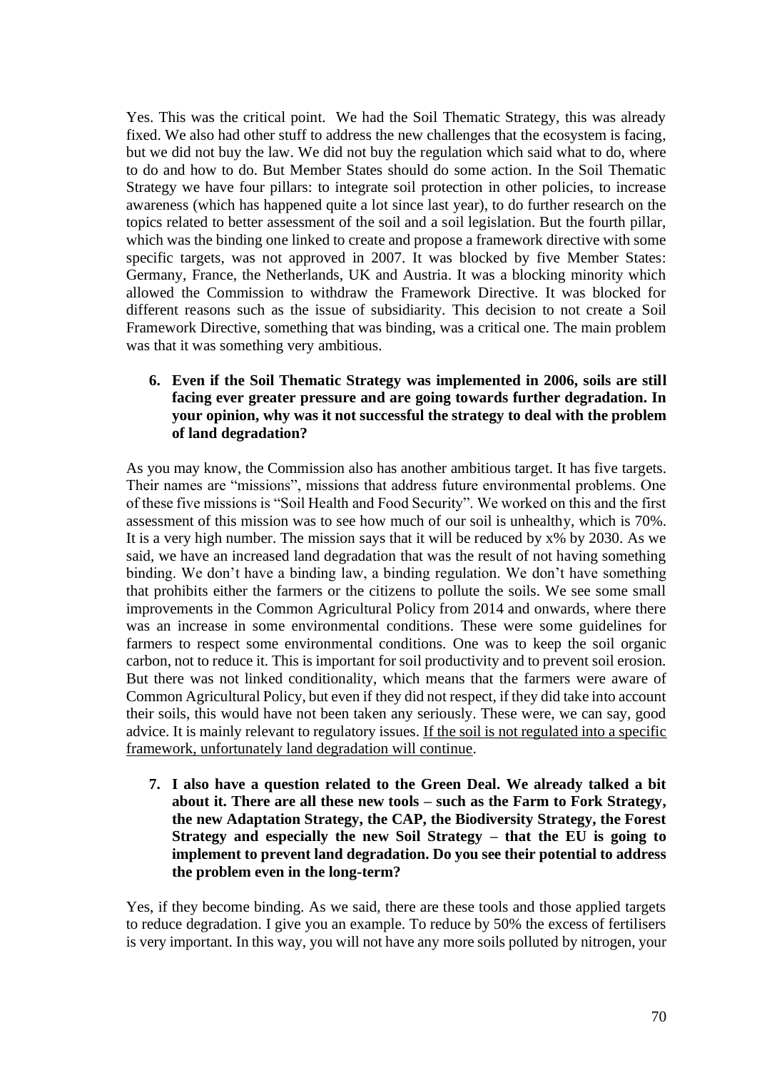Yes. This was the critical point. We had the Soil Thematic Strategy, this was already fixed. We also had other stuff to address the new challenges that the ecosystem is facing, but we did not buy the law. We did not buy the regulation which said what to do, where to do and how to do. But Member States should do some action. In the Soil Thematic Strategy we have four pillars: to integrate soil protection in other policies, to increase awareness (which has happened quite a lot since last year), to do further research on the topics related to better assessment of the soil and a soil legislation. But the fourth pillar, which was the binding one linked to create and propose a framework directive with some specific targets, was not approved in 2007. It was blocked by five Member States: Germany, France, the Netherlands, UK and Austria. It was a blocking minority which allowed the Commission to withdraw the Framework Directive. It was blocked for different reasons such as the issue of subsidiarity. This decision to not create a Soil Framework Directive, something that was binding, was a critical one. The main problem was that it was something very ambitious.

6. **Even if the Soil Thematic Strategy was implemented in 2006, soils are still facing ever greater pressure and are going towards further degradation. In your opinion, why was it not successful the strategy to deal with the problem of land degradation?**

As you may know, the Commission also has another ambitious target. It has five targets. Their names are "missions", missions that address future environmental problems. One of these five missions is "Soil Health and Food Security". We worked on this and the first assessment of this mission was to see how much of our soil is unhealthy, which is 70%. It is a very high number. The mission says that it will be reduced by x% by 2030. As we said, we have an increased land degradation that was the result of not having something binding. We don't have a binding law, a binding regulation. We don't have something that prohibits either the farmers or the citizens to pollute the soils. We see some small improvements in the Common Agricultural Policy from 2014 and onwards, where there was an increase in some environmental conditions. These were some guidelines for farmers to respect some environmental conditions. One was to keep the soil organic carbon, not to reduce it. This is important for soil productivity and to prevent soil erosion. But there was not linked conditionality, which means that the farmers were aware of Common Agricultural Policy, but even if they did not respect, if they did take into account their soils, this would have not been taken any seriously. These were, we can say, good advice. It is mainly relevant to regulatory issues. <u>If the soil is not regulated into a specific framework, unfortunately land degradation will continue</u>.

7. **I also have a question related to the Green Deal. We already talked a bit about it. There are all these new tools – such as the Farm to Fork Strategy, the new Adaptation Strategy, the CAP, the Biodiversity Strategy, the Forest Strategy and especially the new Soil Strategy – that the EU is going to implement to prevent land degradation. Do you see their potential to address the problem even in the long-term?**

Yes, if they become binding. As we said, there are these tools and those applied targets to reduce degradation. I give you an example. To reduce by 50% the excess of fertilisers is very important. In this way, you will not have any more soils polluted by nitrogen, your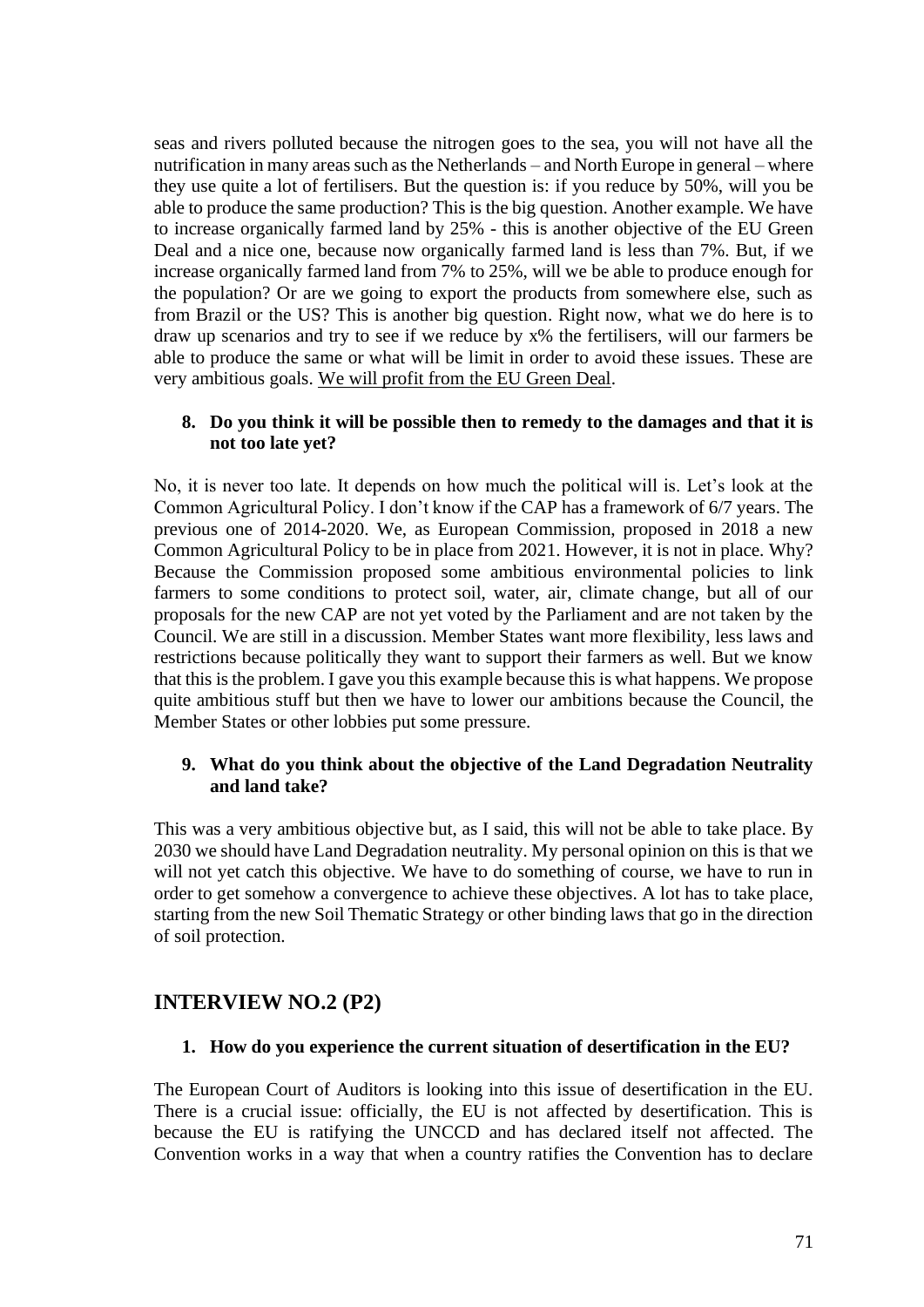seas and rivers polluted because the nitrogen goes to the sea, you will not have all the nutrification in many areas such as the Netherlands – and North Europe in general – where they use quite a lot of fertilisers. But the question is: if you reduce by 50%, will you be able to produce the same production? This is the big question. Another example. We have to increase organically farmed land by 25% - this is another objective of the EU Green Deal and a nice one, because now organically farmed land is less than 7%. But, if we increase organically farmed land from 7% to 25%, will we be able to produce enough for the population? Or are we going to export the products from somewhere else, such as from Brazil or the US? This is another big question. Right now, what we do here is to draw up scenarios and try to see if we reduce by x% the fertilisers, will our farmers be able to produce the same or what will be limit in order to avoid these issues. These are very ambitious goals. <u>We will profit from the EU Green Deal</u>.

8. **Do you think it will be possible then to remedy to the damages and that it is not too late yet?**

No, it is never too late. It depends on how much the political will is. Let's look at the Common Agricultural Policy. I don't know if the CAP has a framework of 6/7 years. The previous one of 2014-2020. We, as European Commission, proposed in 2018 a new Common Agricultural Policy to be in place from 2021. However, it is not in place. Why? Because the Commission proposed some ambitious environmental policies to link farmers to some conditions to protect soil, water, air, climate change, but all of our proposals for the new CAP are not yet voted by the Parliament and are not taken by the Council. We are still in a discussion. Member States want more flexibility, less laws and restrictions because politically they want to support their farmers as well. But we know that this is the problem. I gave you this example because this is what happens. We propose quite ambitious stuff but then we have to lower our ambitions because the Council, the Member States or other lobbies put some pressure.

9. **What do you think about the objective of the Land Degradation Neutrality and land take?**

This was a very ambitious objective but, as I said, this will not be able to take place. By 2030 we should have Land Degradation neutrality. My personal opinion on this is that we will not yet catch this objective. We have to do something of course, we have to run in order to get somehow a convergence to achieve these objectives. A lot has to take place, starting from the new Soil Thematic Strategy or other binding laws that go in the direction of soil protection.

## INTERVIEW NO.2 (P2)

1. **How do you experience the current situation of desertification in the EU?**

The European Court of Auditors is looking into this issue of desertification in the EU. There is a crucial issue: officially, the EU is not affected by desertification. This is because the EU is ratifying the UNCCD and has declared itself not affected. The Convention works in a way that when a country ratifies the Convention has to declare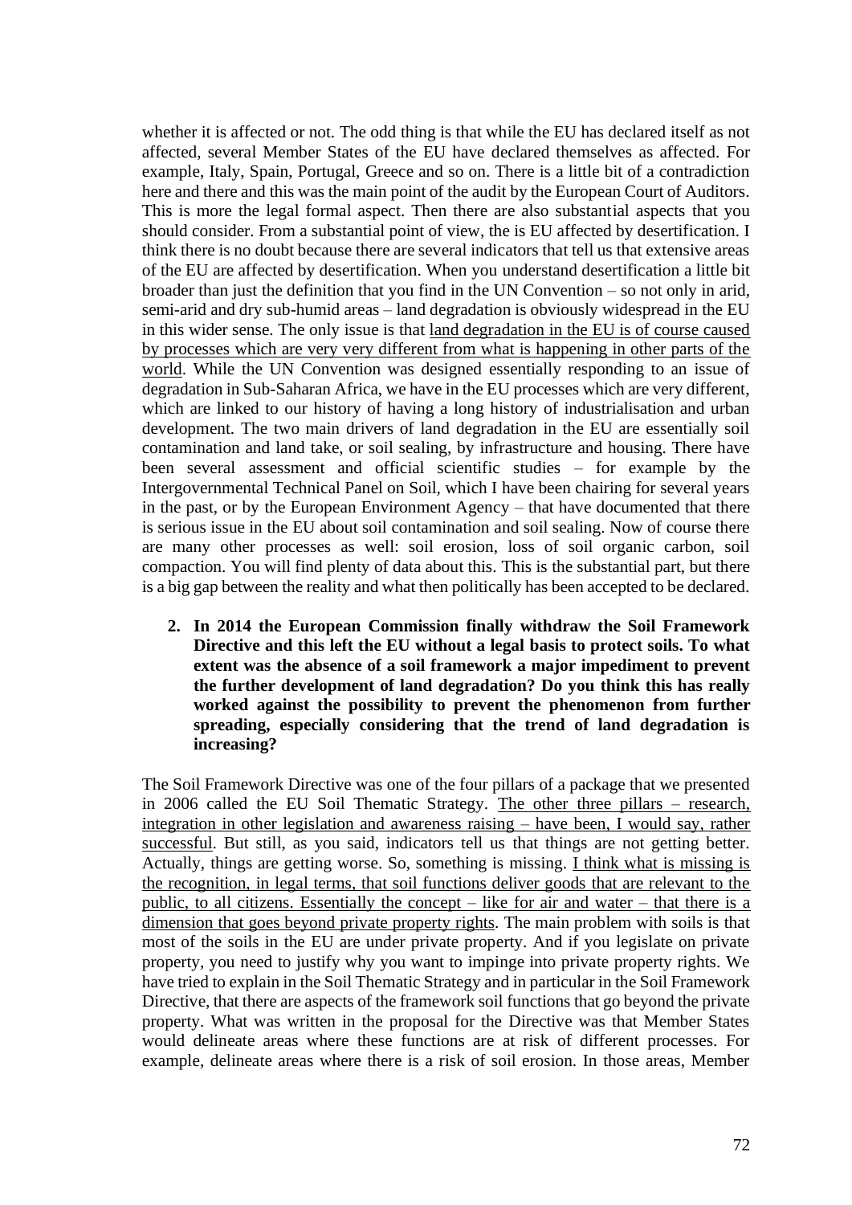whether it is affected or not. The odd thing is that while the EU has declared itself as not affected, several Member States of the EU have declared themselves as affected. For example, Italy, Spain, Portugal, Greece and so on. There is a little bit of a contradiction here and there and this was the main point of the audit by the European Court of Auditors. This is more the legal formal aspect. Then there are also substantial aspects that you should consider. From a substantial point of view, the is EU affected by desertification. I think there is no doubt because there are several indicators that tell us that extensive areas of the EU are affected by desertification. When you understand desertification a little bit broader than just the definition that you find in the UN Convention – so not only in arid, semi-arid and dry sub-humid areas – land degradation is obviously widespread in the EU in this wider sense. The only issue is that <u>land degradation in the EU is of course caused by processes which are very very different from what is happening in other parts of the world</u>. While the UN Convention was designed essentially responding to an issue of degradation in Sub-Saharan Africa, we have in the EU processes which are very different, which are linked to our history of having a long history of industrialisation and urban development. The two main drivers of land degradation in the EU are essentially soil contamination and land take, or soil sealing, by infrastructure and housing. There have been several assessment and official scientific studies – for example by the Intergovernmental Technical Panel on Soil, which I have been chairing for several years in the past, or by the European Environment Agency – that have documented that there is serious issue in the EU about soil contamination and soil sealing. Now of course there are many other processes as well: soil erosion, loss of soil organic carbon, soil compaction. You will find plenty of data about this. This is the substantial part, but there is a big gap between the reality and what then politically has been accepted to be declared.

2. **In 2014 the European Commission finally withdraw the Soil Framework Directive and this left the EU without a legal basis to protect soils. To what extent was the absence of a soil framework a major impediment to prevent the further development of land degradation? Do you think this has really worked against the possibility to prevent the phenomenon from further spreading, especially considering that the trend of land degradation is increasing?**

The Soil Framework Directive was one of the four pillars of a package that we presented in 2006 called the EU Soil Thematic Strategy. <u>The other three pillars – research, integration in other legislation and awareness raising – have been, I would say, rather successful</u>. But still, as you said, indicators tell us that things are not getting better. Actually, things are getting worse. So, something is missing. <u>I think what is missing is the recognition, in legal terms, that soil functions deliver goods that are relevant to the public, to all citizens. Essentially the concept – like for air and water – that there is a dimension that goes beyond private property rights</u>. The main problem with soils is that most of the soils in the EU are under private property. And if you legislate on private property, you need to justify why you want to impinge into private property rights. We have tried to explain in the Soil Thematic Strategy and in particular in the Soil Framework Directive, that there are aspects of the framework soil functions that go beyond the private property. What was written in the proposal for the Directive was that Member States would delineate areas where these functions are at risk of different processes. For example, delineate areas where there is a risk of soil erosion. In those areas, Member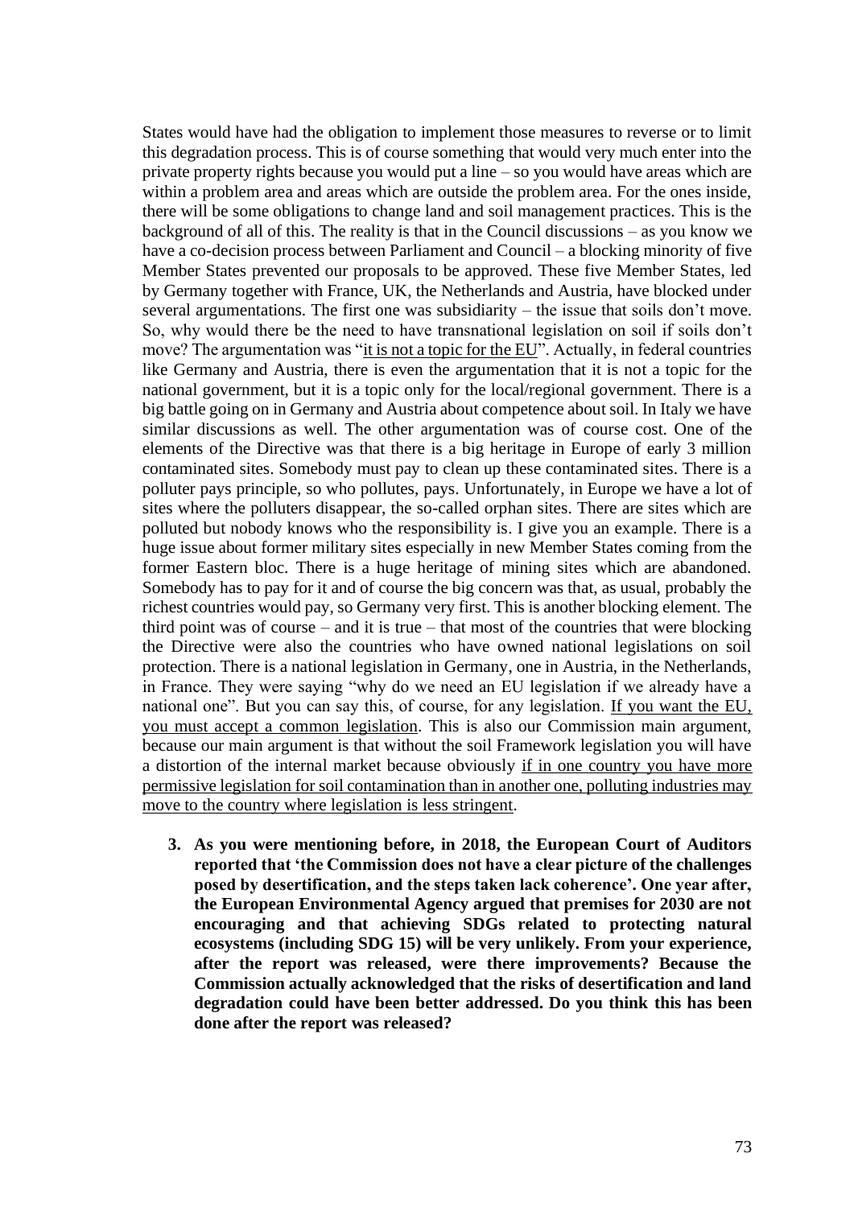States would have had the obligation to implement those measures to reverse or to limit this degradation process. This is of course something that would very much enter into the private property rights because you would put a line – so you would have areas which are within a problem area and areas which are outside the problem area. For the ones inside, there will be some obligations to change land and soil management practices. This is the background of all of this. The reality is that in the Council discussions – as you know we have a co-decision process between Parliament and Council – a blocking minority of five Member States prevented our proposals to be approved. These five Member States, led by Germany together with France, UK, the Netherlands and Austria, have blocked under several argumentations. The first one was subsidiarity – the issue that soils don't move. So, why would there be the need to have transnational legislation on soil if soils don't move? The argumentation was "<u>it is not a topic for the EU</u>". Actually, in federal countries like Germany and Austria, there is even the argumentation that it is not a topic for the national government, but it is a topic only for the local/regional government. There is a big battle going on in Germany and Austria about competence about soil. In Italy we have similar discussions as well. The other argumentation was of course cost. One of the elements of the Directive was that there is a big heritage in Europe of early 3 million contaminated sites. Somebody must pay to clean up these contaminated sites. There is a polluter pays principle, so who pollutes, pays. Unfortunately, in Europe we have a lot of sites where the polluters disappear, the so-called orphan sites. There are sites which are polluted but nobody knows who the responsibility is. I give you an example. There is a huge issue about former military sites especially in new Member States coming from the former Eastern bloc. There is a huge heritage of mining sites which are abandoned. Somebody has to pay for it and of course the big concern was that, as usual, probably the richest countries would pay, so Germany very first. This is another blocking element. The third point was of course – and it is true – that most of the countries that were blocking the Directive were also the countries who have owned national legislations on soil protection. There is a national legislation in Germany, one in Austria, in the Netherlands, in France. They were saying "why do we need an EU legislation if we already have a national one". But you can say this, of course, for any legislation. <u>If you want the EU, you must accept a common legislation</u>. This is also our Commission main argument, because our main argument is that without the soil Framework legislation you will have a distortion of the internal market because obviously <u>if in one country you have more permissive legislation for soil contamination than in another one, polluting industries may move to the country where legislation is less stringent</u>.

3. **As you were mentioning before, in 2018, the European Court of Auditors reported that 'the Commission does not have a clear picture of the challenges posed by desertification, and the steps taken lack coherence'. One year after, the European Environmental Agency argued that premises for 2030 are not encouraging and that achieving SDGs related to protecting natural ecosystems (including SDG 15) will be very unlikely. From your experience, after the report was released, were there improvements? Because the Commission actually acknowledged that the risks of desertification and land degradation could have been better addressed. Do you think this has been done after the report was released?**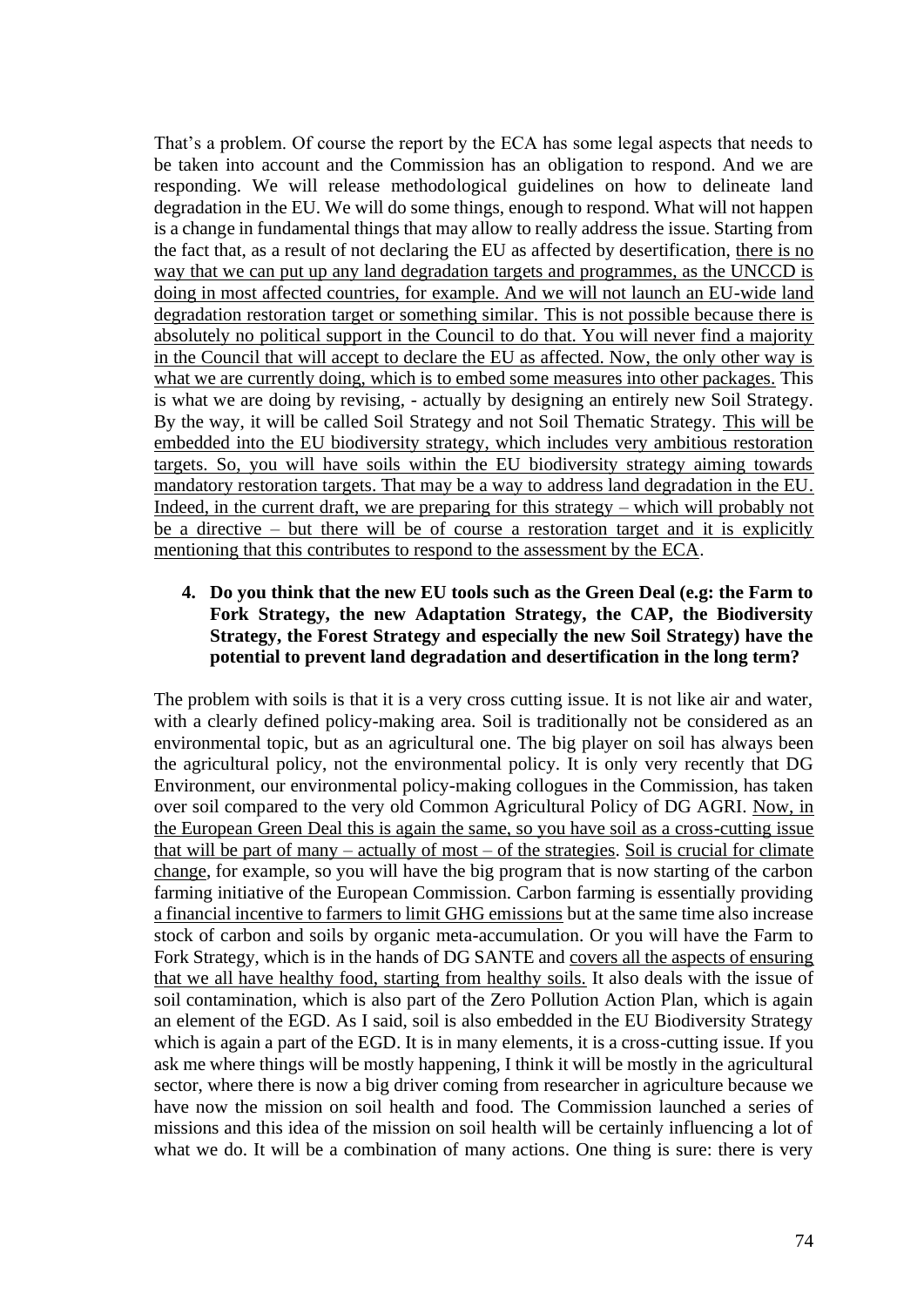That's a problem. Of course the report by the ECA has some legal aspects that needs to be taken into account and the Commission has an obligation to respond. And we are responding. We will release methodological guidelines on how to delineate land degradation in the EU. We will do some things, enough to respond. What will not happen is a change in fundamental things that may allow to really address the issue. Starting from the fact that, as a result of not declaring the EU as affected by desertification, <u>there is no way that we can put up any land degradation targets and programmes, as the UNCCD is doing in most affected countries, for example. And we will not launch an EU-wide land degradation restoration target or something similar. This is not possible because there is absolutely no political support in the Council to do that. You will never find a majority in the Council that will accept to declare the EU as affected. Now, the only other way is what we are currently doing, which is to embed some measures into other packages.</u> This is what we are doing by revising, - actually by designing an entirely new Soil Strategy. By the way, it will be called Soil Strategy and not Soil Thematic Strategy. <u>This will be embedded into the EU biodiversity strategy, which includes very ambitious restoration targets. So, you will have soils within the EU biodiversity strategy aiming towards mandatory restoration targets. That may be a way to address land degradation in the EU. Indeed, in the current draft, we are preparing for this strategy – which will probably not be a directive – but there will be of course a restoration target and it is explicitly mentioning that this contributes to respond to the assessment by the ECA</u>.

4. **Do you think that the new EU tools such as the Green Deal (e.g: the Farm to Fork Strategy, the new Adaptation Strategy, the CAP, the Biodiversity Strategy, the Forest Strategy and especially the new Soil Strategy) have the potential to prevent land degradation and desertification in the long term?**

The problem with soils is that it is a very cross cutting issue. It is not like air and water, with a clearly defined policy-making area. Soil is traditionally not be considered as an environmental topic, but as an agricultural one. The big player on soil has always been the agricultural policy, not the environmental policy. It is only very recently that DG Environment, our environmental policy-making collogues in the Commission, has taken over soil compared to the very old Common Agricultural Policy of DG AGRI. <u>Now, in the European Green Deal this is again the same, so you have soil as a cross-cutting issue that will be part of many – actually of most – of the strategies</u>. <u>Soil is crucial for climate change</u>, for example, so you will have the big program that is now starting of the carbon farming initiative of the European Commission. Carbon farming is essentially providing <u>a financial incentive to farmers to limit GHG emissions</u> but at the same time also increase stock of carbon and soils by organic meta-accumulation. Or you will have the Farm to Fork Strategy, which is in the hands of DG SANTE and <u>covers all the aspects of ensuring that we all have healthy food, starting from healthy soils.</u> It also deals with the issue of soil contamination, which is also part of the Zero Pollution Action Plan, which is again an element of the EGD. As I said, soil is also embedded in the EU Biodiversity Strategy which is again a part of the EGD. It is in many elements, it is a cross-cutting issue. If you ask me where things will be mostly happening, I think it will be mostly in the agricultural sector, where there is now a big driver coming from researcher in agriculture because we have now the mission on soil health and food. The Commission launched a series of missions and this idea of the mission on soil health will be certainly influencing a lot of what we do. It will be a combination of many actions. One thing is sure: there is very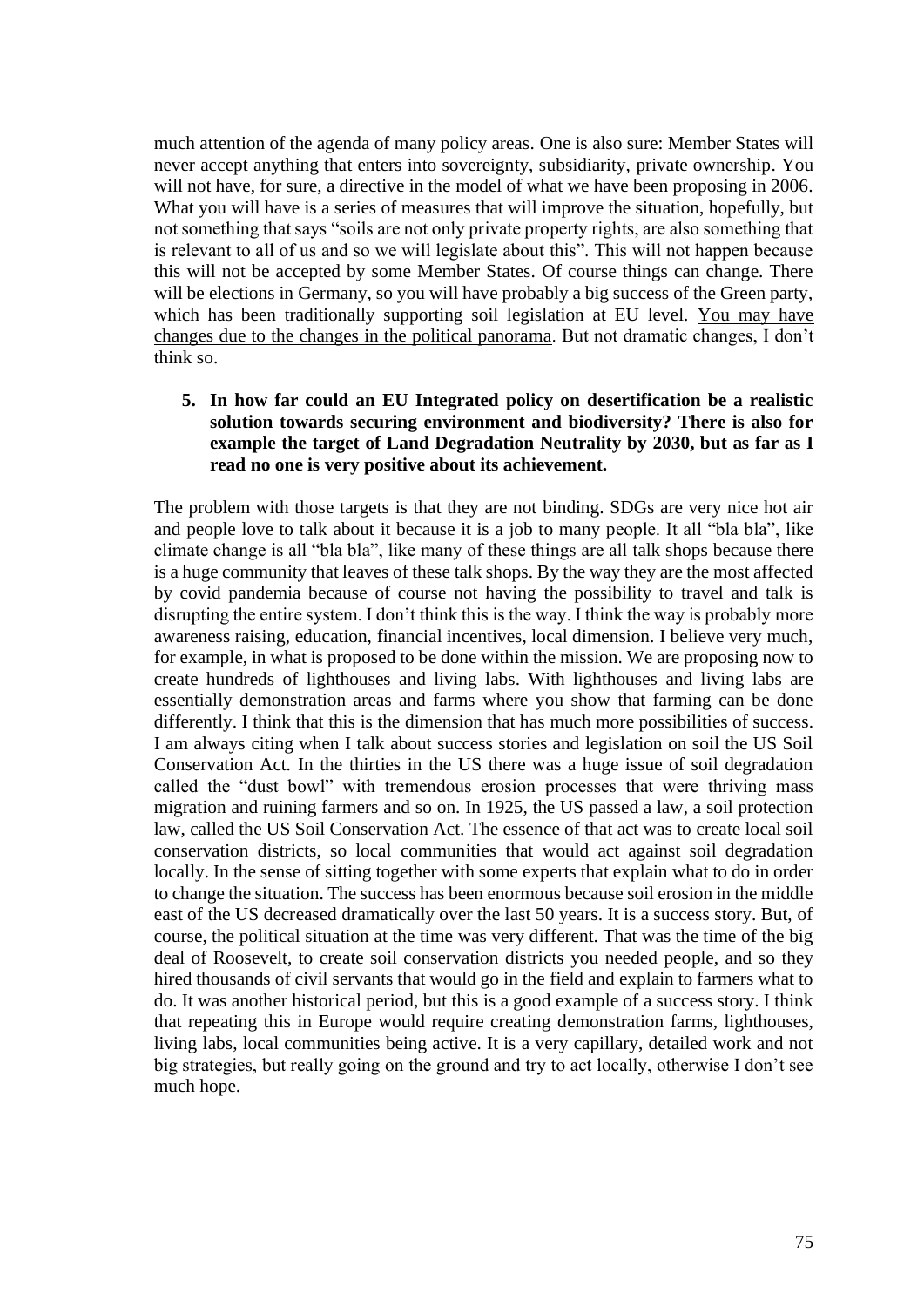much attention of the agenda of many policy areas. One is also sure: <u>Member States will never accept anything that enters into sovereignty, subsidiarity, private ownership</u>. You will not have, for sure, a directive in the model of what we have been proposing in 2006. What you will have is a series of measures that will improve the situation, hopefully, but not something that says "soils are not only private property rights, are also something that is relevant to all of us and so we will legislate about this". This will not happen because this will not be accepted by some Member States. Of course things can change. There will be elections in Germany, so you will have probably a big success of the Green party, which has been traditionally supporting soil legislation at EU level. <u>You may have changes due to the changes in the political panorama</u>. But not dramatic changes, I don't think so.

5. **In how far could an EU Integrated policy on desertification be a realistic solution towards securing environment and biodiversity? There is also for example the target of Land Degradation Neutrality by 2030, but as far as I read no one is very positive about its achievement.**

The problem with those targets is that they are not binding. SDGs are very nice hot air and people love to talk about it because it is a job to many people. It all "bla bla", like climate change is all "bla bla", like many of these things are all <u>talk shops</u> because there is a huge community that leaves of these talk shops. By the way they are the most affected by covid pandemia because of course not having the possibility to travel and talk is disrupting the entire system. I don't think this is the way. I think the way is probably more awareness raising, education, financial incentives, local dimension. I believe very much, for example, in what is proposed to be done within the mission. We are proposing now to create hundreds of lighthouses and living labs. With lighthouses and living labs are essentially demonstration areas and farms where you show that farming can be done differently. I think that this is the dimension that has much more possibilities of success. I am always citing when I talk about success stories and legislation on soil the US Soil Conservation Act. In the thirties in the US there was a huge issue of soil degradation called the "dust bowl" with tremendous erosion processes that were thriving mass migration and ruining farmers and so on. In 1925, the US passed a law, a soil protection law, called the US Soil Conservation Act. The essence of that act was to create local soil conservation districts, so local communities that would act against soil degradation locally. In the sense of sitting together with some experts that explain what to do in order to change the situation. The success has been enormous because soil erosion in the middle east of the US decreased dramatically over the last 50 years. It is a success story. But, of course, the political situation at the time was very different. That was the time of the big deal of Roosevelt, to create soil conservation districts you needed people, and so they hired thousands of civil servants that would go in the field and explain to farmers what to do. It was another historical period, but this is a good example of a success story. I think that repeating this in Europe would require creating demonstration farms, lighthouses, living labs, local communities being active. It is a very capillary, detailed work and not big strategies, but really going on the ground and try to act locally, otherwise I don't see much hope.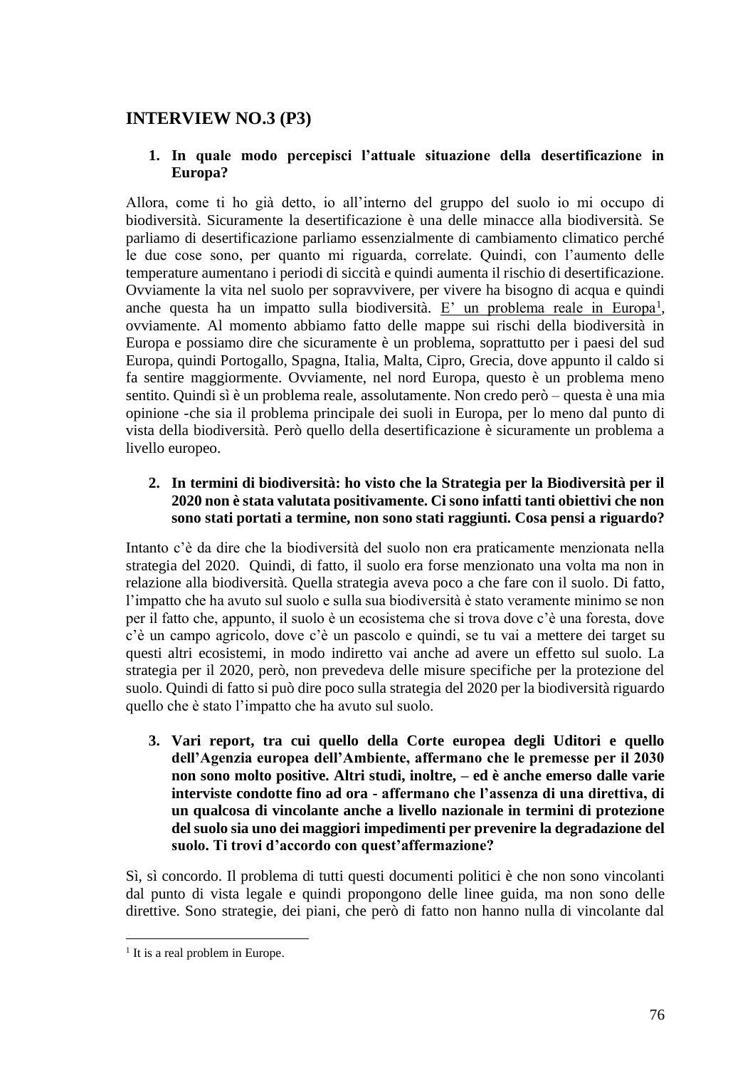## INTERVIEW NO.3 (P3)

1. **In quale modo percepisci l'attuale situazione della desertificazione in Europa?**

Allora, come ti ho già detto, io all'interno del gruppo del suolo io mi occupo di biodiversità. Sicuramente la desertificazione è una delle minacce alla biodiversità. Se parliamo di desertificazione parliamo essenzialmente di cambiamento climatico perché le due cose sono, per quanto mi riguarda, correlate. Quindi, con l'aumento delle temperature aumentano i periodi di siccità e quindi aumenta il rischio di desertificazione. Ovviamente la vita nel suolo per sopravvivere, per vivere ha bisogno di acqua e quindi anche questa ha un impatto sulla biodiversità. E' un problema reale in Europa[1], ovviamente. Al momento abbiamo fatto delle mappe sui rischi della biodiversità in Europa e possiamo dire che sicuramente è un problema, soprattutto per i paesi del sud Europa, quindi Portogallo, Spagna, Italia, Malta, Cipro, Grecia, dove appunto il caldo si fa sentire maggiormente. Ovviamente, nel nord Europa, questo è un problema meno sentito. Quindi sì è un problema reale, assolutamente. Non credo però – questa è una mia opinione -che sia il problema principale dei suoli in Europa, per lo meno dal punto di vista della biodiversità. Però quello della desertificazione è sicuramente un problema a livello europeo.

2. **In termini di biodiversità: ho visto che la Strategia per la Biodiversità per il 2020 non è stata valutata positivamente. Ci sono infatti tanti obiettivi che non sono stati portati a termine, non sono stati raggiunti. Cosa pensi a riguardo?**

Intanto c'è da dire che la biodiversità del suolo non era praticamente menzionata nella strategia del 2020. Quindi, di fatto, il suolo era forse menzionato una volta ma non in relazione alla biodiversità. Quella strategia aveva poco a che fare con il suolo. Di fatto, l'impatto che ha avuto sul suolo e sulla sua biodiversità è stato veramente minimo se non per il fatto che, appunto, il suolo è un ecosistema che si trova dove c'è una foresta, dove c'è un campo agricolo, dove c'è un pascolo e quindi, se tu vai a mettere dei target su questi altri ecosistemi, in modo indiretto vai anche ad avere un effetto sul suolo. La strategia per il 2020, però, non prevedeva delle misure specifiche per la protezione del suolo. Quindi di fatto si può dire poco sulla strategia del 2020 per la biodiversità riguardo quello che è stato l'impatto che ha avuto sul suolo.

3. **Vari report, tra cui quello della Corte europea degli Uditori e quello dell'Agenzia europea dell'Ambiente, affermano che le premesse per il 2030 non sono molto positive. Altri studi, inoltre, – ed è anche emerso dalle varie interviste condotte fino ad ora - affermano che l'assenza di una direttiva, di un qualcosa di vincolante anche a livello nazionale in termini di protezione del suolo sia uno dei maggiori impedimenti per prevenire la degradazione del suolo. Ti trovi d'accordo con quest'affermazione?**

Sì, sì concordo. Il problema di tutti questi documenti politici è che non sono vincolanti dal punto di vista legale e quindi propongono delle linee guida, ma non sono delle direttive. Sono strategie, dei piani, che però di fatto non hanno nulla di vincolante dal

[1] It is a real problem in Europe.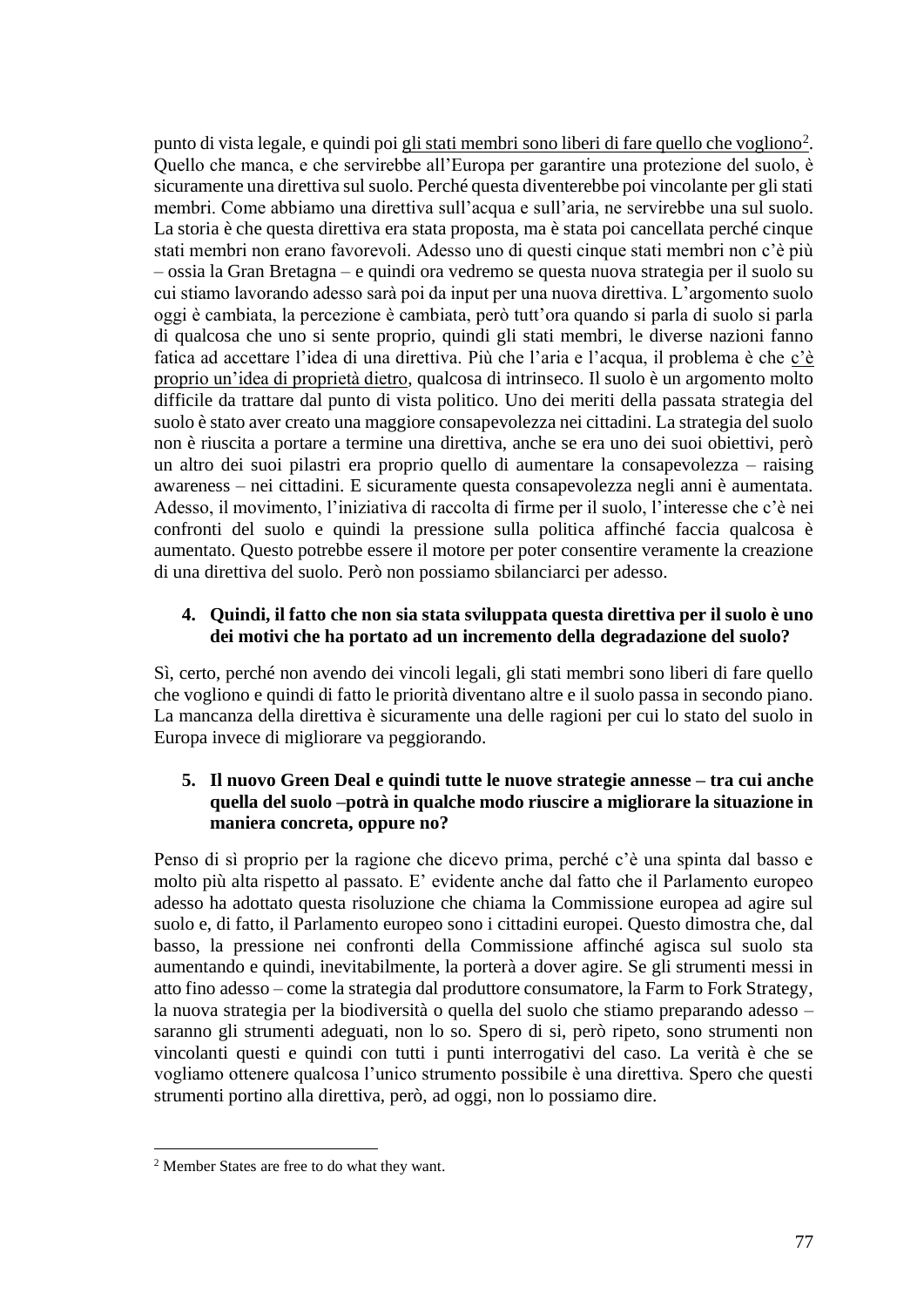punto di vista legale, e quindi poi gli stati membri sono liberi di fare quello che vogliono[2]. Quello che manca, e che servirebbe all'Europa per garantire una protezione del suolo, è sicuramente una direttiva sul suolo. Perché questa diventerebbe poi vincolante per gli stati membri. Come abbiamo una direttiva sull'acqua e sull'aria, ne servirebbe una sul suolo. La storia è che questa direttiva era stata proposta, ma è stata poi cancellata perché cinque stati membri non erano favorevoli. Adesso uno di questi cinque stati membri non c'è più – ossia la Gran Bretagna – e quindi ora vedremo se questa nuova strategia per il suolo su cui stiamo lavorando adesso sarà poi da input per una nuova direttiva. L'argomento suolo oggi è cambiata, la percezione è cambiata, però tutt'ora quando si parla di suolo si parla di qualcosa che uno si sente proprio, quindi gli stati membri, le diverse nazioni fanno fatica ad accettare l'idea di una direttiva. Più che l'aria e l'acqua, il problema è che c'è proprio un'idea di proprietà dietro, qualcosa di intrinseco. Il suolo è un argomento molto difficile da trattare dal punto di vista politico. Uno dei meriti della passata strategia del suolo è stato aver creato una maggiore consapevolezza nei cittadini. La strategia del suolo non è riuscita a portare a termine una direttiva, anche se era uno dei suoi obiettivi, però un altro dei suoi pilastri era proprio quello di aumentare la consapevolezza – raising awareness – nei cittadini. E sicuramente questa consapevolezza negli anni è aumentata. Adesso, il movimento, l'iniziativa di raccolta di firme per il suolo, l'interesse che c'è nei confronti del suolo e quindi la pressione sulla politica affinché faccia qualcosa è aumentato. Questo potrebbe essere il motore per poter consentire veramente la creazione di una direttiva del suolo. Però non possiamo sbilanciarci per adesso.

4. **Quindi, il fatto che non sia stata sviluppata questa direttiva per il suolo è uno dei motivi che ha portato ad un incremento della degradazione del suolo?**

Sì, certo, perché non avendo dei vincoli legali, gli stati membri sono liberi di fare quello che vogliono e quindi di fatto le priorità diventano altre e il suolo passa in secondo piano. La mancanza della direttiva è sicuramente una delle ragioni per cui lo stato del suolo in Europa invece di migliorare va peggiorando.

5. **Il nuovo Green Deal e quindi tutte le nuove strategie annesse – tra cui anche quella del suolo –potrà in qualche modo riuscire a migliorare la situazione in maniera concreta, oppure no?**

Penso di sì proprio per la ragione che dicevo prima, perché c'è una spinta dal basso e molto più alta rispetto al passato. E' evidente anche dal fatto che il Parlamento europeo adesso ha adottato questa risoluzione che chiama la Commissione europea ad agire sul suolo e, di fatto, il Parlamento europeo sono i cittadini europei. Questo dimostra che, dal basso, la pressione nei confronti della Commissione affinché agisca sul suolo sta aumentando e quindi, inevitabilmente, la porterà a dover agire. Se gli strumenti messi in atto fino adesso – come la strategia dal produttore consumatore, la Farm to Fork Strategy, la nuova strategia per la biodiversità o quella del suolo che stiamo preparando adesso – saranno gli strumenti adeguati, non lo so. Spero di si, però ripeto, sono strumenti non vincolanti questi e quindi con tutti i punti interrogativi del caso. La verità è che se vogliamo ottenere qualcosa l'unico strumento possibile è una direttiva. Spero che questi strumenti portino alla direttiva, però, ad oggi, non lo possiamo dire.

[2] Member States are free to do what they want.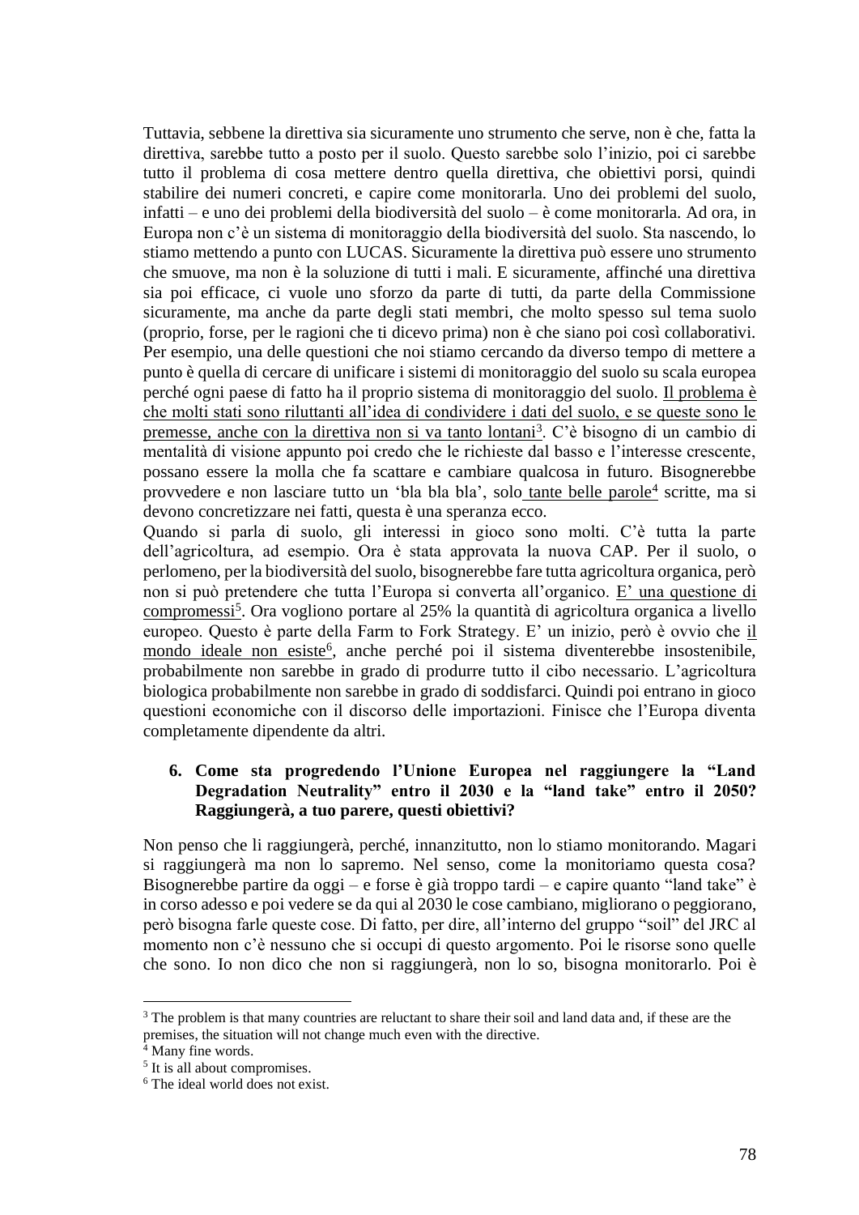Tuttavia, sebbene la direttiva sia sicuramente uno strumento che serve, non è che, fatta la direttiva, sarebbe tutto a posto per il suolo. Questo sarebbe solo l'inizio, poi ci sarebbe tutto il problema di cosa mettere dentro quella direttiva, che obiettivi porsi, quindi stabilire dei numeri concreti, e capire come monitorarla. Uno dei problemi del suolo, infatti – e uno dei problemi della biodiversità del suolo – è come monitorarla. Ad ora, in Europa non c'è un sistema di monitoraggio della biodiversità del suolo. Sta nascendo, lo stiamo mettendo a punto con LUCAS. Sicuramente la direttiva può essere uno strumento che smuove, ma non è la soluzione di tutti i mali. E sicuramente, affinché una direttiva sia poi efficace, ci vuole uno sforzo da parte di tutti, da parte della Commissione sicuramente, ma anche da parte degli stati membri, che molto spesso sul tema suolo (proprio, forse, per le ragioni che ti dicevo prima) non è che siano poi così collaborativi. Per esempio, una delle questioni che noi stiamo cercando da diverso tempo di mettere a punto è quella di cercare di unificare i sistemi di monitoraggio del suolo su scala europea perché ogni paese di fatto ha il proprio sistema di monitoraggio del suolo. Il problema è che molti stati sono riluttanti all'idea di condividere i dati del suolo, e se queste sono le premesse, anche con la direttiva non si va tanto lontani[3]. C'è bisogno di un cambio di mentalità di visione appunto poi credo che le richieste dal basso e l'interesse crescente, possano essere la molla che fa scattare e cambiare qualcosa in futuro. Bisognerebbe provvedere e non lasciare tutto un 'bla bla bla', solo tante belle parole[4] scritte, ma si devono concretizzare nei fatti, questa è una speranza ecco.

Quando si parla di suolo, gli interessi in gioco sono molti. C'è tutta la parte dell'agricoltura, ad esempio. Ora è stata approvata la nuova CAP. Per il suolo, o perlomeno, per la biodiversità del suolo, bisognerebbe fare tutta agricoltura organica, però non si può pretendere che tutta l'Europa si converta all'organico. E' una questione di compromessi[5]. Ora vogliono portare al 25% la quantità di agricoltura organica a livello europeo. Questo è parte della Farm to Fork Strategy. E' un inizio, però è ovvio che il mondo ideale non esiste[6], anche perché poi il sistema diventerebbe insostenibile, probabilmente non sarebbe in grado di produrre tutto il cibo necessario. L'agricoltura biologica probabilmente non sarebbe in grado di soddisfarci. Quindi poi entrano in gioco questioni economiche con il discorso delle importazioni. Finisce che l'Europa diventa completamente dipendente da altri.

6. **Come sta progredendo l'Unione Europea nel raggiungere la "Land Degradation Neutrality" entro il 2030 e la "land take" entro il 2050? Raggiungerà, a tuo parere, questi obiettivi?**

Non penso che li raggiungerà, perché, innanzitutto, non lo stiamo monitorando. Magari si raggiungerà ma non lo sapremo. Nel senso, come la monitoriamo questa cosa? Bisognerebbe partire da oggi – e forse è già troppo tardi – e capire quanto "land take" è in corso adesso e poi vedere se da qui al 2030 le cose cambiano, migliorano o peggiorano, però bisogna farle queste cose. Di fatto, per dire, all'interno del gruppo "soil" del JRC al momento non c'è nessuno che si occupi di questo argomento. Poi le risorse sono quelle che sono. Io non dico che non si raggiungerà, non lo so, bisogna monitorarlo. Poi è

[3] The problem is that many countries are reluctant to share their soil and land data and, if these are the premises, the situation will not change much even with the directive.

[4] Many fine words.

[5] It is all about compromises.

[6] The ideal world does not exist.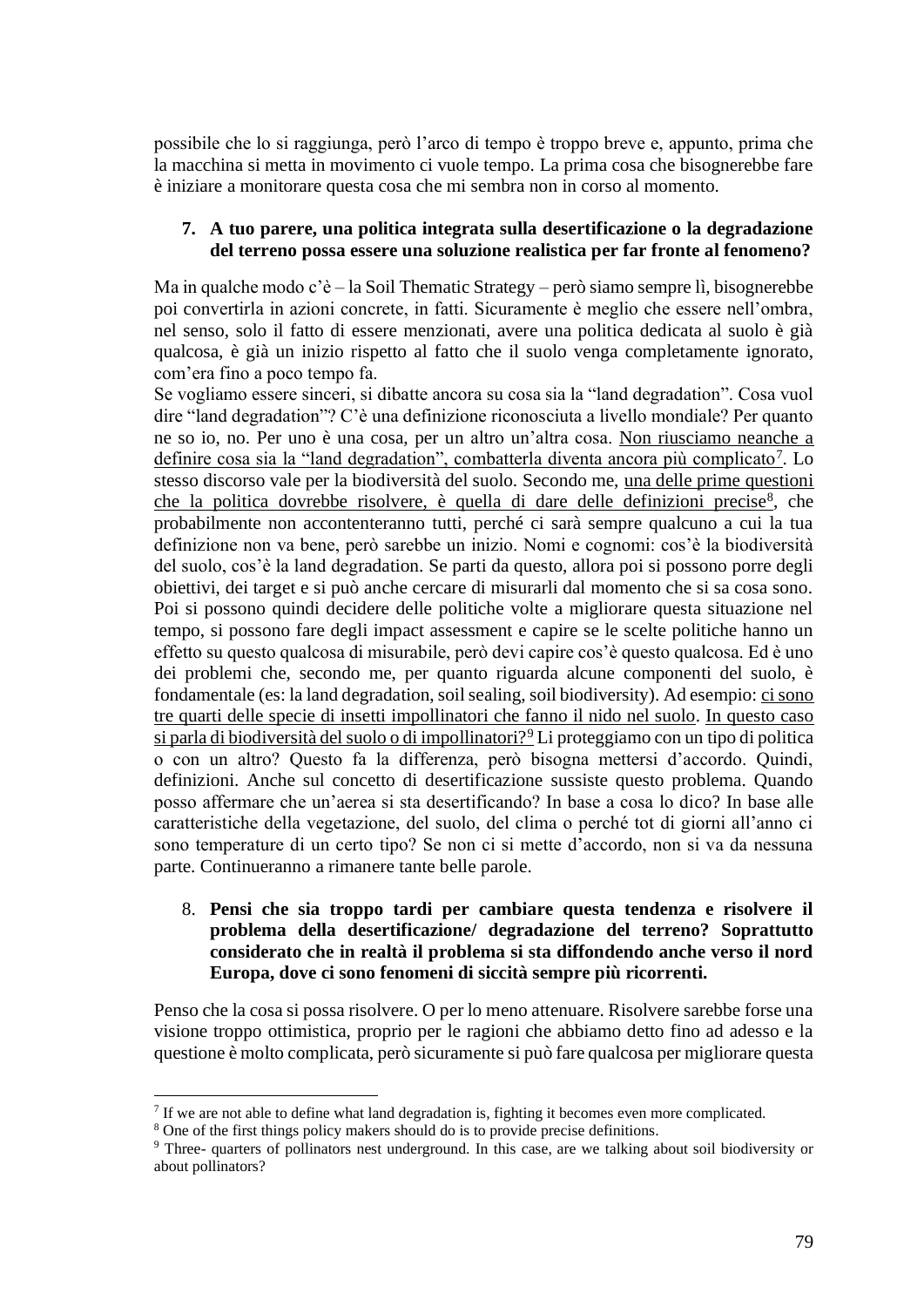possibile che lo si raggiunga, però l'arco di tempo è troppo breve e, appunto, prima che la macchina si metta in movimento ci vuole tempo. La prima cosa che bisognerebbe fare è iniziare a monitorare questa cosa che mi sembra non in corso al momento.

7. **A tuo parere, una politica integrata sulla desertificazione o la degradazione del terreno possa essere una soluzione realistica per far fronte al fenomeno?**

Ma in qualche modo c'è – la Soil Thematic Strategy – però siamo sempre lì, bisognerebbe poi convertirla in azioni concrete, in fatti. Sicuramente è meglio che essere nell'ombra, nel senso, solo il fatto di essere menzionati, avere una politica dedicata al suolo è già qualcosa, è già un inizio rispetto al fatto che il suolo venga completamente ignorato, com'era fino a poco tempo fa.
Se vogliamo essere sinceri, si dibatte ancora su cosa sia la "land degradation". Cosa vuol dire "land degradation"? C'è una definizione riconosciuta a livello mondiale? Per quanto ne so io, no. Per uno è una cosa, per un altro un'altra cosa. <u>Non riusciamo neanche a definire cosa sia la "land degradation", combatterla diventa ancora più complicato</u>[7]. Lo stesso discorso vale per la biodiversità del suolo. Secondo me, <u>una delle prime questioni che la politica dovrebbe risolvere, è quella di dare delle definizioni precise</u>[8], che probabilmente non accontenteranno tutti, perché ci sarà sempre qualcuno a cui la tua definizione non va bene, però sarebbe un inizio. Nomi e cognomi: cos'è la biodiversità del suolo, cos'è la land degradation. Se parti da questo, allora poi si possono porre degli obiettivi, dei target e si può anche cercare di misurarli dal momento che si sa cosa sono. Poi si possono quindi decidere delle politiche volte a migliorare questa situazione nel tempo, si possono fare degli impact assessment e capire se le scelte politiche hanno un effetto su questo qualcosa di misurabile, però devi capire cos'è questo qualcosa. Ed è uno dei problemi che, secondo me, per quanto riguarda alcune componenti del suolo, è fondamentale (es: la land degradation, soil sealing, soil biodiversity). Ad esempio: <u>ci sono tre quarti delle specie di insetti impollinatori che fanno il nido nel suolo</u>. <u>In questo caso si parla di biodiversità del suolo o di impollinatori?</u>[9] Li proteggiamo con un tipo di politica o con un altro? Questo fa la differenza, però bisogna mettersi d'accordo. Quindi, definizioni. Anche sul concetto di desertificazione sussiste questo problema. Quando posso affermare che un'aerea si sta desertificando? In base a cosa lo dico? In base alle caratteristiche della vegetazione, del suolo, del clima o perché tot di giorni all'anno ci sono temperature di un certo tipo? Se non ci si mette d'accordo, non si va da nessuna parte. Continueranno a rimanere tante belle parole.

8. **Pensi che sia troppo tardi per cambiare questa tendenza e risolvere il problema della desertificazione/ degradazione del terreno? Soprattutto considerato che in realtà il problema si sta diffondendo anche verso il nord Europa, dove ci sono fenomeni di siccità sempre più ricorrenti.**

Penso che la cosa si possa risolvere. O per lo meno attenuare. Risolvere sarebbe forse una visione troppo ottimistica, proprio per le ragioni che abbiamo detto fino ad adesso e la questione è molto complicata, però sicuramente si può fare qualcosa per migliorare questa

---

[7] If we are not able to define what land degradation is, fighting it becomes even more complicated.
[8] One of the first things policy makers should do is to provide precise definitions.
[9] Three- quarters of pollinators nest underground. In this case, are we talking about soil biodiversity or about pollinators?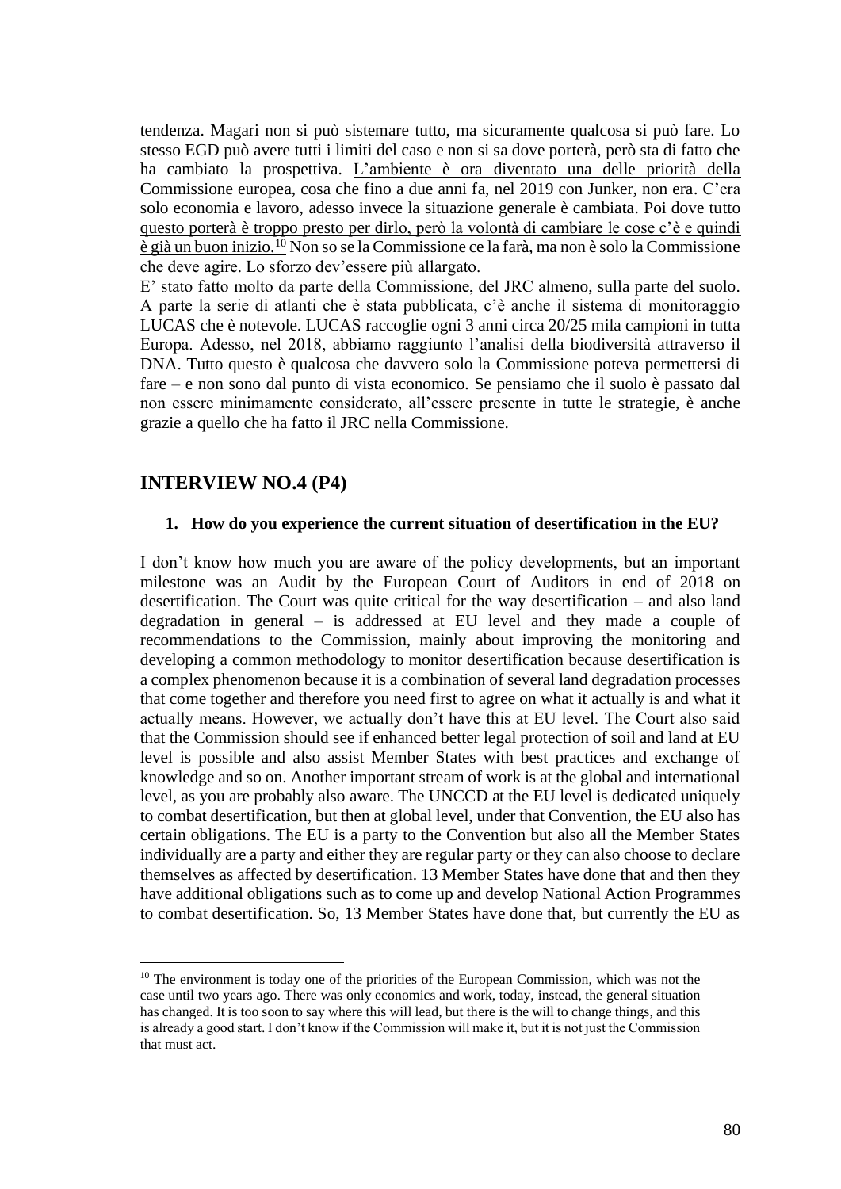tendenza. Magari non si può sistemare tutto, ma sicuramente qualcosa si può fare. Lo stesso EGD può avere tutti i limiti del caso e non si sa dove porterà, però sta di fatto che ha cambiato la prospettiva. L'ambiente è ora diventato una delle priorità della Commissione europea, cosa che fino a due anni fa, nel 2019 con Junker, non era. C'era solo economia e lavoro, adesso invece la situazione generale è cambiata. Poi dove tutto questo porterà è troppo presto per dirlo, però la volontà di cambiare le cose c'è e quindi è già un buon inizio.[10] Non so se la Commissione ce la farà, ma non è solo la Commissione che deve agire. Lo sforzo dev'essere più allargato.

E' stato fatto molto da parte della Commissione, del JRC almeno, sulla parte del suolo. A parte la serie di atlanti che è stata pubblicata, c'è anche il sistema di monitoraggio LUCAS che è notevole. LUCAS raccoglie ogni 3 anni circa 20/25 mila campioni in tutta Europa. Adesso, nel 2018, abbiamo raggiunto l'analisi della biodiversità attraverso il DNA. Tutto questo è qualcosa che davvero solo la Commissione poteva permettersi di fare – e non sono dal punto di vista economico. Se pensiamo che il suolo è passato dal non essere minimamente considerato, all'essere presente in tutte le strategie, è anche grazie a quello che ha fatto il JRC nella Commissione.

## INTERVIEW NO.4 (P4)

### 1. How do you experience the current situation of desertification in the EU?

I don't know how much you are aware of the policy developments, but an important milestone was an Audit by the European Court of Auditors in end of 2018 on desertification. The Court was quite critical for the way desertification – and also land degradation in general – is addressed at EU level and they made a couple of recommendations to the Commission, mainly about improving the monitoring and developing a common methodology to monitor desertification because desertification is a complex phenomenon because it is a combination of several land degradation processes that come together and therefore you need first to agree on what it actually is and what it actually means. However, we actually don't have this at EU level. The Court also said that the Commission should see if enhanced better legal protection of soil and land at EU level is possible and also assist Member States with best practices and exchange of knowledge and so on. Another important stream of work is at the global and international level, as you are probably also aware. The UNCCD at the EU level is dedicated uniquely to combat desertification, but then at global level, under that Convention, the EU also has certain obligations. The EU is a party to the Convention but also all the Member States individually are a party and either they are regular party or they can also choose to declare themselves as affected by desertification. 13 Member States have done that and then they have additional obligations such as to come up and develop National Action Programmes to combat desertification. So, 13 Member States have done that, but currently the EU as

---

[10] The environment is today one of the priorities of the European Commission, which was not the case until two years ago. There was only economics and work, today, instead, the general situation has changed. It is too soon to say where this will lead, but there is the will to change things, and this is already a good start. I don't know if the Commission will make it, but it is not just the Commission that must act.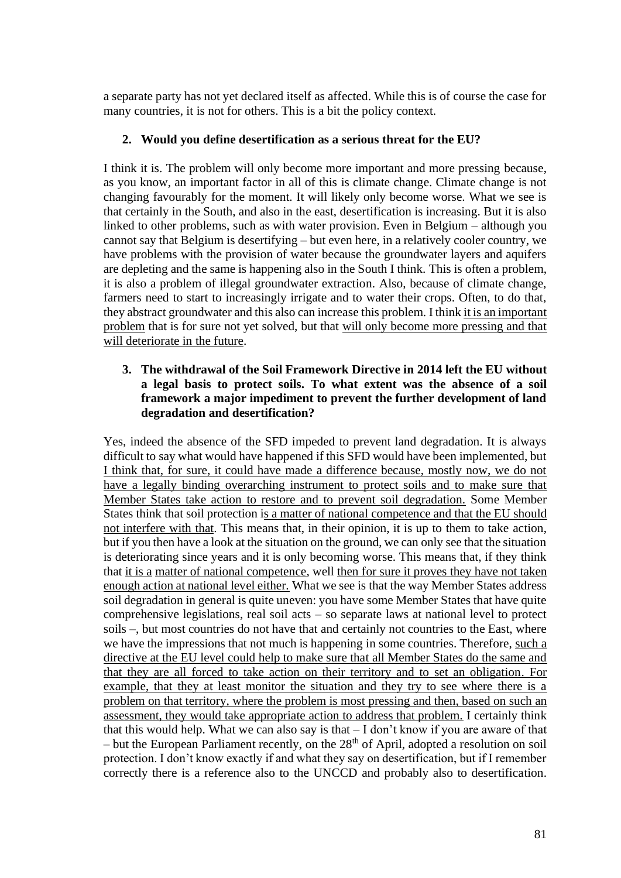a separate party has not yet declared itself as affected. While this is of course the case for many countries, it is not for others. This is a bit the policy context.

**2. Would you define desertification as a serious threat for the EU?**

I think it is. The problem will only become more important and more pressing because, as you know, an important factor in all of this is climate change. Climate change is not changing favourably for the moment. It will likely only become worse. What we see is that certainly in the South, and also in the east, desertification is increasing. But it is also linked to other problems, such as with water provision. Even in Belgium – although you cannot say that Belgium is desertifying – but even here, in a relatively cooler country, we have problems with the provision of water because the groundwater layers and aquifers are depleting and the same is happening also in the South I think. This is often a problem, it is also a problem of illegal groundwater extraction. Also, because of climate change, farmers need to start to increasingly irrigate and to water their crops. Often, to do that, they abstract groundwater and this also can increase this problem. I think <u>it is an important problem</u> that is for sure not yet solved, but that <u>will only become more pressing and that will deteriorate in the future</u>.

**3. The withdrawal of the Soil Framework Directive in 2014 left the EU without a legal basis to protect soils. To what extent was the absence of a soil framework a major impediment to prevent the further development of land degradation and desertification?**

Yes, indeed the absence of the SFD impeded to prevent land degradation. It is always difficult to say what would have happened if this SFD would have been implemented, but <u>I think that, for sure, it could have made a difference because, mostly now, we do not have a legally binding overarching instrument to protect soils and to make sure that Member States take action to restore and to prevent soil degradation.</u> Some Member States think that soil protection i<u>s a matter of national competence and that the EU should not interfere with that</u>. This means that, in their opinion, it is up to them to take action, but if you then have a look at the situation on the ground, we can only see that the situation is deteriorating since years and it is only becoming worse. This means that, if they think that <u>it is a</u> <u>matter of national competence</u>, well <u>then for sure it proves they have not taken enough action at national level either.</u> What we see is that the way Member States address soil degradation in general is quite uneven: you have some Member States that have quite comprehensive legislations, real soil acts – so separate laws at national level to protect soils –, but most countries do not have that and certainly not countries to the East, where we have the impressions that not much is happening in some countries. Therefore, <u>such a directive at the EU level could help to make sure that all Member States do the same and that they are all forced to take action on their territory and to set an obligation. For example, that they at least monitor the situation and they try to see where there is a problem on that territory, where the problem is most pressing and then, based on such an assessment, they would take appropriate action to address that problem.</u> I certainly think that this would help. What we can also say is that – I don't know if you are aware of that – but the European Parliament recently, on the 28th of April, adopted a resolution on soil protection. I don't know exactly if and what they say on desertification, but if I remember correctly there is a reference also to the UNCCD and probably also to desertification.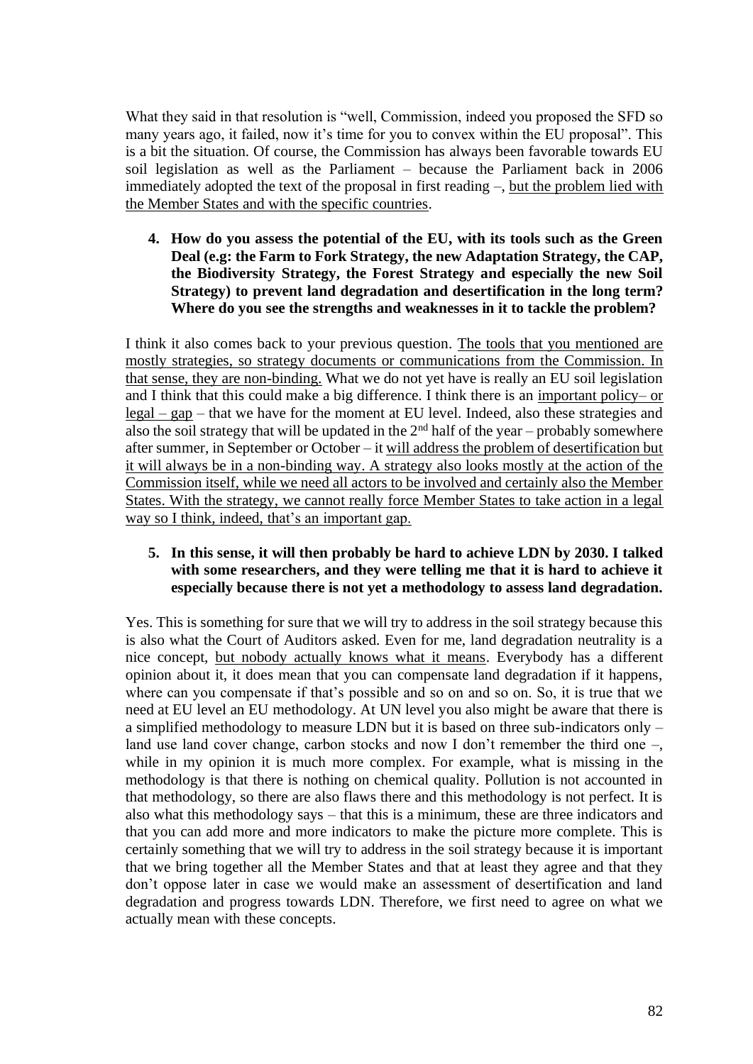What they said in that resolution is "well, Commission, indeed you proposed the SFD so many years ago, it failed, now it's time for you to convex within the EU proposal". This is a bit the situation. Of course, the Commission has always been favorable towards EU soil legislation as well as the Parliament – because the Parliament back in 2006 immediately adopted the text of the proposal in first reading –, <u>but the problem lied with the Member States and with the specific countries</u>.

4. **How do you assess the potential of the EU, with its tools such as the Green Deal (e.g: the Farm to Fork Strategy, the new Adaptation Strategy, the CAP, the Biodiversity Strategy, the Forest Strategy and especially the new Soil Strategy) to prevent land degradation and desertification in the long term? Where do you see the strengths and weaknesses in it to tackle the problem?**

I think it also comes back to your previous question. <u>The tools that you mentioned are mostly strategies, so strategy documents or communications from the Commission. In that sense, they are non-binding.</u> What we do not yet have is really an EU soil legislation and I think that this could make a big difference. I think there is an <u>important policy– or legal – gap</u> – that we have for the moment at EU level. Indeed, also these strategies and also the soil strategy that will be updated in the 2nd half of the year – probably somewhere after summer, in September or October – it <u>will address the problem of desertification but it will always be in a non-binding way. A strategy also looks mostly at the action of the Commission itself, while we need all actors to be involved and certainly also the Member States. With the strategy, we cannot really force Member States to take action in a legal way so I think, indeed, that's an important gap.</u>

5. **In this sense, it will then probably be hard to achieve LDN by 2030. I talked with some researchers, and they were telling me that it is hard to achieve it especially because there is not yet a methodology to assess land degradation.**

Yes. This is something for sure that we will try to address in the soil strategy because this is also what the Court of Auditors asked. Even for me, land degradation neutrality is a nice concept, <u>but nobody actually knows what it means</u>. Everybody has a different opinion about it, it does mean that you can compensate land degradation if it happens, where can you compensate if that's possible and so on and so on. So, it is true that we need at EU level an EU methodology. At UN level you also might be aware that there is a simplified methodology to measure LDN but it is based on three sub-indicators only – land use land cover change, carbon stocks and now I don't remember the third one –, while in my opinion it is much more complex. For example, what is missing in the methodology is that there is nothing on chemical quality. Pollution is not accounted in that methodology, so there are also flaws there and this methodology is not perfect. It is also what this methodology says – that this is a minimum, these are three indicators and that you can add more and more indicators to make the picture more complete. This is certainly something that we will try to address in the soil strategy because it is important that we bring together all the Member States and that at least they agree and that they don't oppose later in case we would make an assessment of desertification and land degradation and progress towards LDN. Therefore, we first need to agree on what we actually mean with these concepts.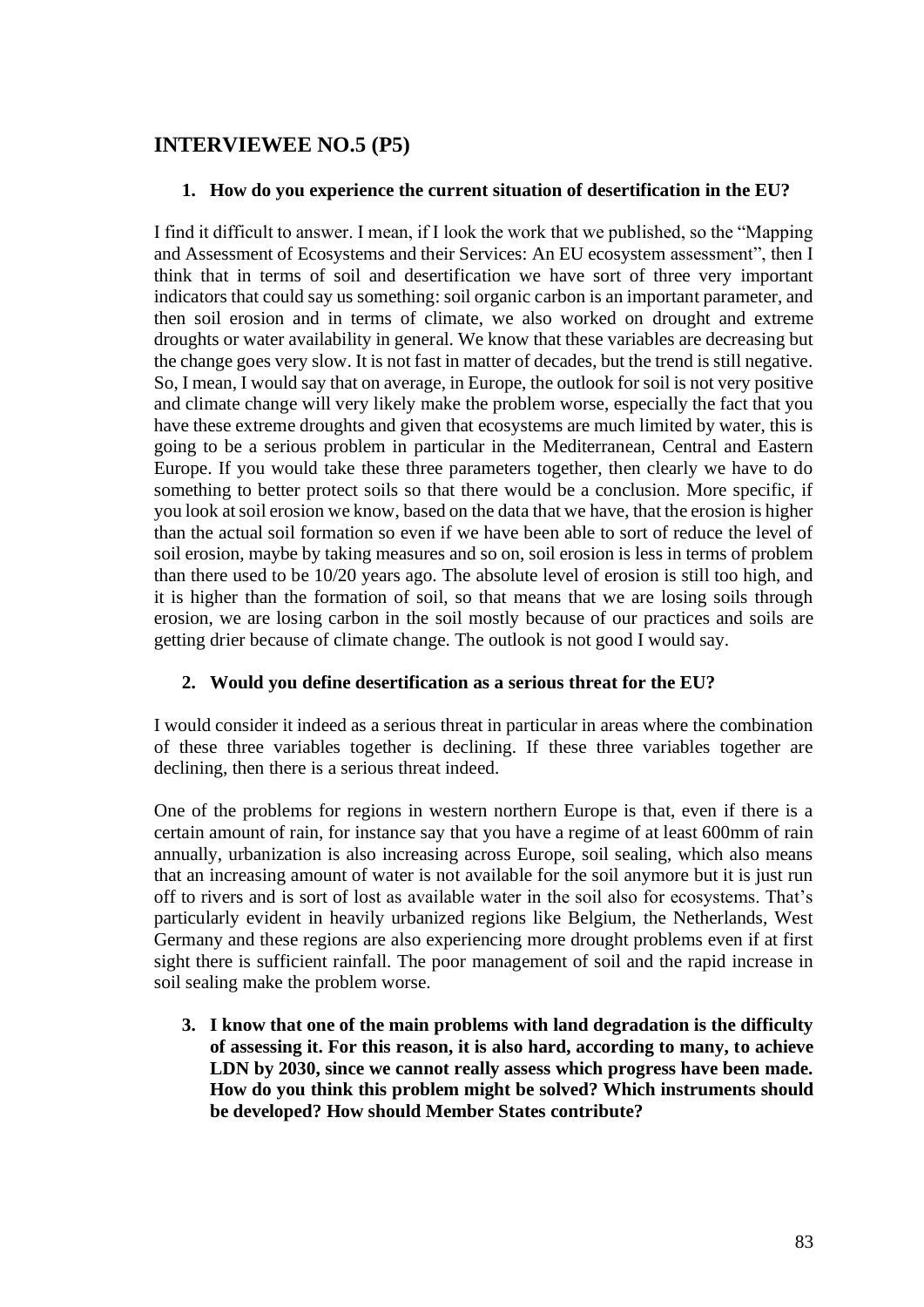## INTERVIEWEE NO.5 (P5)

1. **How do you experience the current situation of desertification in the EU?**

I find it difficult to answer. I mean, if I look the work that we published, so the "Mapping and Assessment of Ecosystems and their Services: An EU ecosystem assessment", then I think that in terms of soil and desertification we have sort of three very important indicators that could say us something: soil organic carbon is an important parameter, and then soil erosion and in terms of climate, we also worked on drought and extreme droughts or water availability in general. We know that these variables are decreasing but the change goes very slow. It is not fast in matter of decades, but the trend is still negative. So, I mean, I would say that on average, in Europe, the outlook for soil is not very positive and climate change will very likely make the problem worse, especially the fact that you have these extreme droughts and given that ecosystems are much limited by water, this is going to be a serious problem in particular in the Mediterranean, Central and Eastern Europe. If you would take these three parameters together, then clearly we have to do something to better protect soils so that there would be a conclusion. More specific, if you look at soil erosion we know, based on the data that we have, that the erosion is higher than the actual soil formation so even if we have been able to sort of reduce the level of soil erosion, maybe by taking measures and so on, soil erosion is less in terms of problem than there used to be 10/20 years ago. The absolute level of erosion is still too high, and it is higher than the formation of soil, so that means that we are losing soils through erosion, we are losing carbon in the soil mostly because of our practices and soils are getting drier because of climate change. The outlook is not good I would say.

2. **Would you define desertification as a serious threat for the EU?**

I would consider it indeed as a serious threat in particular in areas where the combination of these three variables together is declining. If these three variables together are declining, then there is a serious threat indeed.

One of the problems for regions in western northern Europe is that, even if there is a certain amount of rain, for instance say that you have a regime of at least 600mm of rain annually, urbanization is also increasing across Europe, soil sealing, which also means that an increasing amount of water is not available for the soil anymore but it is just run off to rivers and is sort of lost as available water in the soil also for ecosystems. That's particularly evident in heavily urbanized regions like Belgium, the Netherlands, West Germany and these regions are also experiencing more drought problems even if at first sight there is sufficient rainfall. The poor management of soil and the rapid increase in soil sealing make the problem worse.

3. **I know that one of the main problems with land degradation is the difficulty of assessing it. For this reason, it is also hard, according to many, to achieve LDN by 2030, since we cannot really assess which progress have been made. How do you think this problem might be solved? Which instruments should be developed? How should Member States contribute?**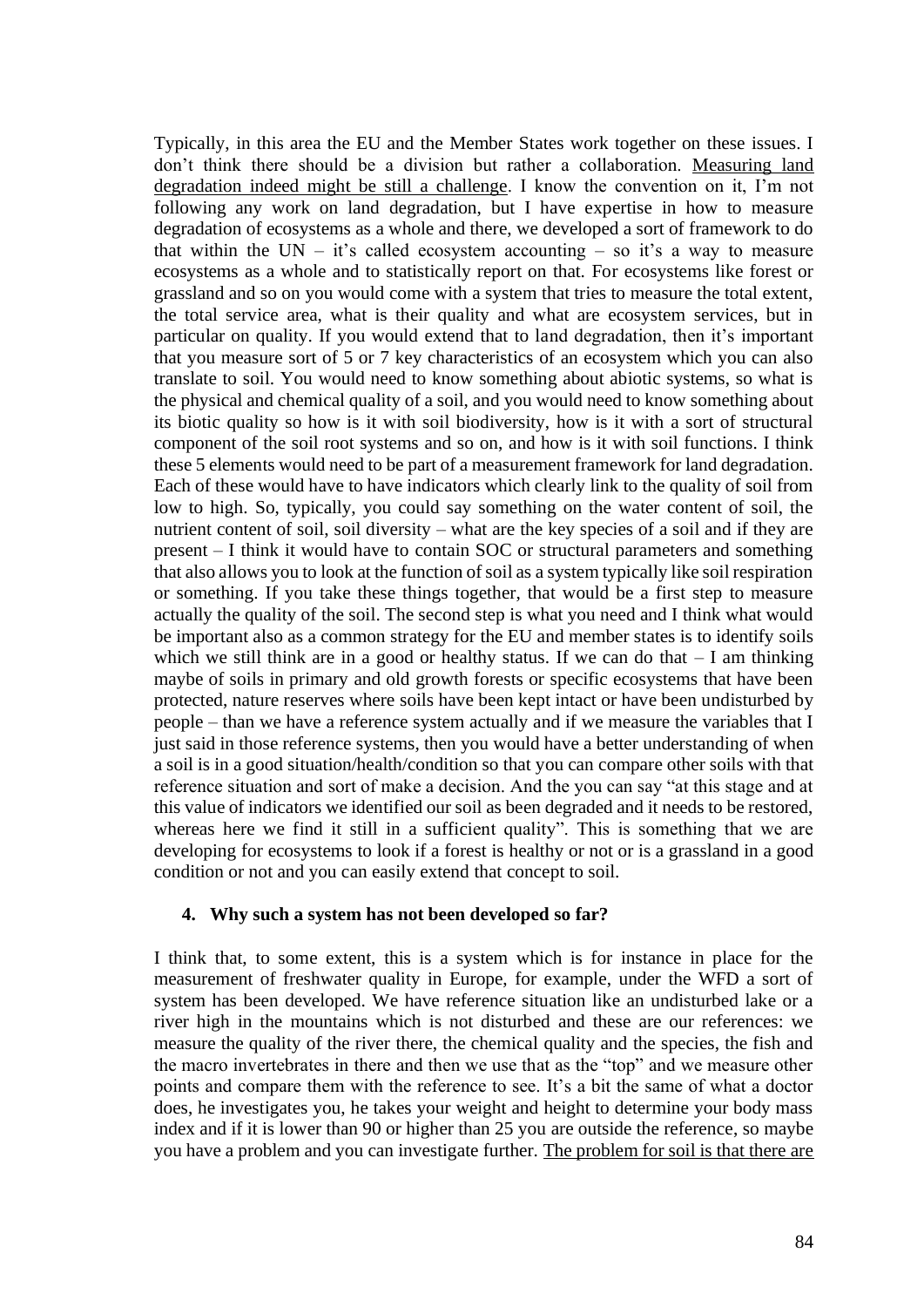Typically, in this area the EU and the Member States work together on these issues. I don't think there should be a division but rather a collaboration. <u>Measuring land degradation indeed might be still a challenge</u>. I know the convention on it, I'm not following any work on land degradation, but I have expertise in how to measure degradation of ecosystems as a whole and there, we developed a sort of framework to do that within the UN – it's called ecosystem accounting – so it's a way to measure ecosystems as a whole and to statistically report on that. For ecosystems like forest or grassland and so on you would come with a system that tries to measure the total extent, the total service area, what is their quality and what are ecosystem services, but in particular on quality. If you would extend that to land degradation, then it's important that you measure sort of 5 or 7 key characteristics of an ecosystem which you can also translate to soil. You would need to know something about abiotic systems, so what is the physical and chemical quality of a soil, and you would need to know something about its biotic quality so how is it with soil biodiversity, how is it with a sort of structural component of the soil root systems and so on, and how is it with soil functions. I think these 5 elements would need to be part of a measurement framework for land degradation. Each of these would have to have indicators which clearly link to the quality of soil from low to high. So, typically, you could say something on the water content of soil, the nutrient content of soil, soil diversity – what are the key species of a soil and if they are present – I think it would have to contain SOC or structural parameters and something that also allows you to look at the function of soil as a system typically like soil respiration or something. If you take these things together, that would be a first step to measure actually the quality of the soil. The second step is what you need and I think what would be important also as a common strategy for the EU and member states is to identify soils which we still think are in a good or healthy status. If we can do that – I am thinking maybe of soils in primary and old growth forests or specific ecosystems that have been protected, nature reserves where soils have been kept intact or have been undisturbed by people – than we have a reference system actually and if we measure the variables that I just said in those reference systems, then you would have a better understanding of when a soil is in a good situation/health/condition so that you can compare other soils with that reference situation and sort of make a decision. And the you can say "at this stage and at this value of indicators we identified our soil as been degraded and it needs to be restored, whereas here we find it still in a sufficient quality". This is something that we are developing for ecosystems to look if a forest is healthy or not or is a grassland in a good condition or not and you can easily extend that concept to soil.

#### 4. Why such a system has not been developed so far?

I think that, to some extent, this is a system which is for instance in place for the measurement of freshwater quality in Europe, for example, under the WFD a sort of system has been developed. We have reference situation like an undisturbed lake or a river high in the mountains which is not disturbed and these are our references: we measure the quality of the river there, the chemical quality and the species, the fish and the macro invertebrates in there and then we use that as the "top" and we measure other points and compare them with the reference to see. It's a bit the same of what a doctor does, he investigates you, he takes your weight and height to determine your body mass index and if it is lower than 90 or higher than 25 you are outside the reference, so maybe you have a problem and you can investigate further. <u>The problem for soil is that there are</u>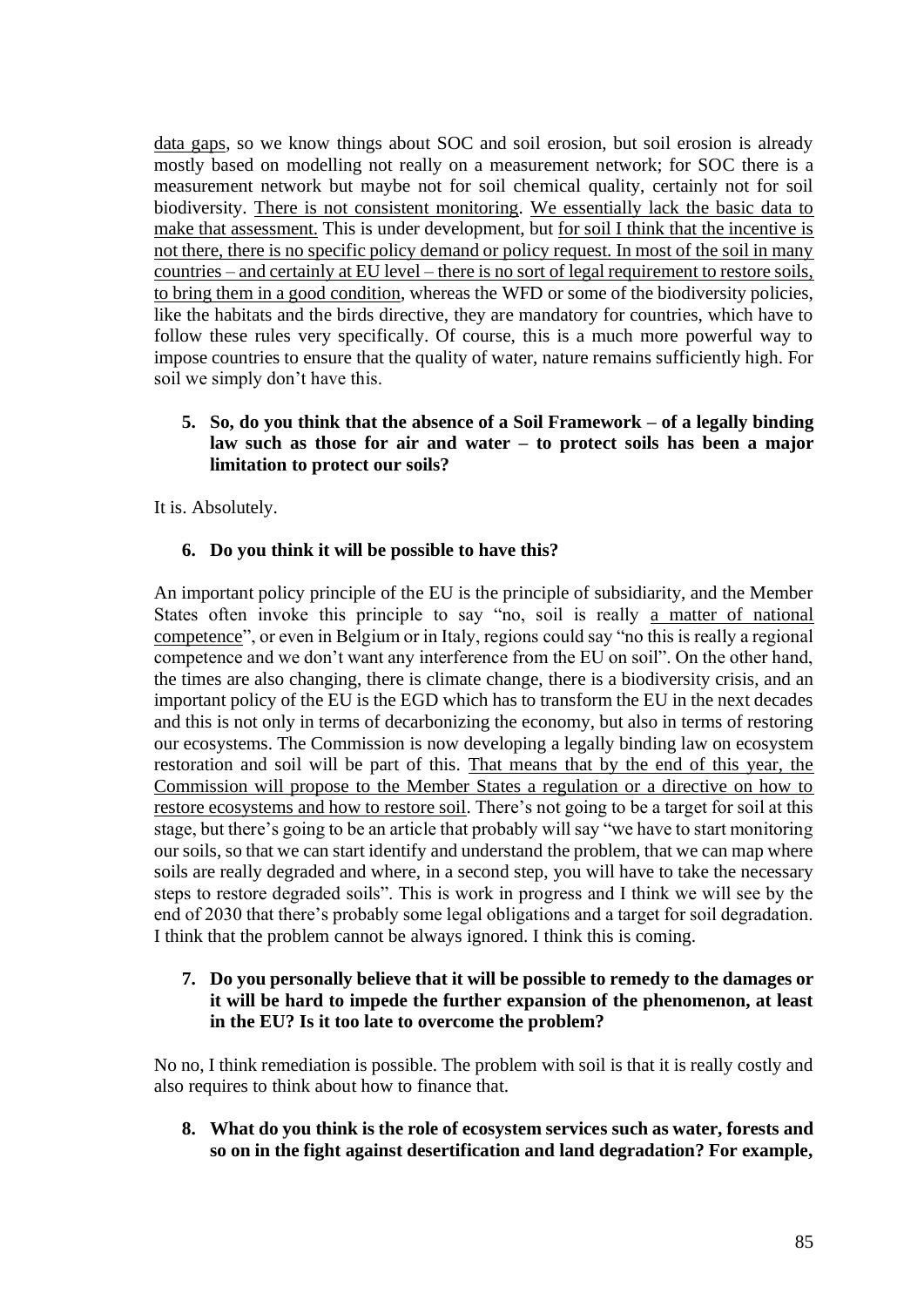data gaps, so we know things about SOC and soil erosion, but soil erosion is already mostly based on modelling not really on a measurement network; for SOC there is a measurement network but maybe not for soil chemical quality, certainly not for soil biodiversity. There is not consistent monitoring. We essentially lack the basic data to make that assessment. This is under development, but for soil I think that the incentive is not there, there is no specific policy demand or policy request. In most of the soil in many countries – and certainly at EU level – there is no sort of legal requirement to restore soils, to bring them in a good condition, whereas the WFD or some of the biodiversity policies, like the habitats and the birds directive, they are mandatory for countries, which have to follow these rules very specifically. Of course, this is a much more powerful way to impose countries to ensure that the quality of water, nature remains sufficiently high. For soil we simply don't have this.

5. **So, do you think that the absence of a Soil Framework – of a legally binding law such as those for air and water – to protect soils has been a major limitation to protect our soils?**

It is. Absolutely.

6. **Do you think it will be possible to have this?**

An important policy principle of the EU is the principle of subsidiarity, and the Member States often invoke this principle to say "no, soil is really a matter of national competence", or even in Belgium or in Italy, regions could say "no this is really a regional competence and we don't want any interference from the EU on soil". On the other hand, the times are also changing, there is climate change, there is a biodiversity crisis, and an important policy of the EU is the EGD which has to transform the EU in the next decades and this is not only in terms of decarbonizing the economy, but also in terms of restoring our ecosystems. The Commission is now developing a legally binding law on ecosystem restoration and soil will be part of this. That means that by the end of this year, the Commission will propose to the Member States a regulation or a directive on how to restore ecosystems and how to restore soil. There's not going to be a target for soil at this stage, but there's going to be an article that probably will say "we have to start monitoring our soils, so that we can start identify and understand the problem, that we can map where soils are really degraded and where, in a second step, you will have to take the necessary steps to restore degraded soils". This is work in progress and I think we will see by the end of 2030 that there's probably some legal obligations and a target for soil degradation. I think that the problem cannot be always ignored. I think this is coming.

7. **Do you personally believe that it will be possible to remedy to the damages or it will be hard to impede the further expansion of the phenomenon, at least in the EU? Is it too late to overcome the problem?**

No no, I think remediation is possible. The problem with soil is that it is really costly and also requires to think about how to finance that.

8. **What do you think is the role of ecosystem services such as water, forests and so on in the fight against desertification and land degradation? For example,**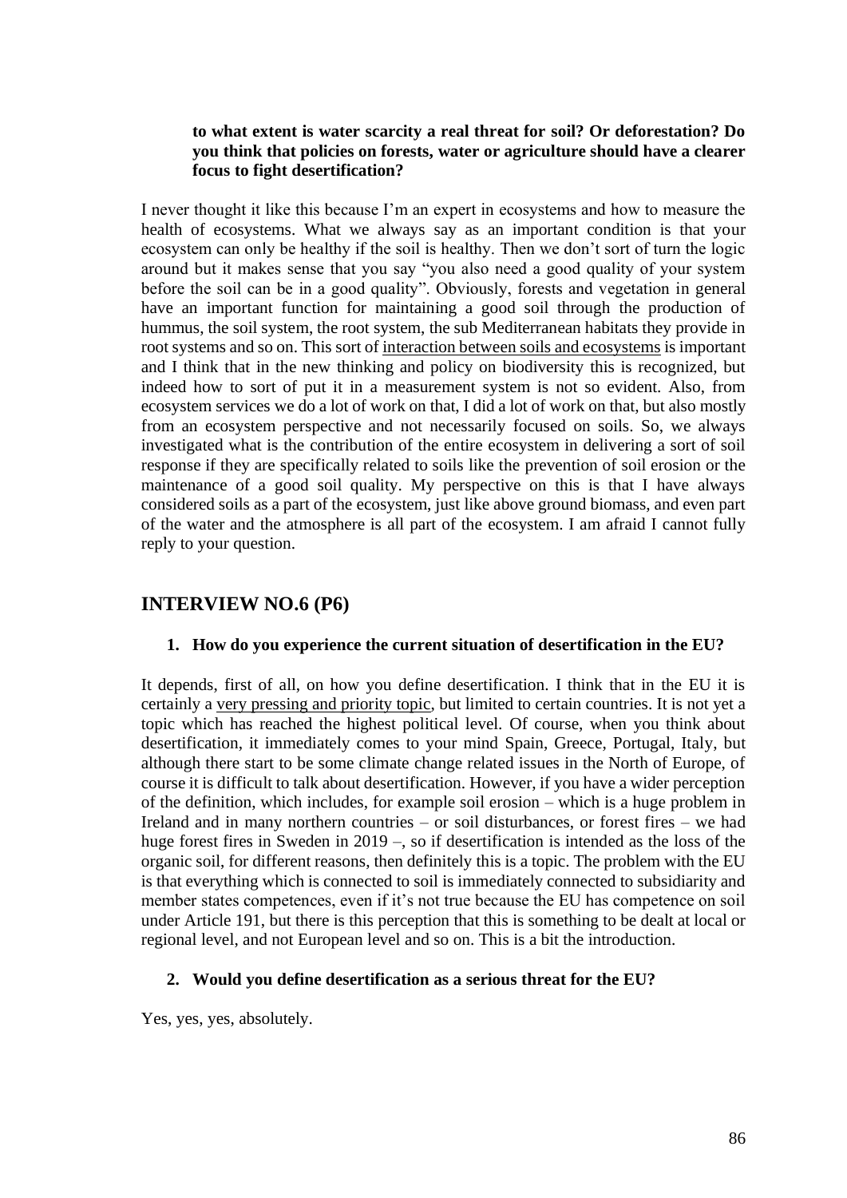**to what extent is water scarcity a real threat for soil? Or deforestation? Do you think that policies on forests, water or agriculture should have a clearer focus to fight desertification?**

I never thought it like this because I'm an expert in ecosystems and how to measure the health of ecosystems. What we always say as an important condition is that your ecosystem can only be healthy if the soil is healthy. Then we don't sort of turn the logic around but it makes sense that you say "you also need a good quality of your system before the soil can be in a good quality". Obviously, forests and vegetation in general have an important function for maintaining a good soil through the production of hummus, the soil system, the root system, the sub Mediterranean habitats they provide in root systems and so on. This sort of <u>interaction between soils and ecosystems</u> is important and I think that in the new thinking and policy on biodiversity this is recognized, but indeed how to sort of put it in a measurement system is not so evident. Also, from ecosystem services we do a lot of work on that, I did a lot of work on that, but also mostly from an ecosystem perspective and not necessarily focused on soils. So, we always investigated what is the contribution of the entire ecosystem in delivering a sort of soil response if they are specifically related to soils like the prevention of soil erosion or the maintenance of a good soil quality. My perspective on this is that I have always considered soils as a part of the ecosystem, just like above ground biomass, and even part of the water and the atmosphere is all part of the ecosystem. I am afraid I cannot fully reply to your question.

## INTERVIEW NO.6 (P6)

1. **How do you experience the current situation of desertification in the EU?**

It depends, first of all, on how you define desertification. I think that in the EU it is certainly a <u>very pressing and priority topic</u>, but limited to certain countries. It is not yet a topic which has reached the highest political level. Of course, when you think about desertification, it immediately comes to your mind Spain, Greece, Portugal, Italy, but although there start to be some climate change related issues in the North of Europe, of course it is difficult to talk about desertification. However, if you have a wider perception of the definition, which includes, for example soil erosion – which is a huge problem in Ireland and in many northern countries – or soil disturbances, or forest fires – we had huge forest fires in Sweden in 2019 –, so if desertification is intended as the loss of the organic soil, for different reasons, then definitely this is a topic. The problem with the EU is that everything which is connected to soil is immediately connected to subsidiarity and member states competences, even if it's not true because the EU has competence on soil under Article 191, but there is this perception that this is something to be dealt at local or regional level, and not European level and so on. This is a bit the introduction.

2. **Would you define desertification as a serious threat for the EU?**

Yes, yes, yes, absolutely.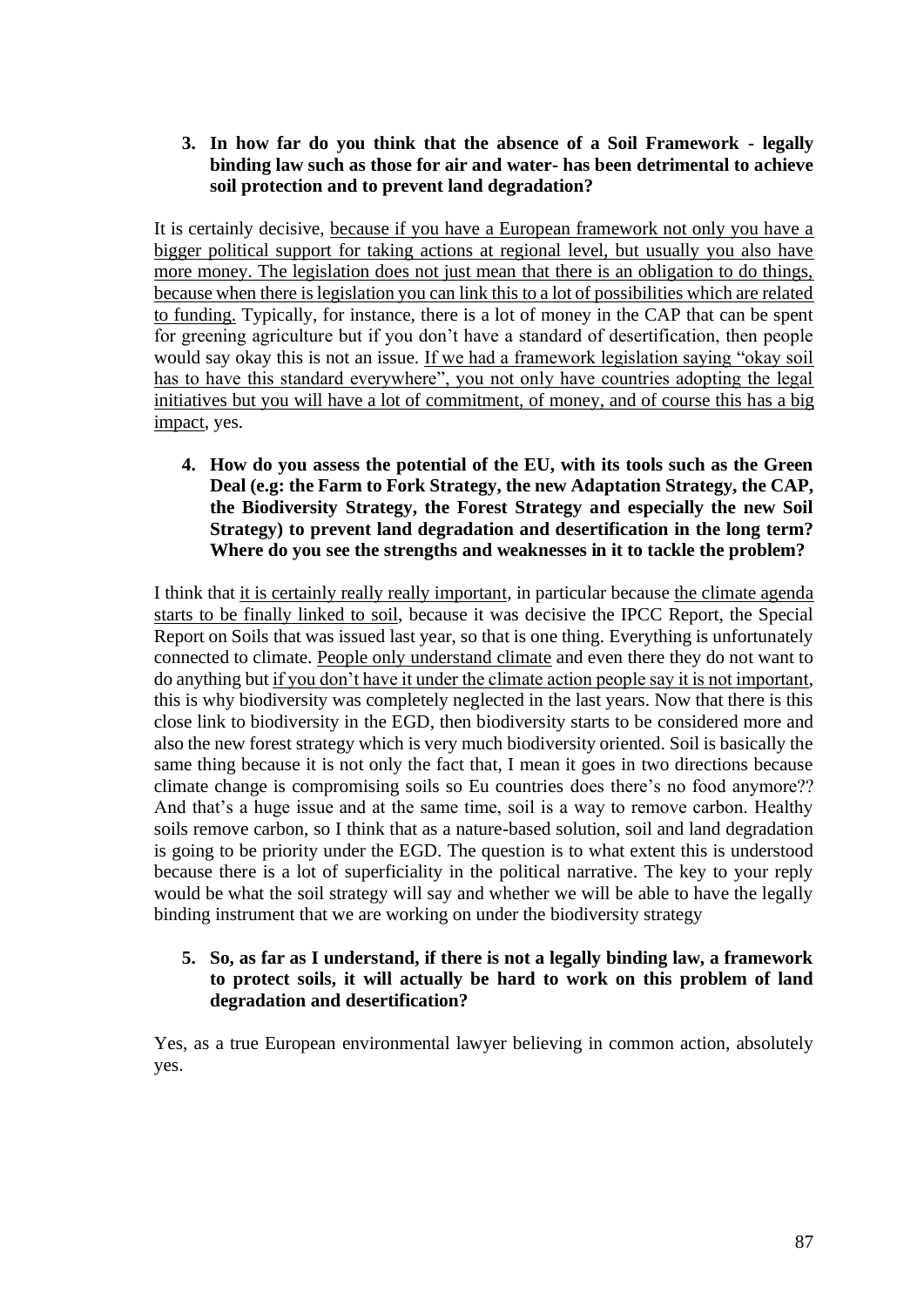3. **In how far do you think that the absence of a Soil Framework - legally binding law such as those for air and water- has been detrimental to achieve soil protection and to prevent land degradation?**

It is certainly decisive, <u>because if you have a European framework not only you have a bigger political support for taking actions at regional level, but usually you also have more money. The legislation does not just mean that there is an obligation to do things, because when there is legislation you can link this to a lot of possibilities which are related to funding.</u> Typically, for instance, there is a lot of money in the CAP that can be spent for greening agriculture but if you don't have a standard of desertification, then people would say okay this is not an issue. <u>If we had a framework legislation saying "okay soil has to have this standard everywhere", you not only have countries adopting the legal initiatives but you will have a lot of commitment, of money, and of course this has a big impact</u>, yes.

4. **How do you assess the potential of the EU, with its tools such as the Green Deal (e.g: the Farm to Fork Strategy, the new Adaptation Strategy, the CAP, the Biodiversity Strategy, the Forest Strategy and especially the new Soil Strategy) to prevent land degradation and desertification in the long term? Where do you see the strengths and weaknesses in it to tackle the problem?**

I think that <u>it is certainly really really important</u>, in particular because <u>the climate agenda starts to be finally linked to soil</u>, because it was decisive the IPCC Report, the Special Report on Soils that was issued last year, so that is one thing. Everything is unfortunately connected to climate. <u>People only understand climate</u> and even there they do not want to do anything but <u>if you don't have it under the climate action people say it is not important</u>, this is why biodiversity was completely neglected in the last years. Now that there is this close link to biodiversity in the EGD, then biodiversity starts to be considered more and also the new forest strategy which is very much biodiversity oriented. Soil is basically the same thing because it is not only the fact that, I mean it goes in two directions because climate change is compromising soils so Eu countries does there's no food anymore?? And that's a huge issue and at the same time, soil is a way to remove carbon. Healthy soils remove carbon, so I think that as a nature-based solution, soil and land degradation is going to be priority under the EGD. The question is to what extent this is understood because there is a lot of superficiality in the political narrative. The key to your reply would be what the soil strategy will say and whether we will be able to have the legally binding instrument that we are working on under the biodiversity strategy

5. **So, as far as I understand, if there is not a legally binding law, a framework to protect soils, it will actually be hard to work on this problem of land degradation and desertification?**

Yes, as a true European environmental lawyer believing in common action, absolutely yes.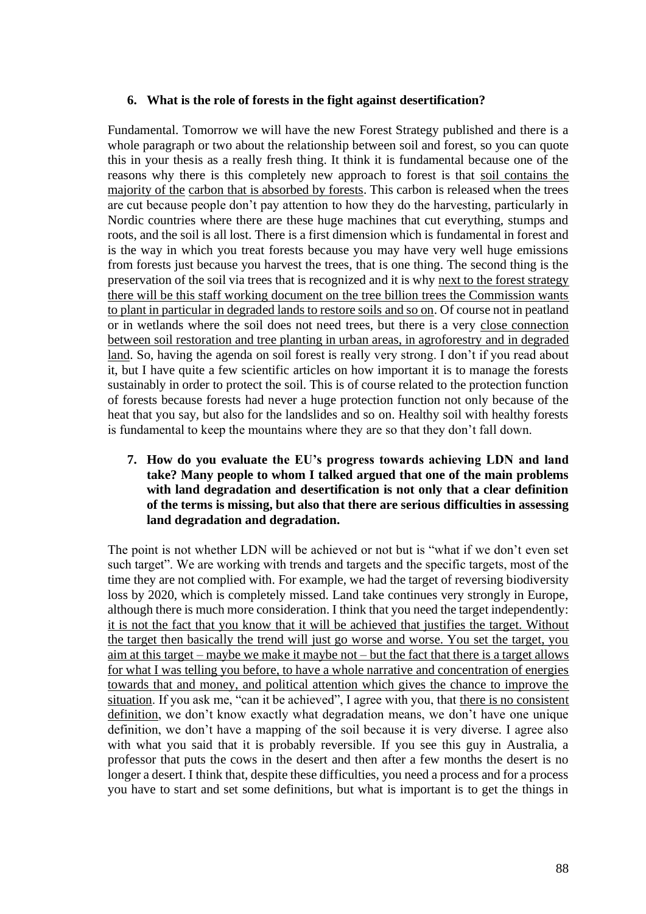**6. What is the role of forests in the fight against desertification?**

Fundamental. Tomorrow we will have the new Forest Strategy published and there is a whole paragraph or two about the relationship between soil and forest, so you can quote this in your thesis as a really fresh thing. It think it is fundamental because one of the reasons why there is this completely new approach to forest is that <u>soil contains the majority of the</u> <u>carbon that is absorbed by forests</u>. This carbon is released when the trees are cut because people don't pay attention to how they do the harvesting, particularly in Nordic countries where there are these huge machines that cut everything, stumps and roots, and the soil is all lost. There is a first dimension which is fundamental in forest and is the way in which you treat forests because you may have very well huge emissions from forests just because you harvest the trees, that is one thing. The second thing is the preservation of the soil via trees that is recognized and it is why <u>next to the forest strategy there will be this staff working document on the tree billion trees the Commission wants to plant in particular in degraded lands to restore soils and so on</u>. Of course not in peatland or in wetlands where the soil does not need trees, but there is a very <u>close connection between soil restoration and tree planting in urban areas, in agroforestry and in degraded land</u>. So, having the agenda on soil forest is really very strong. I don't if you read about it, but I have quite a few scientific articles on how important it is to manage the forests sustainably in order to protect the soil. This is of course related to the protection function of forests because forests had never a huge protection function not only because of the heat that you say, but also for the landslides and so on. Healthy soil with healthy forests is fundamental to keep the mountains where they are so that they don't fall down.

**7. How do you evaluate the EU's progress towards achieving LDN and land take? Many people to whom I talked argued that one of the main problems with land degradation and desertification is not only that a clear definition of the terms is missing, but also that there are serious difficulties in assessing land degradation and degradation.**

The point is not whether LDN will be achieved or not but is "what if we don't even set such target". We are working with trends and targets and the specific targets, most of the time they are not complied with. For example, we had the target of reversing biodiversity loss by 2020, which is completely missed. Land take continues very strongly in Europe, although there is much more consideration. I think that you need the target independently: <u>it is not the fact that you know that it will be achieved that justifies the target. Without the target then basically the trend will just go worse and worse. You set the target, you aim at this target – maybe we make it maybe not – but the fact that there is a target allows for what I was telling you before, to have a whole narrative and concentration of energies towards that and money, and political attention which gives the chance to improve the situation</u>. If you ask me, "can it be achieved", I agree with you, that <u>there is no consistent definition</u>, we don't know exactly what degradation means, we don't have one unique definition, we don't have a mapping of the soil because it is very diverse. I agree also with what you said that it is probably reversible. If you see this guy in Australia, a professor that puts the cows in the desert and then after a few months the desert is no longer a desert. I think that, despite these difficulties, you need a process and for a process you have to start and set some definitions, but what is important is to get the things in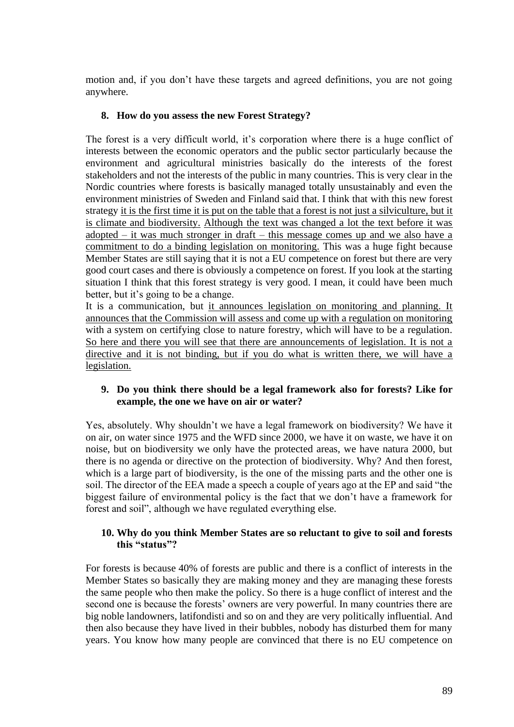motion and, if you don't have these targets and agreed definitions, you are not going anywhere.

**8. How do you assess the new Forest Strategy?**

The forest is a very difficult world, it's corporation where there is a huge conflict of interests between the economic operators and the public sector particularly because the environment and agricultural ministries basically do the interests of the forest stakeholders and not the interests of the public in many countries. This is very clear in the Nordic countries where forests is basically managed totally unsustainably and even the environment ministries of Sweden and Finland said that. I think that with this new forest strategy <u>it is the first time it is put on the table that a forest is not just a silviculture, but it is climate and biodiversity.</u> <u>Although the text was changed a lot the text before it was adopted – it was much stronger in draft – this message comes up and we also have a commitment to do a binding legislation on monitoring.</u> This was a huge fight because Member States are still saying that it is not a EU competence on forest but there are very good court cases and there is obviously a competence on forest. If you look at the starting situation I think that this forest strategy is very good. I mean, it could have been much better, but it's going to be a change.
It is a communication, but <u>it announces legislation on monitoring and planning. It announces that the Commission will assess and come up with a regulation on monitoring</u> with a system on certifying close to nature forestry, which will have to be a regulation. <u>So here and there you will see that there are announcements of legislation. It is not a directive and it is not binding, but if you do what is written there, we will have a legislation.</u>

**9. Do you think there should be a legal framework also for forests? Like for example, the one we have on air or water?**

Yes, absolutely. Why shouldn't we have a legal framework on biodiversity? We have it on air, on water since 1975 and the WFD since 2000, we have it on waste, we have it on noise, but on biodiversity we only have the protected areas, we have natura 2000, but there is no agenda or directive on the protection of biodiversity. Why? And then forest, which is a large part of biodiversity, is the one of the missing parts and the other one is soil. The director of the EEA made a speech a couple of years ago at the EP and said "the biggest failure of environmental policy is the fact that we don't have a framework for forest and soil", although we have regulated everything else.

**10. Why do you think Member States are so reluctant to give to soil and forests this "status"?**

For forests is because 40% of forests are public and there is a conflict of interests in the Member States so basically they are making money and they are managing these forests the same people who then make the policy. So there is a huge conflict of interest and the second one is because the forests' owners are very powerful. In many countries there are big noble landowners, latifondisti and so on and they are very politically influential. And then also because they have lived in their bubbles, nobody has disturbed them for many years. You know how many people are convinced that there is no EU competence on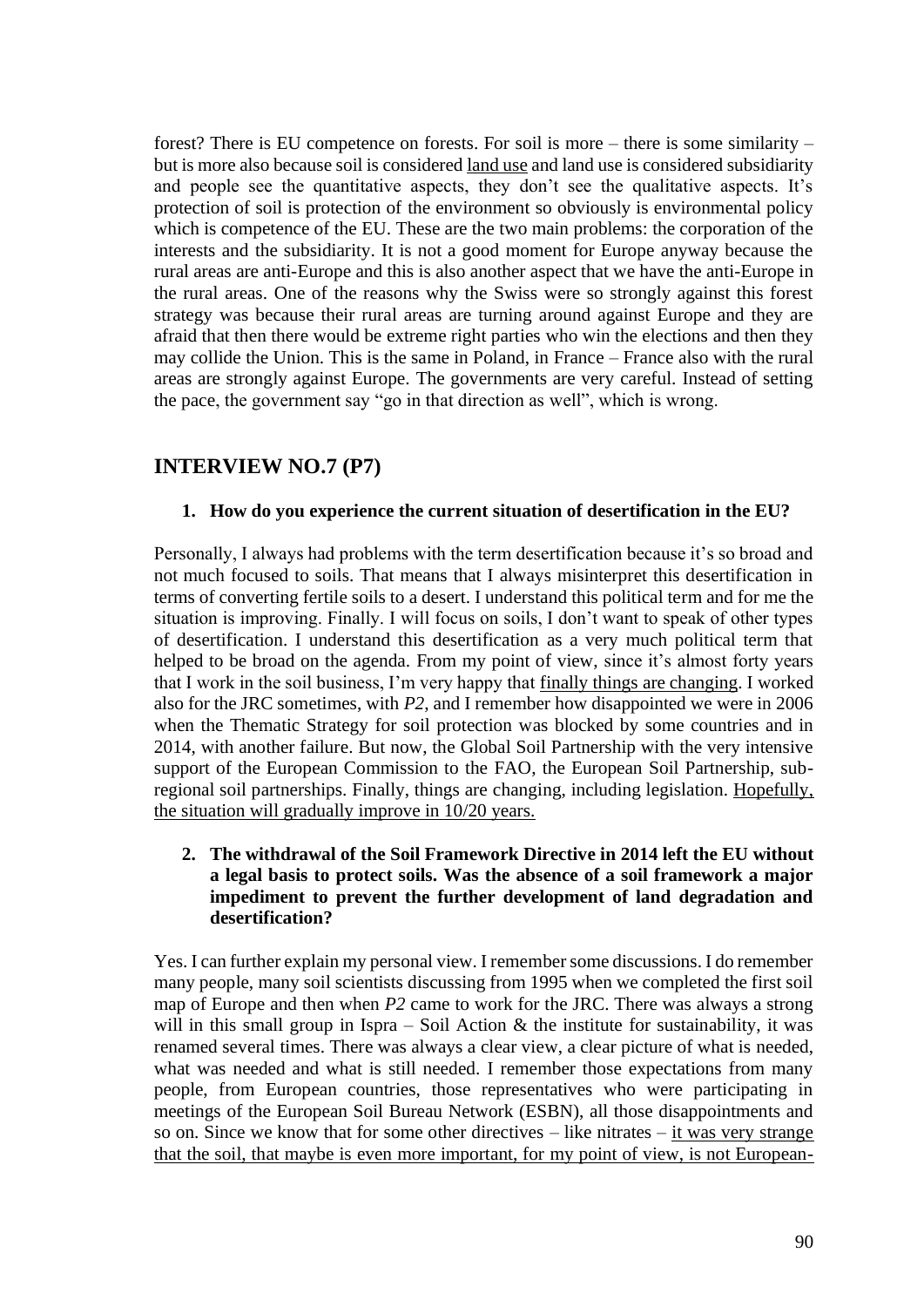forest? There is EU competence on forests. For soil is more – there is some similarity – but is more also because soil is considered <u>land use</u> and land use is considered subsidiarity and people see the quantitative aspects, they don't see the qualitative aspects. It's protection of soil is protection of the environment so obviously is environmental policy which is competence of the EU. These are the two main problems: the corporation of the interests and the subsidiarity. It is not a good moment for Europe anyway because the rural areas are anti-Europe and this is also another aspect that we have the anti-Europe in the rural areas. One of the reasons why the Swiss were so strongly against this forest strategy was because their rural areas are turning around against Europe and they are afraid that then there would be extreme right parties who win the elections and then they may collide the Union. This is the same in Poland, in France – France also with the rural areas are strongly against Europe. The governments are very careful. Instead of setting the pace, the government say "go in that direction as well", which is wrong.

## INTERVIEW NO.7 (P7)

1. **How do you experience the current situation of desertification in the EU?**

Personally, I always had problems with the term desertification because it's so broad and not much focused to soils. That means that I always misinterpret this desertification in terms of converting fertile soils to a desert. I understand this political term and for me the situation is improving. Finally. I will focus on soils, I don't want to speak of other types of desertification. I understand this desertification as a very much political term that helped to be broad on the agenda. From my point of view, since it's almost forty years that I work in the soil business, I'm very happy that <u>finally things are changing</u>. I worked also for the JRC sometimes, with *P2*, and I remember how disappointed we were in 2006 when the Thematic Strategy for soil protection was blocked by some countries and in 2014, with another failure. But now, the Global Soil Partnership with the very intensive support of the European Commission to the FAO, the European Soil Partnership, sub-regional soil partnerships. Finally, things are changing, including legislation. <u>Hopefully, the situation will gradually improve in 10/20 years.</u>

2. **The withdrawal of the Soil Framework Directive in 2014 left the EU without a legal basis to protect soils. Was the absence of a soil framework a major impediment to prevent the further development of land degradation and desertification?**

Yes. I can further explain my personal view. I remember some discussions. I do remember many people, many soil scientists discussing from 1995 when we completed the first soil map of Europe and then when *P2* came to work for the JRC. There was always a strong will in this small group in Ispra – Soil Action & the institute for sustainability, it was renamed several times. There was always a clear view, a clear picture of what is needed, what was needed and what is still needed. I remember those expectations from many people, from European countries, those representatives who were participating in meetings of the European Soil Bureau Network (ESBN), all those disappointments and so on. Since we know that for some other directives – like nitrates – <u>it was very strange that the soil, that maybe is even more important, for my point of view, is not European-</u>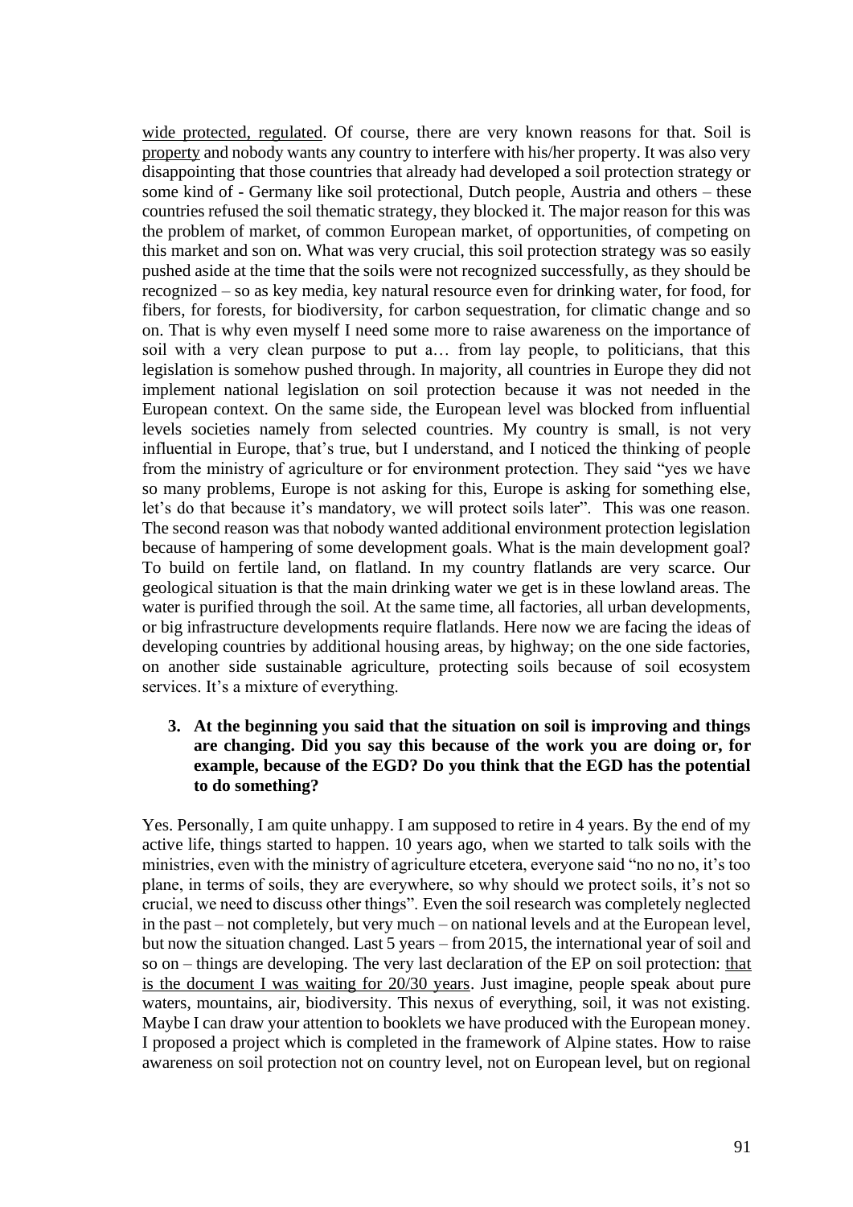wide protected, regulated. Of course, there are very known reasons for that. Soil is property and nobody wants any country to interfere with his/her property. It was also very disappointing that those countries that already had developed a soil protection strategy or some kind of - Germany like soil protectional, Dutch people, Austria and others – these countries refused the soil thematic strategy, they blocked it. The major reason for this was the problem of market, of common European market, of opportunities, of competing on this market and son on. What was very crucial, this soil protection strategy was so easily pushed aside at the time that the soils were not recognized successfully, as they should be recognized – so as key media, key natural resource even for drinking water, for food, for fibers, for forests, for biodiversity, for carbon sequestration, for climatic change and so on. That is why even myself I need some more to raise awareness on the importance of soil with a very clean purpose to put a… from lay people, to politicians, that this legislation is somehow pushed through. In majority, all countries in Europe they did not implement national legislation on soil protection because it was not needed in the European context. On the same side, the European level was blocked from influential levels societies namely from selected countries. My country is small, is not very influential in Europe, that's true, but I understand, and I noticed the thinking of people from the ministry of agriculture or for environment protection. They said "yes we have so many problems, Europe is not asking for this, Europe is asking for something else, let's do that because it's mandatory, we will protect soils later". This was one reason. The second reason was that nobody wanted additional environment protection legislation because of hampering of some development goals. What is the main development goal? To build on fertile land, on flatland. In my country flatlands are very scarce. Our geological situation is that the main drinking water we get is in these lowland areas. The water is purified through the soil. At the same time, all factories, all urban developments, or big infrastructure developments require flatlands. Here now we are facing the ideas of developing countries by additional housing areas, by highway; on the one side factories, on another side sustainable agriculture, protecting soils because of soil ecosystem services. It's a mixture of everything.

3. **At the beginning you said that the situation on soil is improving and things are changing. Did you say this because of the work you are doing or, for example, because of the EGD? Do you think that the EGD has the potential to do something?**

Yes. Personally, I am quite unhappy. I am supposed to retire in 4 years. By the end of my active life, things started to happen. 10 years ago, when we started to talk soils with the ministries, even with the ministry of agriculture etcetera, everyone said "no no no, it's too plane, in terms of soils, they are everywhere, so why should we protect soils, it's not so crucial, we need to discuss other things". Even the soil research was completely neglected in the past – not completely, but very much – on national levels and at the European level, but now the situation changed. Last 5 years – from 2015, the international year of soil and so on – things are developing. The very last declaration of the EP on soil protection: that is the document I was waiting for 20/30 years. Just imagine, people speak about pure waters, mountains, air, biodiversity. This nexus of everything, soil, it was not existing. Maybe I can draw your attention to booklets we have produced with the European money. I proposed a project which is completed in the framework of Alpine states. How to raise awareness on soil protection not on country level, not on European level, but on regional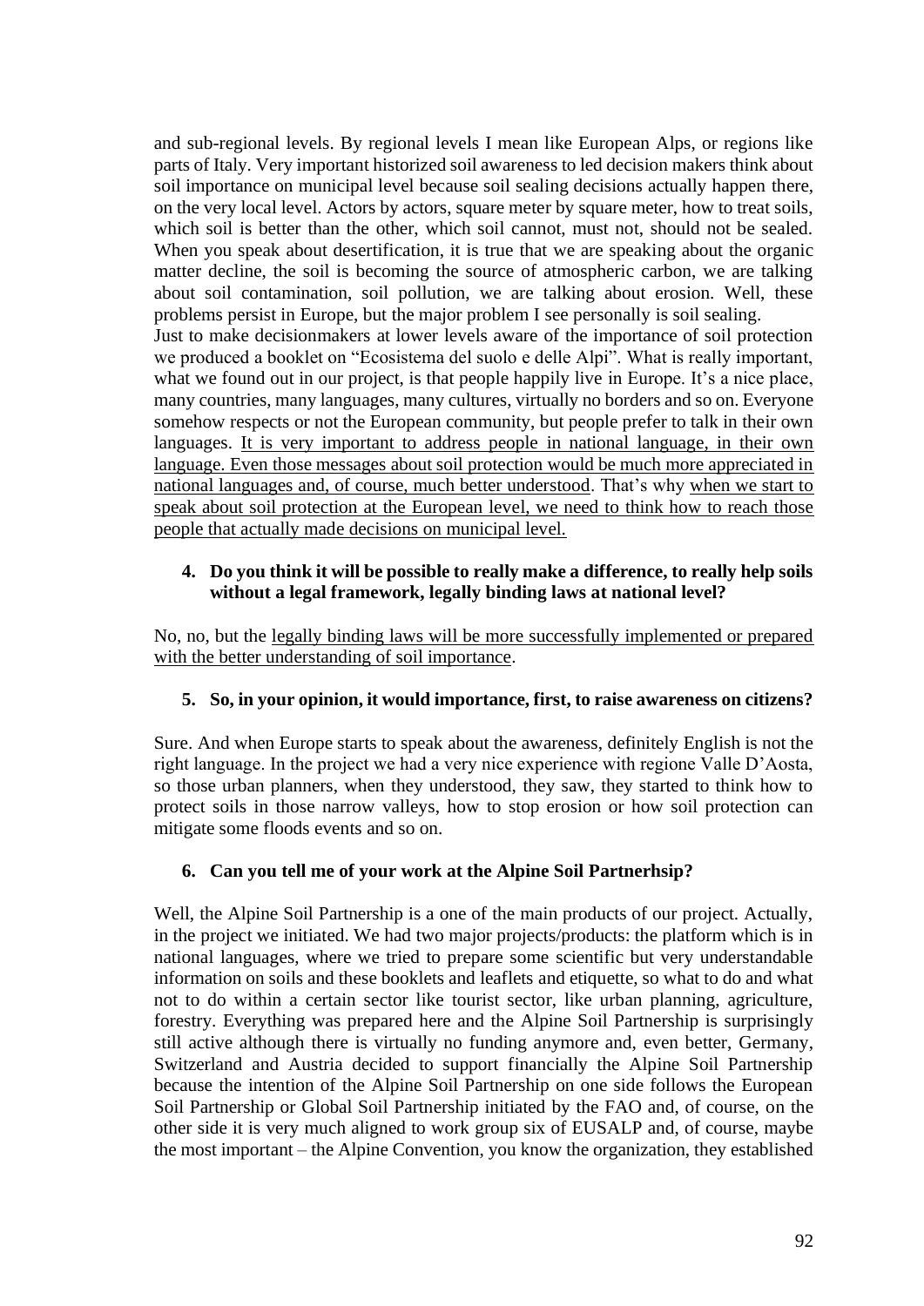and sub-regional levels. By regional levels I mean like European Alps, or regions like parts of Italy. Very important historized soil awareness to led decision makers think about soil importance on municipal level because soil sealing decisions actually happen there, on the very local level. Actors by actors, square meter by square meter, how to treat soils, which soil is better than the other, which soil cannot, must not, should not be sealed. When you speak about desertification, it is true that we are speaking about the organic matter decline, the soil is becoming the source of atmospheric carbon, we are talking about soil contamination, soil pollution, we are talking about erosion. Well, these problems persist in Europe, but the major problem I see personally is soil sealing.
Just to make decisionmakers at lower levels aware of the importance of soil protection we produced a booklet on "Ecosistema del suolo e delle Alpi". What is really important, what we found out in our project, is that people happily live in Europe. It's a nice place, many countries, many languages, many cultures, virtually no borders and so on. Everyone somehow respects or not the European community, but people prefer to talk in their own languages. <u>It is very important to address people in national language, in their own language. Even those messages about soil protection would be much more appreciated in national languages and, of course, much better understood</u>. That's why <u>when we start to speak about soil protection at the European level, we need to think how to reach those people that actually made decisions on municipal level.</u>

4. **Do you think it will be possible to really make a difference, to really help soils without a legal framework, legally binding laws at national level?**

No, no, but the <u>legally binding laws will be more successfully implemented or prepared with the better understanding of soil importance</u>.

5. **So, in your opinion, it would importance, first, to raise awareness on citizens?**

Sure. And when Europe starts to speak about the awareness, definitely English is not the right language. In the project we had a very nice experience with regione Valle D'Aosta, so those urban planners, when they understood, they saw, they started to think how to protect soils in those narrow valleys, how to stop erosion or how soil protection can mitigate some floods events and so on.

6. **Can you tell me of your work at the Alpine Soil Partnerhsip?**

Well, the Alpine Soil Partnership is a one of the main products of our project. Actually, in the project we initiated. We had two major projects/products: the platform which is in national languages, where we tried to prepare some scientific but very understandable information on soils and these booklets and leaflets and etiquette, so what to do and what not to do within a certain sector like tourist sector, like urban planning, agriculture, forestry. Everything was prepared here and the Alpine Soil Partnership is surprisingly still active although there is virtually no funding anymore and, even better, Germany, Switzerland and Austria decided to support financially the Alpine Soil Partnership because the intention of the Alpine Soil Partnership on one side follows the European Soil Partnership or Global Soil Partnership initiated by the FAO and, of course, on the other side it is very much aligned to work group six of EUSALP and, of course, maybe the most important – the Alpine Convention, you know the organization, they established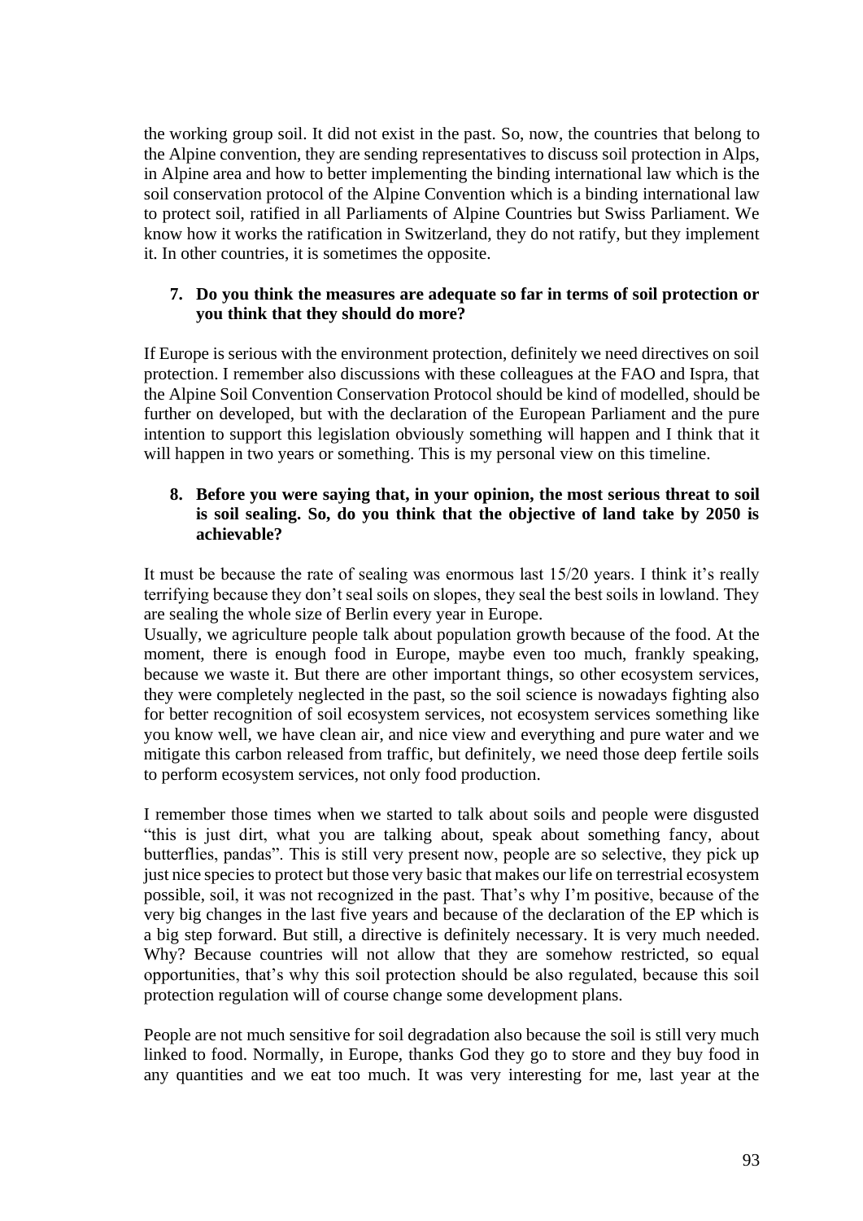the working group soil. It did not exist in the past. So, now, the countries that belong to the Alpine convention, they are sending representatives to discuss soil protection in Alps, in Alpine area and how to better implementing the binding international law which is the soil conservation protocol of the Alpine Convention which is a binding international law to protect soil, ratified in all Parliaments of Alpine Countries but Swiss Parliament. We know how it works the ratification in Switzerland, they do not ratify, but they implement it. In other countries, it is sometimes the opposite.

7. **Do you think the measures are adequate so far in terms of soil protection or you think that they should do more?**

If Europe is serious with the environment protection, definitely we need directives on soil protection. I remember also discussions with these colleagues at the FAO and Ispra, that the Alpine Soil Convention Conservation Protocol should be kind of modelled, should be further on developed, but with the declaration of the European Parliament and the pure intention to support this legislation obviously something will happen and I think that it will happen in two years or something. This is my personal view on this timeline.

8. **Before you were saying that, in your opinion, the most serious threat to soil is soil sealing. So, do you think that the objective of land take by 2050 is achievable?**

It must be because the rate of sealing was enormous last 15/20 years. I think it's really terrifying because they don't seal soils on slopes, they seal the best soils in lowland. They are sealing the whole size of Berlin every year in Europe.
Usually, we agriculture people talk about population growth because of the food. At the moment, there is enough food in Europe, maybe even too much, frankly speaking, because we waste it. But there are other important things, so other ecosystem services, they were completely neglected in the past, so the soil science is nowadays fighting also for better recognition of soil ecosystem services, not ecosystem services something like you know well, we have clean air, and nice view and everything and pure water and we mitigate this carbon released from traffic, but definitely, we need those deep fertile soils to perform ecosystem services, not only food production.

I remember those times when we started to talk about soils and people were disgusted "this is just dirt, what you are talking about, speak about something fancy, about butterflies, pandas". This is still very present now, people are so selective, they pick up just nice species to protect but those very basic that makes our life on terrestrial ecosystem possible, soil, it was not recognized in the past. That's why I'm positive, because of the very big changes in the last five years and because of the declaration of the EP which is a big step forward. But still, a directive is definitely necessary. It is very much needed. Why? Because countries will not allow that they are somehow restricted, so equal opportunities, that's why this soil protection should be also regulated, because this soil protection regulation will of course change some development plans.

People are not much sensitive for soil degradation also because the soil is still very much linked to food. Normally, in Europe, thanks God they go to store and they buy food in any quantities and we eat too much. It was very interesting for me, last year at the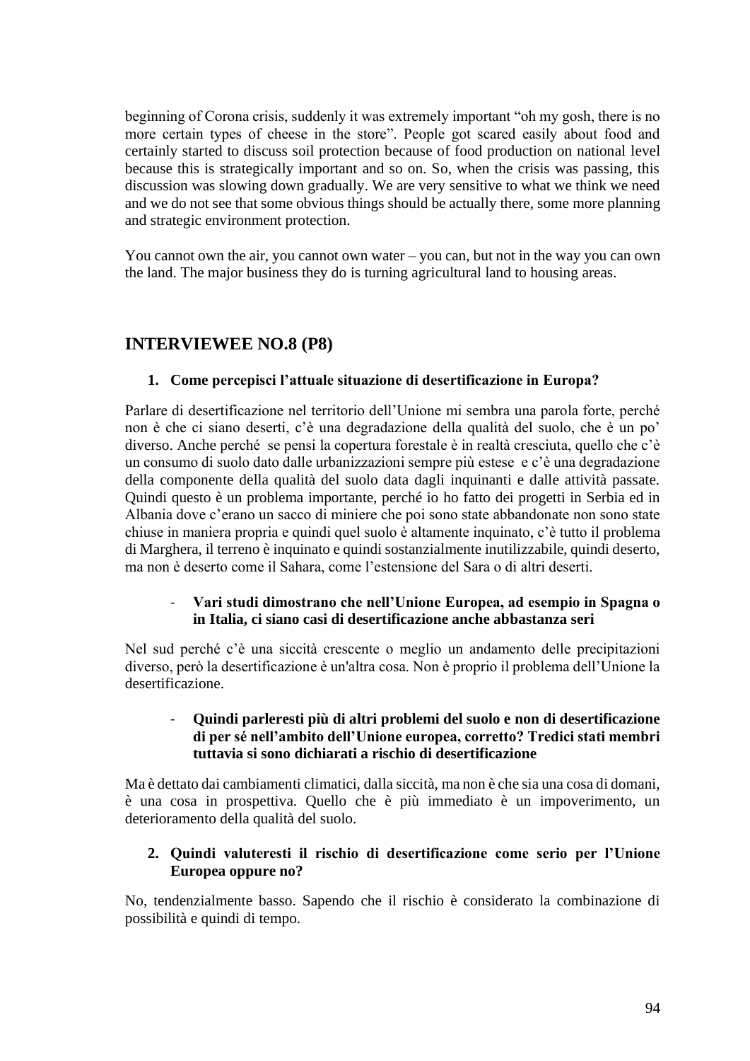beginning of Corona crisis, suddenly it was extremely important "oh my gosh, there is no more certain types of cheese in the store". People got scared easily about food and certainly started to discuss soil protection because of food production on national level because this is strategically important and so on. So, when the crisis was passing, this discussion was slowing down gradually. We are very sensitive to what we think we need and we do not see that some obvious things should be actually there, some more planning and strategic environment protection.

You cannot own the air, you cannot own water – you can, but not in the way you can own the land. The major business they do is turning agricultural land to housing areas.

## INTERVIEWEE NO.8 (P8)

1. **Come percepisci l'attuale situazione di desertificazione in Europa?**

Parlare di desertificazione nel territorio dell'Unione mi sembra una parola forte, perché non è che ci siano deserti, c'è una degradazione della qualità del suolo, che è un po' diverso. Anche perché se pensi la copertura forestale è in realtà cresciuta, quello che c'è un consumo di suolo dato dalle urbanizzazioni sempre più estese e c'è una degradazione della componente della qualità del suolo data dagli inquinanti e dalle attività passate. Quindi questo è un problema importante, perché io ho fatto dei progetti in Serbia ed in Albania dove c'erano un sacco di miniere che poi sono state abbandonate non sono state chiuse in maniera propria e quindi quel suolo è altamente inquinato, c'è tutto il problema di Marghera, il terreno è inquinato e quindi sostanzialmente inutilizzabile, quindi deserto, ma non è deserto come il Sahara, come l'estensione del Sara o di altri deserti.

- **Vari studi dimostrano che nell'Unione Europea, ad esempio in Spagna o in Italia, ci siano casi di desertificazione anche abbastanza seri**

Nel sud perché c'è una siccità crescente o meglio un andamento delle precipitazioni diverso, però la desertificazione è un'altra cosa. Non è proprio il problema dell'Unione la desertificazione.

- **Quindi parleresti più di altri problemi del suolo e non di desertificazione di per sé nell'ambito dell'Unione europea, corretto? Tredici stati membri tuttavia si sono dichiarati a rischio di desertificazione**

Ma è dettato dai cambiamenti climatici, dalla siccità, ma non è che sia una cosa di domani, è una cosa in prospettiva. Quello che è più immediato è un impoverimento, un deterioramento della qualità del suolo.

2. **Quindi valuteresti il rischio di desertificazione come serio per l'Unione Europea oppure no?**

No, tendenzialmente basso. Sapendo che il rischio è considerato la combinazione di possibilità e quindi di tempo.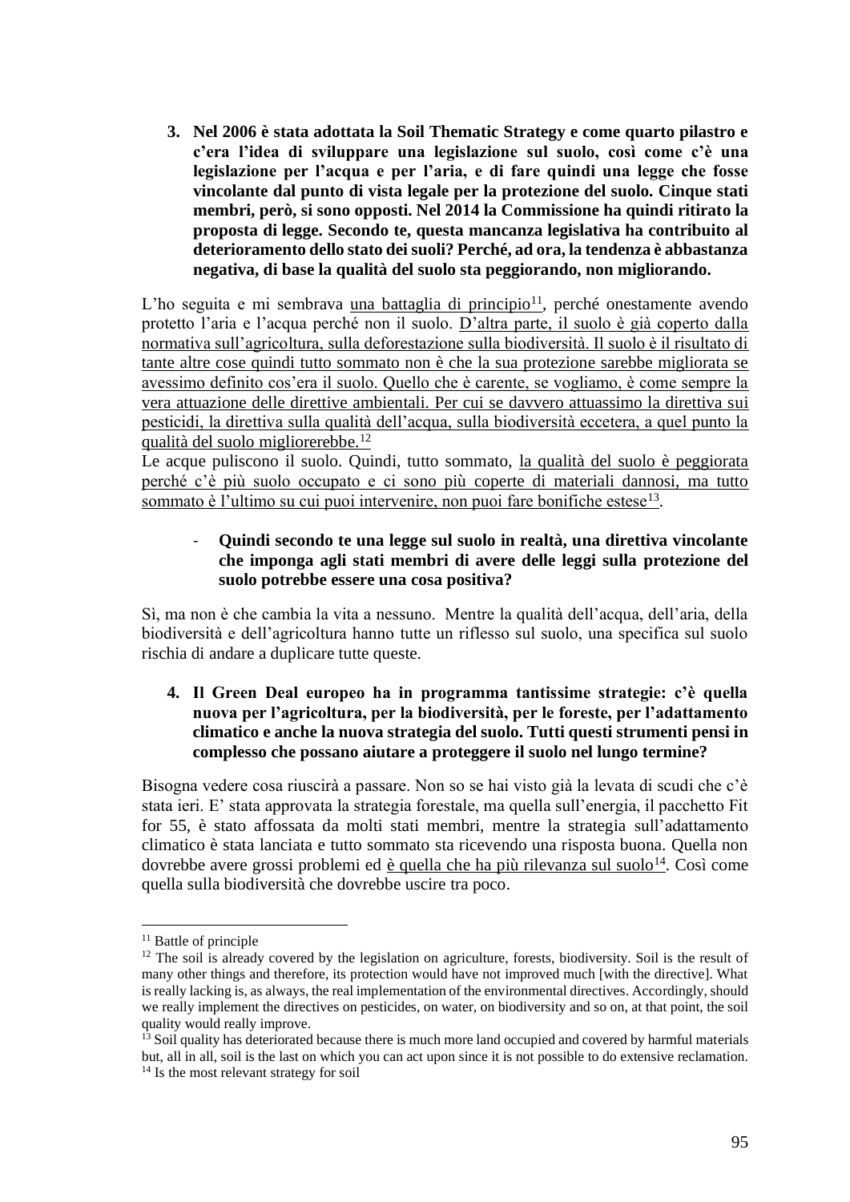3. **Nel 2006 è stata adottata la Soil Thematic Strategy e come quarto pilastro e c'era l'idea di sviluppare una legislazione sul suolo, così come c'è una legislazione per l'acqua e per l'aria, e di fare quindi una legge che fosse vincolante dal punto di vista legale per la protezione del suolo. Cinque stati membri, però, si sono opposti. Nel 2014 la Commissione ha quindi ritirato la proposta di legge. Secondo te, questa mancanza legislativa ha contribuito al deterioramento dello stato dei suoli? Perché, ad ora, la tendenza è abbastanza negativa, di base la qualità del suolo sta peggiorando, non migliorando.**

L'ho seguita e mi sembrava una battaglia di principio[11], perché onestamente avendo protetto l'aria e l'acqua perché non il suolo. D'altra parte, il suolo è già coperto dalla normativa sull'agricoltura, sulla deforestazione sulla biodiversità. Il suolo è il risultato di tante altre cose quindi tutto sommato non è che la sua protezione sarebbe migliorata se avessimo definito cos'era il suolo. Quello che è carente, se vogliamo, è come sempre la vera attuazione delle direttive ambientali. Per cui se davvero attuassimo la direttiva sui pesticidi, la direttiva sulla qualità dell'acqua, sulla biodiversità eccetera, a quel punto la qualità del suolo migliorerebbe.[12]

Le acque puliscono il suolo. Quindi, tutto sommato, la qualità del suolo è peggiorata perché c'è più suolo occupato e ci sono più coperte di materiali dannosi, ma tutto sommato è l'ultimo su cui puoi intervenire, non puoi fare bonifiche estese[13].

- **Quindi secondo te una legge sul suolo in realtà, una direttiva vincolante che imponga agli stati membri di avere delle leggi sulla protezione del suolo potrebbe essere una cosa positiva?**

Sì, ma non è che cambia la vita a nessuno. Mentre la qualità dell'acqua, dell'aria, della biodiversità e dell'agricoltura hanno tutte un riflesso sul suolo, una specifica sul suolo rischia di andare a duplicare tutte queste.

4. **Il Green Deal europeo ha in programma tantissime strategie: c'è quella nuova per l'agricoltura, per la biodiversità, per le foreste, per l'adattamento climatico e anche la nuova strategia del suolo. Tutti questi strumenti pensi in complesso che possano aiutare a proteggere il suolo nel lungo termine?**

Bisogna vedere cosa riuscirà a passare. Non so se hai visto già la levata di scudi che c'è stata ieri. E' stata approvata la strategia forestale, ma quella sull'energia, il pacchetto Fit for 55, è stato affossata da molti stati membri, mentre la strategia sull'adattamento climatico è stata lanciata e tutto sommato sta ricevendo una risposta buona. Quella non dovrebbe avere grossi problemi ed è quella che ha più rilevanza sul suolo[14]. Così come quella sulla biodiversità che dovrebbe uscire tra poco.

---

[11] Battle of principle

[12] The soil is already covered by the legislation on agriculture, forests, biodiversity. Soil is the result of many other things and therefore, its protection would have not improved much [with the directive]. What is really lacking is, as always, the real implementation of the environmental directives. Accordingly, should we really implement the directives on pesticides, on water, on biodiversity and so on, at that point, the soil quality would really improve.

[13] Soil quality has deteriorated because there is much more land occupied and covered by harmful materials but, all in all, soil is the last on which you can act upon since it is not possible to do extensive reclamation.

[14] Is the most relevant strategy for soil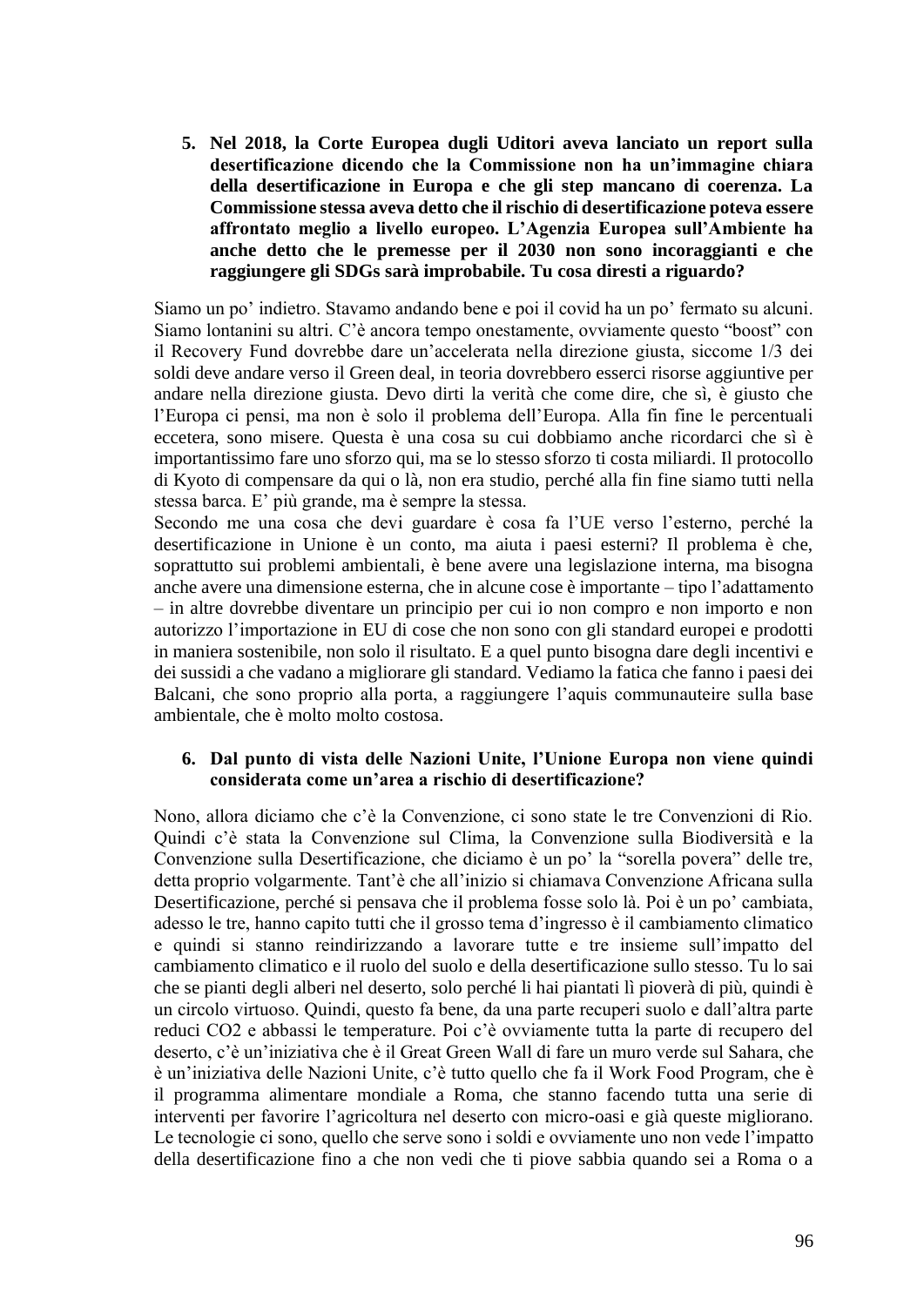5. **Nel 2018, la Corte Europea dugli Uditori aveva lanciato un report sulla desertificazione dicendo che la Commissione non ha un'immagine chiara della desertificazione in Europa e che gli step mancano di coerenza. La Commissione stessa aveva detto che il rischio di desertificazione poteva essere affrontato meglio a livello europeo. L'Agenzia Europea sull'Ambiente ha anche detto che le premesse per il 2030 non sono incoraggianti e che raggiungere gli SDGs sarà improbabile. Tu cosa diresti a riguardo?**

Siamo un po' indietro. Stavamo andando bene e poi il covid ha un po' fermato su alcuni. Siamo lontanini su altri. C'è ancora tempo onestamente, ovviamente questo "boost" con il Recovery Fund dovrebbe dare un'accelerata nella direzione giusta, siccome 1/3 dei soldi deve andare verso il Green deal, in teoria dovrebbero esserci risorse aggiuntive per andare nella direzione giusta. Devo dirti la verità che come dire, che sì, è giusto che l'Europa ci pensi, ma non è solo il problema dell'Europa. Alla fin fine le percentuali eccetera, sono misere. Questa è una cosa su cui dobbiamo anche ricordarci che sì è importantissimo fare uno sforzo qui, ma se lo stesso sforzo ti costa miliardi. Il protocollo di Kyoto di compensare da qui o là, non era studio, perché alla fin fine siamo tutti nella stessa barca. E' più grande, ma è sempre la stessa.
Secondo me una cosa che devi guardare è cosa fa l'UE verso l'esterno, perché la desertificazione in Unione è un conto, ma aiuta i paesi esterni? Il problema è che, soprattutto sui problemi ambientali, è bene avere una legislazione interna, ma bisogna anche avere una dimensione esterna, che in alcune cose è importante – tipo l'adattamento – in altre dovrebbe diventare un principio per cui io non compro e non importo e non autorizzo l'importazione in EU di cose che non sono con gli standard europei e prodotti in maniera sostenibile, non solo il risultato. E a quel punto bisogna dare degli incentivi e dei sussidi a che vadano a migliorare gli standard. Vediamo la fatica che fanno i paesi dei Balcani, che sono proprio alla porta, a raggiungere l'aquis communauteire sulla base ambientale, che è molto molto costosa.

6. **Dal punto di vista delle Nazioni Unite, l'Unione Europa non viene quindi considerata come un'area a rischio di desertificazione?**

Nono, allora diciamo che c'è la Convenzione, ci sono state le tre Convenzioni di Rio. Quindi c'è stata la Convenzione sul Clima, la Convenzione sulla Biodiversità e la Convenzione sulla Desertificazione, che diciamo è un po' la "sorella povera" delle tre, detta proprio volgarmente. Tant'è che all'inizio si chiamava Convenzione Africana sulla Desertificazione, perché si pensava che il problema fosse solo là. Poi è un po' cambiata, adesso le tre, hanno capito tutti che il grosso tema d'ingresso è il cambiamento climatico e quindi si stanno reindirizzando a lavorare tutte e tre insieme sull'impatto del cambiamento climatico e il ruolo del suolo e della desertificazione sullo stesso. Tu lo sai che se pianti degli alberi nel deserto, solo perché li hai piantati lì pioverà di più, quindi è un circolo virtuoso. Quindi, questo fa bene, da una parte recuperi suolo e dall'altra parte reduci CO2 e abbassi le temperature. Poi c'è ovviamente tutta la parte di recupero del deserto, c'è un'iniziativa che è il Great Green Wall di fare un muro verde sul Sahara, che è un'iniziativa delle Nazioni Unite, c'è tutto quello che fa il Work Food Program, che è il programma alimentare mondiale a Roma, che stanno facendo tutta una serie di interventi per favorire l'agricoltura nel deserto con micro-oasi e già queste migliorano. Le tecnologie ci sono, quello che serve sono i soldi e ovviamente uno non vede l'impatto della desertificazione fino a che non vedi che ti piove sabbia quando sei a Roma o a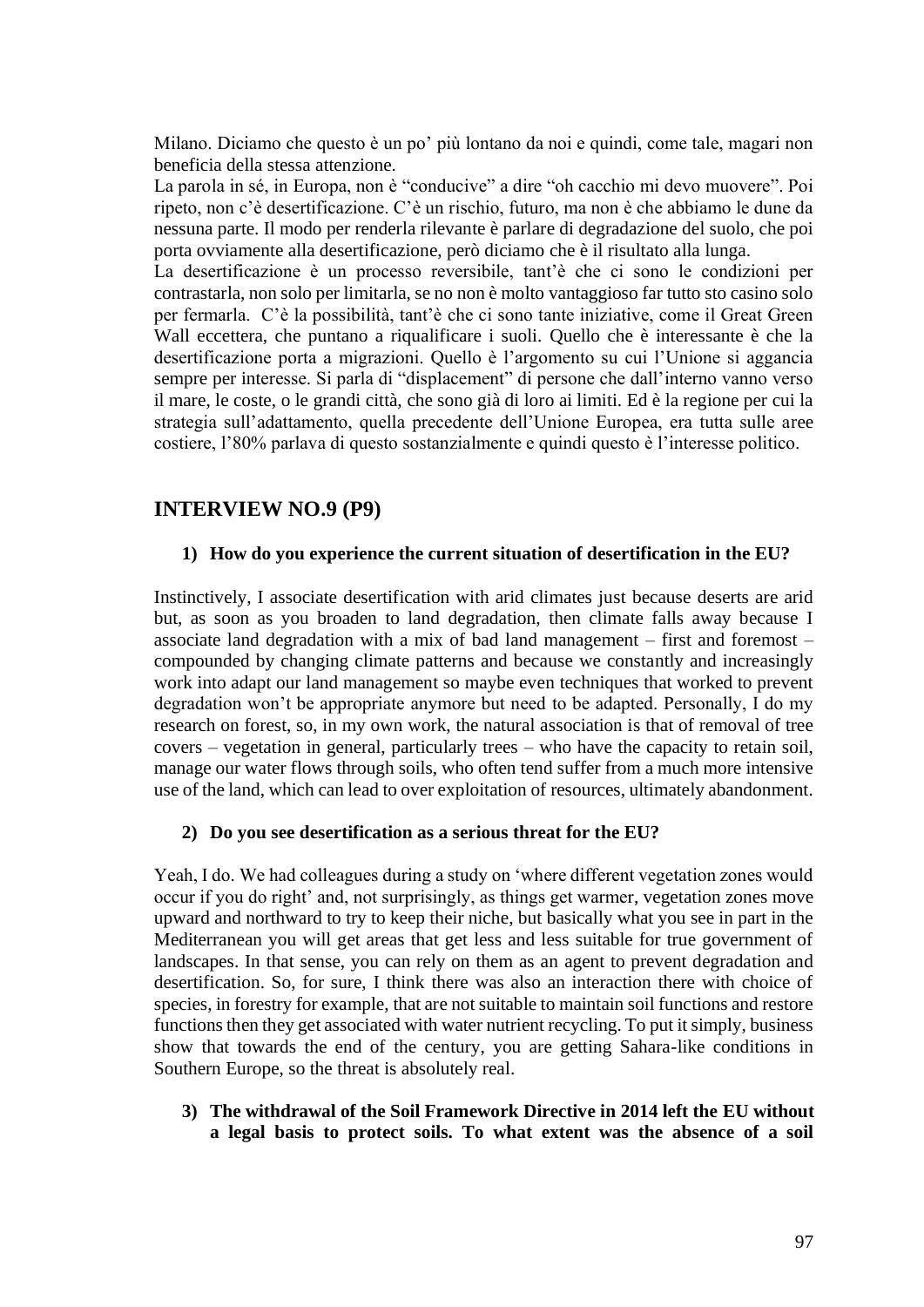Milano. Diciamo che questo è un po' più lontano da noi e quindi, come tale, magari non beneficia della stessa attenzione.

La parola in sé, in Europa, non è "conducive" a dire "oh cacchio mi devo muovere". Poi ripeto, non c'è desertificazione. C'è un rischio, futuro, ma non è che abbiamo le dune da nessuna parte. Il modo per renderla rilevante è parlare di degradazione del suolo, che poi porta ovviamente alla desertificazione, però diciamo che è il risultato alla lunga.

La desertificazione è un processo reversibile, tant'è che ci sono le condizioni per contrastarla, non solo per limitarla, se no non è molto vantaggioso far tutto sto casino solo per fermarla. C'è la possibilità, tant'è che ci sono tante iniziative, come il Great Green Wall eccettera, che puntano a riqualificare i suoli. Quello che è interessante è che la desertificazione porta a migrazioni. Quello è l'argomento su cui l'Unione si aggancia sempre per interesse. Si parla di "displacement" di persone che dall'interno vanno verso il mare, le coste, o le grandi città, che sono già di loro ai limiti. Ed è la regione per cui la strategia sull'adattamento, quella precedente dell'Unione Europea, era tutta sulle aree costiere, l'80% parlava di questo sostanzialmente e quindi questo è l'interesse politico.

## INTERVIEW NO.9 (P9)

**1) How do you experience the current situation of desertification in the EU?**

Instinctively, I associate desertification with arid climates just because deserts are arid but, as soon as you broaden to land degradation, then climate falls away because I associate land degradation with a mix of bad land management – first and foremost – compounded by changing climate patterns and because we constantly and increasingly work into adapt our land management so maybe even techniques that worked to prevent degradation won't be appropriate anymore but need to be adapted. Personally, I do my research on forest, so, in my own work, the natural association is that of removal of tree covers – vegetation in general, particularly trees – who have the capacity to retain soil, manage our water flows through soils, who often tend suffer from a much more intensive use of the land, which can lead to over exploitation of resources, ultimately abandonment.

**2) Do you see desertification as a serious threat for the EU?**

Yeah, I do. We had colleagues during a study on 'where different vegetation zones would occur if you do right' and, not surprisingly, as things get warmer, vegetation zones move upward and northward to try to keep their niche, but basically what you see in part in the Mediterranean you will get areas that get less and less suitable for true government of landscapes. In that sense, you can rely on them as an agent to prevent degradation and desertification. So, for sure, I think there was also an interaction there with choice of species, in forestry for example, that are not suitable to maintain soil functions and restore functions then they get associated with water nutrient recycling. To put it simply, business show that towards the end of the century, you are getting Sahara-like conditions in Southern Europe, so the threat is absolutely real.

**3) The withdrawal of the Soil Framework Directive in 2014 left the EU without a legal basis to protect soils. To what extent was the absence of a soil**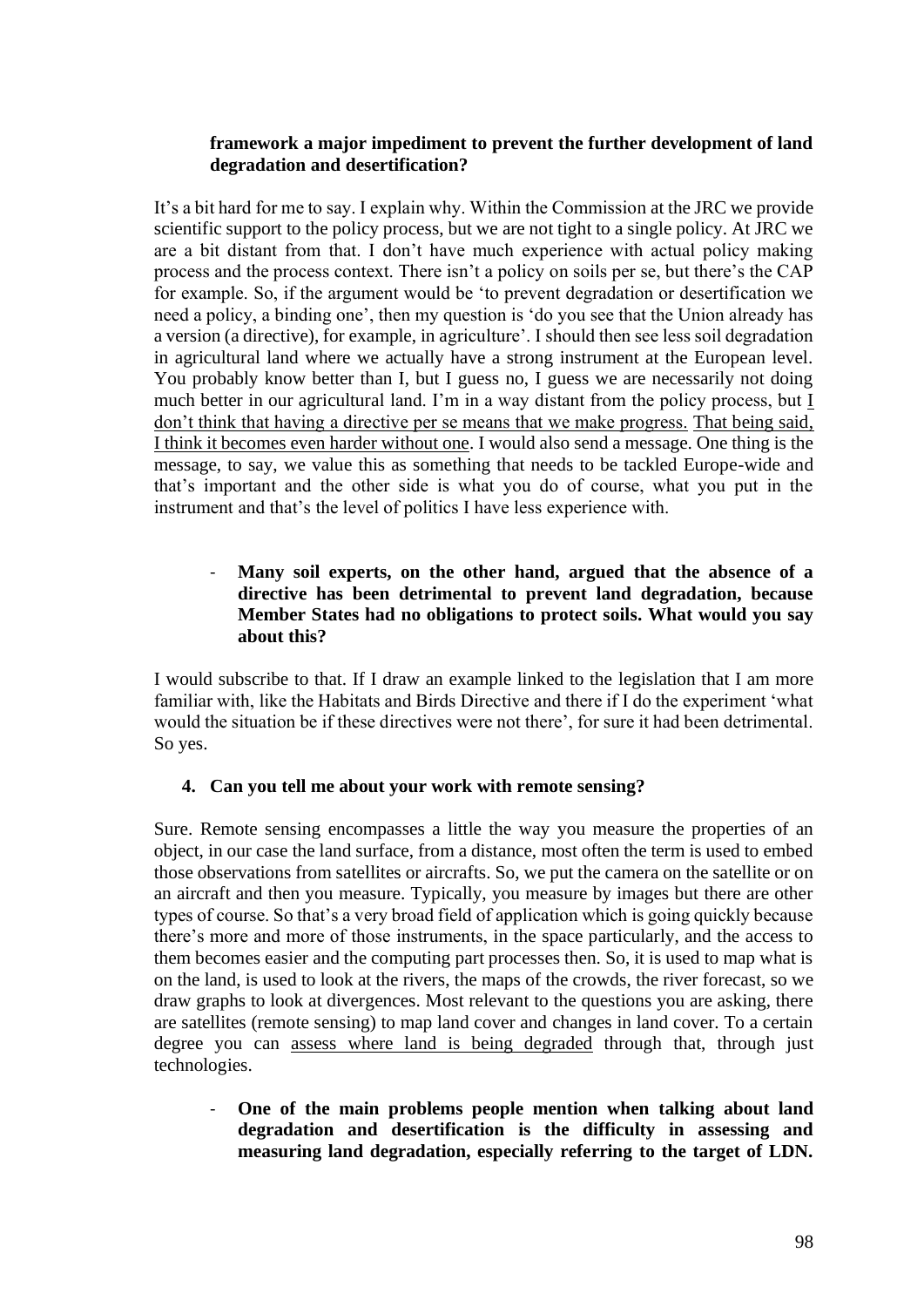**framework a major impediment to prevent the further development of land degradation and desertification?**

It's a bit hard for me to say. I explain why. Within the Commission at the JRC we provide scientific support to the policy process, but we are not tight to a single policy. At JRC we are a bit distant from that. I don't have much experience with actual policy making process and the process context. There isn't a policy on soils per se, but there's the CAP for example. So, if the argument would be 'to prevent degradation or desertification we need a policy, a binding one', then my question is 'do you see that the Union already has a version (a directive), for example, in agriculture'. I should then see less soil degradation in agricultural land where we actually have a strong instrument at the European level. You probably know better than I, but I guess no, I guess we are necessarily not doing much better in our agricultural land. I'm in a way distant from the policy process, but <u>I don't think that having a directive per se means that we make progress.</u> <u>That being said, I think it becomes even harder without one</u>. I would also send a message. One thing is the message, to say, we value this as something that needs to be tackled Europe-wide and that's important and the other side is what you do of course, what you put in the instrument and that's the level of politics I have less experience with.

- **Many soil experts, on the other hand, argued that the absence of a directive has been detrimental to prevent land degradation, because Member States had no obligations to protect soils. What would you say about this?**

I would subscribe to that. If I draw an example linked to the legislation that I am more familiar with, like the Habitats and Birds Directive and there if I do the experiment 'what would the situation be if these directives were not there', for sure it had been detrimental. So yes.

**4. Can you tell me about your work with remote sensing?**

Sure. Remote sensing encompasses a little the way you measure the properties of an object, in our case the land surface, from a distance, most often the term is used to embed those observations from satellites or aircrafts. So, we put the camera on the satellite or on an aircraft and then you measure. Typically, you measure by images but there are other types of course. So that's a very broad field of application which is going quickly because there's more and more of those instruments, in the space particularly, and the access to them becomes easier and the computing part processes then. So, it is used to map what is on the land, is used to look at the rivers, the maps of the crowds, the river forecast, so we draw graphs to look at divergences. Most relevant to the questions you are asking, there are satellites (remote sensing) to map land cover and changes in land cover. To a certain degree you can <u>assess where land is being degraded</u> through that, through just technologies.

- **One of the main problems people mention when talking about land degradation and desertification is the difficulty in assessing and measuring land degradation, especially referring to the target of LDN.**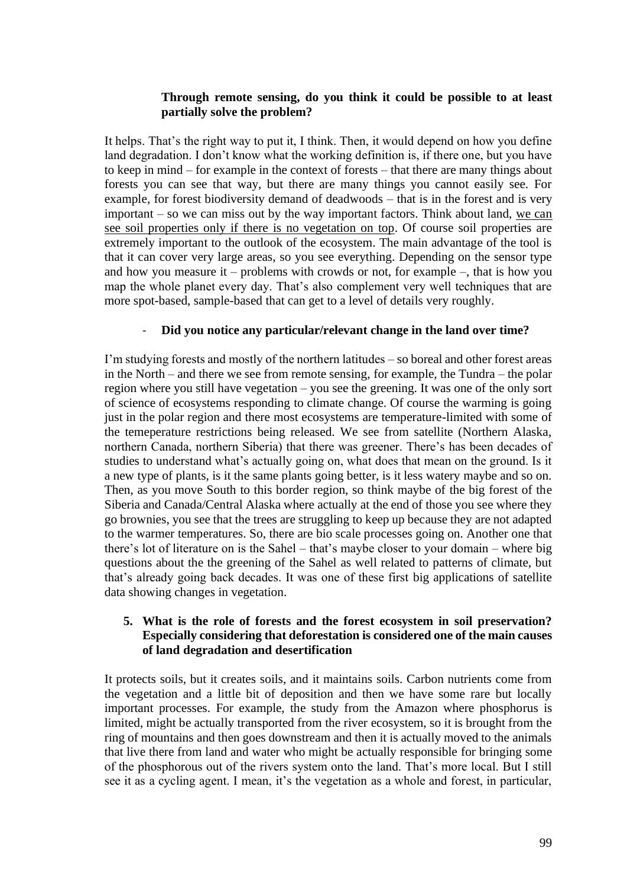**Through remote sensing, do you think it could be possible to at least partially solve the problem?**

It helps. That's the right way to put it, I think. Then, it would depend on how you define land degradation. I don't know what the working definition is, if there one, but you have to keep in mind – for example in the context of forests – that there are many things about forests you can see that way, but there are many things you cannot easily see. For example, for forest biodiversity demand of deadwoods – that is in the forest and is very important – so we can miss out by the way important factors. Think about land, <u>we can see soil properties only if there is no vegetation on top</u>. Of course soil properties are extremely important to the outlook of the ecosystem. The main advantage of the tool is that it can cover very large areas, so you see everything. Depending on the sensor type and how you measure it – problems with crowds or not, for example –, that is how you map the whole planet every day. That's also complement very well techniques that are more spot-based, sample-based that can get to a level of details very roughly.

- **Did you notice any particular/relevant change in the land over time?**

I'm studying forests and mostly of the northern latitudes – so boreal and other forest areas in the North – and there we see from remote sensing, for example, the Tundra – the polar region where you still have vegetation – you see the greening. It was one of the only sort of science of ecosystems responding to climate change. Of course the warming is going just in the polar region and there most ecosystems are temperature-limited with some of the temeperature restrictions being released. We see from satellite (Northern Alaska, northern Canada, northern Siberia) that there was greener. There's has been decades of studies to understand what's actually going on, what does that mean on the ground. Is it a new type of plants, is it the same plants going better, is it less watery maybe and so on. Then, as you move South to this border region, so think maybe of the big forest of the Siberia and Canada/Central Alaska where actually at the end of those you see where they go brownies, you see that the trees are struggling to keep up because they are not adapted to the warmer temperatures. So, there are bio scale processes going on. Another one that there's lot of literature on is the Sahel – that's maybe closer to your domain – where big questions about the the greening of the Sahel as well related to patterns of climate, but that's already going back decades. It was one of these first big applications of satellite data showing changes in vegetation.

5. **What is the role of forests and the forest ecosystem in soil preservation? Especially considering that deforestation is considered one of the main causes of land degradation and desertification**

It protects soils, but it creates soils, and it maintains soils. Carbon nutrients come from the vegetation and a little bit of deposition and then we have some rare but locally important processes. For example, the study from the Amazon where phosphorus is limited, might be actually transported from the river ecosystem, so it is brought from the ring of mountains and then goes downstream and then it is actually moved to the animals that live there from land and water who might be actually responsible for bringing some of the phosphorous out of the rivers system onto the land. That's more local. But I still see it as a cycling agent. I mean, it's the vegetation as a whole and forest, in particular,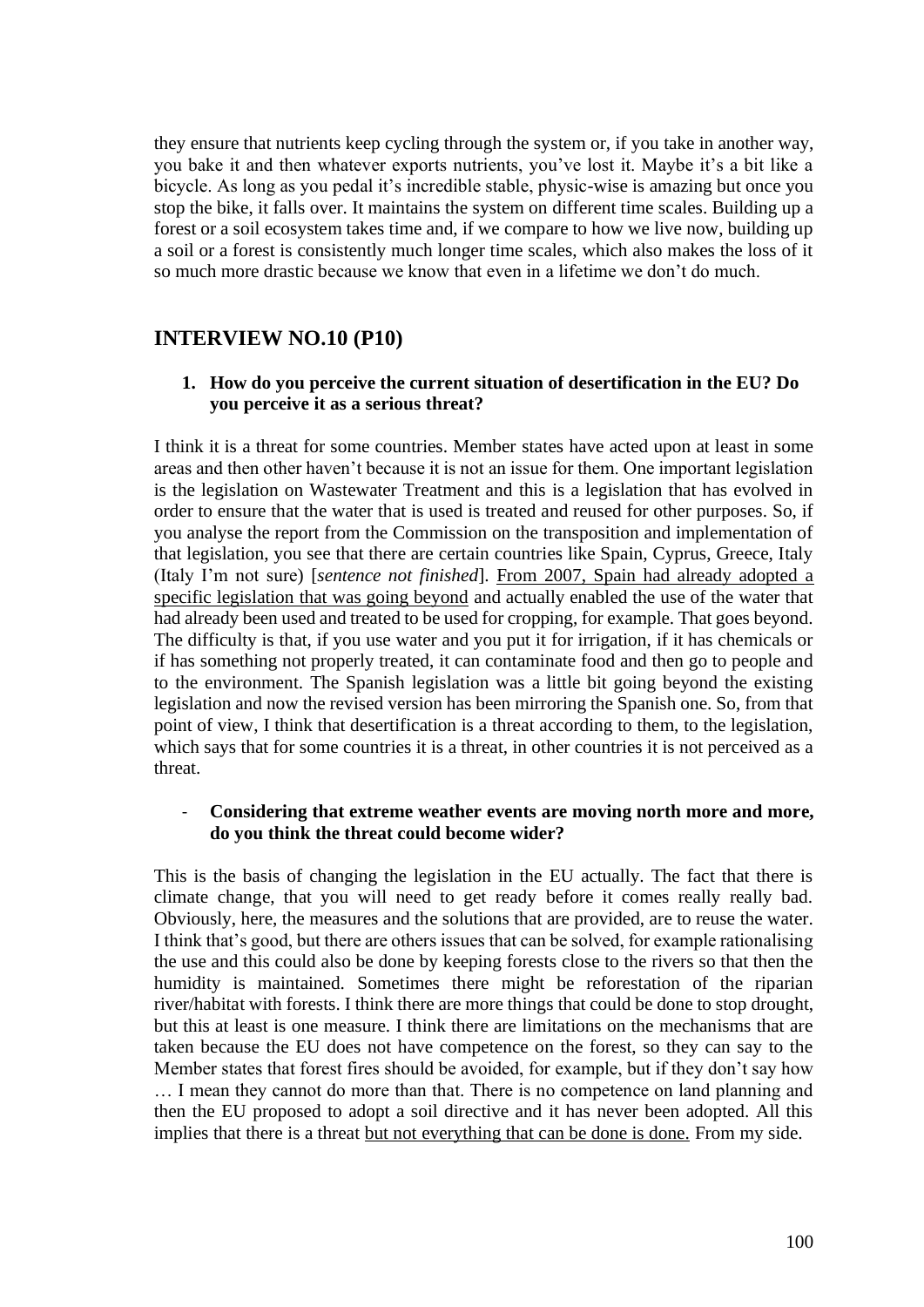they ensure that nutrients keep cycling through the system or, if you take in another way, you bake it and then whatever exports nutrients, you've lost it. Maybe it's a bit like a bicycle. As long as you pedal it's incredible stable, physic-wise is amazing but once you stop the bike, it falls over. It maintains the system on different time scales. Building up a forest or a soil ecosystem takes time and, if we compare to how we live now, building up a soil or a forest is consistently much longer time scales, which also makes the loss of it so much more drastic because we know that even in a lifetime we don't do much.

## INTERVIEW NO.10 (P10)

1. **How do you perceive the current situation of desertification in the EU? Do you perceive it as a serious threat?**

I think it is a threat for some countries. Member states have acted upon at least in some areas and then other haven't because it is not an issue for them. One important legislation is the legislation on Wastewater Treatment and this is a legislation that has evolved in order to ensure that the water that is used is treated and reused for other purposes. So, if you analyse the report from the Commission on the transposition and implementation of that legislation, you see that there are certain countries like Spain, Cyprus, Greece, Italy (Italy I'm not sure) [*sentence not finished*]. <u>From 2007, Spain had already adopted a specific legislation that was going beyond</u> and actually enabled the use of the water that had already been used and treated to be used for cropping, for example. That goes beyond. The difficulty is that, if you use water and you put it for irrigation, if it has chemicals or if has something not properly treated, it can contaminate food and then go to people and to the environment. The Spanish legislation was a little bit going beyond the existing legislation and now the revised version has been mirroring the Spanish one. So, from that point of view, I think that desertification is a threat according to them, to the legislation, which says that for some countries it is a threat, in other countries it is not perceived as a threat.

- **Considering that extreme weather events are moving north more and more, do you think the threat could become wider?**

This is the basis of changing the legislation in the EU actually. The fact that there is climate change, that you will need to get ready before it comes really really bad. Obviously, here, the measures and the solutions that are provided, are to reuse the water. I think that's good, but there are others issues that can be solved, for example rationalising the use and this could also be done by keeping forests close to the rivers so that then the humidity is maintained. Sometimes there might be reforestation of the riparian river/habitat with forests. I think there are more things that could be done to stop drought, but this at least is one measure. I think there are limitations on the mechanisms that are taken because the EU does not have competence on the forest, so they can say to the Member states that forest fires should be avoided, for example, but if they don't say how … I mean they cannot do more than that. There is no competence on land planning and then the EU proposed to adopt a soil directive and it has never been adopted. All this implies that there is a threat <u>but not everything that can be done is done.</u> From my side.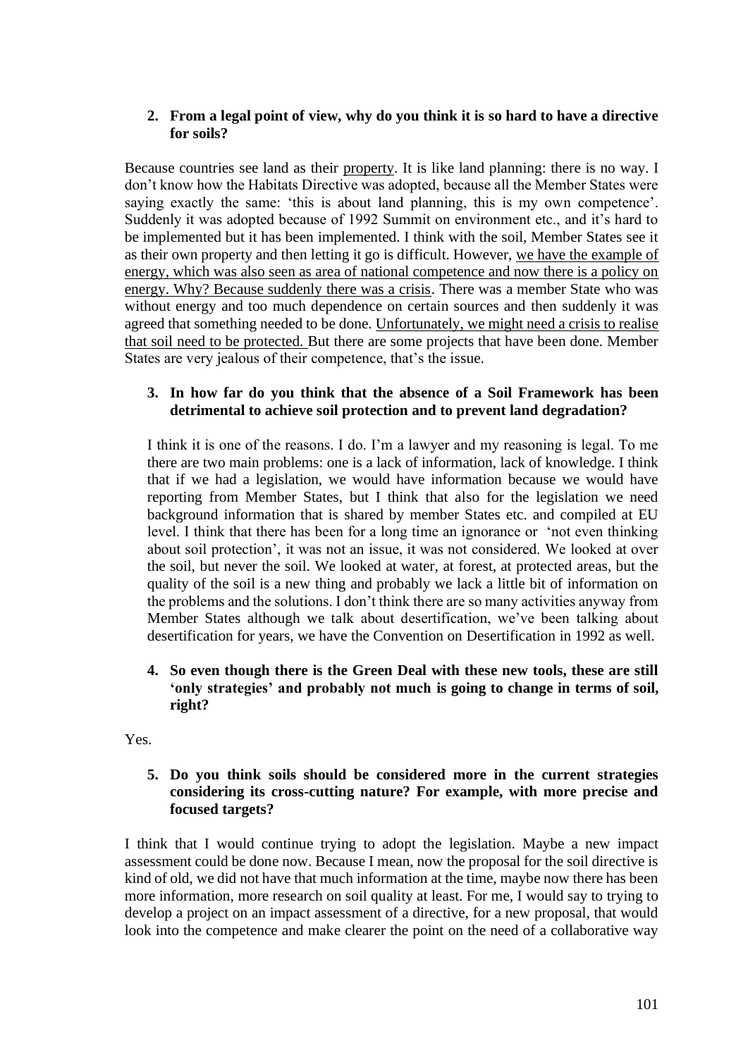2. **From a legal point of view, why do you think it is so hard to have a directive for soils?**

Because countries see land as their <u>property</u>. It is like land planning: there is no way. I don't know how the Habitats Directive was adopted, because all the Member States were saying exactly the same: 'this is about land planning, this is my own competence'. Suddenly it was adopted because of 1992 Summit on environment etc., and it's hard to be implemented but it has been implemented. I think with the soil, Member States see it as their own property and then letting it go is difficult. However, <u>we have the example of energy, which was also seen as area of national competence and now there is a policy on energy. Why? Because suddenly there was a crisis</u>. There was a member State who was without energy and too much dependence on certain sources and then suddenly it was agreed that something needed to be done. <u>Unfortunately, we might need a crisis to realise that soil need to be protected.</u> But there are some projects that have been done. Member States are very jealous of their competence, that's the issue.

3. **In how far do you think that the absence of a Soil Framework has been detrimental to achieve soil protection and to prevent land degradation?**

I think it is one of the reasons. I do. I'm a lawyer and my reasoning is legal. To me there are two main problems: one is a lack of information, lack of knowledge. I think that if we had a legislation, we would have information because we would have reporting from Member States, but I think that also for the legislation we need background information that is shared by member States etc. and compiled at EU level. I think that there has been for a long time an ignorance or 'not even thinking about soil protection', it was not an issue, it was not considered. We looked at over the soil, but never the soil. We looked at water, at forest, at protected areas, but the quality of the soil is a new thing and probably we lack a little bit of information on the problems and the solutions. I don't think there are so many activities anyway from Member States although we talk about desertification, we've been talking about desertification for years, we have the Convention on Desertification in 1992 as well.

4. **So even though there is the Green Deal with these new tools, these are still 'only strategies' and probably not much is going to change in terms of soil, right?**

Yes.

5. **Do you think soils should be considered more in the current strategies considering its cross-cutting nature? For example, with more precise and focused targets?**

I think that I would continue trying to adopt the legislation. Maybe a new impact assessment could be done now. Because I mean, now the proposal for the soil directive is kind of old, we did not have that much information at the time, maybe now there has been more information, more research on soil quality at least. For me, I would say to trying to develop a project on an impact assessment of a directive, for a new proposal, that would look into the competence and make clearer the point on the need of a collaborative way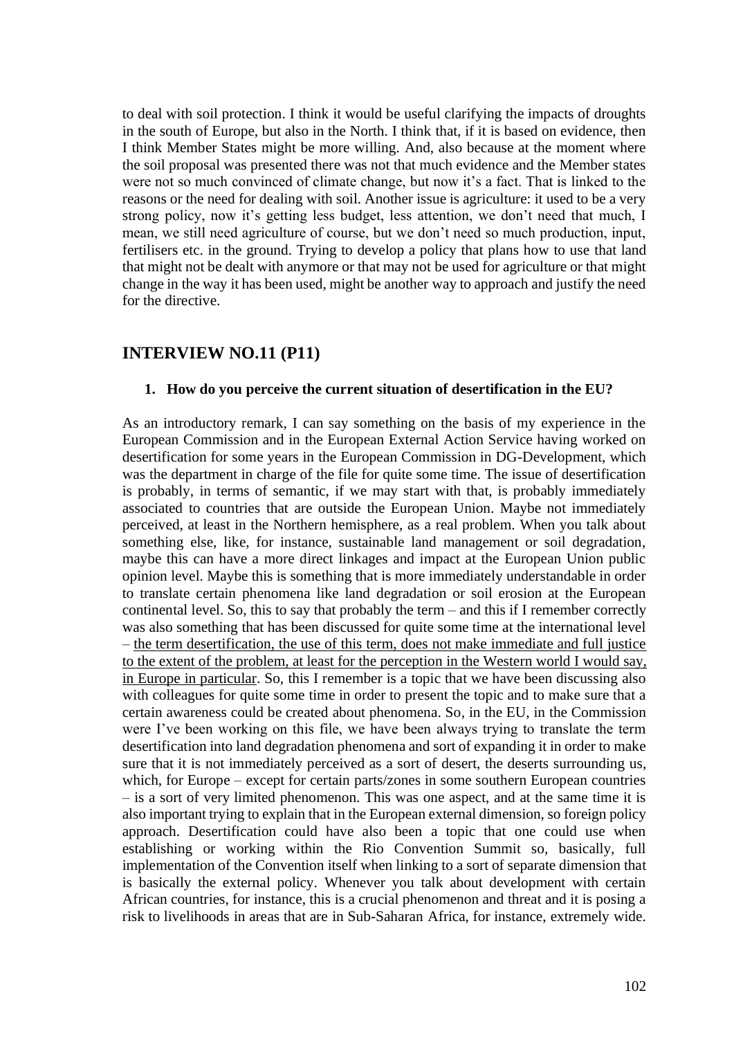to deal with soil protection. I think it would be useful clarifying the impacts of droughts in the south of Europe, but also in the North. I think that, if it is based on evidence, then I think Member States might be more willing. And, also because at the moment where the soil proposal was presented there was not that much evidence and the Member states were not so much convinced of climate change, but now it's a fact. That is linked to the reasons or the need for dealing with soil. Another issue is agriculture: it used to be a very strong policy, now it's getting less budget, less attention, we don't need that much, I mean, we still need agriculture of course, but we don't need so much production, input, fertilisers etc. in the ground. Trying to develop a policy that plans how to use that land that might not be dealt with anymore or that may not be used for agriculture or that might change in the way it has been used, might be another way to approach and justify the need for the directive.

## INTERVIEW NO.11 (P11)

### 1. How do you perceive the current situation of desertification in the EU?

As an introductory remark, I can say something on the basis of my experience in the European Commission and in the European External Action Service having worked on desertification for some years in the European Commission in DG-Development, which was the department in charge of the file for quite some time. The issue of desertification is probably, in terms of semantic, if we may start with that, is probably immediately associated to countries that are outside the European Union. Maybe not immediately perceived, at least in the Northern hemisphere, as a real problem. When you talk about something else, like, for instance, sustainable land management or soil degradation, maybe this can have a more direct linkages and impact at the European Union public opinion level. Maybe this is something that is more immediately understandable in order to translate certain phenomena like land degradation or soil erosion at the European continental level. So, this to say that probably the term – and this if I remember correctly was also something that has been discussed for quite some time at the international level – <u>the term desertification, the use of this term, does not make immediate and full justice to the extent of the problem, at least for the perception in the Western world I would say, in Europe in particular</u>. So, this I remember is a topic that we have been discussing also with colleagues for quite some time in order to present the topic and to make sure that a certain awareness could be created about phenomena. So, in the EU, in the Commission were I've been working on this file, we have been always trying to translate the term desertification into land degradation phenomena and sort of expanding it in order to make sure that it is not immediately perceived as a sort of desert, the deserts surrounding us, which, for Europe – except for certain parts/zones in some southern European countries – is a sort of very limited phenomenon. This was one aspect, and at the same time it is also important trying to explain that in the European external dimension, so foreign policy approach. Desertification could have also been a topic that one could use when establishing or working within the Rio Convention Summit so, basically, full implementation of the Convention itself when linking to a sort of separate dimension that is basically the external policy. Whenever you talk about development with certain African countries, for instance, this is a crucial phenomenon and threat and it is posing a risk to livelihoods in areas that are in Sub-Saharan Africa, for instance, extremely wide.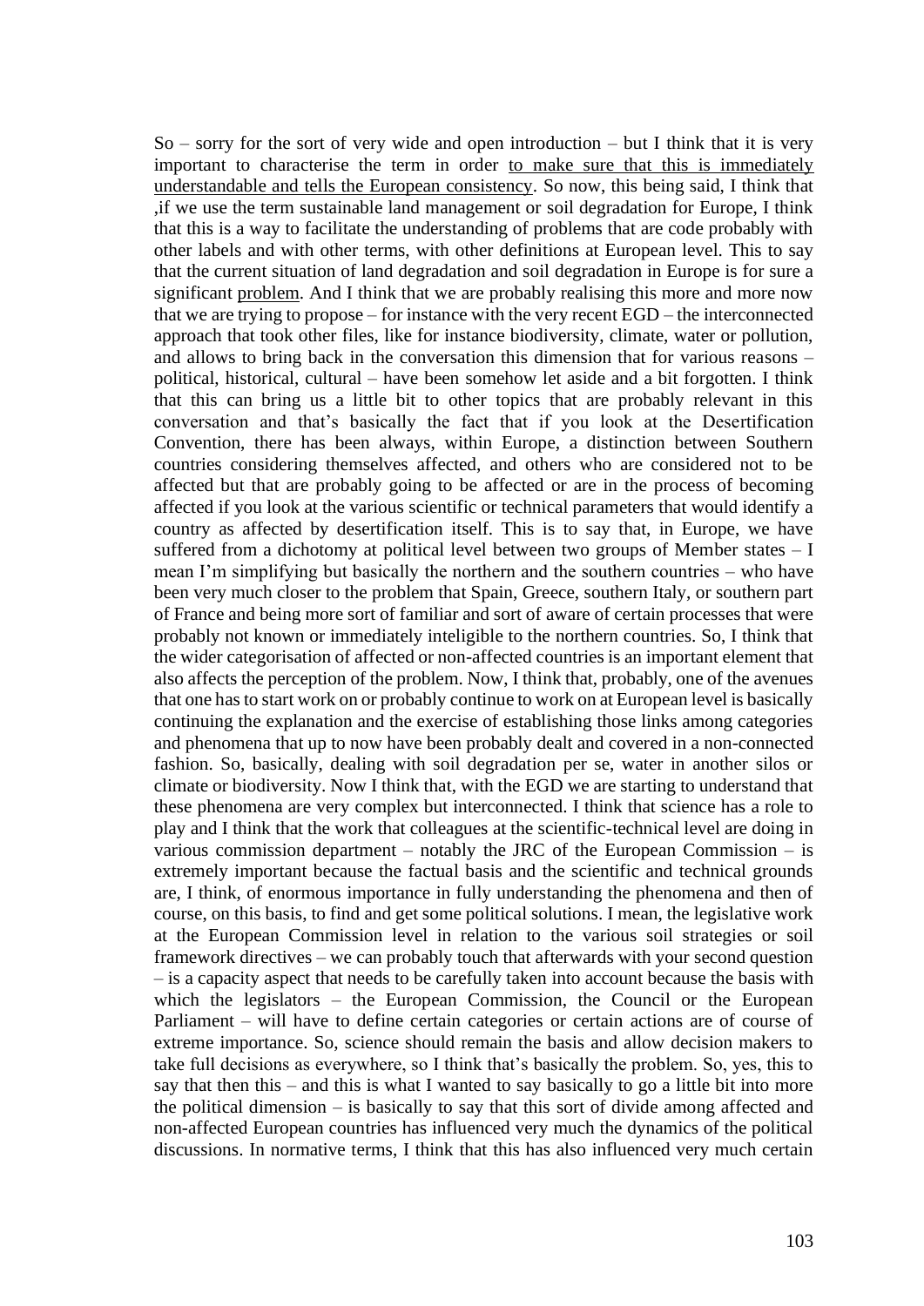So – sorry for the sort of very wide and open introduction – but I think that it is very important to characterise the term in order <u>to make sure that this is immediately understandable and tells the European consistency</u>. So now, this being said, I think that ,if we use the term sustainable land management or soil degradation for Europe, I think that this is a way to facilitate the understanding of problems that are code probably with other labels and with other terms, with other definitions at European level. This to say that the current situation of land degradation and soil degradation in Europe is for sure a significant <u>problem</u>. And I think that we are probably realising this more and more now that we are trying to propose – for instance with the very recent EGD – the interconnected approach that took other files, like for instance biodiversity, climate, water or pollution, and allows to bring back in the conversation this dimension that for various reasons – political, historical, cultural – have been somehow let aside and a bit forgotten. I think that this can bring us a little bit to other topics that are probably relevant in this conversation and that's basically the fact that if you look at the Desertification Convention, there has been always, within Europe, a distinction between Southern countries considering themselves affected, and others who are considered not to be affected but that are probably going to be affected or are in the process of becoming affected if you look at the various scientific or technical parameters that would identify a country as affected by desertification itself. This is to say that, in Europe, we have suffered from a dichotomy at political level between two groups of Member states – I mean I'm simplifying but basically the northern and the southern countries – who have been very much closer to the problem that Spain, Greece, southern Italy, or southern part of France and being more sort of familiar and sort of aware of certain processes that were probably not known or immediately inteligible to the northern countries. So, I think that the wider categorisation of affected or non-affected countries is an important element that also affects the perception of the problem. Now, I think that, probably, one of the avenues that one has to start work on or probably continue to work on at European level is basically continuing the explanation and the exercise of establishing those links among categories and phenomena that up to now have been probably dealt and covered in a non-connected fashion. So, basically, dealing with soil degradation per se, water in another silos or climate or biodiversity. Now I think that, with the EGD we are starting to understand that these phenomena are very complex but interconnected. I think that science has a role to play and I think that the work that colleagues at the scientific-technical level are doing in various commission department – notably the JRC of the European Commission – is extremely important because the factual basis and the scientific and technical grounds are, I think, of enormous importance in fully understanding the phenomena and then of course, on this basis, to find and get some political solutions. I mean, the legislative work at the European Commission level in relation to the various soil strategies or soil framework directives – we can probably touch that afterwards with your second question – is a capacity aspect that needs to be carefully taken into account because the basis with which the legislators – the European Commission, the Council or the European Parliament – will have to define certain categories or certain actions are of course of extreme importance. So, science should remain the basis and allow decision makers to take full decisions as everywhere, so I think that's basically the problem. So, yes, this to say that then this – and this is what I wanted to say basically to go a little bit into more the political dimension – is basically to say that this sort of divide among affected and non-affected European countries has influenced very much the dynamics of the political discussions. In normative terms, I think that this has also influenced very much certain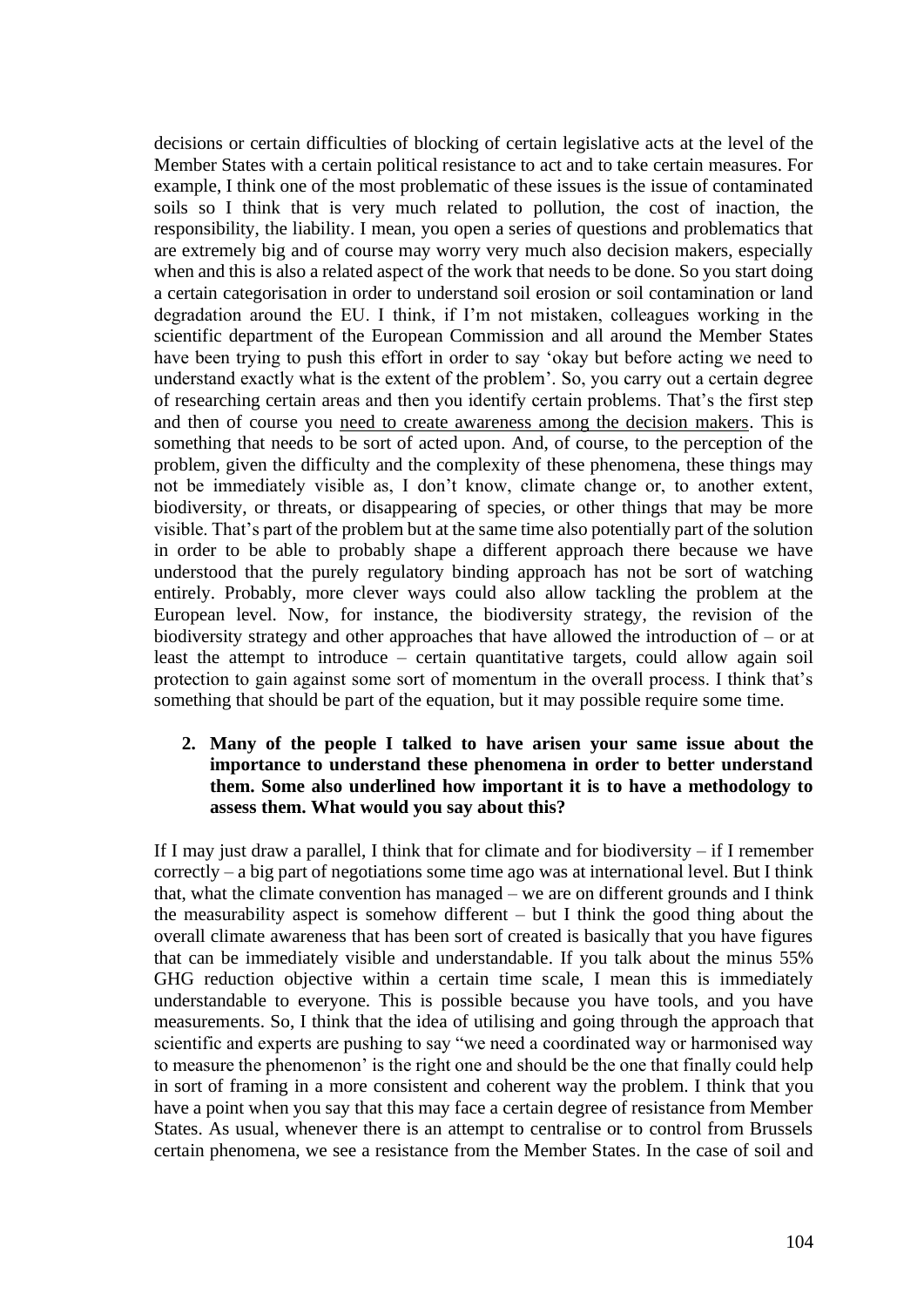decisions or certain difficulties of blocking of certain legislative acts at the level of the Member States with a certain political resistance to act and to take certain measures. For example, I think one of the most problematic of these issues is the issue of contaminated soils so I think that is very much related to pollution, the cost of inaction, the responsibility, the liability. I mean, you open a series of questions and problematics that are extremely big and of course may worry very much also decision makers, especially when and this is also a related aspect of the work that needs to be done. So you start doing a certain categorisation in order to understand soil erosion or soil contamination or land degradation around the EU. I think, if I'm not mistaken, colleagues working in the scientific department of the European Commission and all around the Member States have been trying to push this effort in order to say 'okay but before acting we need to understand exactly what is the extent of the problem'. So, you carry out a certain degree of researching certain areas and then you identify certain problems. That's the first step and then of course you <u>need to create awareness among the decision makers</u>. This is something that needs to be sort of acted upon. And, of course, to the perception of the problem, given the difficulty and the complexity of these phenomena, these things may not be immediately visible as, I don't know, climate change or, to another extent, biodiversity, or threats, or disappearing of species, or other things that may be more visible. That's part of the problem but at the same time also potentially part of the solution in order to be able to probably shape a different approach there because we have understood that the purely regulatory binding approach has not be sort of watching entirely. Probably, more clever ways could also allow tackling the problem at the European level. Now, for instance, the biodiversity strategy, the revision of the biodiversity strategy and other approaches that have allowed the introduction of – or at least the attempt to introduce – certain quantitative targets, could allow again soil protection to gain against some sort of momentum in the overall process. I think that's something that should be part of the equation, but it may possible require some time.

2. **Many of the people I talked to have arisen your same issue about the importance to understand these phenomena in order to better understand them. Some also underlined how important it is to have a methodology to assess them. What would you say about this?**

If I may just draw a parallel, I think that for climate and for biodiversity – if I remember correctly – a big part of negotiations some time ago was at international level. But I think that, what the climate convention has managed – we are on different grounds and I think the measurability aspect is somehow different – but I think the good thing about the overall climate awareness that has been sort of created is basically that you have figures that can be immediately visible and understandable. If you talk about the minus 55% GHG reduction objective within a certain time scale, I mean this is immediately understandable to everyone. This is possible because you have tools, and you have measurements. So, I think that the idea of utilising and going through the approach that scientific and experts are pushing to say "we need a coordinated way or harmonised way to measure the phenomenon' is the right one and should be the one that finally could help in sort of framing in a more consistent and coherent way the problem. I think that you have a point when you say that this may face a certain degree of resistance from Member States. As usual, whenever there is an attempt to centralise or to control from Brussels certain phenomena, we see a resistance from the Member States. In the case of soil and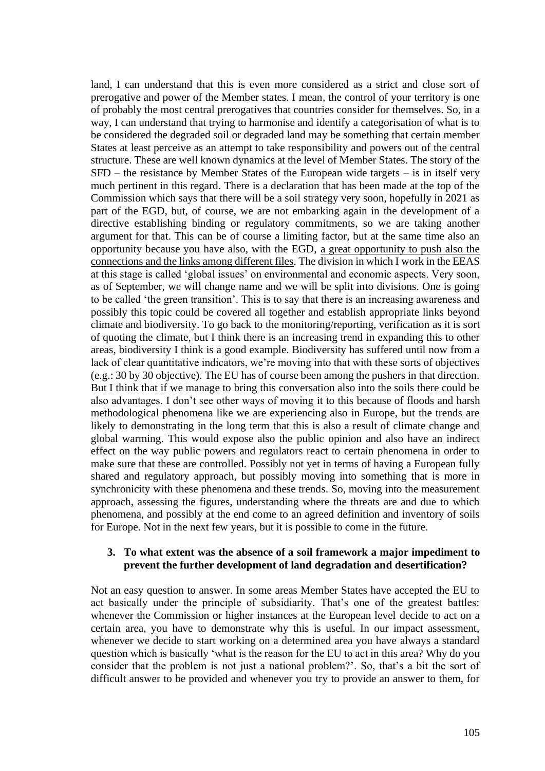land, I can understand that this is even more considered as a strict and close sort of prerogative and power of the Member states. I mean, the control of your territory is one of probably the most central prerogatives that countries consider for themselves. So, in a way, I can understand that trying to harmonise and identify a categorisation of what is to be considered the degraded soil or degraded land may be something that certain member States at least perceive as an attempt to take responsibility and powers out of the central structure. These are well known dynamics at the level of Member States. The story of the SFD – the resistance by Member States of the European wide targets – is in itself very much pertinent in this regard. There is a declaration that has been made at the top of the Commission which says that there will be a soil strategy very soon, hopefully in 2021 as part of the EGD, but, of course, we are not embarking again in the development of a directive establishing binding or regulatory commitments, so we are taking another argument for that. This can be of course a limiting factor, but at the same time also an opportunity because you have also, with the EGD, <u>a great opportunity to push also the connections and the links among different files</u>. The division in which I work in the EEAS at this stage is called 'global issues' on environmental and economic aspects. Very soon, as of September, we will change name and we will be split into divisions. One is going to be called 'the green transition'. This is to say that there is an increasing awareness and possibly this topic could be covered all together and establish appropriate links beyond climate and biodiversity. To go back to the monitoring/reporting, verification as it is sort of quoting the climate, but I think there is an increasing trend in expanding this to other areas, biodiversity I think is a good example. Biodiversity has suffered until now from a lack of clear quantitative indicators, we're moving into that with these sorts of objectives (e.g.: 30 by 30 objective). The EU has of course been among the pushers in that direction. But I think that if we manage to bring this conversation also into the soils there could be also advantages. I don't see other ways of moving it to this because of floods and harsh methodological phenomena like we are experiencing also in Europe, but the trends are likely to demonstrating in the long term that this is also a result of climate change and global warming. This would expose also the public opinion and also have an indirect effect on the way public powers and regulators react to certain phenomena in order to make sure that these are controlled. Possibly not yet in terms of having a European fully shared and regulatory approach, but possibly moving into something that is more in synchronicity with these phenomena and these trends. So, moving into the measurement approach, assessing the figures, understanding where the threats are and due to which phenomena, and possibly at the end come to an agreed definition and inventory of soils for Europe. Not in the next few years, but it is possible to come in the future.

**3. To what extent was the absence of a soil framework a major impediment to prevent the further development of land degradation and desertification?**

Not an easy question to answer. In some areas Member States have accepted the EU to act basically under the principle of subsidiarity. That's one of the greatest battles: whenever the Commission or higher instances at the European level decide to act on a certain area, you have to demonstrate why this is useful. In our impact assessment, whenever we decide to start working on a determined area you have always a standard question which is basically 'what is the reason for the EU to act in this area? Why do you consider that the problem is not just a national problem?'. So, that's a bit the sort of difficult answer to be provided and whenever you try to provide an answer to them, for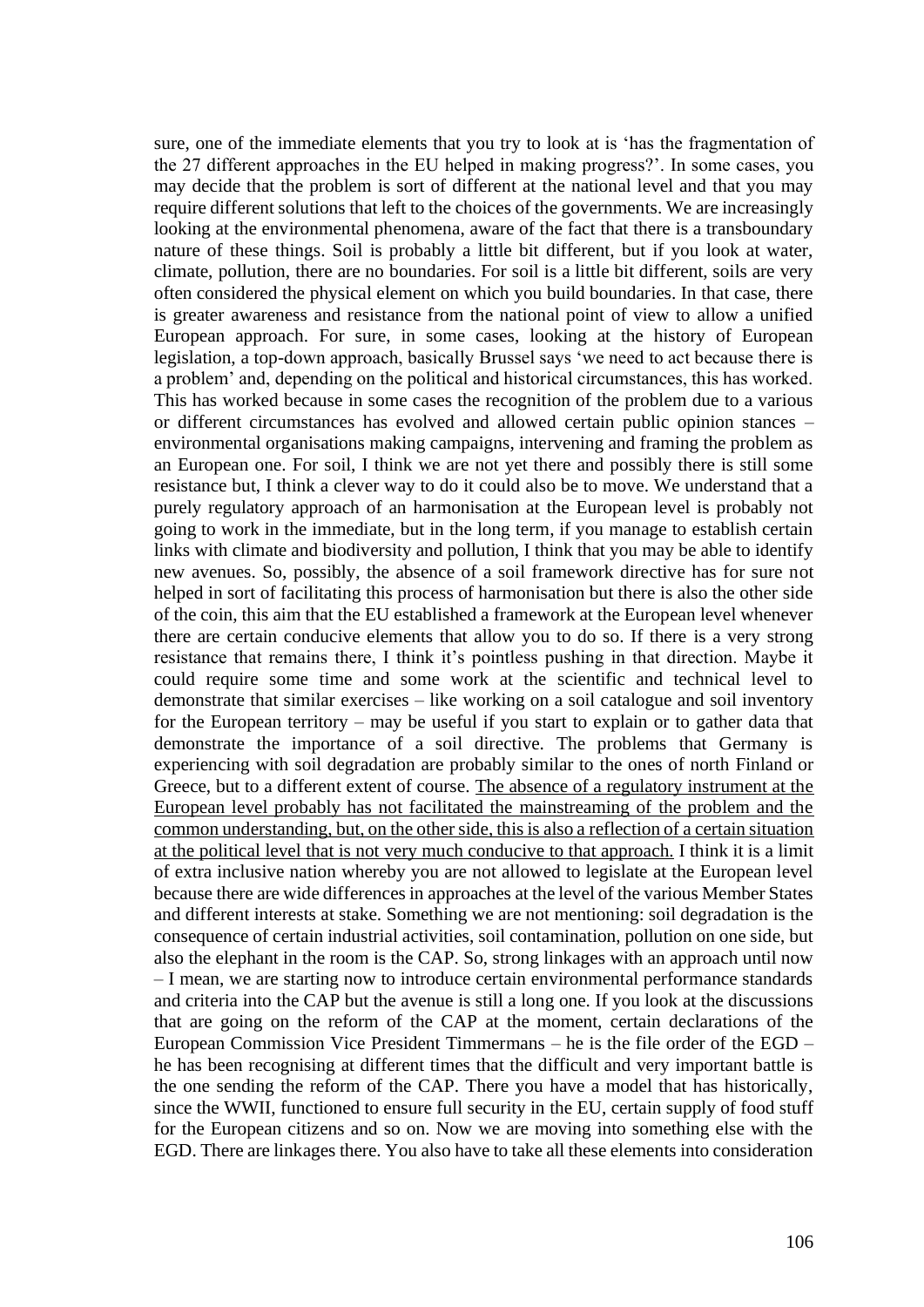sure, one of the immediate elements that you try to look at is 'has the fragmentation of the 27 different approaches in the EU helped in making progress?'. In some cases, you may decide that the problem is sort of different at the national level and that you may require different solutions that left to the choices of the governments. We are increasingly looking at the environmental phenomena, aware of the fact that there is a transboundary nature of these things. Soil is probably a little bit different, but if you look at water, climate, pollution, there are no boundaries. For soil is a little bit different, soils are very often considered the physical element on which you build boundaries. In that case, there is greater awareness and resistance from the national point of view to allow a unified European approach. For sure, in some cases, looking at the history of European legislation, a top-down approach, basically Brussel says 'we need to act because there is a problem' and, depending on the political and historical circumstances, this has worked. This has worked because in some cases the recognition of the problem due to a various or different circumstances has evolved and allowed certain public opinion stances – environmental organisations making campaigns, intervening and framing the problem as an European one. For soil, I think we are not yet there and possibly there is still some resistance but, I think a clever way to do it could also be to move. We understand that a purely regulatory approach of an harmonisation at the European level is probably not going to work in the immediate, but in the long term, if you manage to establish certain links with climate and biodiversity and pollution, I think that you may be able to identify new avenues. So, possibly, the absence of a soil framework directive has for sure not helped in sort of facilitating this process of harmonisation but there is also the other side of the coin, this aim that the EU established a framework at the European level whenever there are certain conducive elements that allow you to do so. If there is a very strong resistance that remains there, I think it's pointless pushing in that direction. Maybe it could require some time and some work at the scientific and technical level to demonstrate that similar exercises – like working on a soil catalogue and soil inventory for the European territory – may be useful if you start to explain or to gather data that demonstrate the importance of a soil directive. The problems that Germany is experiencing with soil degradation are probably similar to the ones of north Finland or Greece, but to a different extent of course. <u>The absence of a regulatory instrument at the European level probably has not facilitated the mainstreaming of the problem and the common understanding, but, on the other side, this is also a reflection of a certain situation at the political level that is not very much conducive to that approach.</u> I think it is a limit of extra inclusive nation whereby you are not allowed to legislate at the European level because there are wide differences in approaches at the level of the various Member States and different interests at stake. Something we are not mentioning: soil degradation is the consequence of certain industrial activities, soil contamination, pollution on one side, but also the elephant in the room is the CAP. So, strong linkages with an approach until now – I mean, we are starting now to introduce certain environmental performance standards and criteria into the CAP but the avenue is still a long one. If you look at the discussions that are going on the reform of the CAP at the moment, certain declarations of the European Commission Vice President Timmermans – he is the file order of the EGD – he has been recognising at different times that the difficult and very important battle is the one sending the reform of the CAP. There you have a model that has historically, since the WWII, functioned to ensure full security in the EU, certain supply of food stuff for the European citizens and so on. Now we are moving into something else with the EGD. There are linkages there. You also have to take all these elements into consideration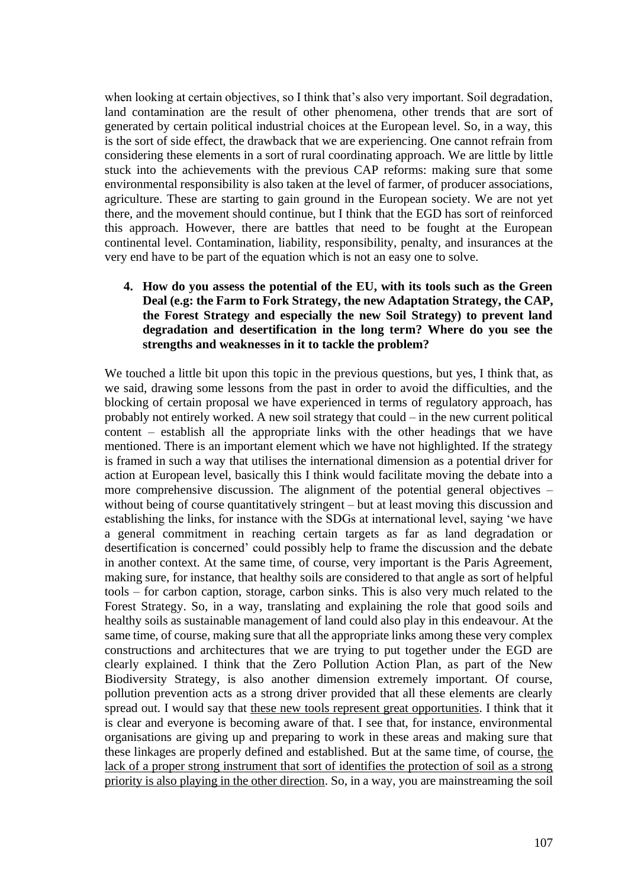when looking at certain objectives, so I think that's also very important. Soil degradation, land contamination are the result of other phenomena, other trends that are sort of generated by certain political industrial choices at the European level. So, in a way, this is the sort of side effect, the drawback that we are experiencing. One cannot refrain from considering these elements in a sort of rural coordinating approach. We are little by little stuck into the achievements with the previous CAP reforms: making sure that some environmental responsibility is also taken at the level of farmer, of producer associations, agriculture. These are starting to gain ground in the European society. We are not yet there, and the movement should continue, but I think that the EGD has sort of reinforced this approach. However, there are battles that need to be fought at the European continental level. Contamination, liability, responsibility, penalty, and insurances at the very end have to be part of the equation which is not an easy one to solve.

4. **How do you assess the potential of the EU, with its tools such as the Green Deal (e.g: the Farm to Fork Strategy, the new Adaptation Strategy, the CAP, the Forest Strategy and especially the new Soil Strategy) to prevent land degradation and desertification in the long term? Where do you see the strengths and weaknesses in it to tackle the problem?**

We touched a little bit upon this topic in the previous questions, but yes, I think that, as we said, drawing some lessons from the past in order to avoid the difficulties, and the blocking of certain proposal we have experienced in terms of regulatory approach, has probably not entirely worked. A new soil strategy that could – in the new current political content – establish all the appropriate links with the other headings that we have mentioned. There is an important element which we have not highlighted. If the strategy is framed in such a way that utilises the international dimension as a potential driver for action at European level, basically this I think would facilitate moving the debate into a more comprehensive discussion. The alignment of the potential general objectives – without being of course quantitatively stringent – but at least moving this discussion and establishing the links, for instance with the SDGs at international level, saying 'we have a general commitment in reaching certain targets as far as land degradation or desertification is concerned' could possibly help to frame the discussion and the debate in another context. At the same time, of course, very important is the Paris Agreement, making sure, for instance, that healthy soils are considered to that angle as sort of helpful tools – for carbon caption, storage, carbon sinks. This is also very much related to the Forest Strategy. So, in a way, translating and explaining the role that good soils and healthy soils as sustainable management of land could also play in this endeavour. At the same time, of course, making sure that all the appropriate links among these very complex constructions and architectures that we are trying to put together under the EGD are clearly explained. I think that the Zero Pollution Action Plan, as part of the New Biodiversity Strategy, is also another dimension extremely important. Of course, pollution prevention acts as a strong driver provided that all these elements are clearly spread out. I would say that <u>these new tools represent great opportunities</u>. I think that it is clear and everyone is becoming aware of that. I see that, for instance, environmental organisations are giving up and preparing to work in these areas and making sure that these linkages are properly defined and established. But at the same time, of course, <u>the lack of a proper strong instrument that sort of identifies the protection of soil as a strong priority is also playing in the other direction</u>. So, in a way, you are mainstreaming the soil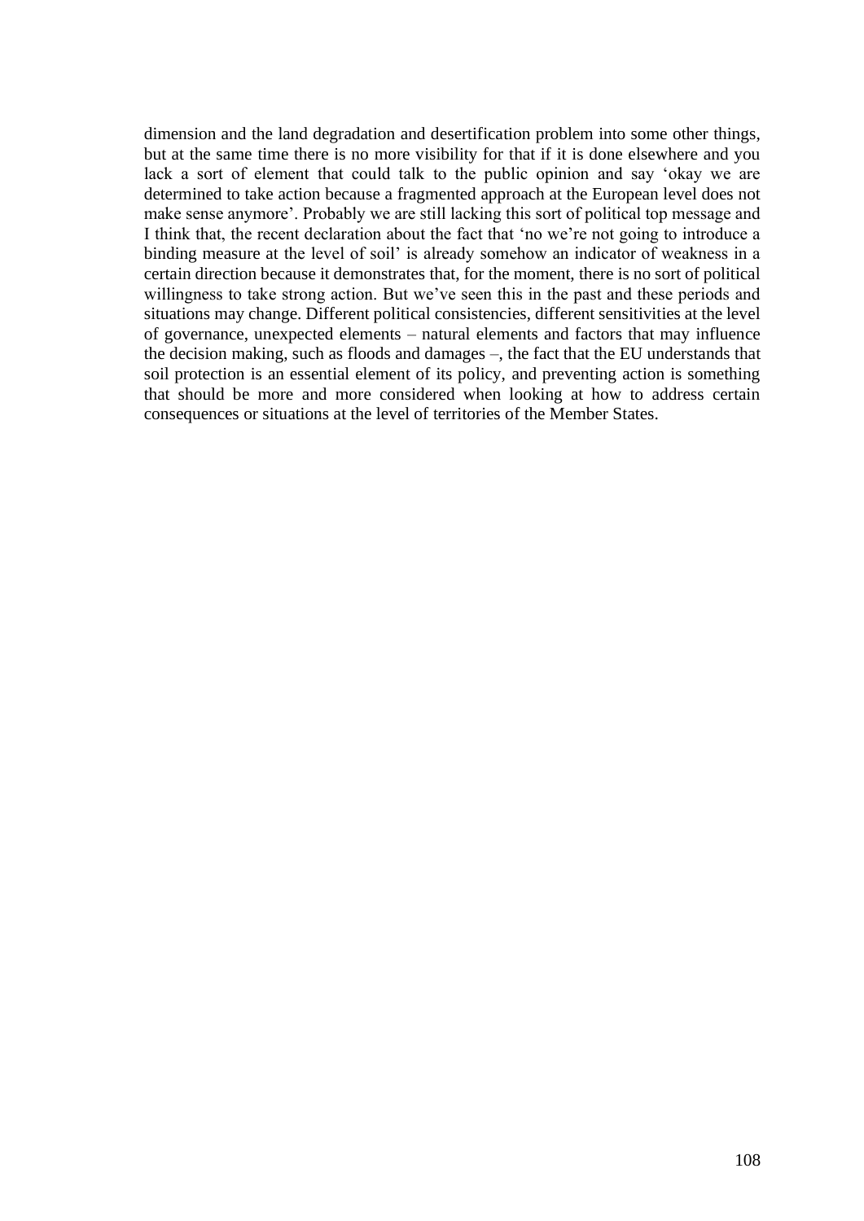dimension and the land degradation and desertification problem into some other things, but at the same time there is no more visibility for that if it is done elsewhere and you lack a sort of element that could talk to the public opinion and say 'okay we are determined to take action because a fragmented approach at the European level does not make sense anymore'. Probably we are still lacking this sort of political top message and I think that, the recent declaration about the fact that 'no we're not going to introduce a binding measure at the level of soil' is already somehow an indicator of weakness in a certain direction because it demonstrates that, for the moment, there is no sort of political willingness to take strong action. But we've seen this in the past and these periods and situations may change. Different political consistencies, different sensitivities at the level of governance, unexpected elements – natural elements and factors that may influence the decision making, such as floods and damages –, the fact that the EU understands that soil protection is an essential element of its policy, and preventing action is something that should be more and more considered when looking at how to address certain consequences or situations at the level of territories of the Member States.